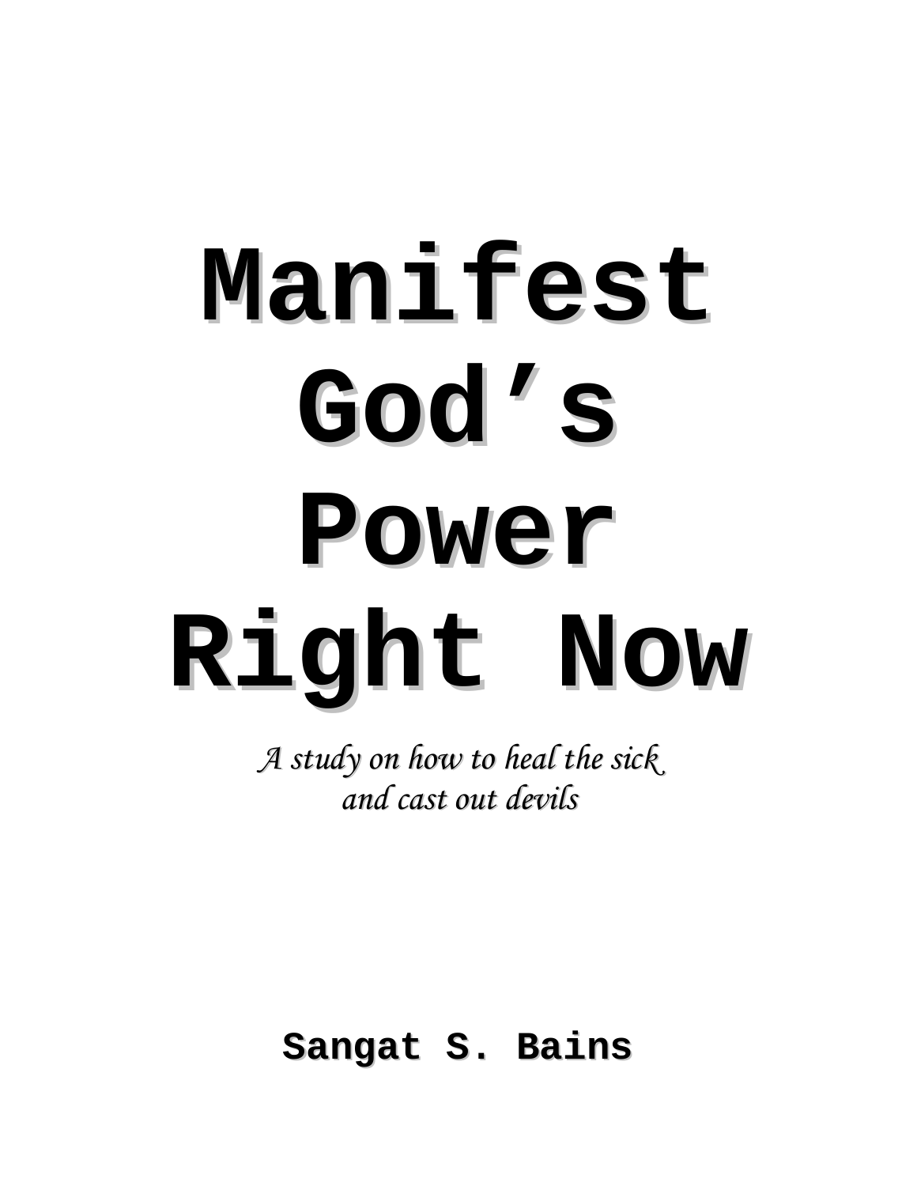# Manifest God's Power Right Now

*A study on how to heal the sick and cast out devils*

**Sangat S. Bains**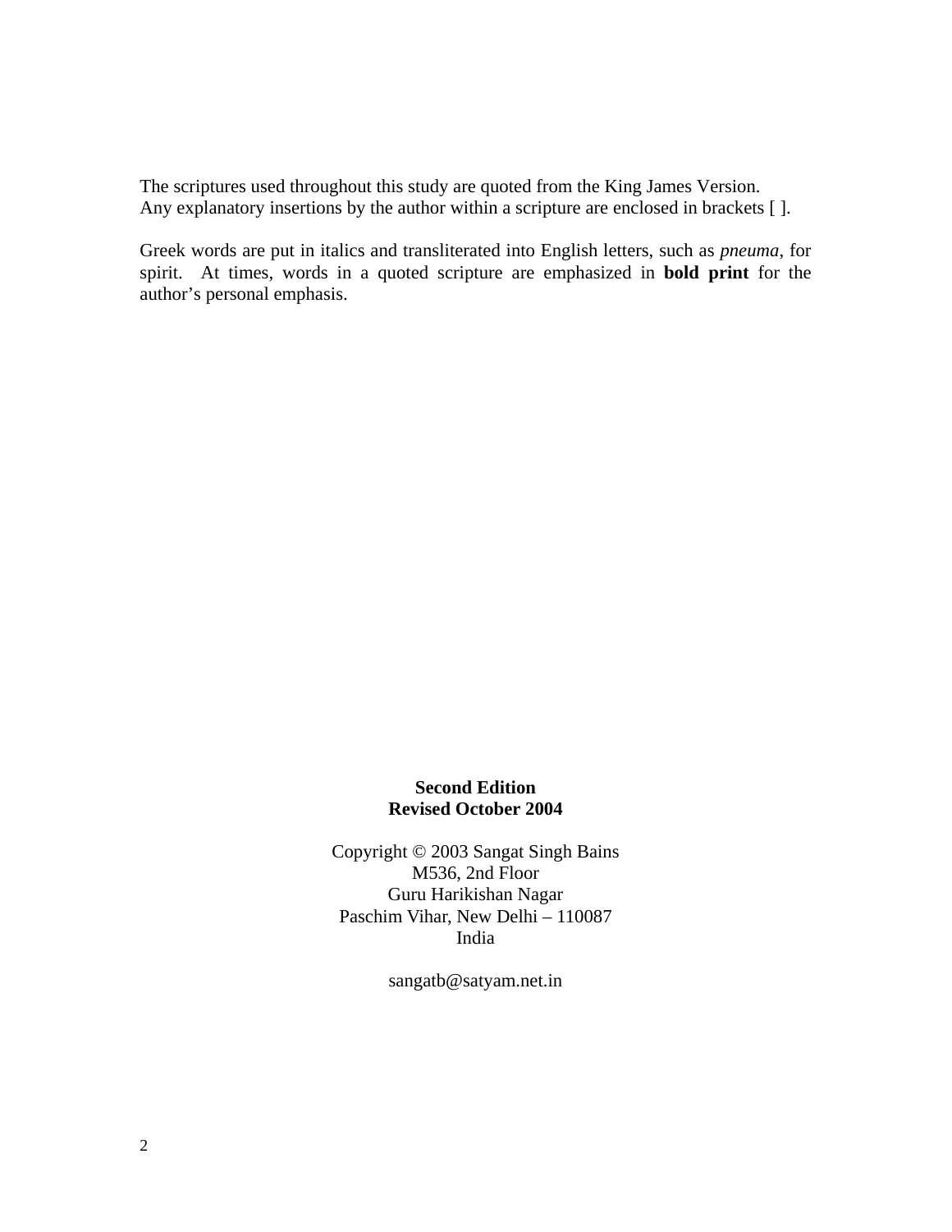The scriptures used throughout this study are quoted from the King James Version.
Any explanatory insertions by the author within a scripture are enclosed in brackets [ ].

Greek words are put in italics and transliterated into English letters, such as *pneuma*, for spirit. At times, words in a quoted scripture are emphasized in **bold print** for the author's personal emphasis.

**Second Edition**
**Revised October 2004**

Copyright © 2003 Sangat Singh Bains
M536, 2nd Floor
Guru Harikishan Nagar
Paschim Vihar, New Delhi – 110087
India

sangatb@satyam.net.in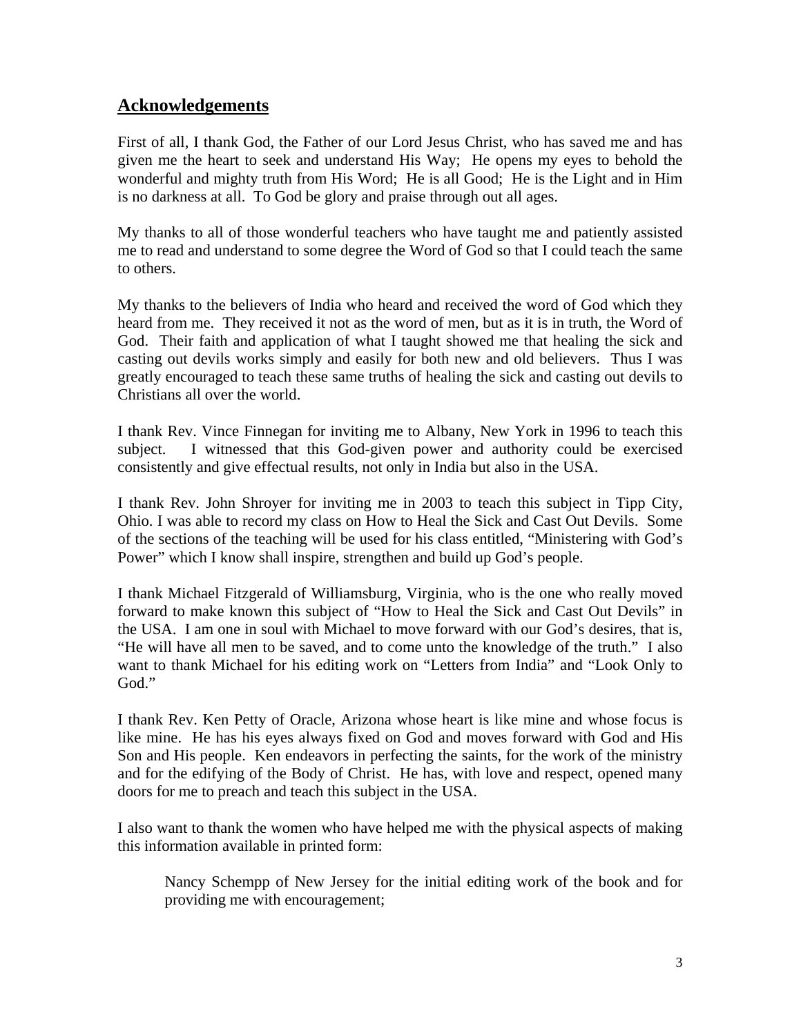## Acknowledgements

First of all, I thank God, the Father of our Lord Jesus Christ, who has saved me and has given me the heart to seek and understand His Way; He opens my eyes to behold the wonderful and mighty truth from His Word; He is all Good; He is the Light and in Him is no darkness at all. To God be glory and praise through out all ages.

My thanks to all of those wonderful teachers who have taught me and patiently assisted me to read and understand to some degree the Word of God so that I could teach the same to others.

My thanks to the believers of India who heard and received the word of God which they heard from me. They received it not as the word of men, but as it is in truth, the Word of God. Their faith and application of what I taught showed me that healing the sick and casting out devils works simply and easily for both new and old believers. Thus I was greatly encouraged to teach these same truths of healing the sick and casting out devils to Christians all over the world.

I thank Rev. Vince Finnegan for inviting me to Albany, New York in 1996 to teach this subject. I witnessed that this God-given power and authority could be exercised consistently and give effectual results, not only in India but also in the USA.

I thank Rev. John Shroyer for inviting me in 2003 to teach this subject in Tipp City, Ohio. I was able to record my class on How to Heal the Sick and Cast Out Devils. Some of the sections of the teaching will be used for his class entitled, "Ministering with God's Power" which I know shall inspire, strengthen and build up God's people.

I thank Michael Fitzgerald of Williamsburg, Virginia, who is the one who really moved forward to make known this subject of "How to Heal the Sick and Cast Out Devils" in the USA. I am one in soul with Michael to move forward with our God's desires, that is, "He will have all men to be saved, and to come unto the knowledge of the truth." I also want to thank Michael for his editing work on "Letters from India" and "Look Only to God."

I thank Rev. Ken Petty of Oracle, Arizona whose heart is like mine and whose focus is like mine. He has his eyes always fixed on God and moves forward with God and His Son and His people. Ken endeavors in perfecting the saints, for the work of the ministry and for the edifying of the Body of Christ. He has, with love and respect, opened many doors for me to preach and teach this subject in the USA.

I also want to thank the women who have helped me with the physical aspects of making this information available in printed form:

> Nancy Schempp of New Jersey for the initial editing work of the book and for providing me with encouragement;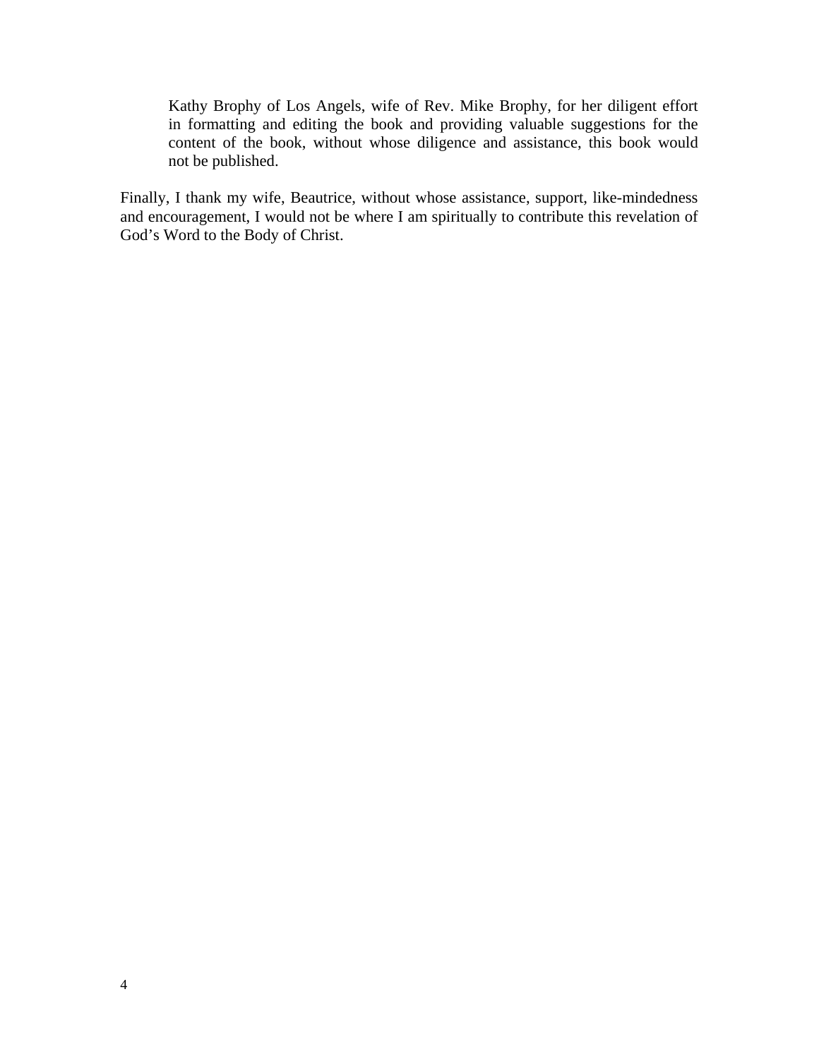Kathy Brophy of Los Angels, wife of Rev. Mike Brophy, for her diligent effort in formatting and editing the book and providing valuable suggestions for the content of the book, without whose diligence and assistance, this book would not be published.

Finally, I thank my wife, Beautrice, without whose assistance, support, like-mindedness and encouragement, I would not be where I am spiritually to contribute this revelation of God's Word to the Body of Christ.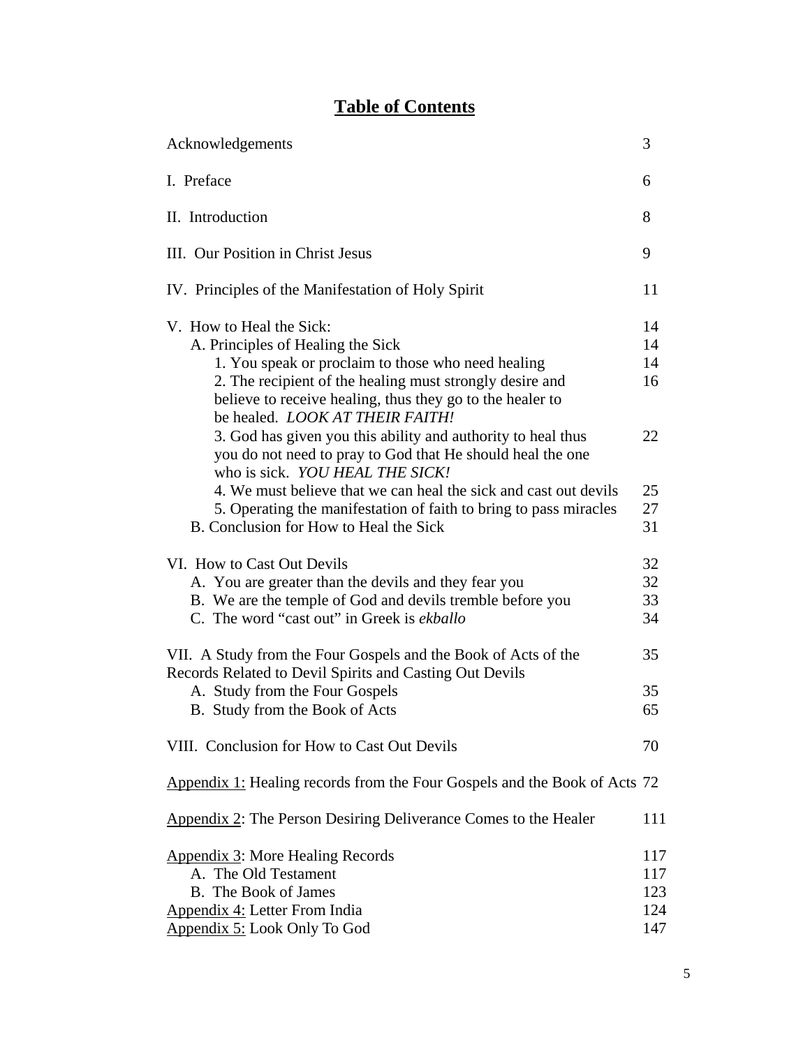# Table of Contents

| | |
|---|---|
| Acknowledgements | 3 |
| I. Preface | 6 |
| II. Introduction | 8 |
| III. Our Position in Christ Jesus | 9 |
| IV. Principles of the Manifestation of Holy Spirit | 11 |
| V. How to Heal the Sick: | 14 |
| A. Principles of Healing the Sick | 14 |
| 1. You speak or proclaim to those who need healing | 14 |
| 2. The recipient of the healing must strongly desire and believe to receive healing, thus they go to the healer to be healed. *LOOK AT THEIR FAITH!* | 16 |
| 3. God has given you this ability and authority to heal thus you do not need to pray to God that He should heal the one who is sick. *YOU HEAL THE SICK!* | 22 |
| 4. We must believe that we can heal the sick and cast out devils | 25 |
| 5. Operating the manifestation of faith to bring to pass miracles | 27 |
| B. Conclusion for How to Heal the Sick | 31 |
| VI. How to Cast Out Devils | 32 |
| A. You are greater than the devils and they fear you | 32 |
| B. We are the temple of God and devils tremble before you | 33 |
| C. The word "cast out" in Greek is *ekballo* | 34 |
| VII. A Study from the Four Gospels and the Book of Acts of the Records Related to Devil Spirits and Casting Out Devils | 35 |
| A. Study from the Four Gospels | 35 |
| B. Study from the Book of Acts | 65 |
| VIII. Conclusion for How to Cast Out Devils | 70 |
| Appendix 1: Healing records from the Four Gospels and the Book of Acts | 72 |
| Appendix 2: The Person Desiring Deliverance Comes to the Healer | 111 |
| Appendix 3: More Healing Records | 117 |
| A. The Old Testament | 117 |
| B. The Book of James | 123 |
| Appendix 4: Letter From India | 124 |
| Appendix 5: Look Only To God | 147 |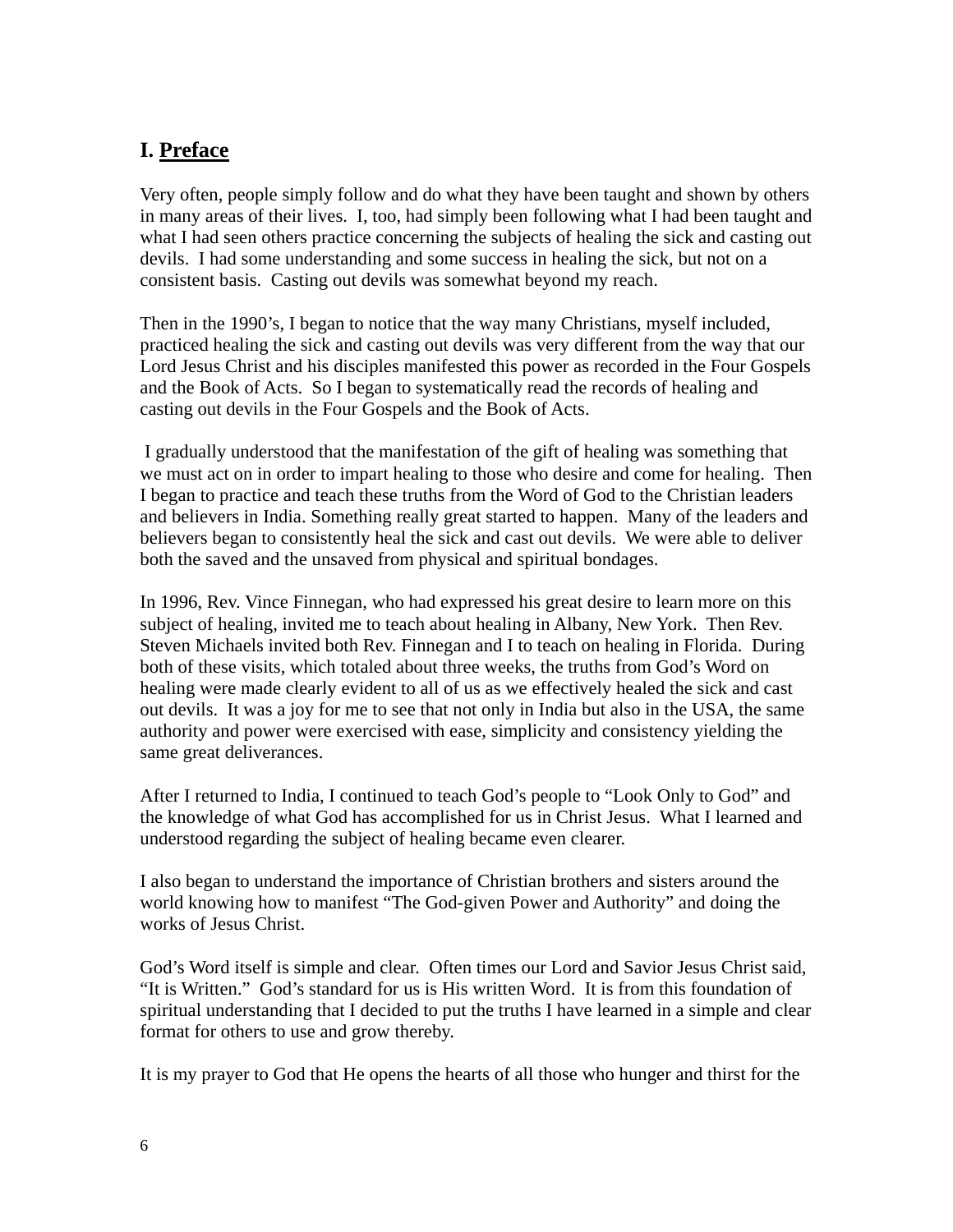# I. <u>Preface</u>

Very often, people simply follow and do what they have been taught and shown by others in many areas of their lives. I, too, had simply been following what I had been taught and what I had seen others practice concerning the subjects of healing the sick and casting out devils. I had some understanding and some success in healing the sick, but not on a consistent basis. Casting out devils was somewhat beyond my reach.

Then in the 1990's, I began to notice that the way many Christians, myself included, practiced healing the sick and casting out devils was very different from the way that our Lord Jesus Christ and his disciples manifested this power as recorded in the Four Gospels and the Book of Acts. So I began to systematically read the records of healing and casting out devils in the Four Gospels and the Book of Acts.

I gradually understood that the manifestation of the gift of healing was something that we must act on in order to impart healing to those who desire and come for healing. Then I began to practice and teach these truths from the Word of God to the Christian leaders and believers in India. Something really great started to happen. Many of the leaders and believers began to consistently heal the sick and cast out devils. We were able to deliver both the saved and the unsaved from physical and spiritual bondages.

In 1996, Rev. Vince Finnegan, who had expressed his great desire to learn more on this subject of healing, invited me to teach about healing in Albany, New York. Then Rev. Steven Michaels invited both Rev. Finnegan and I to teach on healing in Florida. During both of these visits, which totaled about three weeks, the truths from God's Word on healing were made clearly evident to all of us as we effectively healed the sick and cast out devils. It was a joy for me to see that not only in India but also in the USA, the same authority and power were exercised with ease, simplicity and consistency yielding the same great deliverances.

After I returned to India, I continued to teach God's people to "Look Only to God" and the knowledge of what God has accomplished for us in Christ Jesus. What I learned and understood regarding the subject of healing became even clearer.

I also began to understand the importance of Christian brothers and sisters around the world knowing how to manifest "The God-given Power and Authority" and doing the works of Jesus Christ.

God's Word itself is simple and clear. Often times our Lord and Savior Jesus Christ said, "It is Written." God's standard for us is His written Word. It is from this foundation of spiritual understanding that I decided to put the truths I have learned in a simple and clear format for others to use and grow thereby.

It is my prayer to God that He opens the hearts of all those who hunger and thirst for the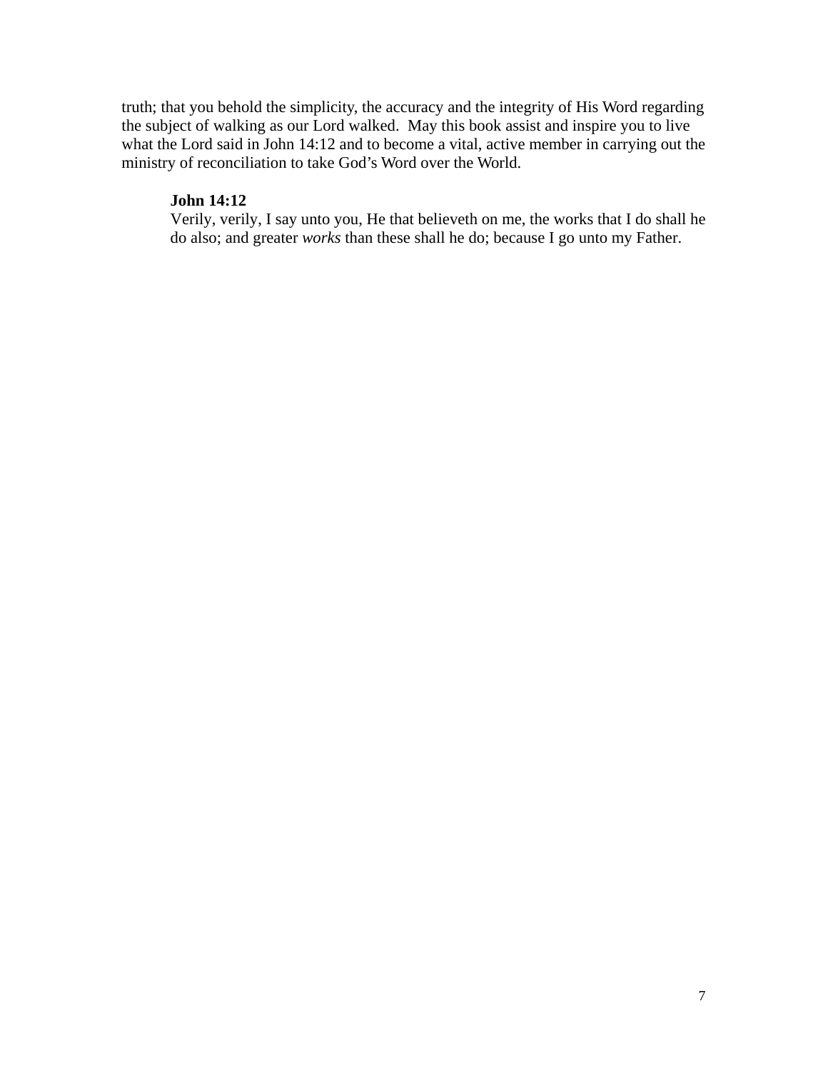truth; that you behold the simplicity, the accuracy and the integrity of His Word regarding the subject of walking as our Lord walked. May this book assist and inspire you to live what the Lord said in John 14:12 and to become a vital, active member in carrying out the ministry of reconciliation to take God's Word over the World.

> **John 14:12**
> Verily, verily, I say unto you, He that believeth on me, the works that I do shall he do also; and greater *works* than these shall he do; because I go unto my Father.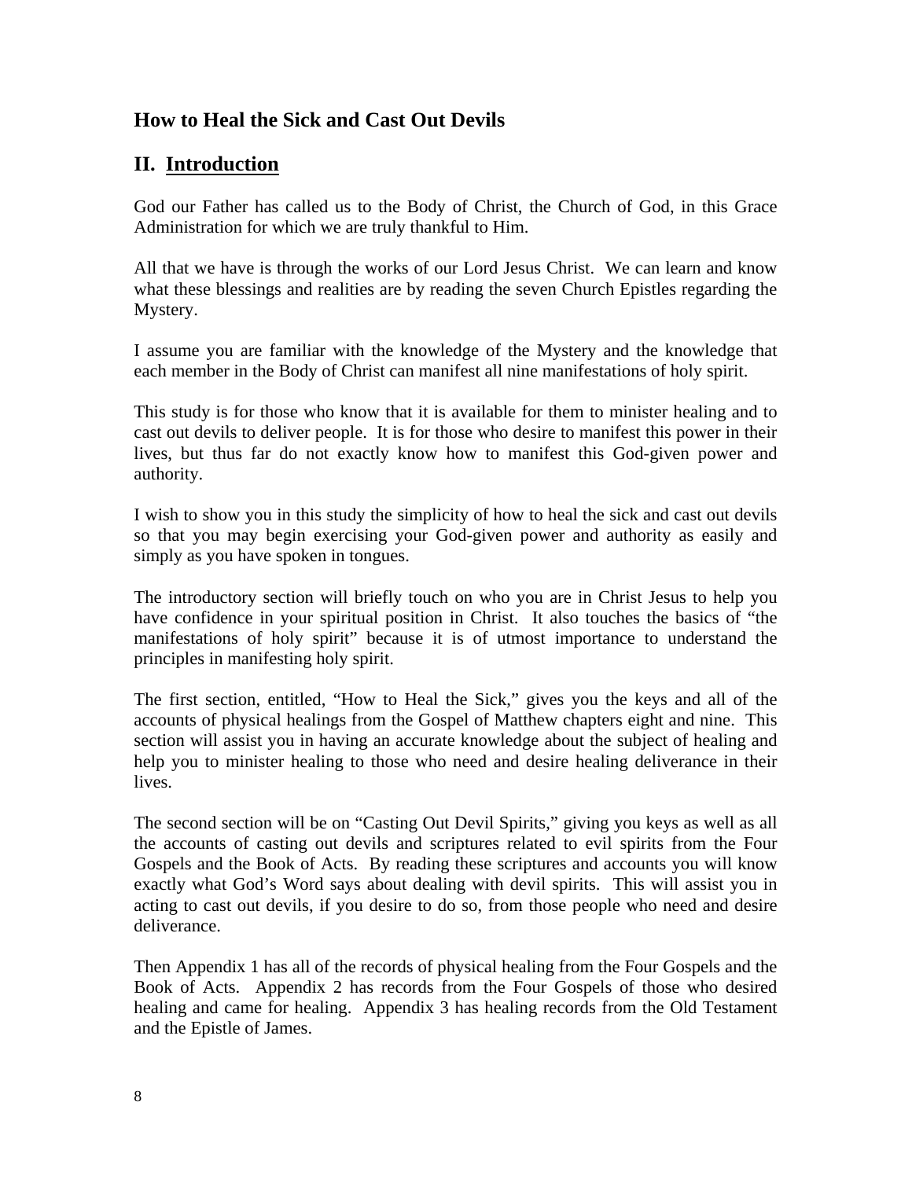## How to Heal the Sick and Cast Out Devils

## II. <u>Introduction</u>

God our Father has called us to the Body of Christ, the Church of God, in this Grace Administration for which we are truly thankful to Him.

All that we have is through the works of our Lord Jesus Christ. We can learn and know what these blessings and realities are by reading the seven Church Epistles regarding the Mystery.

I assume you are familiar with the knowledge of the Mystery and the knowledge that each member in the Body of Christ can manifest all nine manifestations of holy spirit.

This study is for those who know that it is available for them to minister healing and to cast out devils to deliver people. It is for those who desire to manifest this power in their lives, but thus far do not exactly know how to manifest this God-given power and authority.

I wish to show you in this study the simplicity of how to heal the sick and cast out devils so that you may begin exercising your God-given power and authority as easily and simply as you have spoken in tongues.

The introductory section will briefly touch on who you are in Christ Jesus to help you have confidence in your spiritual position in Christ. It also touches the basics of "the manifestations of holy spirit" because it is of utmost importance to understand the principles in manifesting holy spirit.

The first section, entitled, "How to Heal the Sick," gives you the keys and all of the accounts of physical healings from the Gospel of Matthew chapters eight and nine. This section will assist you in having an accurate knowledge about the subject of healing and help you to minister healing to those who need and desire healing deliverance in their lives.

The second section will be on "Casting Out Devil Spirits," giving you keys as well as all the accounts of casting out devils and scriptures related to evil spirits from the Four Gospels and the Book of Acts. By reading these scriptures and accounts you will know exactly what God's Word says about dealing with devil spirits. This will assist you in acting to cast out devils, if you desire to do so, from those people who need and desire deliverance.

Then Appendix 1 has all of the records of physical healing from the Four Gospels and the Book of Acts. Appendix 2 has records from the Four Gospels of those who desired healing and came for healing. Appendix 3 has healing records from the Old Testament and the Epistle of James.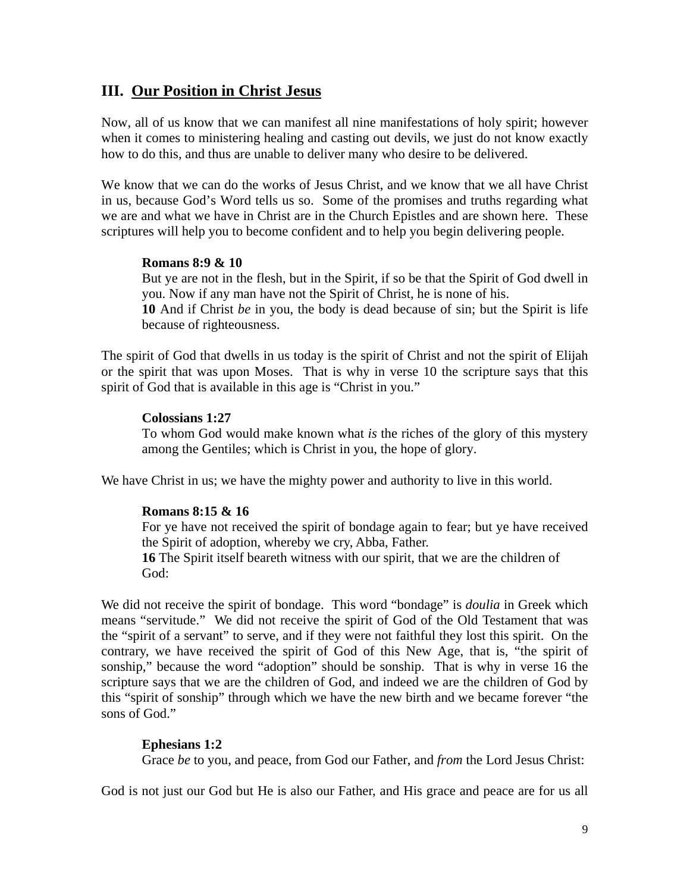## III. <u>Our Position in Christ Jesus</u>

Now, all of us know that we can manifest all nine manifestations of holy spirit; however when it comes to ministering healing and casting out devils, we just do not know exactly how to do this, and thus are unable to deliver many who desire to be delivered.

We know that we can do the works of Jesus Christ, and we know that we all have Christ in us, because God's Word tells us so. Some of the promises and truths regarding what we are and what we have in Christ are in the Church Epistles and are shown here. These scriptures will help you to become confident and to help you begin delivering people.

> **Romans 8:9 & 10**
> But ye are not in the flesh, but in the Spirit, if so be that the Spirit of God dwell in you. Now if any man have not the Spirit of Christ, he is none of his.
> **10** And if Christ *be* in you, the body is dead because of sin; but the Spirit is life because of righteousness.

The spirit of God that dwells in us today is the spirit of Christ and not the spirit of Elijah or the spirit that was upon Moses. That is why in verse 10 the scripture says that this spirit of God that is available in this age is "Christ in you."

> **Colossians 1:27**
> To whom God would make known what *is* the riches of the glory of this mystery among the Gentiles; which is Christ in you, the hope of glory.

We have Christ in us; we have the mighty power and authority to live in this world.

> **Romans 8:15 & 16**
> For ye have not received the spirit of bondage again to fear; but ye have received the Spirit of adoption, whereby we cry, Abba, Father.
> **16** The Spirit itself beareth witness with our spirit, that we are the children of God:

We did not receive the spirit of bondage. This word "bondage" is *doulia* in Greek which means "servitude." We did not receive the spirit of God of the Old Testament that was the "spirit of a servant" to serve, and if they were not faithful they lost this spirit. On the contrary, we have received the spirit of God of this New Age, that is, "the spirit of sonship," because the word "adoption" should be sonship. That is why in verse 16 the scripture says that we are the children of God, and indeed we are the children of God by this "spirit of sonship" through which we have the new birth and we became forever "the sons of God."

> **Ephesians 1:2**
> Grace *be* to you, and peace, from God our Father, and *from* the Lord Jesus Christ:

God is not just our God but He is also our Father, and His grace and peace are for us all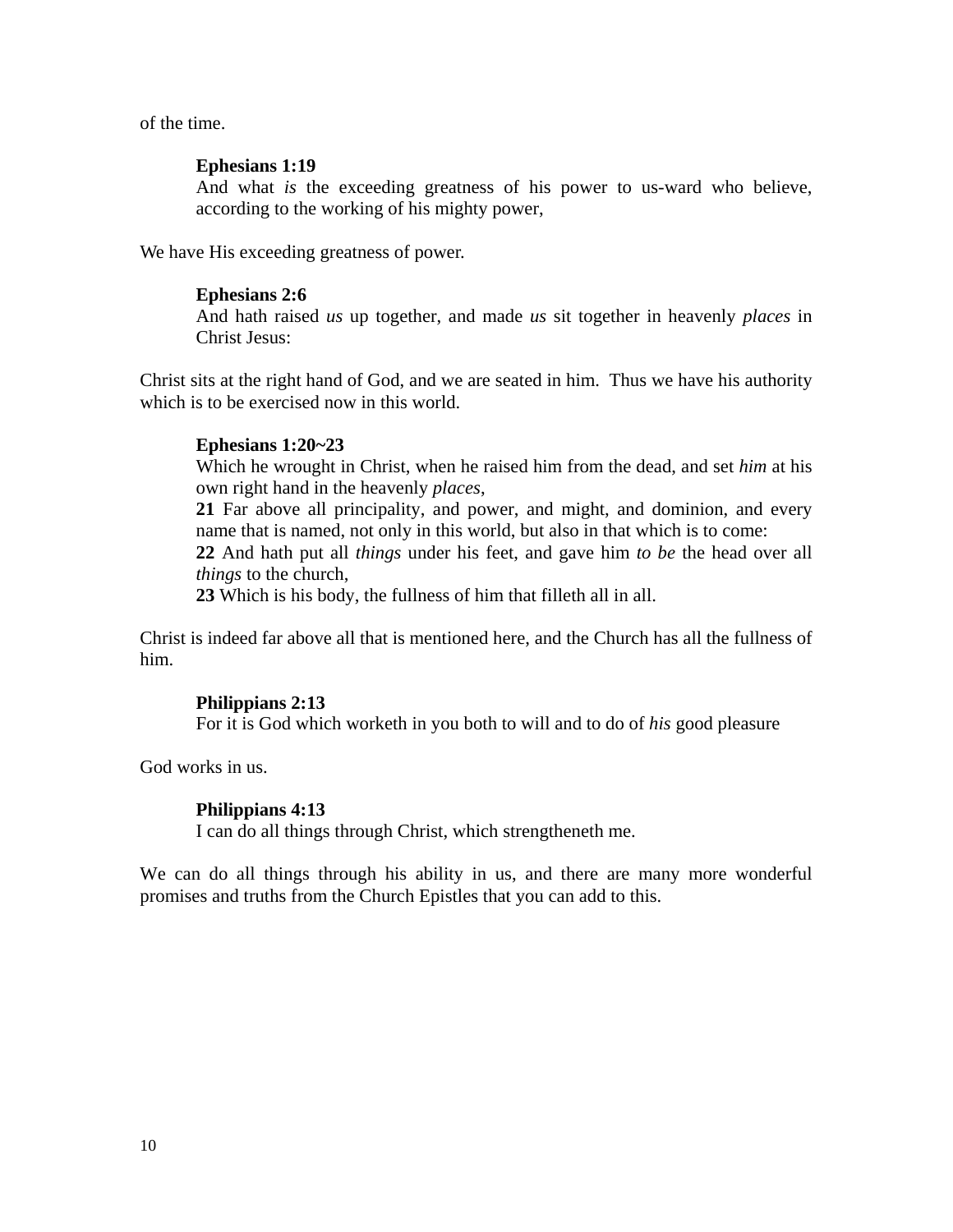of the time.

> **Ephesians 1:19**
> And what *is* the exceeding greatness of his power to us-ward who believe, according to the working of his mighty power,

We have His exceeding greatness of power.

> **Ephesians 2:6**
> And hath raised *us* up together, and made *us* sit together in heavenly *places* in Christ Jesus:

Christ sits at the right hand of God, and we are seated in him. Thus we have his authority which is to be exercised now in this world.

> **Ephesians 1:20~23**
> Which he wrought in Christ, when he raised him from the dead, and set *him* at his own right hand in the heavenly *places*,
> **21** Far above all principality, and power, and might, and dominion, and every name that is named, not only in this world, but also in that which is to come:
> **22** And hath put all *things* under his feet, and gave him *to be* the head over all *things* to the church,
> **23** Which is his body, the fullness of him that filleth all in all.

Christ is indeed far above all that is mentioned here, and the Church has all the fullness of him.

> **Philippians 2:13**
> For it is God which worketh in you both to will and to do of *his* good pleasure

God works in us.

> **Philippians 4:13**
> I can do all things through Christ, which strengtheneth me.

We can do all things through his ability in us, and there are many more wonderful promises and truths from the Church Epistles that you can add to this.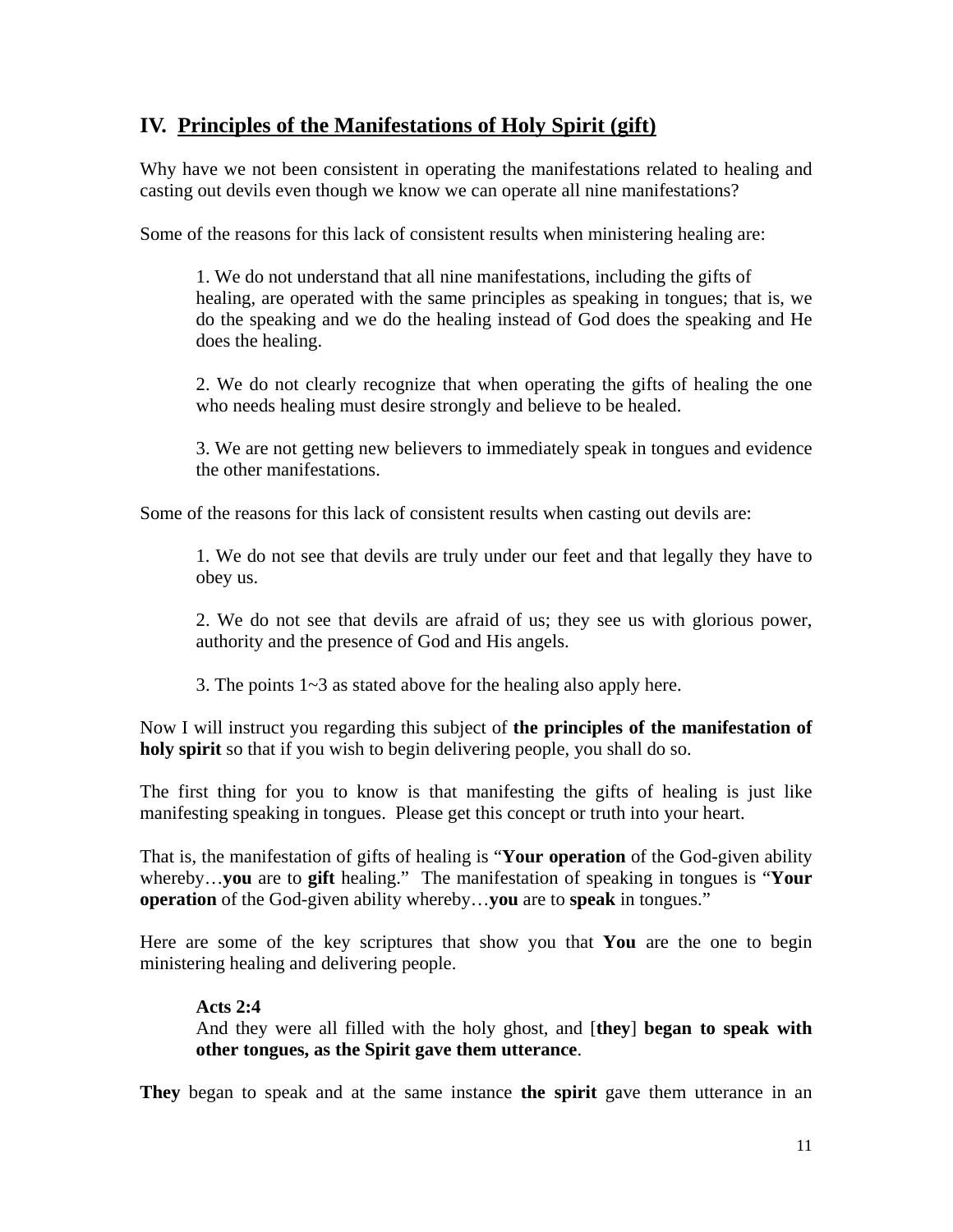## IV. Principles of the Manifestations of Holy Spirit (gift)

Why have we not been consistent in operating the manifestations related to healing and casting out devils even though we know we can operate all nine manifestations?

Some of the reasons for this lack of consistent results when ministering healing are:

> 1. We do not understand that all nine manifestations, including the gifts of healing, are operated with the same principles as speaking in tongues; that is, we do the speaking and we do the healing instead of God does the speaking and He does the healing.
>
> 2. We do not clearly recognize that when operating the gifts of healing the one who needs healing must desire strongly and believe to be healed.
>
> 3. We are not getting new believers to immediately speak in tongues and evidence the other manifestations.

Some of the reasons for this lack of consistent results when casting out devils are:

> 1. We do not see that devils are truly under our feet and that legally they have to obey us.
>
> 2. We do not see that devils are afraid of us; they see us with glorious power, authority and the presence of God and His angels.
>
> 3. The points 1~3 as stated above for the healing also apply here.

Now I will instruct you regarding this subject of **the principles of the manifestation of holy spirit** so that if you wish to begin delivering people, you shall do so.

The first thing for you to know is that manifesting the gifts of healing is just like manifesting speaking in tongues. Please get this concept or truth into your heart.

That is, the manifestation of gifts of healing is "**Your operation** of the God-given ability whereby…**you** are to **gift** healing." The manifestation of speaking in tongues is "**Your operation** of the God-given ability whereby…**you** are to **speak** in tongues."

Here are some of the key scriptures that show you that **You** are the one to begin ministering healing and delivering people.

> **Acts 2:4**
> And they were all filled with the holy ghost, and [**they**] **began to speak with other tongues, as the Spirit gave them utterance**.

**They** began to speak and at the same instance **the spirit** gave them utterance in an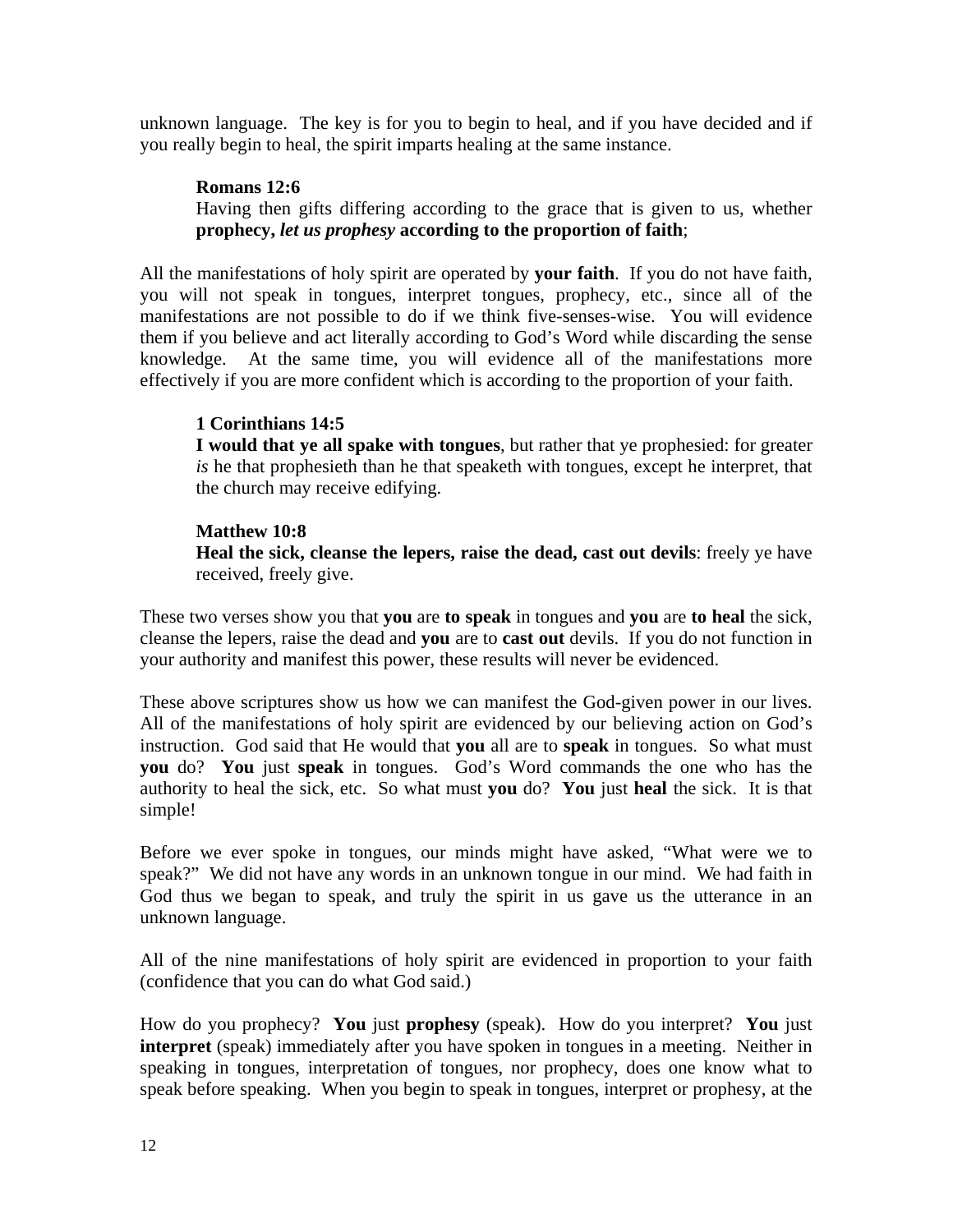unknown language. The key is for you to begin to heal, and if you have decided and if you really begin to heal, the spirit imparts healing at the same instance.

> **Romans 12:6**
> Having then gifts differing according to the grace that is given to us, whether **prophecy,** ***let us prophesy*** **according to the proportion of faith**;

All the manifestations of holy spirit are operated by **your faith**. If you do not have faith, you will not speak in tongues, interpret tongues, prophecy, etc., since all of the manifestations are not possible to do if we think five-senses-wise. You will evidence them if you believe and act literally according to God's Word while discarding the sense knowledge. At the same time, you will evidence all of the manifestations more effectively if you are more confident which is according to the proportion of your faith.

> **1 Corinthians 14:5**
> **I would that ye all spake with tongues**, but rather that ye prophesied: for greater *is* he that prophesieth than he that speaketh with tongues, except he interpret, that the church may receive edifying.

> **Matthew 10:8**
> **Heal the sick, cleanse the lepers, raise the dead, cast out devils**: freely ye have received, freely give.

These two verses show you that **you** are **to speak** in tongues and **you** are **to heal** the sick, cleanse the lepers, raise the dead and **you** are to **cast out** devils. If you do not function in your authority and manifest this power, these results will never be evidenced.

These above scriptures show us how we can manifest the God-given power in our lives. All of the manifestations of holy spirit are evidenced by our believing action on God's instruction. God said that He would that **you** all are to **speak** in tongues. So what must **you** do? **You** just **speak** in tongues. God's Word commands the one who has the authority to heal the sick, etc. So what must **you** do? **You** just **heal** the sick. It is that simple!

Before we ever spoke in tongues, our minds might have asked, "What were we to speak?" We did not have any words in an unknown tongue in our mind. We had faith in God thus we began to speak, and truly the spirit in us gave us the utterance in an unknown language.

All of the nine manifestations of holy spirit are evidenced in proportion to your faith (confidence that you can do what God said.)

How do you prophecy? **You** just **prophesy** (speak). How do you interpret? **You** just **interpret** (speak) immediately after you have spoken in tongues in a meeting. Neither in speaking in tongues, interpretation of tongues, nor prophecy, does one know what to speak before speaking. When you begin to speak in tongues, interpret or prophesy, at the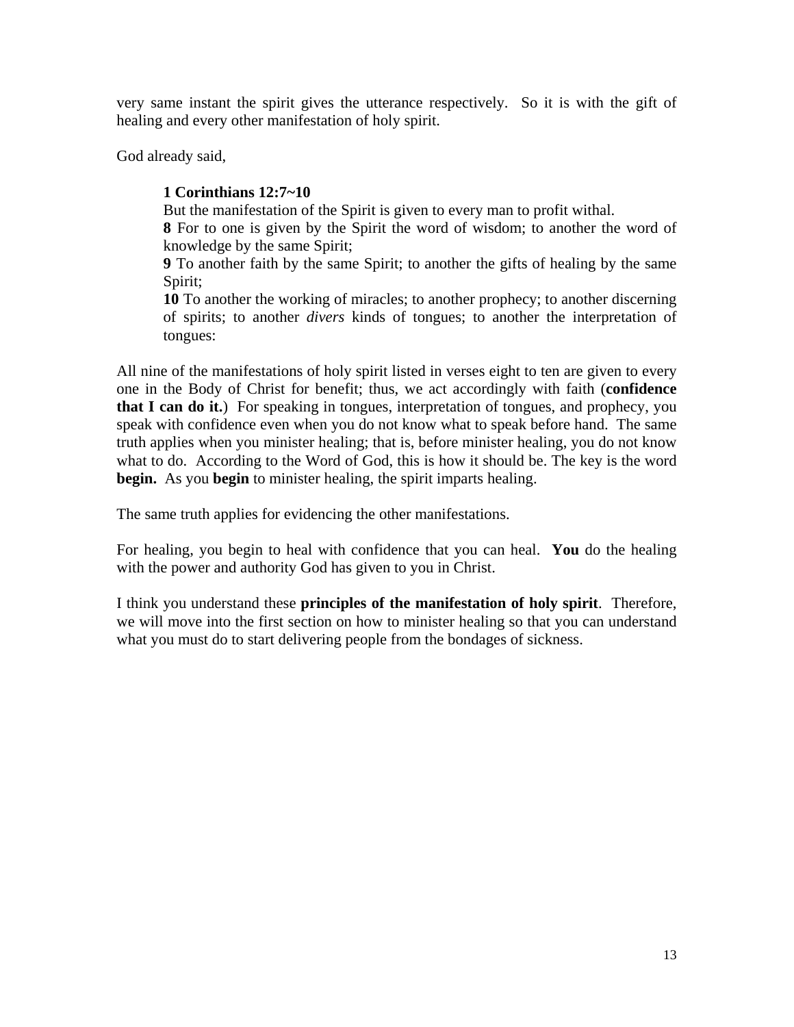very same instant the spirit gives the utterance respectively. So it is with the gift of healing and every other manifestation of holy spirit.

God already said,

> **1 Corinthians 12:7~10**
> But the manifestation of the Spirit is given to every man to profit withal.
> **8** For to one is given by the Spirit the word of wisdom; to another the word of knowledge by the same Spirit;
> **9** To another faith by the same Spirit; to another the gifts of healing by the same Spirit;
> **10** To another the working of miracles; to another prophecy; to another discerning of spirits; to another *divers* kinds of tongues; to another the interpretation of tongues:

All nine of the manifestations of holy spirit listed in verses eight to ten are given to every one in the Body of Christ for benefit; thus, we act accordingly with faith (**confidence that I can do it.**) For speaking in tongues, interpretation of tongues, and prophecy, you speak with confidence even when you do not know what to speak before hand. The same truth applies when you minister healing; that is, before minister healing, you do not know what to do. According to the Word of God, this is how it should be. The key is the word **begin.** As you **begin** to minister healing, the spirit imparts healing.

The same truth applies for evidencing the other manifestations.

For healing, you begin to heal with confidence that you can heal. **You** do the healing with the power and authority God has given to you in Christ.

I think you understand these **principles of the manifestation of holy spirit**. Therefore, we will move into the first section on how to minister healing so that you can understand what you must do to start delivering people from the bondages of sickness.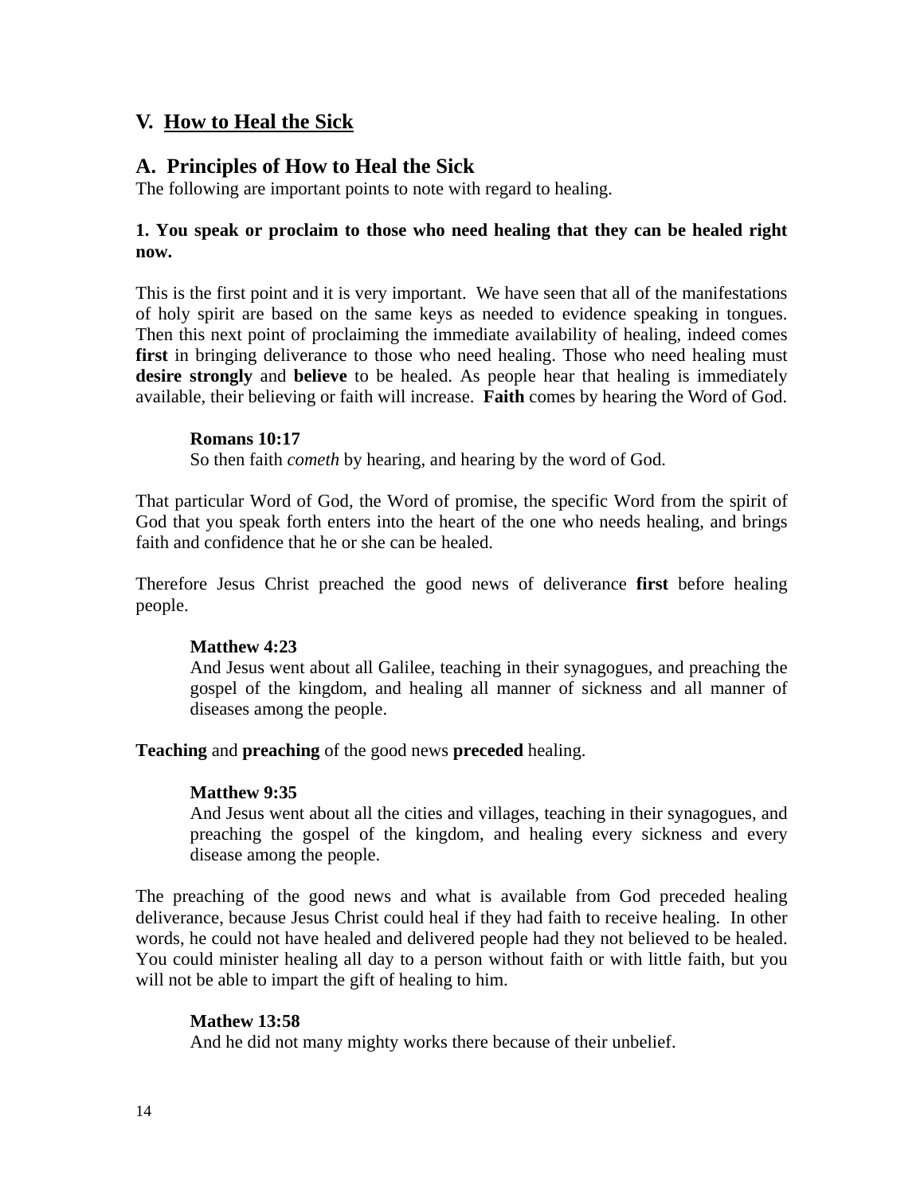## V. How to Heal the Sick

### A. Principles of How to Heal the Sick

The following are important points to note with regard to healing.

**1. You speak or proclaim to those who need healing that they can be healed right now.**

This is the first point and it is very important. We have seen that all of the manifestations of holy spirit are based on the same keys as needed to evidence speaking in tongues. Then this next point of proclaiming the immediate availability of healing, indeed comes **first** in bringing deliverance to those who need healing. Those who need healing must **desire strongly** and **believe** to be healed. As people hear that healing is immediately available, their believing or faith will increase. **Faith** comes by hearing the Word of God.

> **Romans 10:17**
> So then faith *cometh* by hearing, and hearing by the word of God.

That particular Word of God, the Word of promise, the specific Word from the spirit of God that you speak forth enters into the heart of the one who needs healing, and brings faith and confidence that he or she can be healed.

Therefore Jesus Christ preached the good news of deliverance **first** before healing people.

> **Matthew 4:23**
> And Jesus went about all Galilee, teaching in their synagogues, and preaching the gospel of the kingdom, and healing all manner of sickness and all manner of diseases among the people.

**Teaching** and **preaching** of the good news **preceded** healing.

> **Matthew 9:35**
> And Jesus went about all the cities and villages, teaching in their synagogues, and preaching the gospel of the kingdom, and healing every sickness and every disease among the people.

The preaching of the good news and what is available from God preceded healing deliverance, because Jesus Christ could heal if they had faith to receive healing. In other words, he could not have healed and delivered people had they not believed to be healed. You could minister healing all day to a person without faith or with little faith, but you will not be able to impart the gift of healing to him.

> **Mathew 13:58**
> And he did not many mighty works there because of their unbelief.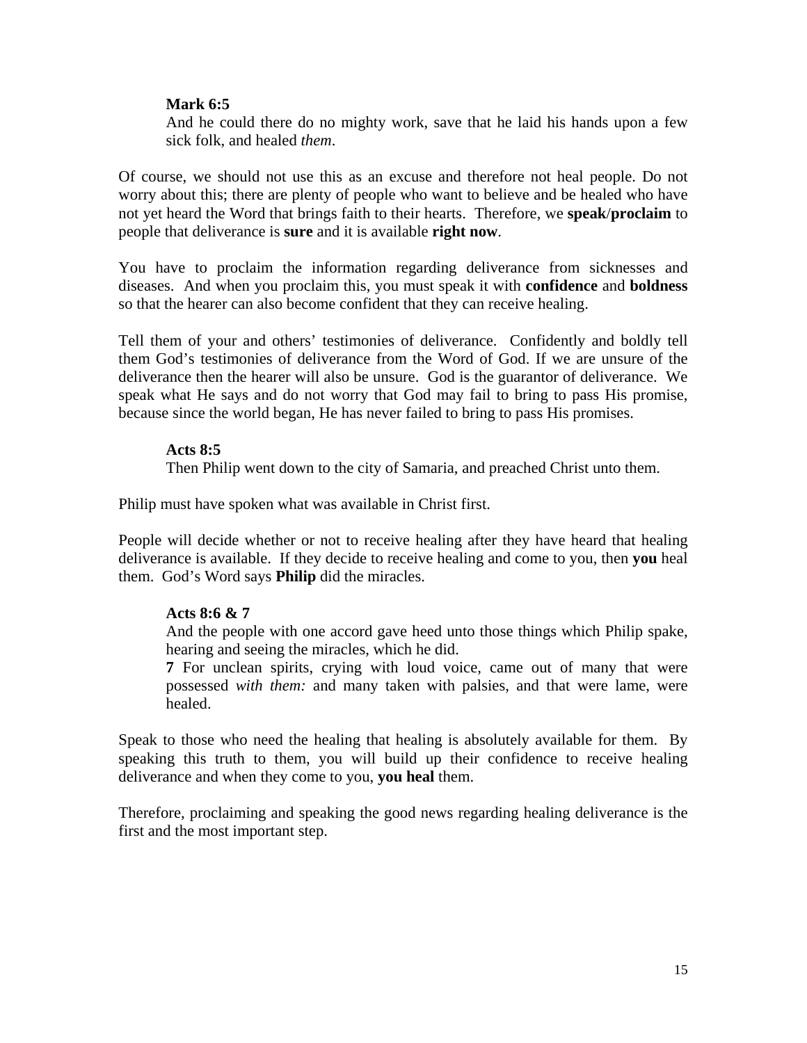**Mark 6:5**

And he could there do no mighty work, save that he laid his hands upon a few sick folk, and healed *them*.

Of course, we should not use this as an excuse and therefore not heal people. Do not worry about this; there are plenty of people who want to believe and be healed who have not yet heard the Word that brings faith to their hearts. Therefore, we **speak**/**proclaim** to people that deliverance is **sure** and it is available **right now**.

You have to proclaim the information regarding deliverance from sicknesses and diseases. And when you proclaim this, you must speak it with **confidence** and **boldness** so that the hearer can also become confident that they can receive healing.

Tell them of your and others' testimonies of deliverance. Confidently and boldly tell them God's testimonies of deliverance from the Word of God. If we are unsure of the deliverance then the hearer will also be unsure. God is the guarantor of deliverance. We speak what He says and do not worry that God may fail to bring to pass His promise, because since the world began, He has never failed to bring to pass His promises.

**Acts 8:5**

Then Philip went down to the city of Samaria, and preached Christ unto them.

Philip must have spoken what was available in Christ first.

People will decide whether or not to receive healing after they have heard that healing deliverance is available. If they decide to receive healing and come to you, then **you** heal them. God's Word says **Philip** did the miracles.

**Acts 8:6 & 7**

And the people with one accord gave heed unto those things which Philip spake, hearing and seeing the miracles, which he did.

**7** For unclean spirits, crying with loud voice, came out of many that were possessed *with them:* and many taken with palsies, and that were lame, were healed.

Speak to those who need the healing that healing is absolutely available for them. By speaking this truth to them, you will build up their confidence to receive healing deliverance and when they come to you, **you heal** them.

Therefore, proclaiming and speaking the good news regarding healing deliverance is the first and the most important step.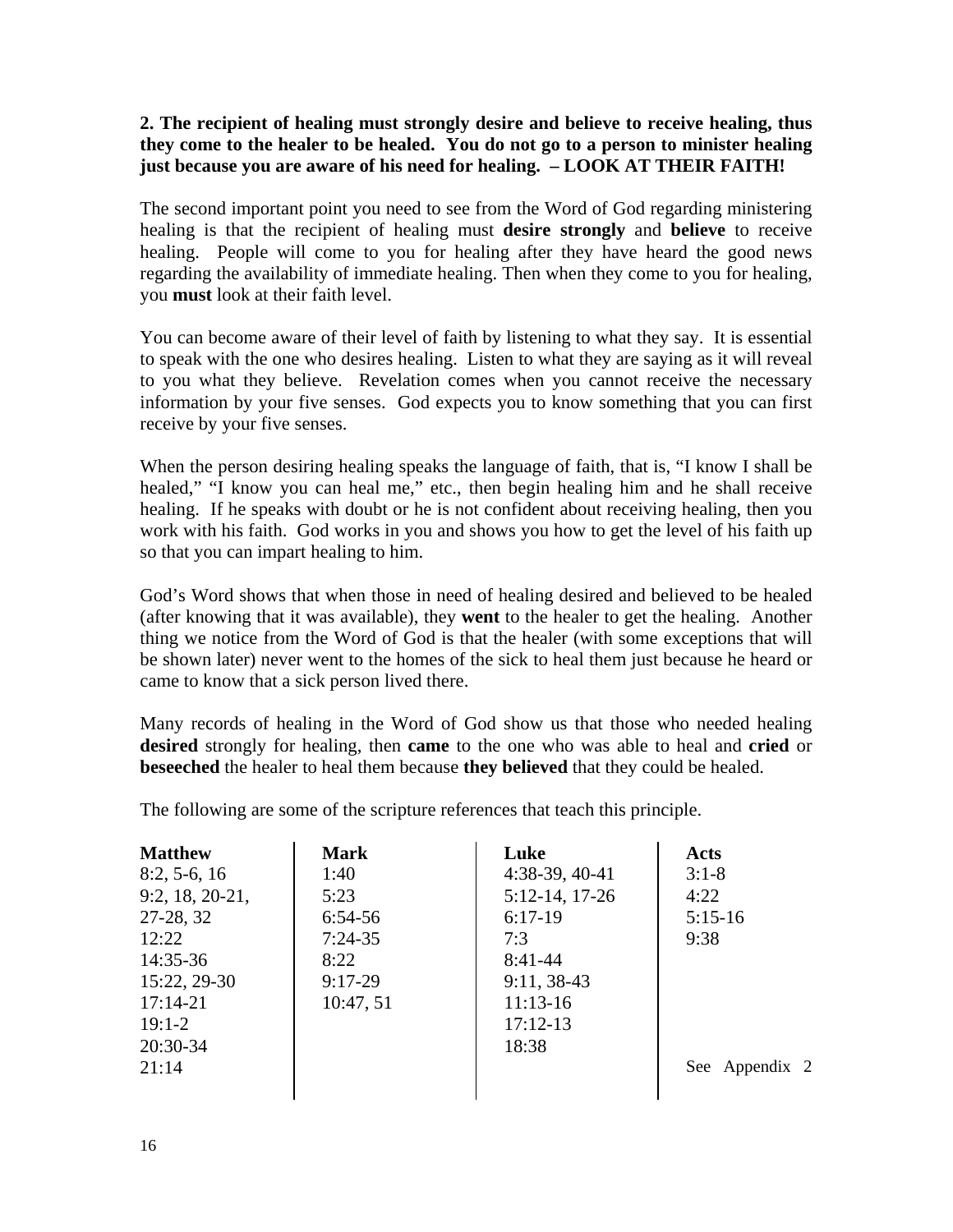**2. The recipient of healing must strongly desire and believe to receive healing, thus they come to the healer to be healed. You do not go to a person to minister healing just because you are aware of his need for healing. – LOOK AT THEIR FAITH!**

The second important point you need to see from the Word of God regarding ministering healing is that the recipient of healing must **desire strongly** and **believe** to receive healing. People will come to you for healing after they have heard the good news regarding the availability of immediate healing. Then when they come to you for healing, you **must** look at their faith level.

You can become aware of their level of faith by listening to what they say. It is essential to speak with the one who desires healing. Listen to what they are saying as it will reveal to you what they believe. Revelation comes when you cannot receive the necessary information by your five senses. God expects you to know something that you can first receive by your five senses.

When the person desiring healing speaks the language of faith, that is, "I know I shall be healed," "I know you can heal me," etc., then begin healing him and he shall receive healing. If he speaks with doubt or he is not confident about receiving healing, then you work with his faith. God works in you and shows you how to get the level of his faith up so that you can impart healing to him.

God's Word shows that when those in need of healing desired and believed to be healed (after knowing that it was available), they **went** to the healer to get the healing. Another thing we notice from the Word of God is that the healer (with some exceptions that will be shown later) never went to the homes of the sick to heal them just because he heard or came to know that a sick person lived there.

Many records of healing in the Word of God show us that those who needed healing **desired** strongly for healing, then **came** to the one who was able to heal and **cried** or **beseeched** the healer to heal them because **they believed** that they could be healed.

The following are some of the scripture references that teach this principle.

| **Matthew** | **Mark** | **Luke** | **Acts** |
|---|---|---|---|
| 8:2, 5-6, 16 | 1:40 | 4:38-39, 40-41 | 3:1-8 |
| 9:2, 18, 20-21, 27-28, 32 | 5:23 | 5:12-14, 17-26 | 4:22 |
| 12:22 | 6:54-56 | 6:17-19 | 5:15-16 |
| 14:35-36 | 7:24-35 | 7:3 | 9:38 |
| 15:22, 29-30 | 8:22 | 8:41-44 | |
| 17:14-21 | 9:17-29 | 9:11, 38-43 | |
| 19:1-2 | 10:47, 51 | 11:13-16 | |
| 20:30-34 | | 17:12-13 | |
| 21:14 | | 18:38 | |
| | | | See Appendix 2 |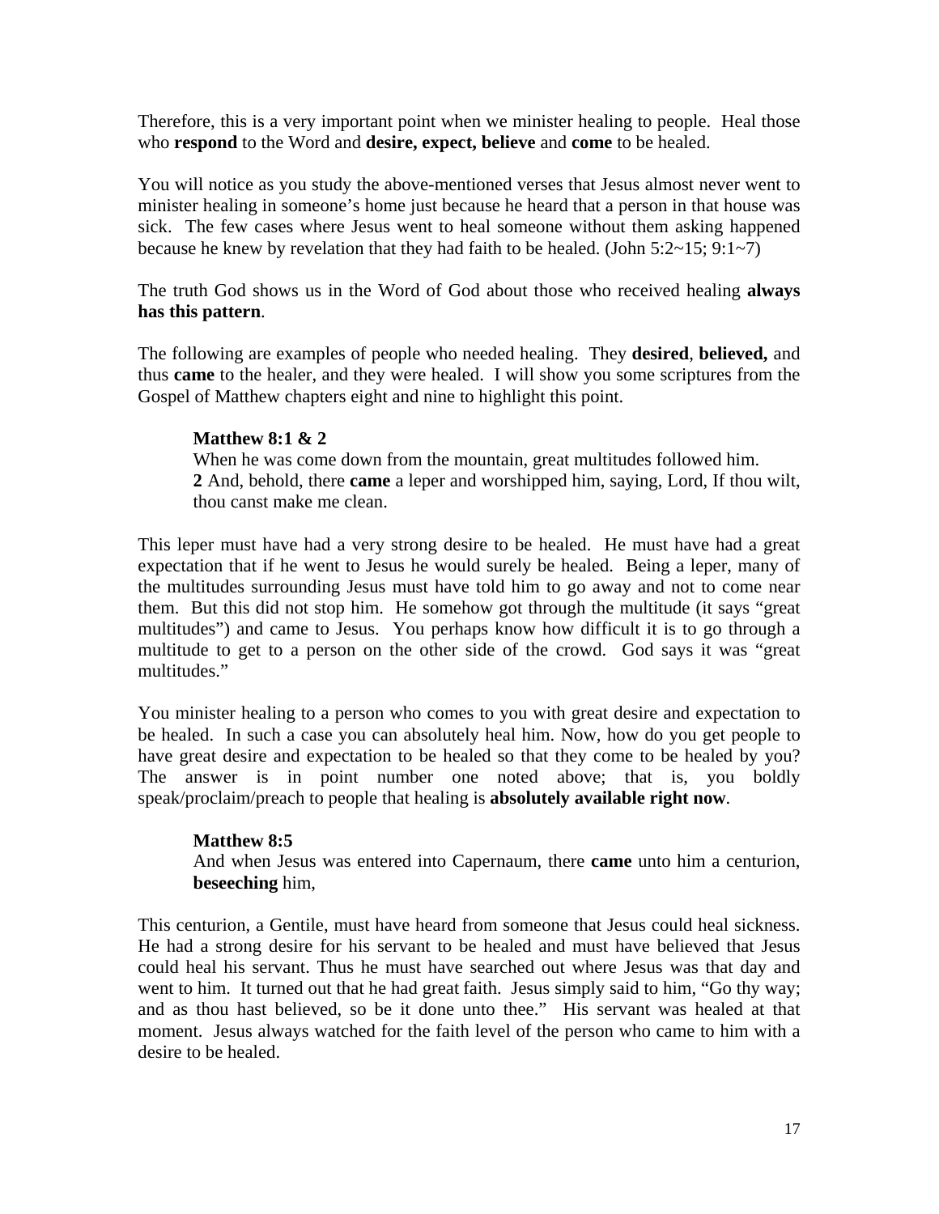Therefore, this is a very important point when we minister healing to people. Heal those who **respond** to the Word and **desire, expect, believe** and **come** to be healed.

You will notice as you study the above-mentioned verses that Jesus almost never went to minister healing in someone's home just because he heard that a person in that house was sick. The few cases where Jesus went to heal someone without them asking happened because he knew by revelation that they had faith to be healed. (John 5:2~15; 9:1~7)

The truth God shows us in the Word of God about those who received healing **always has this pattern**.

The following are examples of people who needed healing. They **desired**, **believed,** and thus **came** to the healer, and they were healed. I will show you some scriptures from the Gospel of Matthew chapters eight and nine to highlight this point.

> **Matthew 8:1 & 2**
> When he was come down from the mountain, great multitudes followed him.
> **2** And, behold, there **came** a leper and worshipped him, saying, Lord, If thou wilt, thou canst make me clean.

This leper must have had a very strong desire to be healed. He must have had a great expectation that if he went to Jesus he would surely be healed. Being a leper, many of the multitudes surrounding Jesus must have told him to go away and not to come near them. But this did not stop him. He somehow got through the multitude (it says "great multitudes") and came to Jesus. You perhaps know how difficult it is to go through a multitude to get to a person on the other side of the crowd. God says it was "great multitudes."

You minister healing to a person who comes to you with great desire and expectation to be healed. In such a case you can absolutely heal him. Now, how do you get people to have great desire and expectation to be healed so that they come to be healed by you? The answer is in point number one noted above; that is, you boldly speak/proclaim/preach to people that healing is **absolutely available right now**.

> **Matthew 8:5**
> And when Jesus was entered into Capernaum, there **came** unto him a centurion, **beseeching** him,

This centurion, a Gentile, must have heard from someone that Jesus could heal sickness. He had a strong desire for his servant to be healed and must have believed that Jesus could heal his servant. Thus he must have searched out where Jesus was that day and went to him. It turned out that he had great faith. Jesus simply said to him, "Go thy way; and as thou hast believed, so be it done unto thee." His servant was healed at that moment. Jesus always watched for the faith level of the person who came to him with a desire to be healed.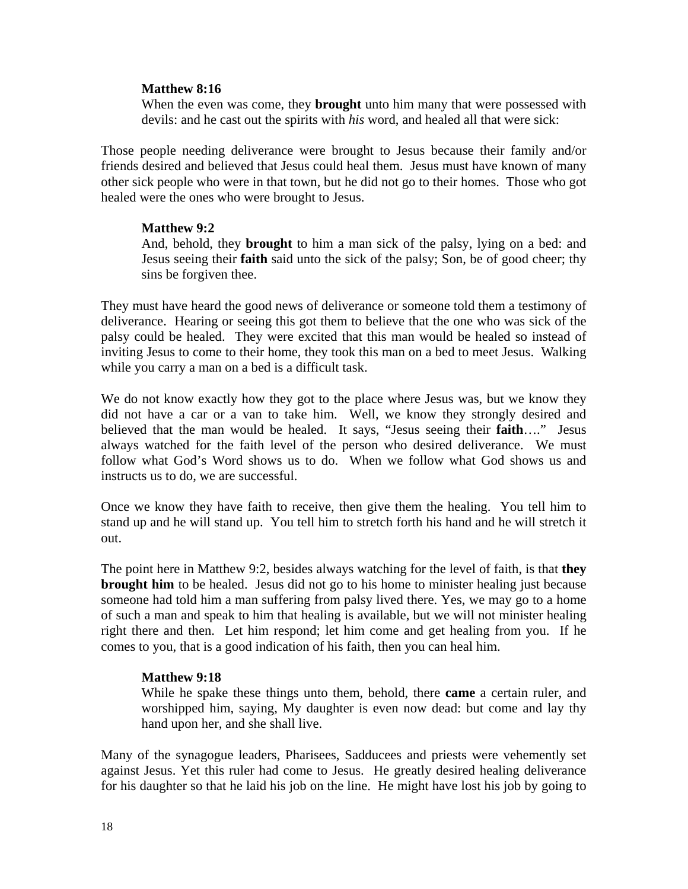> **Matthew 8:16**
> When the even was come, they **brought** unto him many that were possessed with devils: and he cast out the spirits with *his* word, and healed all that were sick:

Those people needing deliverance were brought to Jesus because their family and/or friends desired and believed that Jesus could heal them. Jesus must have known of many other sick people who were in that town, but he did not go to their homes. Those who got healed were the ones who were brought to Jesus.

> **Matthew 9:2**
> And, behold, they **brought** to him a man sick of the palsy, lying on a bed: and Jesus seeing their **faith** said unto the sick of the palsy; Son, be of good cheer; thy sins be forgiven thee.

They must have heard the good news of deliverance or someone told them a testimony of deliverance. Hearing or seeing this got them to believe that the one who was sick of the palsy could be healed. They were excited that this man would be healed so instead of inviting Jesus to come to their home, they took this man on a bed to meet Jesus. Walking while you carry a man on a bed is a difficult task.

We do not know exactly how they got to the place where Jesus was, but we know they did not have a car or a van to take him. Well, we know they strongly desired and believed that the man would be healed. It says, "Jesus seeing their **faith**…." Jesus always watched for the faith level of the person who desired deliverance. We must follow what God's Word shows us to do. When we follow what God shows us and instructs us to do, we are successful.

Once we know they have faith to receive, then give them the healing. You tell him to stand up and he will stand up. You tell him to stretch forth his hand and he will stretch it out.

The point here in Matthew 9:2, besides always watching for the level of faith, is that **they brought him** to be healed. Jesus did not go to his home to minister healing just because someone had told him a man suffering from palsy lived there. Yes, we may go to a home of such a man and speak to him that healing is available, but we will not minister healing right there and then. Let him respond; let him come and get healing from you. If he comes to you, that is a good indication of his faith, then you can heal him.

> **Matthew 9:18**
> While he spake these things unto them, behold, there **came** a certain ruler, and worshipped him, saying, My daughter is even now dead: but come and lay thy hand upon her, and she shall live.

Many of the synagogue leaders, Pharisees, Sadducees and priests were vehemently set against Jesus. Yet this ruler had come to Jesus. He greatly desired healing deliverance for his daughter so that he laid his job on the line. He might have lost his job by going to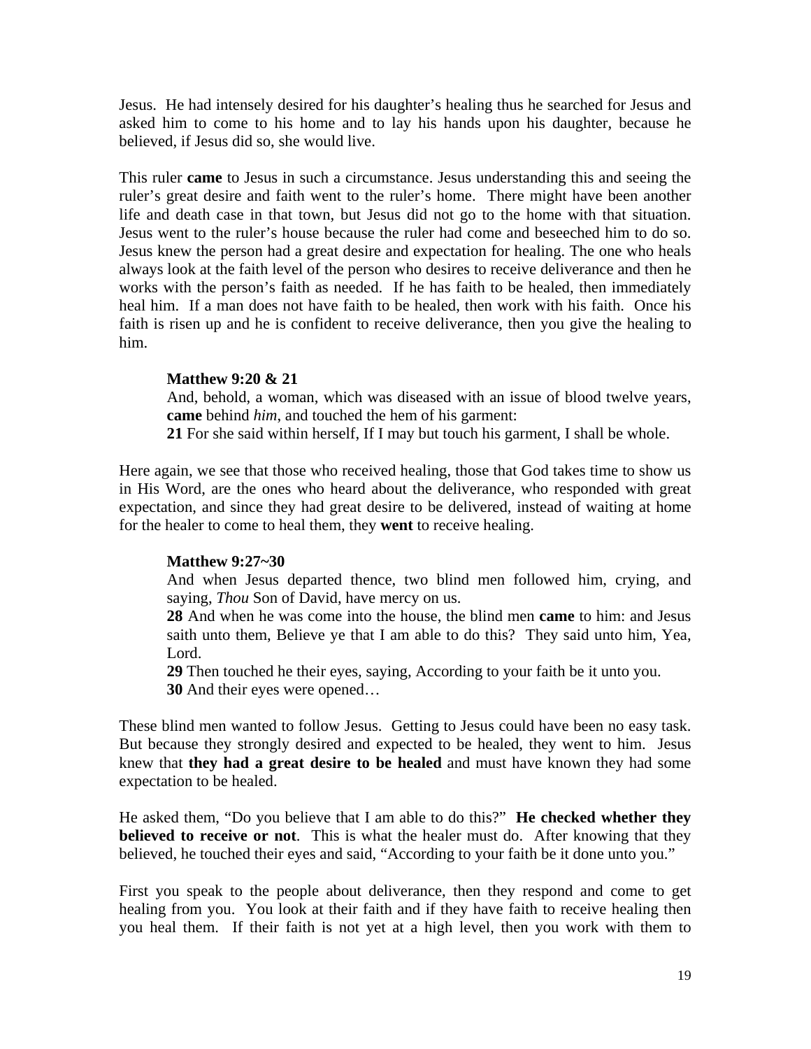Jesus. He had intensely desired for his daughter's healing thus he searched for Jesus and asked him to come to his home and to lay his hands upon his daughter, because he believed, if Jesus did so, she would live.

This ruler **came** to Jesus in such a circumstance. Jesus understanding this and seeing the ruler's great desire and faith went to the ruler's home. There might have been another life and death case in that town, but Jesus did not go to the home with that situation. Jesus went to the ruler's house because the ruler had come and beseeched him to do so. Jesus knew the person had a great desire and expectation for healing. The one who heals always look at the faith level of the person who desires to receive deliverance and then he works with the person's faith as needed. If he has faith to be healed, then immediately heal him. If a man does not have faith to be healed, then work with his faith. Once his faith is risen up and he is confident to receive deliverance, then you give the healing to him.

> **Matthew 9:20 & 21**
> And, behold, a woman, which was diseased with an issue of blood twelve years, **came** behind *him*, and touched the hem of his garment:
> **21** For she said within herself, If I may but touch his garment, I shall be whole.

Here again, we see that those who received healing, those that God takes time to show us in His Word, are the ones who heard about the deliverance, who responded with great expectation, and since they had great desire to be delivered, instead of waiting at home for the healer to come to heal them, they **went** to receive healing.

> **Matthew 9:27~30**
> And when Jesus departed thence, two blind men followed him, crying, and saying, *Thou* Son of David, have mercy on us.
> **28** And when he was come into the house, the blind men **came** to him: and Jesus saith unto them, Believe ye that I am able to do this? They said unto him, Yea, Lord.
> **29** Then touched he their eyes, saying, According to your faith be it unto you.
> **30** And their eyes were opened…

These blind men wanted to follow Jesus. Getting to Jesus could have been no easy task. But because they strongly desired and expected to be healed, they went to him. Jesus knew that **they had a great desire to be healed** and must have known they had some expectation to be healed.

He asked them, "Do you believe that I am able to do this?" **He checked whether they believed to receive or not**. This is what the healer must do. After knowing that they believed, he touched their eyes and said, "According to your faith be it done unto you."

First you speak to the people about deliverance, then they respond and come to get healing from you. You look at their faith and if they have faith to receive healing then you heal them. If their faith is not yet at a high level, then you work with them to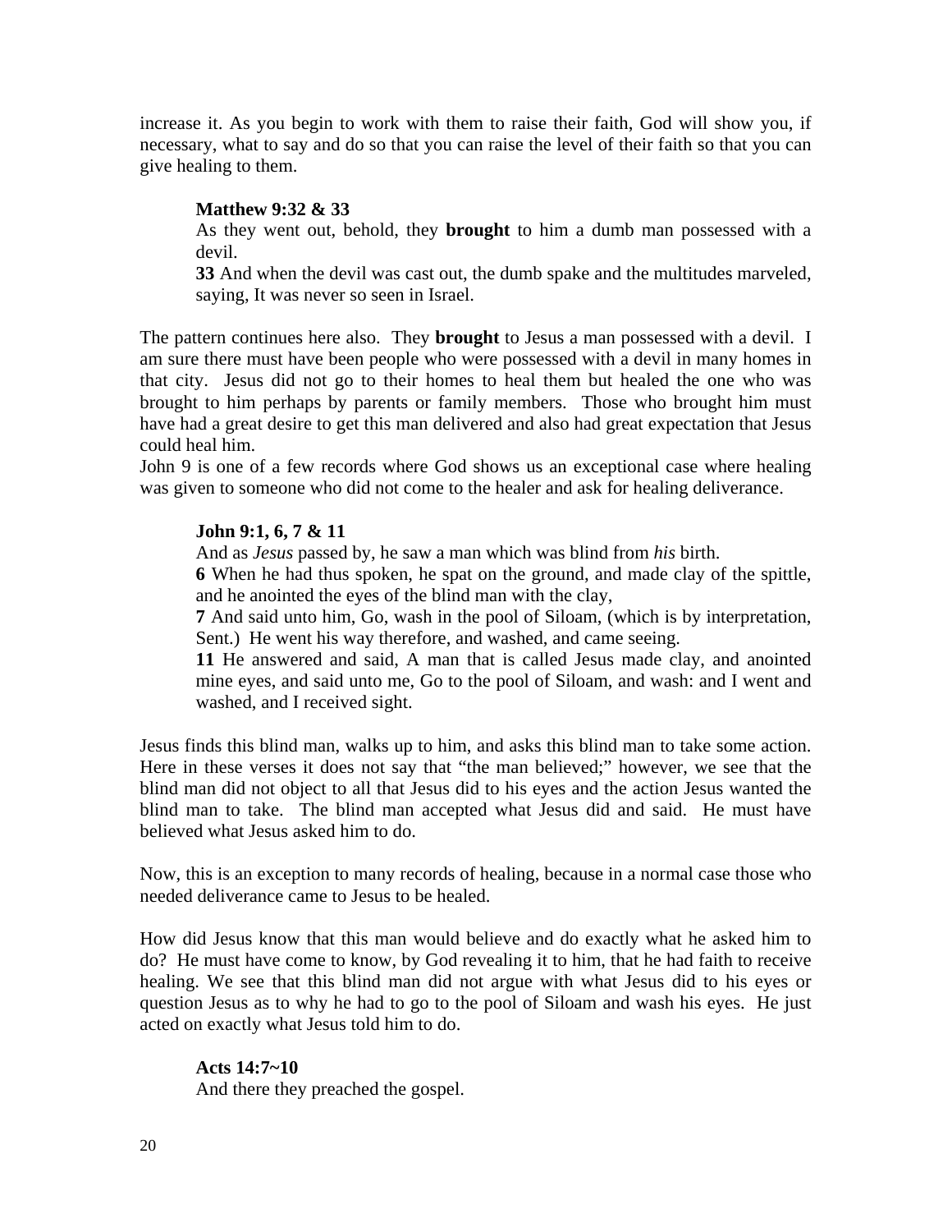increase it. As you begin to work with them to raise their faith, God will show you, if necessary, what to say and do so that you can raise the level of their faith so that you can give healing to them.

> **Matthew 9:32 & 33**
> As they went out, behold, they **brought** to him a dumb man possessed with a devil.
> **33** And when the devil was cast out, the dumb spake and the multitudes marveled, saying, It was never so seen in Israel.

The pattern continues here also. They **brought** to Jesus a man possessed with a devil. I am sure there must have been people who were possessed with a devil in many homes in that city. Jesus did not go to their homes to heal them but healed the one who was brought to him perhaps by parents or family members. Those who brought him must have had a great desire to get this man delivered and also had great expectation that Jesus could heal him.
John 9 is one of a few records where God shows us an exceptional case where healing was given to someone who did not come to the healer and ask for healing deliverance.

> **John 9:1, 6, 7 & 11**
> And as *Jesus* passed by, he saw a man which was blind from *his* birth.
> **6** When he had thus spoken, he spat on the ground, and made clay of the spittle, and he anointed the eyes of the blind man with the clay,
> **7** And said unto him, Go, wash in the pool of Siloam, (which is by interpretation, Sent.) He went his way therefore, and washed, and came seeing.
> **11** He answered and said, A man that is called Jesus made clay, and anointed mine eyes, and said unto me, Go to the pool of Siloam, and wash: and I went and washed, and I received sight.

Jesus finds this blind man, walks up to him, and asks this blind man to take some action. Here in these verses it does not say that "the man believed;" however, we see that the blind man did not object to all that Jesus did to his eyes and the action Jesus wanted the blind man to take. The blind man accepted what Jesus did and said. He must have believed what Jesus asked him to do.

Now, this is an exception to many records of healing, because in a normal case those who needed deliverance came to Jesus to be healed.

How did Jesus know that this man would believe and do exactly what he asked him to do? He must have come to know, by God revealing it to him, that he had faith to receive healing. We see that this blind man did not argue with what Jesus did to his eyes or question Jesus as to why he had to go to the pool of Siloam and wash his eyes. He just acted on exactly what Jesus told him to do.

> **Acts 14:7~10**
> And there they preached the gospel.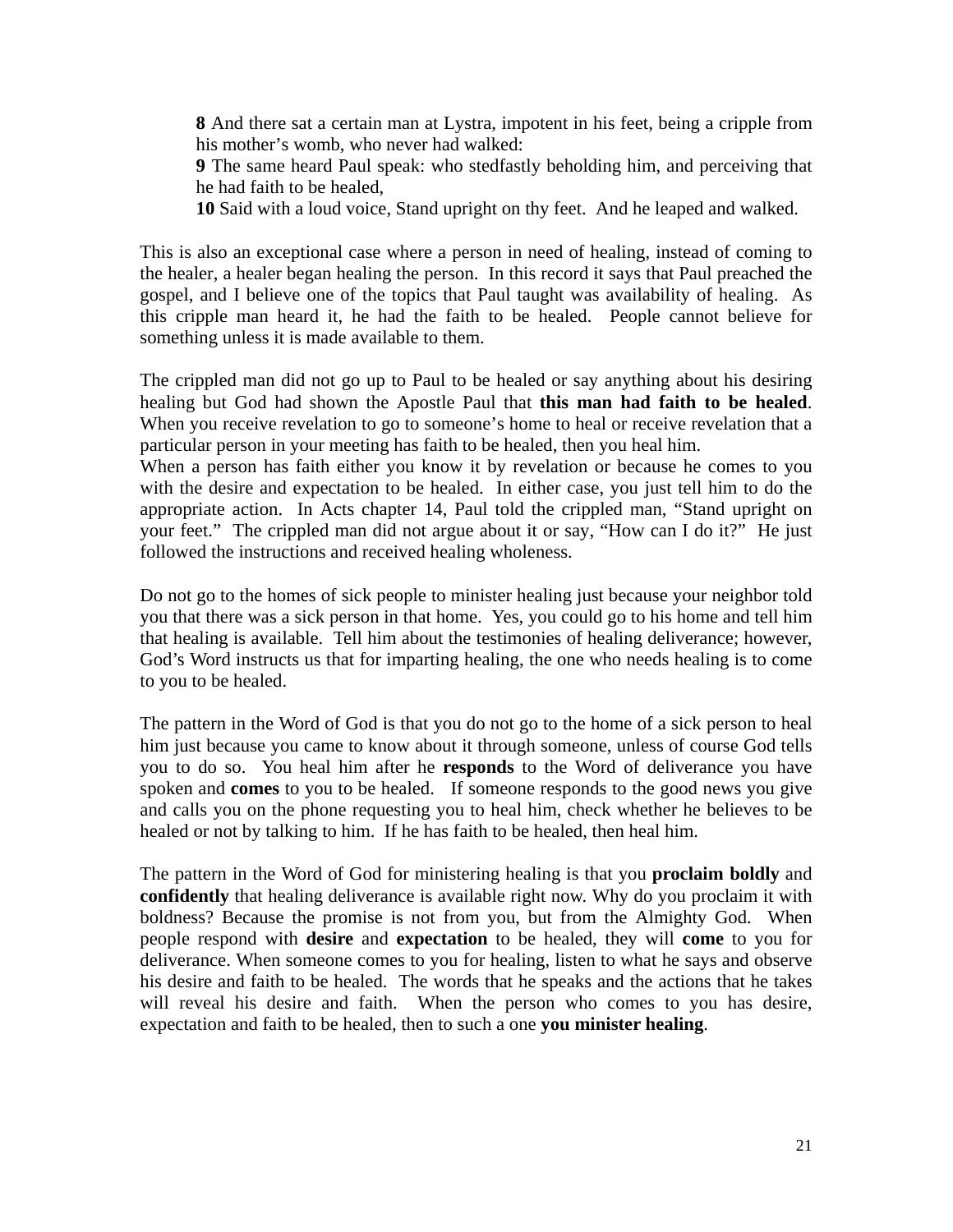> **8** And there sat a certain man at Lystra, impotent in his feet, being a cripple from his mother's womb, who never had walked:
> **9** The same heard Paul speak: who stedfastly beholding him, and perceiving that he had faith to be healed,
> **10** Said with a loud voice, Stand upright on thy feet. And he leaped and walked.

This is also an exceptional case where a person in need of healing, instead of coming to the healer, a healer began healing the person. In this record it says that Paul preached the gospel, and I believe one of the topics that Paul taught was availability of healing. As this cripple man heard it, he had the faith to be healed. People cannot believe for something unless it is made available to them.

The crippled man did not go up to Paul to be healed or say anything about his desiring healing but God had shown the Apostle Paul that **this man had faith to be healed**. When you receive revelation to go to someone's home to heal or receive revelation that a particular person in your meeting has faith to be healed, then you heal him.
When a person has faith either you know it by revelation or because he comes to you with the desire and expectation to be healed. In either case, you just tell him to do the appropriate action. In Acts chapter 14, Paul told the crippled man, "Stand upright on your feet." The crippled man did not argue about it or say, "How can I do it?" He just followed the instructions and received healing wholeness.

Do not go to the homes of sick people to minister healing just because your neighbor told you that there was a sick person in that home. Yes, you could go to his home and tell him that healing is available. Tell him about the testimonies of healing deliverance; however, God's Word instructs us that for imparting healing, the one who needs healing is to come to you to be healed.

The pattern in the Word of God is that you do not go to the home of a sick person to heal him just because you came to know about it through someone, unless of course God tells you to do so. You heal him after he **responds** to the Word of deliverance you have spoken and **comes** to you to be healed. If someone responds to the good news you give and calls you on the phone requesting you to heal him, check whether he believes to be healed or not by talking to him. If he has faith to be healed, then heal him.

The pattern in the Word of God for ministering healing is that you **proclaim boldly** and **confidently** that healing deliverance is available right now. Why do you proclaim it with boldness? Because the promise is not from you, but from the Almighty God. When people respond with **desire** and **expectation** to be healed, they will **come** to you for deliverance. When someone comes to you for healing, listen to what he says and observe his desire and faith to be healed. The words that he speaks and the actions that he takes will reveal his desire and faith. When the person who comes to you has desire, expectation and faith to be healed, then to such a one **you minister healing**.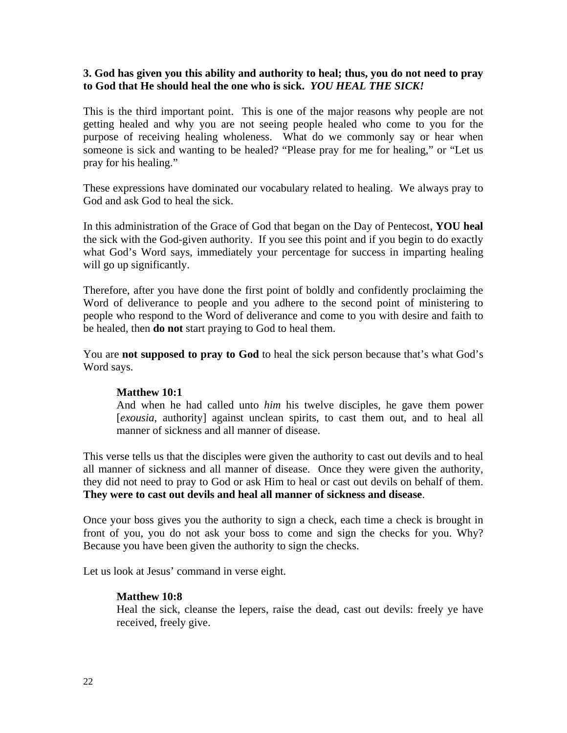**3. God has given you this ability and authority to heal; thus, you do not need to pray to God that He should heal the one who is sick.** ***YOU HEAL THE SICK!***

This is the third important point. This is one of the major reasons why people are not getting healed and why you are not seeing people healed who come to you for the purpose of receiving healing wholeness. What do we commonly say or hear when someone is sick and wanting to be healed? "Please pray for me for healing," or "Let us pray for his healing."

These expressions have dominated our vocabulary related to healing. We always pray to God and ask God to heal the sick.

In this administration of the Grace of God that began on the Day of Pentecost, **YOU heal** the sick with the God-given authority. If you see this point and if you begin to do exactly what God's Word says, immediately your percentage for success in imparting healing will go up significantly.

Therefore, after you have done the first point of boldly and confidently proclaiming the Word of deliverance to people and you adhere to the second point of ministering to people who respond to the Word of deliverance and come to you with desire and faith to be healed, then **do not** start praying to God to heal them.

You are **not supposed to pray to God** to heal the sick person because that's what God's Word says.

> **Matthew 10:1**
> And when he had called unto *him* his twelve disciples, he gave them power [*exousia*, authority] against unclean spirits, to cast them out, and to heal all manner of sickness and all manner of disease.

This verse tells us that the disciples were given the authority to cast out devils and to heal all manner of sickness and all manner of disease. Once they were given the authority, they did not need to pray to God or ask Him to heal or cast out devils on behalf of them. **They were to cast out devils and heal all manner of sickness and disease**.

Once your boss gives you the authority to sign a check, each time a check is brought in front of you, you do not ask your boss to come and sign the checks for you. Why? Because you have been given the authority to sign the checks.

Let us look at Jesus' command in verse eight.

> **Matthew 10:8**
> Heal the sick, cleanse the lepers, raise the dead, cast out devils: freely ye have received, freely give.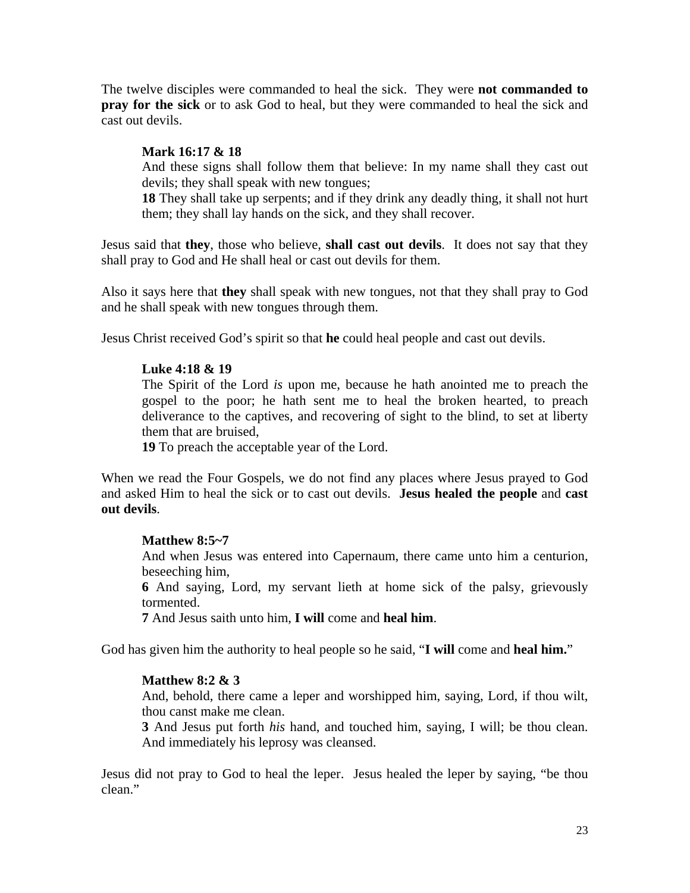The twelve disciples were commanded to heal the sick. They were **not commanded to pray for the sick** or to ask God to heal, but they were commanded to heal the sick and cast out devils.

> **Mark 16:17 & 18**
> And these signs shall follow them that believe: In my name shall they cast out devils; they shall speak with new tongues;
> **18** They shall take up serpents; and if they drink any deadly thing, it shall not hurt them; they shall lay hands on the sick, and they shall recover.

Jesus said that **they**, those who believe, **shall cast out devils**. It does not say that they shall pray to God and He shall heal or cast out devils for them.

Also it says here that **they** shall speak with new tongues, not that they shall pray to God and he shall speak with new tongues through them.

Jesus Christ received God's spirit so that **he** could heal people and cast out devils.

> **Luke 4:18 & 19**
> The Spirit of the Lord *is* upon me, because he hath anointed me to preach the gospel to the poor; he hath sent me to heal the broken hearted, to preach deliverance to the captives, and recovering of sight to the blind, to set at liberty them that are bruised,
> **19** To preach the acceptable year of the Lord.

When we read the Four Gospels, we do not find any places where Jesus prayed to God and asked Him to heal the sick or to cast out devils. **Jesus healed the people** and **cast out devils**.

> **Matthew 8:5~7**
> And when Jesus was entered into Capernaum, there came unto him a centurion, beseeching him,
> **6** And saying, Lord, my servant lieth at home sick of the palsy, grievously tormented.
> **7** And Jesus saith unto him, **I will** come and **heal him**.

God has given him the authority to heal people so he said, "**I will** come and **heal him.**"

> **Matthew 8:2 & 3**
> And, behold, there came a leper and worshipped him, saying, Lord, if thou wilt, thou canst make me clean.
> **3** And Jesus put forth *his* hand, and touched him, saying, I will; be thou clean. And immediately his leprosy was cleansed.

Jesus did not pray to God to heal the leper. Jesus healed the leper by saying, "be thou clean."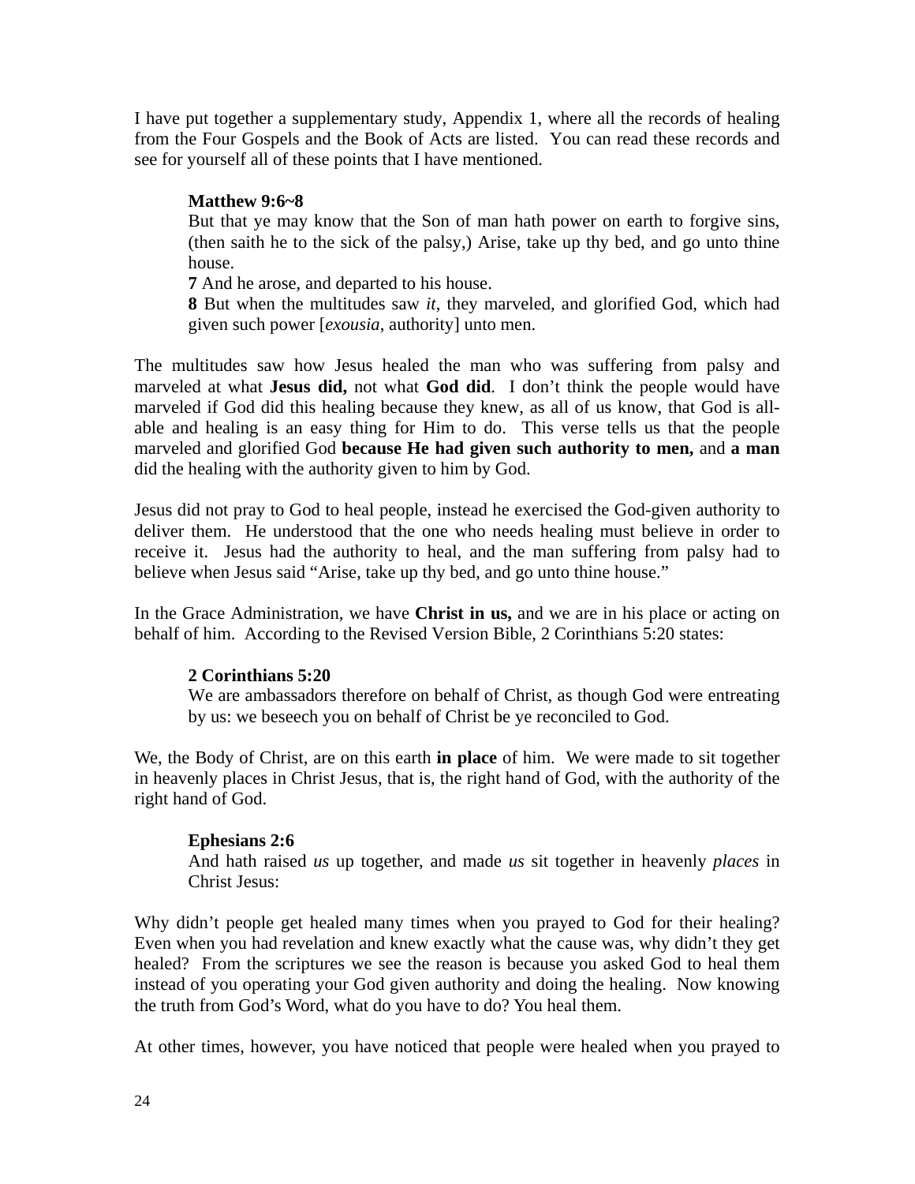I have put together a supplementary study, Appendix 1, where all the records of healing from the Four Gospels and the Book of Acts are listed. You can read these records and see for yourself all of these points that I have mentioned.

> **Matthew 9:6~8**
> But that ye may know that the Son of man hath power on earth to forgive sins, (then saith he to the sick of the palsy,) Arise, take up thy bed, and go unto thine house.
> **7** And he arose, and departed to his house.
> **8** But when the multitudes saw *it*, they marveled, and glorified God, which had given such power [*exousia*, authority] unto men.

The multitudes saw how Jesus healed the man who was suffering from palsy and marveled at what **Jesus did,** not what **God did**. I don't think the people would have marveled if God did this healing because they knew, as all of us know, that God is all-able and healing is an easy thing for Him to do. This verse tells us that the people marveled and glorified God **because He had given such authority to men,** and **a man** did the healing with the authority given to him by God.

Jesus did not pray to God to heal people, instead he exercised the God-given authority to deliver them. He understood that the one who needs healing must believe in order to receive it. Jesus had the authority to heal, and the man suffering from palsy had to believe when Jesus said "Arise, take up thy bed, and go unto thine house."

In the Grace Administration, we have **Christ in us,** and we are in his place or acting on behalf of him. According to the Revised Version Bible, 2 Corinthians 5:20 states:

> **2 Corinthians 5:20**
> We are ambassadors therefore on behalf of Christ, as though God were entreating by us: we beseech you on behalf of Christ be ye reconciled to God.

We, the Body of Christ, are on this earth **in place** of him. We were made to sit together in heavenly places in Christ Jesus, that is, the right hand of God, with the authority of the right hand of God.

> **Ephesians 2:6**
> And hath raised *us* up together, and made *us* sit together in heavenly *places* in Christ Jesus:

Why didn't people get healed many times when you prayed to God for their healing? Even when you had revelation and knew exactly what the cause was, why didn't they get healed? From the scriptures we see the reason is because you asked God to heal them instead of you operating your God given authority and doing the healing. Now knowing the truth from God's Word, what do you have to do? You heal them.

At other times, however, you have noticed that people were healed when you prayed to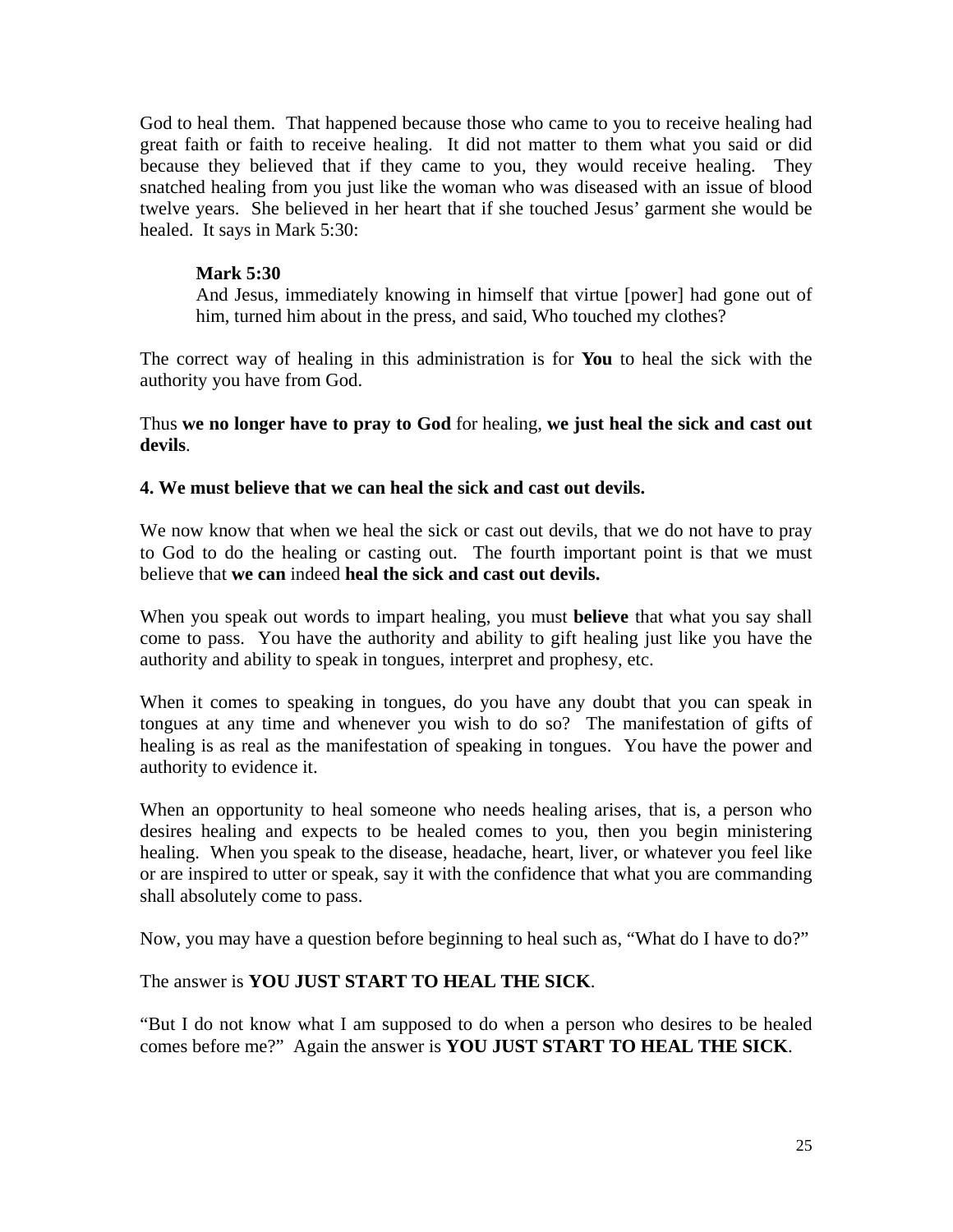God to heal them. That happened because those who came to you to receive healing had great faith or faith to receive healing. It did not matter to them what you said or did because they believed that if they came to you, they would receive healing. They snatched healing from you just like the woman who was diseased with an issue of blood twelve years. She believed in her heart that if she touched Jesus' garment she would be healed. It says in Mark 5:30:

> **Mark 5:30**
> And Jesus, immediately knowing in himself that virtue [power] had gone out of him, turned him about in the press, and said, Who touched my clothes?

The correct way of healing in this administration is for **You** to heal the sick with the authority you have from God.

Thus **we no longer have to pray to God** for healing, **we just heal the sick and cast out devils**.

**4. We must believe that we can heal the sick and cast out devils.**

We now know that when we heal the sick or cast out devils, that we do not have to pray to God to do the healing or casting out. The fourth important point is that we must believe that **we can** indeed **heal the sick and cast out devils.**

When you speak out words to impart healing, you must **believe** that what you say shall come to pass. You have the authority and ability to gift healing just like you have the authority and ability to speak in tongues, interpret and prophesy, etc.

When it comes to speaking in tongues, do you have any doubt that you can speak in tongues at any time and whenever you wish to do so? The manifestation of gifts of healing is as real as the manifestation of speaking in tongues. You have the power and authority to evidence it.

When an opportunity to heal someone who needs healing arises, that is, a person who desires healing and expects to be healed comes to you, then you begin ministering healing. When you speak to the disease, headache, heart, liver, or whatever you feel like or are inspired to utter or speak, say it with the confidence that what you are commanding shall absolutely come to pass.

Now, you may have a question before beginning to heal such as, "What do I have to do?"

The answer is **YOU JUST START TO HEAL THE SICK**.

"But I do not know what I am supposed to do when a person who desires to be healed comes before me?" Again the answer is **YOU JUST START TO HEAL THE SICK**.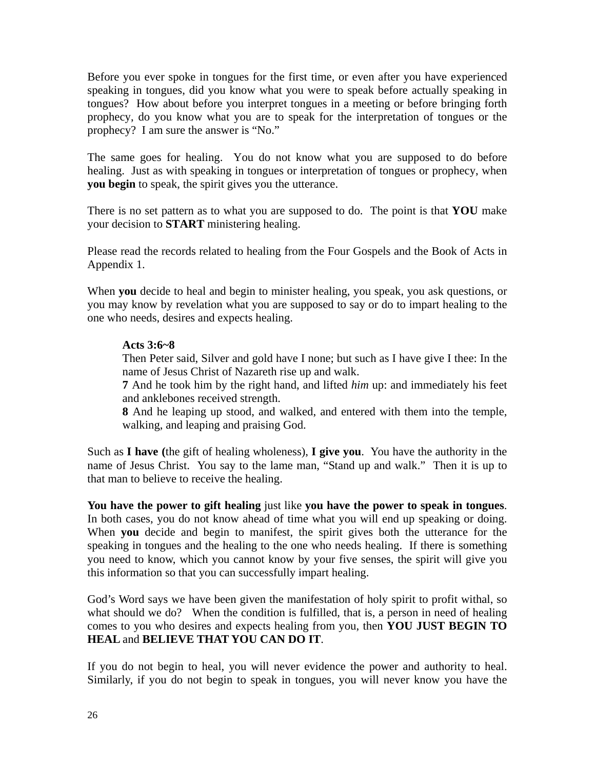Before you ever spoke in tongues for the first time, or even after you have experienced speaking in tongues, did you know what you were to speak before actually speaking in tongues? How about before you interpret tongues in a meeting or before bringing forth prophecy, do you know what you are to speak for the interpretation of tongues or the prophecy? I am sure the answer is "No."

The same goes for healing. You do not know what you are supposed to do before healing. Just as with speaking in tongues or interpretation of tongues or prophecy, when **you begin** to speak, the spirit gives you the utterance.

There is no set pattern as to what you are supposed to do. The point is that **YOU** make your decision to **START** ministering healing.

Please read the records related to healing from the Four Gospels and the Book of Acts in Appendix 1.

When **you** decide to heal and begin to minister healing, you speak, you ask questions, or you may know by revelation what you are supposed to say or do to impart healing to the one who needs, desires and expects healing.

> **Acts 3:6~8**
> Then Peter said, Silver and gold have I none; but such as I have give I thee: In the name of Jesus Christ of Nazareth rise up and walk.
> **7** And he took him by the right hand, and lifted *him* up: and immediately his feet and anklebones received strength.
> **8** And he leaping up stood, and walked, and entered with them into the temple, walking, and leaping and praising God.

Such as **I have (**the gift of healing wholeness), **I give you**. You have the authority in the name of Jesus Christ. You say to the lame man, "Stand up and walk." Then it is up to that man to believe to receive the healing.

**You have the power to gift healing** just like **you have the power to speak in tongues**. In both cases, you do not know ahead of time what you will end up speaking or doing. When **you** decide and begin to manifest, the spirit gives both the utterance for the speaking in tongues and the healing to the one who needs healing. If there is something you need to know, which you cannot know by your five senses, the spirit will give you this information so that you can successfully impart healing.

God's Word says we have been given the manifestation of holy spirit to profit withal, so what should we do? When the condition is fulfilled, that is, a person in need of healing comes to you who desires and expects healing from you, then **YOU JUST BEGIN TO HEAL** and **BELIEVE THAT YOU CAN DO IT**.

If you do not begin to heal, you will never evidence the power and authority to heal. Similarly, if you do not begin to speak in tongues, you will never know you have the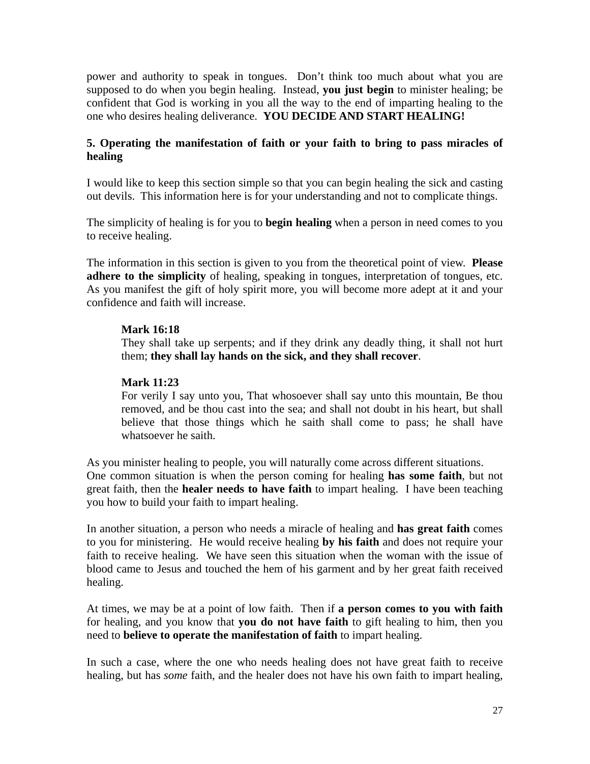power and authority to speak in tongues. Don't think too much about what you are supposed to do when you begin healing. Instead, **you just begin** to minister healing; be confident that God is working in you all the way to the end of imparting healing to the one who desires healing deliverance. **YOU DECIDE AND START HEALING!**

**5. Operating the manifestation of faith or your faith to bring to pass miracles of healing**

I would like to keep this section simple so that you can begin healing the sick and casting out devils. This information here is for your understanding and not to complicate things.

The simplicity of healing is for you to **begin healing** when a person in need comes to you to receive healing.

The information in this section is given to you from the theoretical point of view. **Please adhere to the simplicity** of healing, speaking in tongues, interpretation of tongues, etc. As you manifest the gift of holy spirit more, you will become more adept at it and your confidence and faith will increase.

> **Mark 16:18**
> They shall take up serpents; and if they drink any deadly thing, it shall not hurt them; **they shall lay hands on the sick, and they shall recover**.
>
> **Mark 11:23**
> For verily I say unto you, That whosoever shall say unto this mountain, Be thou removed, and be thou cast into the sea; and shall not doubt in his heart, but shall believe that those things which he saith shall come to pass; he shall have whatsoever he saith.

As you minister healing to people, you will naturally come across different situations. One common situation is when the person coming for healing **has some faith**, but not great faith, then the **healer needs to have faith** to impart healing. I have been teaching you how to build your faith to impart healing.

In another situation, a person who needs a miracle of healing and **has great faith** comes to you for ministering. He would receive healing **by his faith** and does not require your faith to receive healing. We have seen this situation when the woman with the issue of blood came to Jesus and touched the hem of his garment and by her great faith received healing.

At times, we may be at a point of low faith. Then if **a person comes to you with faith** for healing, and you know that **you do not have faith** to gift healing to him, then you need to **believe to operate the manifestation of faith** to impart healing.

In such a case, where the one who needs healing does not have great faith to receive healing, but has *some* faith, and the healer does not have his own faith to impart healing,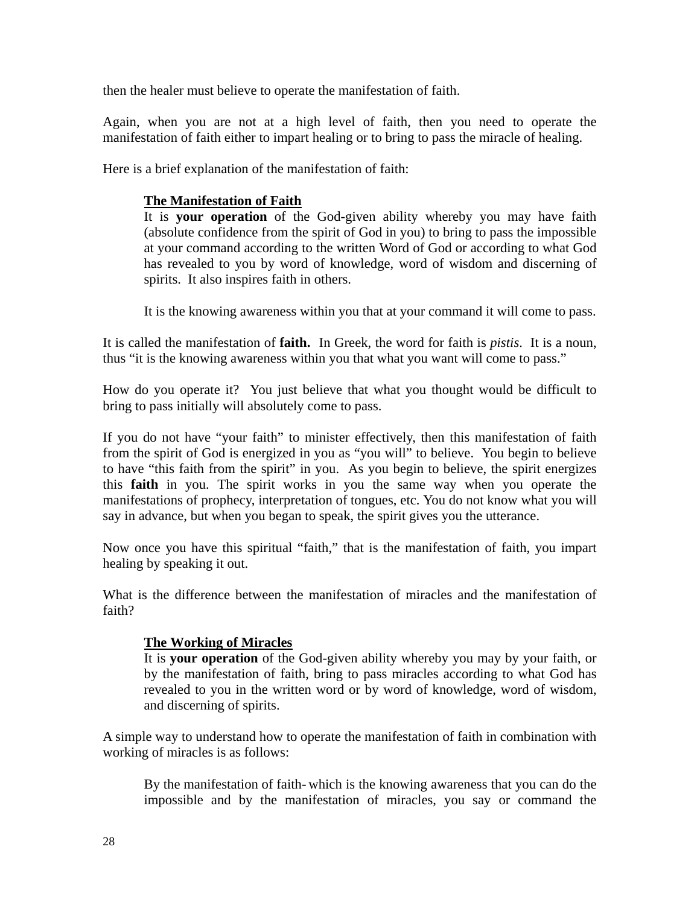then the healer must believe to operate the manifestation of faith.

Again, when you are not at a high level of faith, then you need to operate the manifestation of faith either to impart healing or to bring to pass the miracle of healing.

Here is a brief explanation of the manifestation of faith:

> <u>**The Manifestation of Faith**</u>
> It is **your operation** of the God-given ability whereby you may have faith (absolute confidence from the spirit of God in you) to bring to pass the impossible at your command according to the written Word of God or according to what God has revealed to you by word of knowledge, word of wisdom and discerning of spirits. It also inspires faith in others.
>
> It is the knowing awareness within you that at your command it will come to pass.

It is called the manifestation of **faith.** In Greek, the word for faith is *pistis*. It is a noun, thus "it is the knowing awareness within you that what you want will come to pass."

How do you operate it? You just believe that what you thought would be difficult to bring to pass initially will absolutely come to pass.

If you do not have "your faith" to minister effectively, then this manifestation of faith from the spirit of God is energized in you as "you will" to believe. You begin to believe to have "this faith from the spirit" in you. As you begin to believe, the spirit energizes this **faith** in you. The spirit works in you the same way when you operate the manifestations of prophecy, interpretation of tongues, etc. You do not know what you will say in advance, but when you began to speak, the spirit gives you the utterance.

Now once you have this spiritual "faith," that is the manifestation of faith, you impart healing by speaking it out.

What is the difference between the manifestation of miracles and the manifestation of faith?

> <u>**The Working of Miracles**</u>
> It is **your operation** of the God-given ability whereby you may by your faith, or by the manifestation of faith, bring to pass miracles according to what God has revealed to you in the written word or by word of knowledge, word of wisdom, and discerning of spirits.

A simple way to understand how to operate the manifestation of faith in combination with working of miracles is as follows:

> By the manifestation of faith- which is the knowing awareness that you can do the impossible and by the manifestation of miracles, you say or command the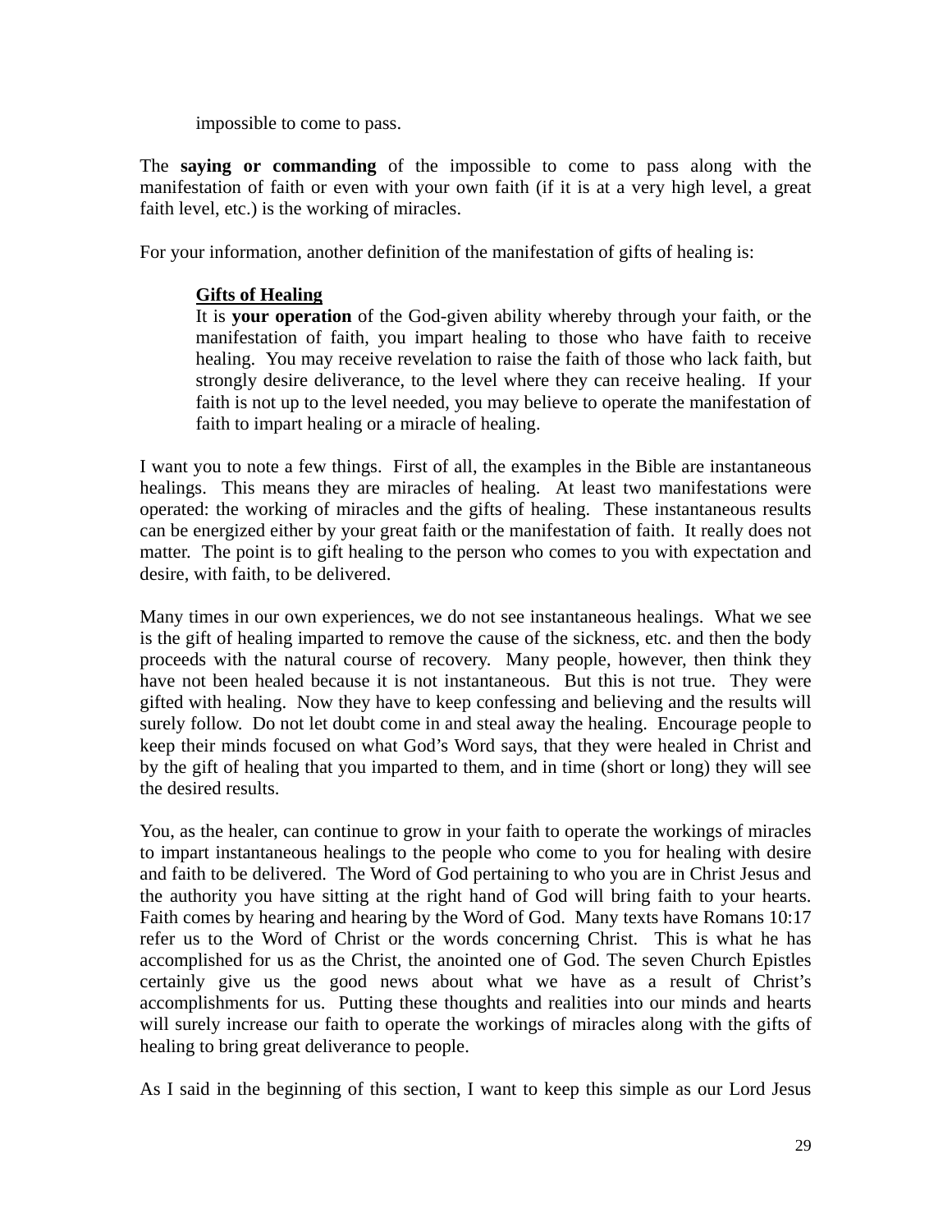impossible to come to pass.

The **saying or commanding** of the impossible to come to pass along with the manifestation of faith or even with your own faith (if it is at a very high level, a great faith level, etc.) is the working of miracles.

For your information, another definition of the manifestation of gifts of healing is:

> **Gifts of Healing**
> It is **your operation** of the God-given ability whereby through your faith, or the manifestation of faith, you impart healing to those who have faith to receive healing. You may receive revelation to raise the faith of those who lack faith, but strongly desire deliverance, to the level where they can receive healing. If your faith is not up to the level needed, you may believe to operate the manifestation of faith to impart healing or a miracle of healing.

I want you to note a few things. First of all, the examples in the Bible are instantaneous healings. This means they are miracles of healing. At least two manifestations were operated: the working of miracles and the gifts of healing. These instantaneous results can be energized either by your great faith or the manifestation of faith. It really does not matter. The point is to gift healing to the person who comes to you with expectation and desire, with faith, to be delivered.

Many times in our own experiences, we do not see instantaneous healings. What we see is the gift of healing imparted to remove the cause of the sickness, etc. and then the body proceeds with the natural course of recovery. Many people, however, then think they have not been healed because it is not instantaneous. But this is not true. They were gifted with healing. Now they have to keep confessing and believing and the results will surely follow. Do not let doubt come in and steal away the healing. Encourage people to keep their minds focused on what God's Word says, that they were healed in Christ and by the gift of healing that you imparted to them, and in time (short or long) they will see the desired results.

You, as the healer, can continue to grow in your faith to operate the workings of miracles to impart instantaneous healings to the people who come to you for healing with desire and faith to be delivered. The Word of God pertaining to who you are in Christ Jesus and the authority you have sitting at the right hand of God will bring faith to your hearts. Faith comes by hearing and hearing by the Word of God. Many texts have Romans 10:17 refer us to the Word of Christ or the words concerning Christ. This is what he has accomplished for us as the Christ, the anointed one of God. The seven Church Epistles certainly give us the good news about what we have as a result of Christ's accomplishments for us. Putting these thoughts and realities into our minds and hearts will surely increase our faith to operate the workings of miracles along with the gifts of healing to bring great deliverance to people.

As I said in the beginning of this section, I want to keep this simple as our Lord Jesus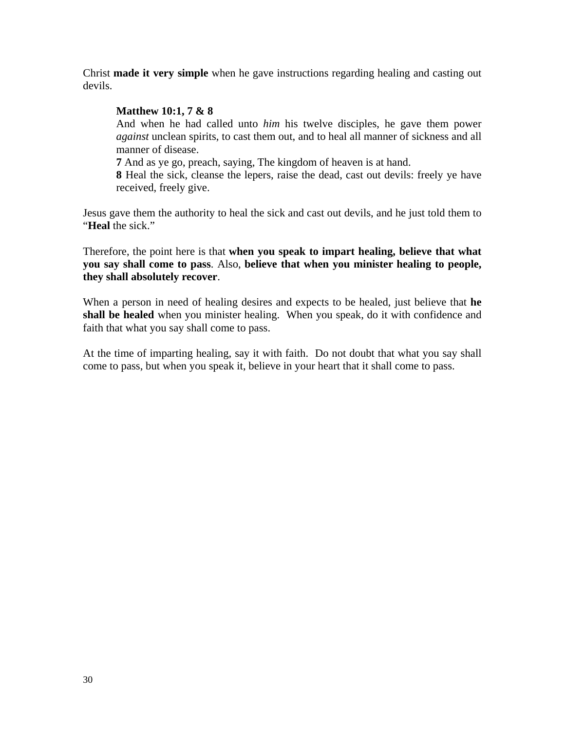Christ **made it very simple** when he gave instructions regarding healing and casting out devils.

> **Matthew 10:1, 7 & 8**
> And when he had called unto *him* his twelve disciples, he gave them power *against* unclean spirits, to cast them out, and to heal all manner of sickness and all manner of disease.
> **7** And as ye go, preach, saying, The kingdom of heaven is at hand.
> **8** Heal the sick, cleanse the lepers, raise the dead, cast out devils: freely ye have received, freely give.

Jesus gave them the authority to heal the sick and cast out devils, and he just told them to "**Heal** the sick."

Therefore, the point here is that **when you speak to impart healing, believe that what you say shall come to pass**. Also, **believe that when you minister healing to people, they shall absolutely recover**.

When a person in need of healing desires and expects to be healed, just believe that **he shall be healed** when you minister healing. When you speak, do it with confidence and faith that what you say shall come to pass.

At the time of imparting healing, say it with faith. Do not doubt that what you say shall come to pass, but when you speak it, believe in your heart that it shall come to pass.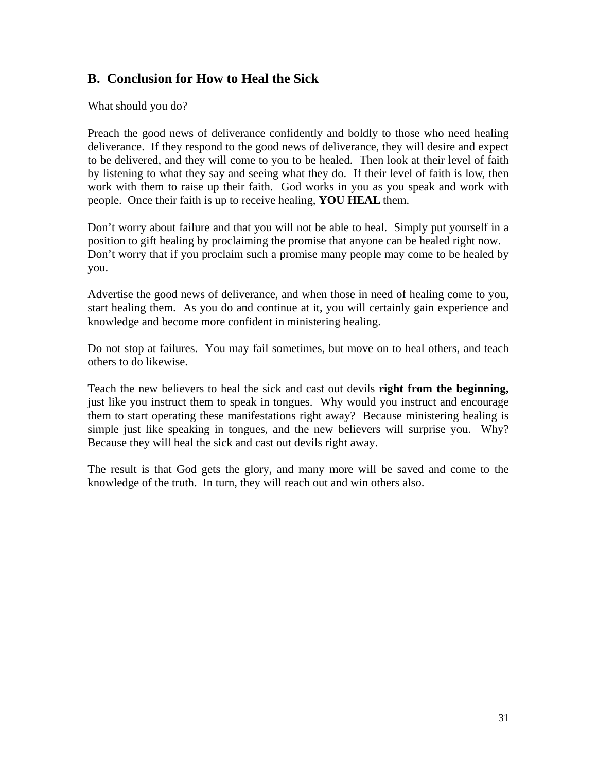## B. Conclusion for How to Heal the Sick

What should you do?

Preach the good news of deliverance confidently and boldly to those who need healing deliverance. If they respond to the good news of deliverance, they will desire and expect to be delivered, and they will come to you to be healed. Then look at their level of faith by listening to what they say and seeing what they do. If their level of faith is low, then work with them to raise up their faith. God works in you as you speak and work with people. Once their faith is up to receive healing, **YOU HEAL** them.

Don't worry about failure and that you will not be able to heal. Simply put yourself in a position to gift healing by proclaiming the promise that anyone can be healed right now. Don't worry that if you proclaim such a promise many people may come to be healed by you.

Advertise the good news of deliverance, and when those in need of healing come to you, start healing them. As you do and continue at it, you will certainly gain experience and knowledge and become more confident in ministering healing.

Do not stop at failures. You may fail sometimes, but move on to heal others, and teach others to do likewise.

Teach the new believers to heal the sick and cast out devils **right from the beginning,** just like you instruct them to speak in tongues. Why would you instruct and encourage them to start operating these manifestations right away? Because ministering healing is simple just like speaking in tongues, and the new believers will surprise you. Why? Because they will heal the sick and cast out devils right away.

The result is that God gets the glory, and many more will be saved and come to the knowledge of the truth. In turn, they will reach out and win others also.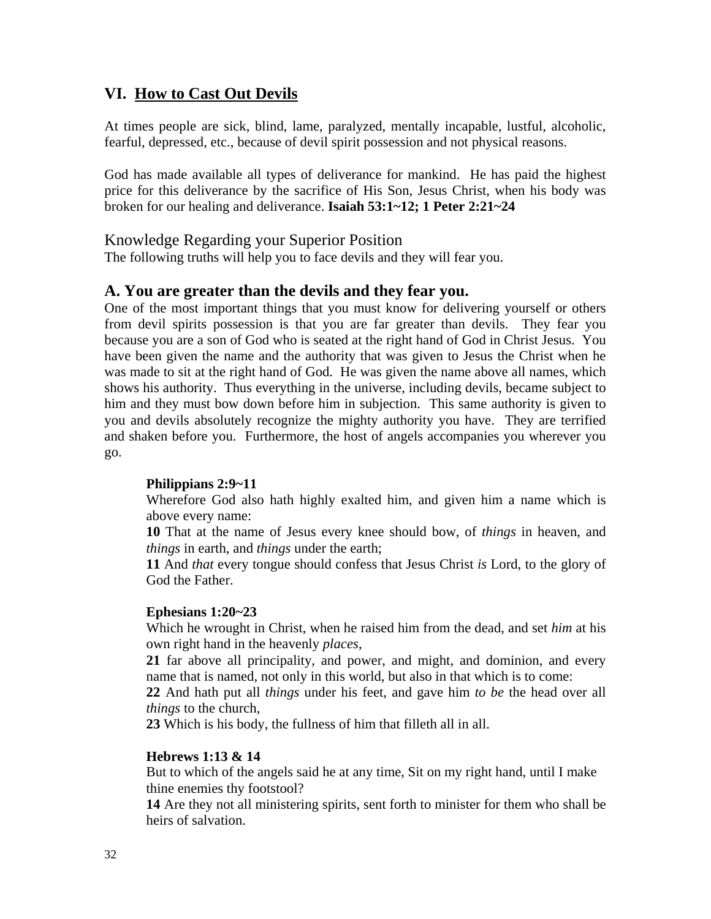## VI. How to Cast Out Devils

At times people are sick, blind, lame, paralyzed, mentally incapable, lustful, alcoholic, fearful, depressed, etc., because of devil spirit possession and not physical reasons.

God has made available all types of deliverance for mankind. He has paid the highest price for this deliverance by the sacrifice of His Son, Jesus Christ, when his body was broken for our healing and deliverance. **Isaiah 53:1~12; 1 Peter 2:21~24**

### Knowledge Regarding your Superior Position

The following truths will help you to face devils and they will fear you.

### A. You are greater than the devils and they fear you.

One of the most important things that you must know for delivering yourself or others from devil spirits possession is that you are far greater than devils. They fear you because you are a son of God who is seated at the right hand of God in Christ Jesus. You have been given the name and the authority that was given to Jesus the Christ when he was made to sit at the right hand of God. He was given the name above all names, which shows his authority. Thus everything in the universe, including devils, became subject to him and they must bow down before him in subjection. This same authority is given to you and devils absolutely recognize the mighty authority you have. They are terrified and shaken before you. Furthermore, the host of angels accompanies you wherever you go.

> **Philippians 2:9~11**
> Wherefore God also hath highly exalted him, and given him a name which is above every name:
> **10** That at the name of Jesus every knee should bow, of *things* in heaven, and *things* in earth, and *things* under the earth;
> **11** And *that* every tongue should confess that Jesus Christ *is* Lord, to the glory of God the Father.
>
> **Ephesians 1:20~23**
> Which he wrought in Christ, when he raised him from the dead, and set *him* at his own right hand in the heavenly *places*,
> **21** far above all principality, and power, and might, and dominion, and every name that is named, not only in this world, but also in that which is to come:
> **22** And hath put all *things* under his feet, and gave him *to be* the head over all *things* to the church,
> **23** Which is his body, the fullness of him that filleth all in all.
>
> **Hebrews 1:13 & 14**
> But to which of the angels said he at any time, Sit on my right hand, until I make thine enemies thy footstool?
> **14** Are they not all ministering spirits, sent forth to minister for them who shall be heirs of salvation.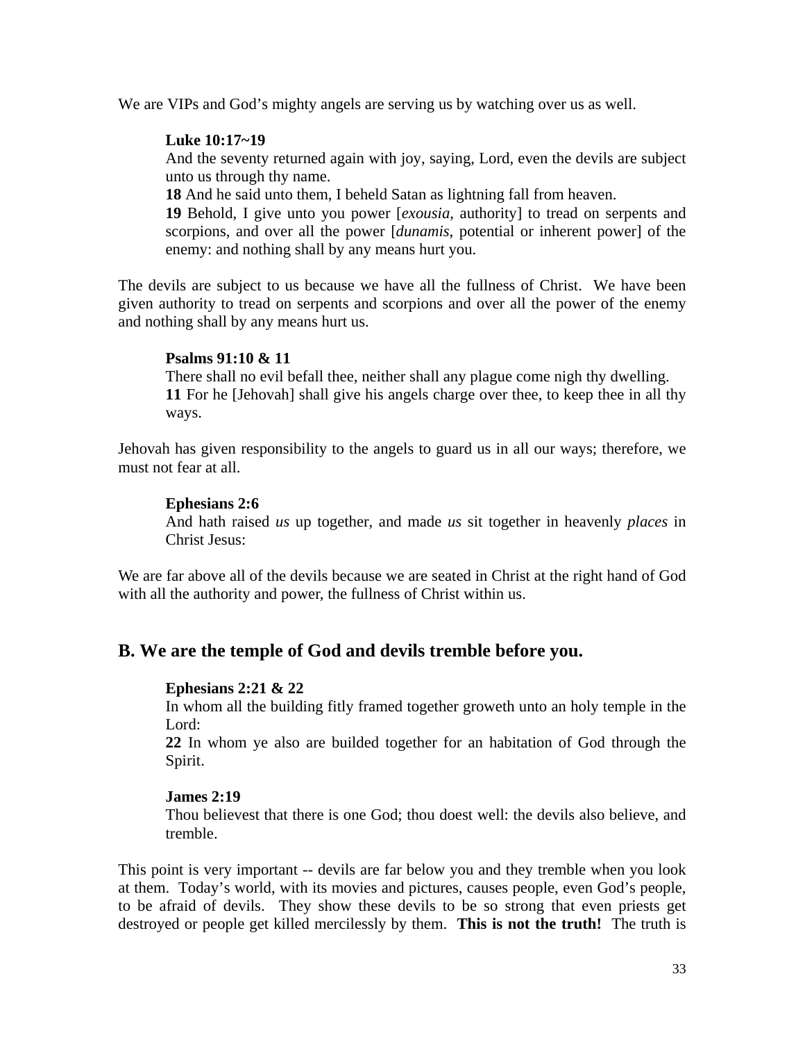We are VIPs and God's mighty angels are serving us by watching over us as well.

> **Luke 10:17~19**
> And the seventy returned again with joy, saying, Lord, even the devils are subject unto us through thy name.
> **18** And he said unto them, I beheld Satan as lightning fall from heaven.
> **19** Behold, I give unto you power [*exousia*, authority] to tread on serpents and scorpions, and over all the power [*dunamis*, potential or inherent power] of the enemy: and nothing shall by any means hurt you.

The devils are subject to us because we have all the fullness of Christ. We have been given authority to tread on serpents and scorpions and over all the power of the enemy and nothing shall by any means hurt us.

> **Psalms 91:10 & 11**
> There shall no evil befall thee, neither shall any plague come nigh thy dwelling.
> **11** For he [Jehovah] shall give his angels charge over thee, to keep thee in all thy ways.

Jehovah has given responsibility to the angels to guard us in all our ways; therefore, we must not fear at all.

> **Ephesians 2:6**
> And hath raised *us* up together, and made *us* sit together in heavenly *places* in Christ Jesus:

We are far above all of the devils because we are seated in Christ at the right hand of God with all the authority and power, the fullness of Christ within us.

## B. We are the temple of God and devils tremble before you.

> **Ephesians 2:21 & 22**
> In whom all the building fitly framed together groweth unto an holy temple in the Lord:
> **22** In whom ye also are builded together for an habitation of God through the Spirit.

> **James 2:19**
> Thou believest that there is one God; thou doest well: the devils also believe, and tremble.

This point is very important -- devils are far below you and they tremble when you look at them. Today's world, with its movies and pictures, causes people, even God's people, to be afraid of devils. They show these devils to be so strong that even priests get destroyed or people get killed mercilessly by them. **This is not the truth!** The truth is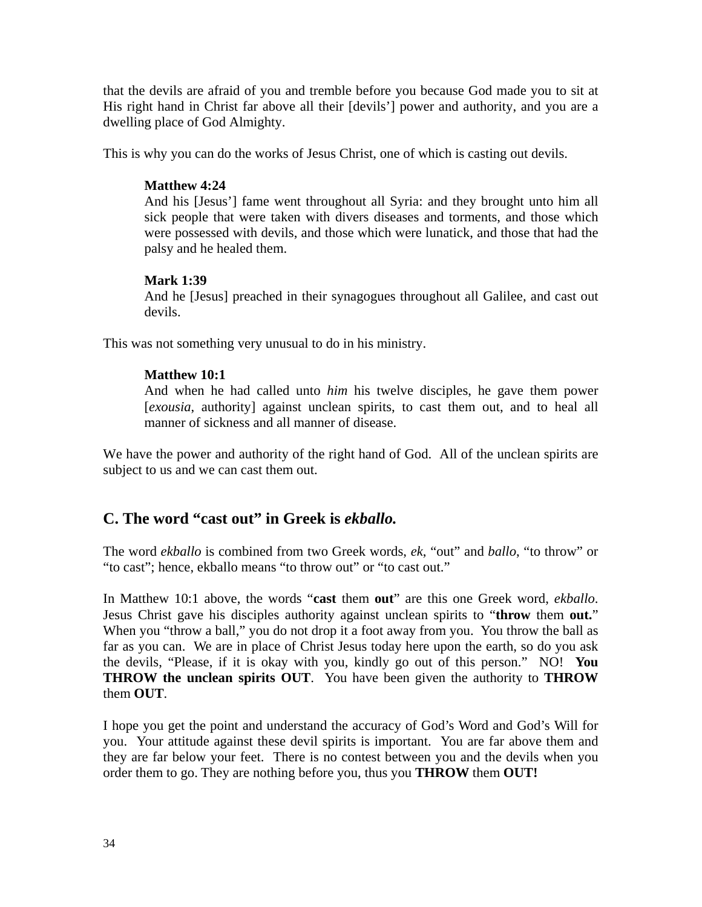that the devils are afraid of you and tremble before you because God made you to sit at His right hand in Christ far above all their [devils'] power and authority, and you are a dwelling place of God Almighty.

This is why you can do the works of Jesus Christ, one of which is casting out devils.

> **Matthew 4:24**
> And his [Jesus'] fame went throughout all Syria: and they brought unto him all sick people that were taken with divers diseases and torments, and those which were possessed with devils, and those which were lunatick, and those that had the palsy and he healed them.
>
> **Mark 1:39**
> And he [Jesus] preached in their synagogues throughout all Galilee, and cast out devils.

This was not something very unusual to do in his ministry.

> **Matthew 10:1**
> And when he had called unto *him* his twelve disciples, he gave them power [*exousia*, authority] against unclean spirits, to cast them out, and to heal all manner of sickness and all manner of disease.

We have the power and authority of the right hand of God. All of the unclean spirits are subject to us and we can cast them out.

## C. The word "cast out" in Greek is *ekballo.*

The word *ekballo* is combined from two Greek words, *ek*, "out" and *ballo*, "to throw" or "to cast"; hence, ekballo means "to throw out" or "to cast out."

In Matthew 10:1 above, the words "**cast** them **out**" are this one Greek word, *ekballo*. Jesus Christ gave his disciples authority against unclean spirits to "**throw** them **out.**" When you "throw a ball," you do not drop it a foot away from you. You throw the ball as far as you can. We are in place of Christ Jesus today here upon the earth, so do you ask the devils, "Please, if it is okay with you, kindly go out of this person." NO! **You THROW the unclean spirits OUT**. You have been given the authority to **THROW** them **OUT**.

I hope you get the point and understand the accuracy of God's Word and God's Will for you. Your attitude against these devil spirits is important. You are far above them and they are far below your feet. There is no contest between you and the devils when you order them to go. They are nothing before you, thus you **THROW** them **OUT!**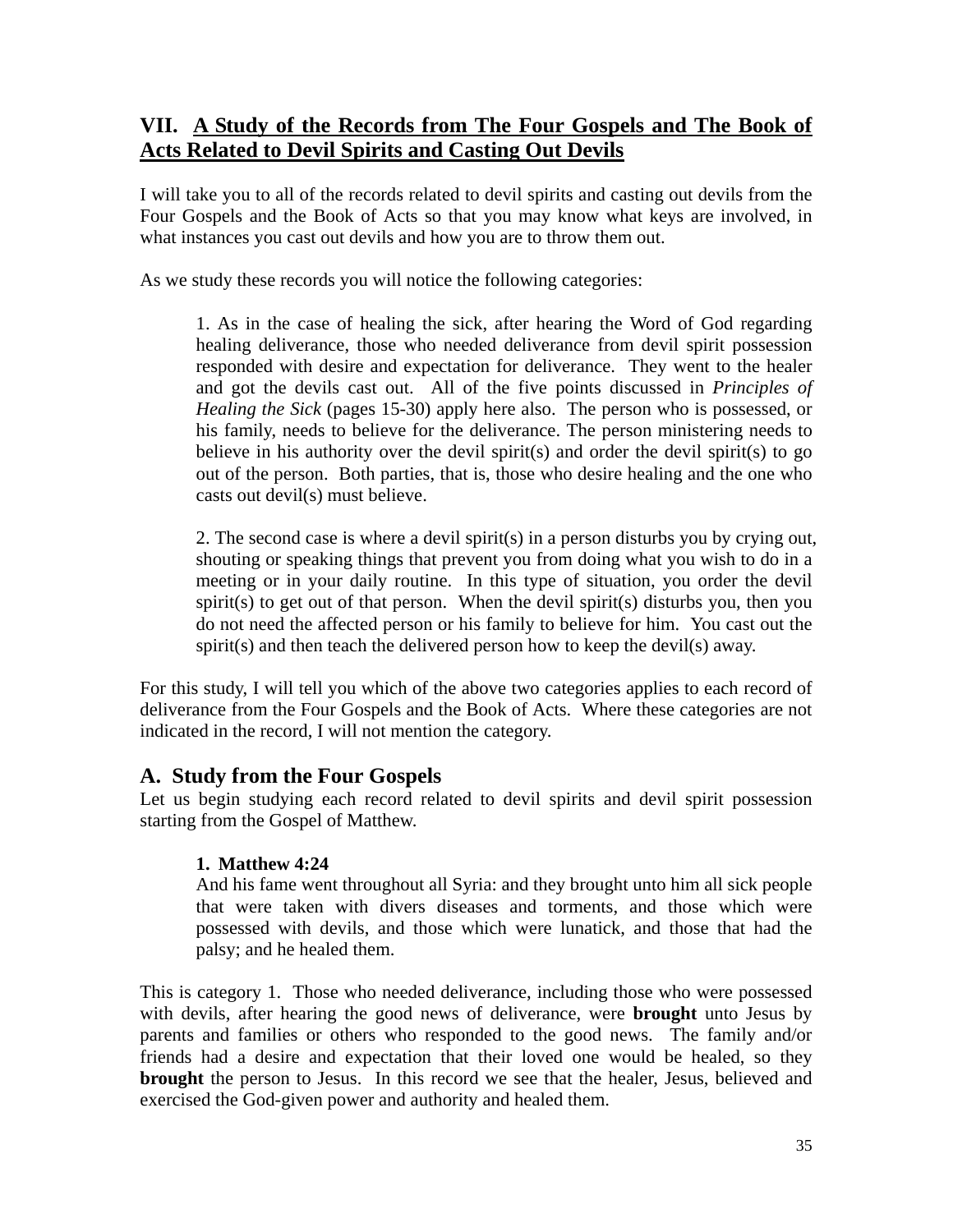## VII. A Study of the Records from The Four Gospels and The Book of Acts Related to Devil Spirits and Casting Out Devils

I will take you to all of the records related to devil spirits and casting out devils from the Four Gospels and the Book of Acts so that you may know what keys are involved, in what instances you cast out devils and how you are to throw them out.

As we study these records you will notice the following categories:

> 1. As in the case of healing the sick, after hearing the Word of God regarding healing deliverance, those who needed deliverance from devil spirit possession responded with desire and expectation for deliverance. They went to the healer and got the devils cast out. All of the five points discussed in *Principles of Healing the Sick* (pages 15-30) apply here also. The person who is possessed, or his family, needs to believe for the deliverance. The person ministering needs to believe in his authority over the devil spirit(s) and order the devil spirit(s) to go out of the person. Both parties, that is, those who desire healing and the one who casts out devil(s) must believe.
>
> 2. The second case is where a devil spirit(s) in a person disturbs you by crying out, shouting or speaking things that prevent you from doing what you wish to do in a meeting or in your daily routine. In this type of situation, you order the devil spirit(s) to get out of that person. When the devil spirit(s) disturbs you, then you do not need the affected person or his family to believe for him. You cast out the spirit(s) and then teach the delivered person how to keep the devil(s) away.

For this study, I will tell you which of the above two categories applies to each record of deliverance from the Four Gospels and the Book of Acts. Where these categories are not indicated in the record, I will not mention the category.

### A. Study from the Four Gospels

Let us begin studying each record related to devil spirits and devil spirit possession starting from the Gospel of Matthew.

> **1. Matthew 4:24**
>
> And his fame went throughout all Syria: and they brought unto him all sick people that were taken with divers diseases and torments, and those which were possessed with devils, and those which were lunatick, and those that had the palsy; and he healed them.

This is category 1. Those who needed deliverance, including those who were possessed with devils, after hearing the good news of deliverance, were **brought** unto Jesus by parents and families or others who responded to the good news. The family and/or friends had a desire and expectation that their loved one would be healed, so they **brought** the person to Jesus. In this record we see that the healer, Jesus, believed and exercised the God-given power and authority and healed them.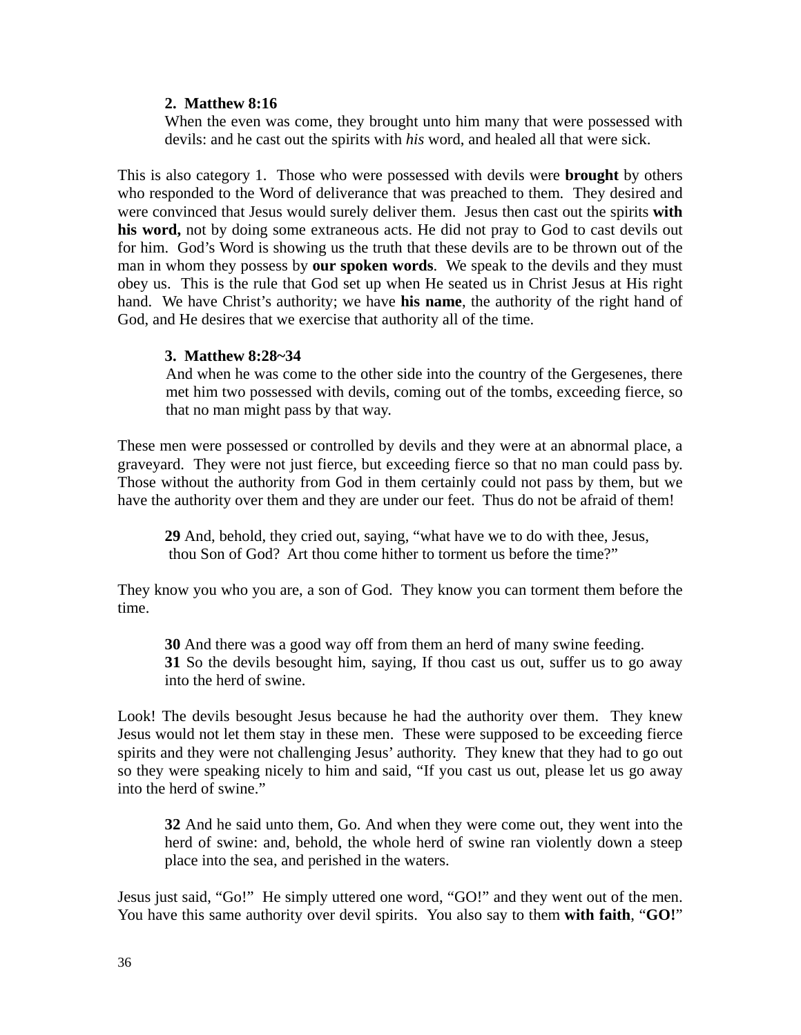**2. Matthew 8:16**

> When the even was come, they brought unto him many that were possessed with devils: and he cast out the spirits with *his* word, and healed all that were sick.

This is also category 1. Those who were possessed with devils were **brought** by others who responded to the Word of deliverance that was preached to them. They desired and were convinced that Jesus would surely deliver them. Jesus then cast out the spirits **with his word,** not by doing some extraneous acts. He did not pray to God to cast devils out for him. God's Word is showing us the truth that these devils are to be thrown out of the man in whom they possess by **our spoken words**. We speak to the devils and they must obey us. This is the rule that God set up when He seated us in Christ Jesus at His right hand. We have Christ's authority; we have **his name**, the authority of the right hand of God, and He desires that we exercise that authority all of the time.

**3. Matthew 8:28~34**

> And when he was come to the other side into the country of the Gergesenes, there met him two possessed with devils, coming out of the tombs, exceeding fierce, so that no man might pass by that way.

These men were possessed or controlled by devils and they were at an abnormal place, a graveyard. They were not just fierce, but exceeding fierce so that no man could pass by. Those without the authority from God in them certainly could not pass by them, but we have the authority over them and they are under our feet. Thus do not be afraid of them!

> **29** And, behold, they cried out, saying, "what have we to do with thee, Jesus, thou Son of God? Art thou come hither to torment us before the time?"

They know you who you are, a son of God. They know you can torment them before the time.

> **30** And there was a good way off from them an herd of many swine feeding.
> **31** So the devils besought him, saying, If thou cast us out, suffer us to go away into the herd of swine.

Look! The devils besought Jesus because he had the authority over them. They knew Jesus would not let them stay in these men. These were supposed to be exceeding fierce spirits and they were not challenging Jesus' authority. They knew that they had to go out so they were speaking nicely to him and said, "If you cast us out, please let us go away into the herd of swine."

> **32** And he said unto them, Go. And when they were come out, they went into the herd of swine: and, behold, the whole herd of swine ran violently down a steep place into the sea, and perished in the waters.

Jesus just said, "Go!" He simply uttered one word, "GO!" and they went out of the men. You have this same authority over devil spirits. You also say to them **with faith**, "**GO!**"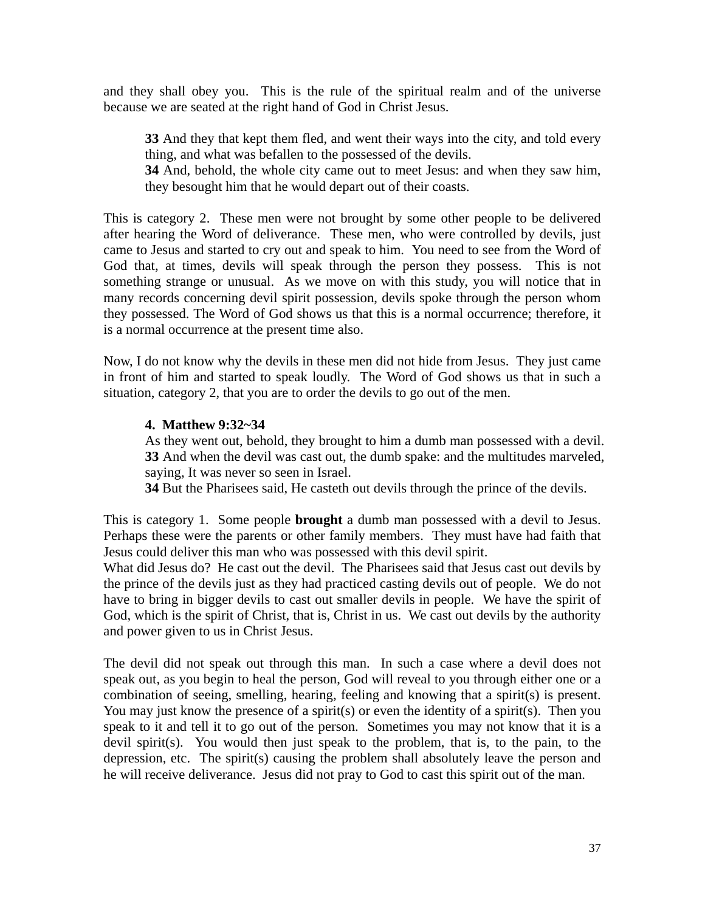and they shall obey you. This is the rule of the spiritual realm and of the universe because we are seated at the right hand of God in Christ Jesus.

> **33** And they that kept them fled, and went their ways into the city, and told every thing, and what was befallen to the possessed of the devils.
> **34** And, behold, the whole city came out to meet Jesus: and when they saw him, they besought him that he would depart out of their coasts.

This is category 2. These men were not brought by some other people to be delivered after hearing the Word of deliverance. These men, who were controlled by devils, just came to Jesus and started to cry out and speak to him. You need to see from the Word of God that, at times, devils will speak through the person they possess. This is not something strange or unusual. As we move on with this study, you will notice that in many records concerning devil spirit possession, devils spoke through the person whom they possessed. The Word of God shows us that this is a normal occurrence; therefore, it is a normal occurrence at the present time also.

Now, I do not know why the devils in these men did not hide from Jesus. They just came in front of him and started to speak loudly. The Word of God shows us that in such a situation, category 2, that you are to order the devils to go out of the men.

> **4. Matthew 9:32~34**
> As they went out, behold, they brought to him a dumb man possessed with a devil.
> **33** And when the devil was cast out, the dumb spake: and the multitudes marveled, saying, It was never so seen in Israel.
> **34** But the Pharisees said, He casteth out devils through the prince of the devils.

This is category 1. Some people **brought** a dumb man possessed with a devil to Jesus. Perhaps these were the parents or other family members. They must have had faith that Jesus could deliver this man who was possessed with this devil spirit.
What did Jesus do? He cast out the devil. The Pharisees said that Jesus cast out devils by the prince of the devils just as they had practiced casting devils out of people. We do not have to bring in bigger devils to cast out smaller devils in people. We have the spirit of God, which is the spirit of Christ, that is, Christ in us. We cast out devils by the authority and power given to us in Christ Jesus.

The devil did not speak out through this man. In such a case where a devil does not speak out, as you begin to heal the person, God will reveal to you through either one or a combination of seeing, smelling, hearing, feeling and knowing that a spirit(s) is present. You may just know the presence of a spirit(s) or even the identity of a spirit(s). Then you speak to it and tell it to go out of the person. Sometimes you may not know that it is a devil spirit(s). You would then just speak to the problem, that is, to the pain, to the depression, etc. The spirit(s) causing the problem shall absolutely leave the person and he will receive deliverance. Jesus did not pray to God to cast this spirit out of the man.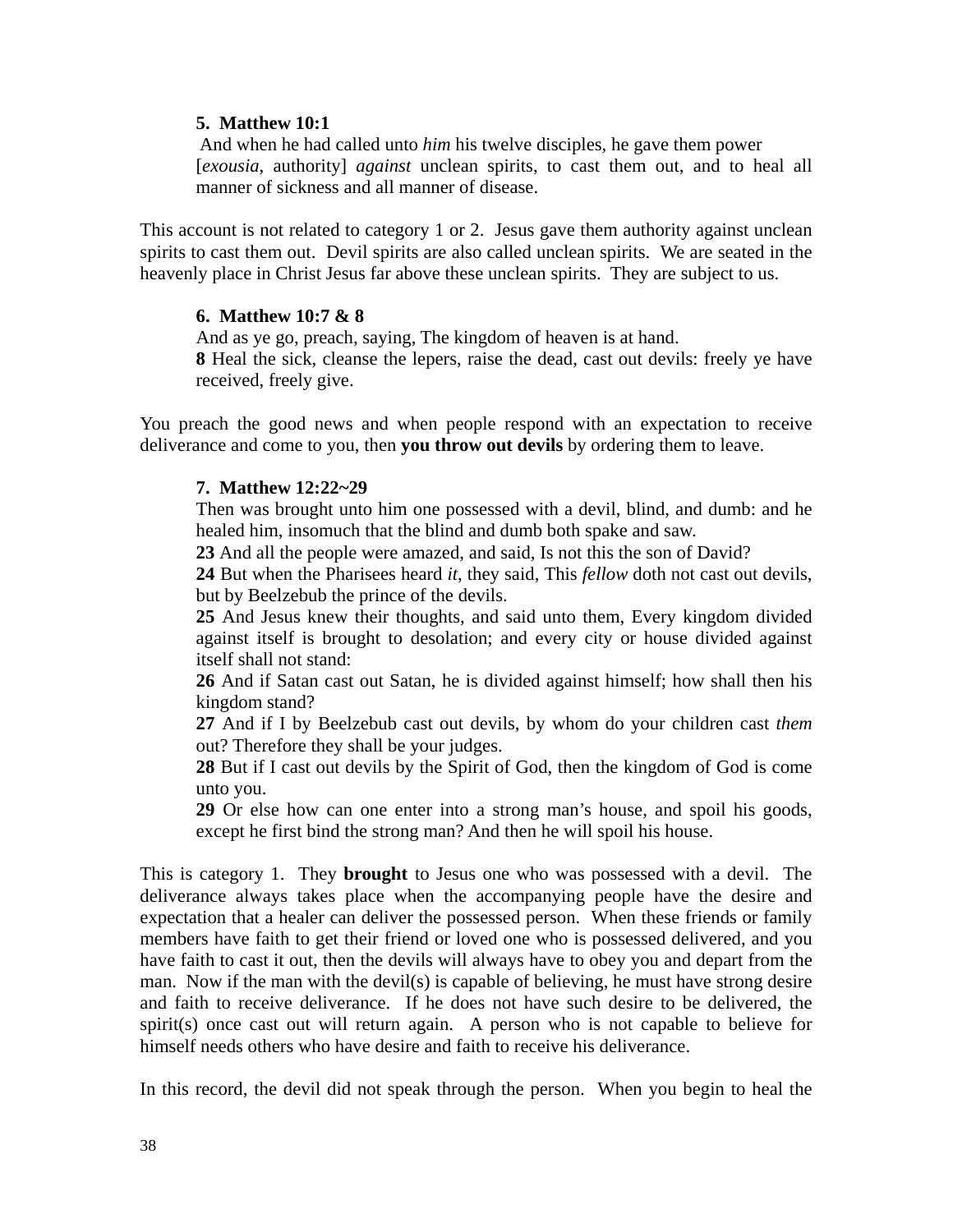**5. Matthew 10:1**

And when he had called unto *him* his twelve disciples, he gave them power [*exousia*, authority] *against* unclean spirits, to cast them out, and to heal all manner of sickness and all manner of disease.

This account is not related to category 1 or 2. Jesus gave them authority against unclean spirits to cast them out. Devil spirits are also called unclean spirits. We are seated in the heavenly place in Christ Jesus far above these unclean spirits. They are subject to us.

**6. Matthew 10:7 & 8**

And as ye go, preach, saying, The kingdom of heaven is at hand.
**8** Heal the sick, cleanse the lepers, raise the dead, cast out devils: freely ye have received, freely give.

You preach the good news and when people respond with an expectation to receive deliverance and come to you, then **you throw out devils** by ordering them to leave.

**7. Matthew 12:22~29**

Then was brought unto him one possessed with a devil, blind, and dumb: and he healed him, insomuch that the blind and dumb both spake and saw.
**23** And all the people were amazed, and said, Is not this the son of David?
**24** But when the Pharisees heard *it*, they said, This *fellow* doth not cast out devils, but by Beelzebub the prince of the devils.
**25** And Jesus knew their thoughts, and said unto them, Every kingdom divided against itself is brought to desolation; and every city or house divided against itself shall not stand:
**26** And if Satan cast out Satan, he is divided against himself; how shall then his kingdom stand?
**27** And if I by Beelzebub cast out devils, by whom do your children cast *them* out? Therefore they shall be your judges.
**28** But if I cast out devils by the Spirit of God, then the kingdom of God is come unto you.
**29** Or else how can one enter into a strong man's house, and spoil his goods, except he first bind the strong man? And then he will spoil his house.

This is category 1. They **brought** to Jesus one who was possessed with a devil. The deliverance always takes place when the accompanying people have the desire and expectation that a healer can deliver the possessed person. When these friends or family members have faith to get their friend or loved one who is possessed delivered, and you have faith to cast it out, then the devils will always have to obey you and depart from the man. Now if the man with the devil(s) is capable of believing, he must have strong desire and faith to receive deliverance. If he does not have such desire to be delivered, the spirit(s) once cast out will return again. A person who is not capable to believe for himself needs others who have desire and faith to receive his deliverance.

In this record, the devil did not speak through the person. When you begin to heal the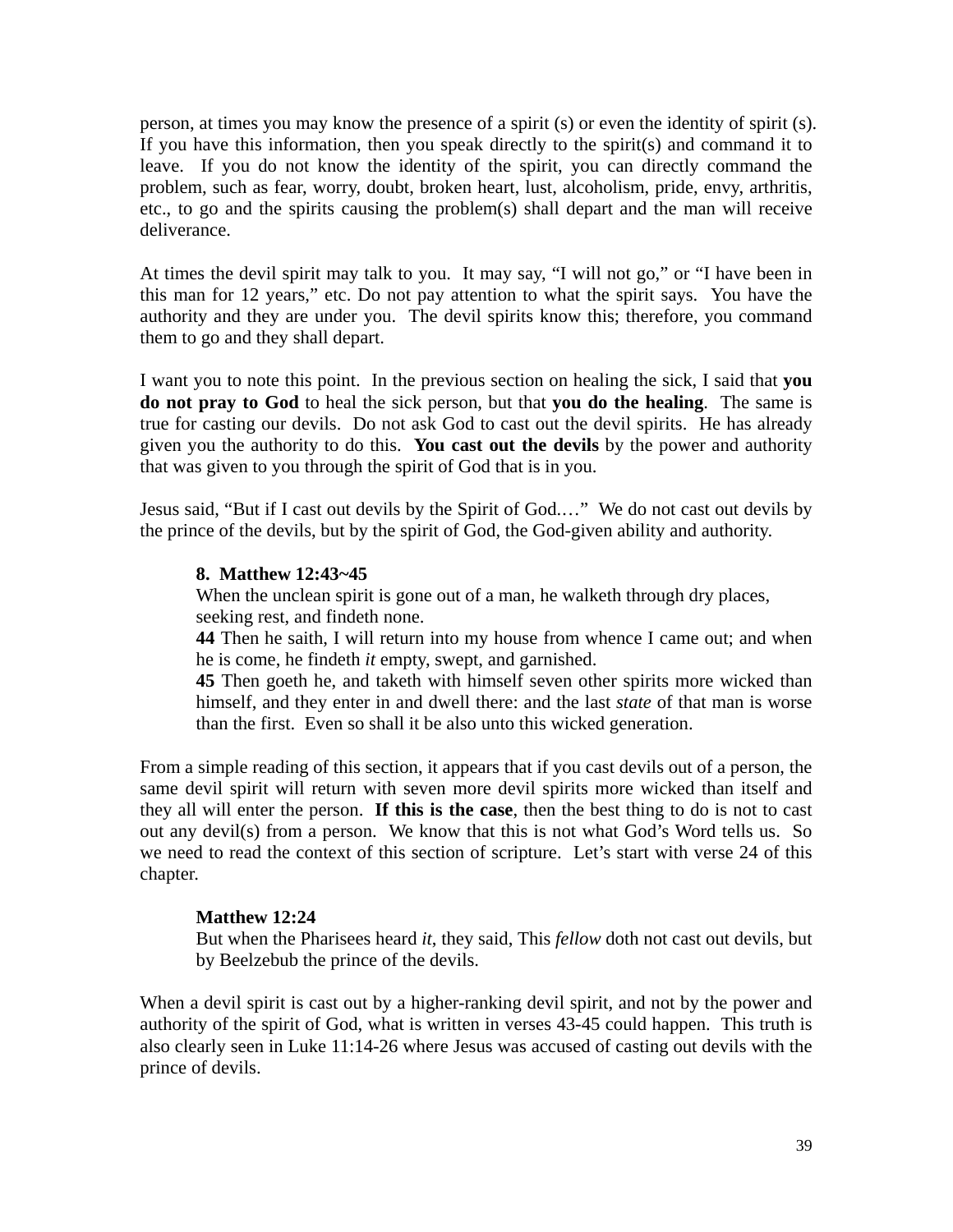person, at times you may know the presence of a spirit (s) or even the identity of spirit (s). If you have this information, then you speak directly to the spirit(s) and command it to leave. If you do not know the identity of the spirit, you can directly command the problem, such as fear, worry, doubt, broken heart, lust, alcoholism, pride, envy, arthritis, etc., to go and the spirits causing the problem(s) shall depart and the man will receive deliverance.

At times the devil spirit may talk to you. It may say, "I will not go," or "I have been in this man for 12 years," etc. Do not pay attention to what the spirit says. You have the authority and they are under you. The devil spirits know this; therefore, you command them to go and they shall depart.

I want you to note this point. In the previous section on healing the sick, I said that **you do not pray to God** to heal the sick person, but that **you do the healing**. The same is true for casting our devils. Do not ask God to cast out the devil spirits. He has already given you the authority to do this. **You cast out the devils** by the power and authority that was given to you through the spirit of God that is in you.

Jesus said, "But if I cast out devils by the Spirit of God.…" We do not cast out devils by the prince of the devils, but by the spirit of God, the God-given ability and authority.

> **8. Matthew 12:43~45**
> When the unclean spirit is gone out of a man, he walketh through dry places, seeking rest, and findeth none.
> **44** Then he saith, I will return into my house from whence I came out; and when he is come, he findeth *it* empty, swept, and garnished.
> **45** Then goeth he, and taketh with himself seven other spirits more wicked than himself, and they enter in and dwell there: and the last *state* of that man is worse than the first. Even so shall it be also unto this wicked generation.

From a simple reading of this section, it appears that if you cast devils out of a person, the same devil spirit will return with seven more devil spirits more wicked than itself and they all will enter the person. **If this is the case**, then the best thing to do is not to cast out any devil(s) from a person. We know that this is not what God's Word tells us. So we need to read the context of this section of scripture. Let's start with verse 24 of this chapter.

> **Matthew 12:24**
> But when the Pharisees heard *it*, they said, This *fellow* doth not cast out devils, but by Beelzebub the prince of the devils.

When a devil spirit is cast out by a higher-ranking devil spirit, and not by the power and authority of the spirit of God, what is written in verses 43-45 could happen. This truth is also clearly seen in Luke 11:14-26 where Jesus was accused of casting out devils with the prince of devils.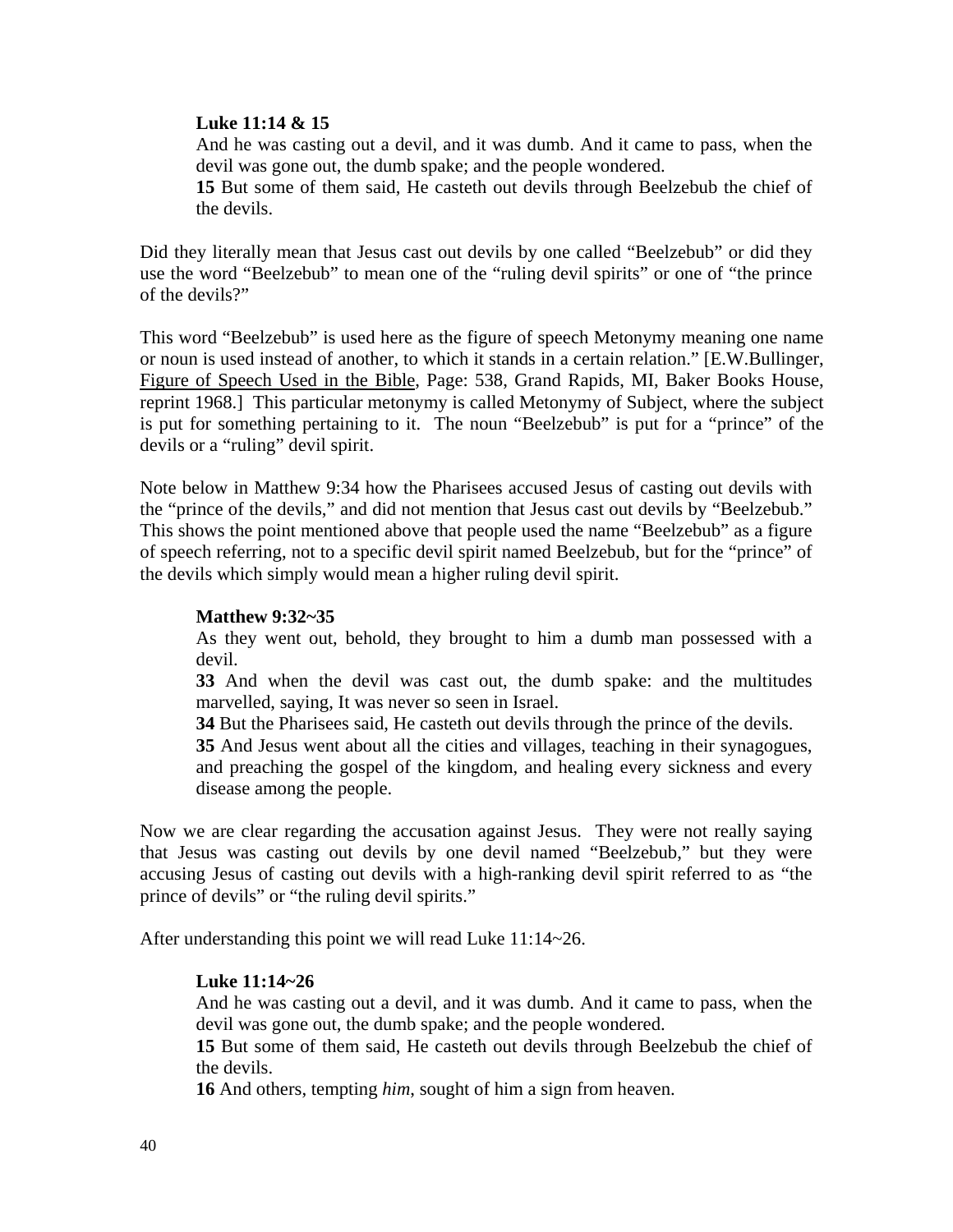**Luke 11:14 & 15**

And he was casting out a devil, and it was dumb. And it came to pass, when the devil was gone out, the dumb spake; and the people wondered.

**15** But some of them said, He casteth out devils through Beelzebub the chief of the devils.

Did they literally mean that Jesus cast out devils by one called "Beelzebub" or did they use the word "Beelzebub" to mean one of the "ruling devil spirits" or one of "the prince of the devils?"

This word "Beelzebub" is used here as the figure of speech Metonymy meaning one name or noun is used instead of another, to which it stands in a certain relation." [E.W.Bullinger, Figure of Speech Used in the Bible, Page: 538, Grand Rapids, MI, Baker Books House, reprint 1968.] This particular metonymy is called Metonymy of Subject, where the subject is put for something pertaining to it. The noun "Beelzebub" is put for a "prince" of the devils or a "ruling" devil spirit.

Note below in Matthew 9:34 how the Pharisees accused Jesus of casting out devils with the "prince of the devils," and did not mention that Jesus cast out devils by "Beelzebub." This shows the point mentioned above that people used the name "Beelzebub" as a figure of speech referring, not to a specific devil spirit named Beelzebub, but for the "prince" of the devils which simply would mean a higher ruling devil spirit.

**Matthew 9:32~35**

As they went out, behold, they brought to him a dumb man possessed with a devil.

**33** And when the devil was cast out, the dumb spake: and the multitudes marvelled, saying, It was never so seen in Israel.

**34** But the Pharisees said, He casteth out devils through the prince of the devils.

**35** And Jesus went about all the cities and villages, teaching in their synagogues, and preaching the gospel of the kingdom, and healing every sickness and every disease among the people.

Now we are clear regarding the accusation against Jesus. They were not really saying that Jesus was casting out devils by one devil named "Beelzebub," but they were accusing Jesus of casting out devils with a high-ranking devil spirit referred to as "the prince of devils" or "the ruling devil spirits."

After understanding this point we will read Luke 11:14~26.

**Luke 11:14~26**

And he was casting out a devil, and it was dumb. And it came to pass, when the devil was gone out, the dumb spake; and the people wondered.

**15** But some of them said, He casteth out devils through Beelzebub the chief of the devils.

**16** And others, tempting *him*, sought of him a sign from heaven.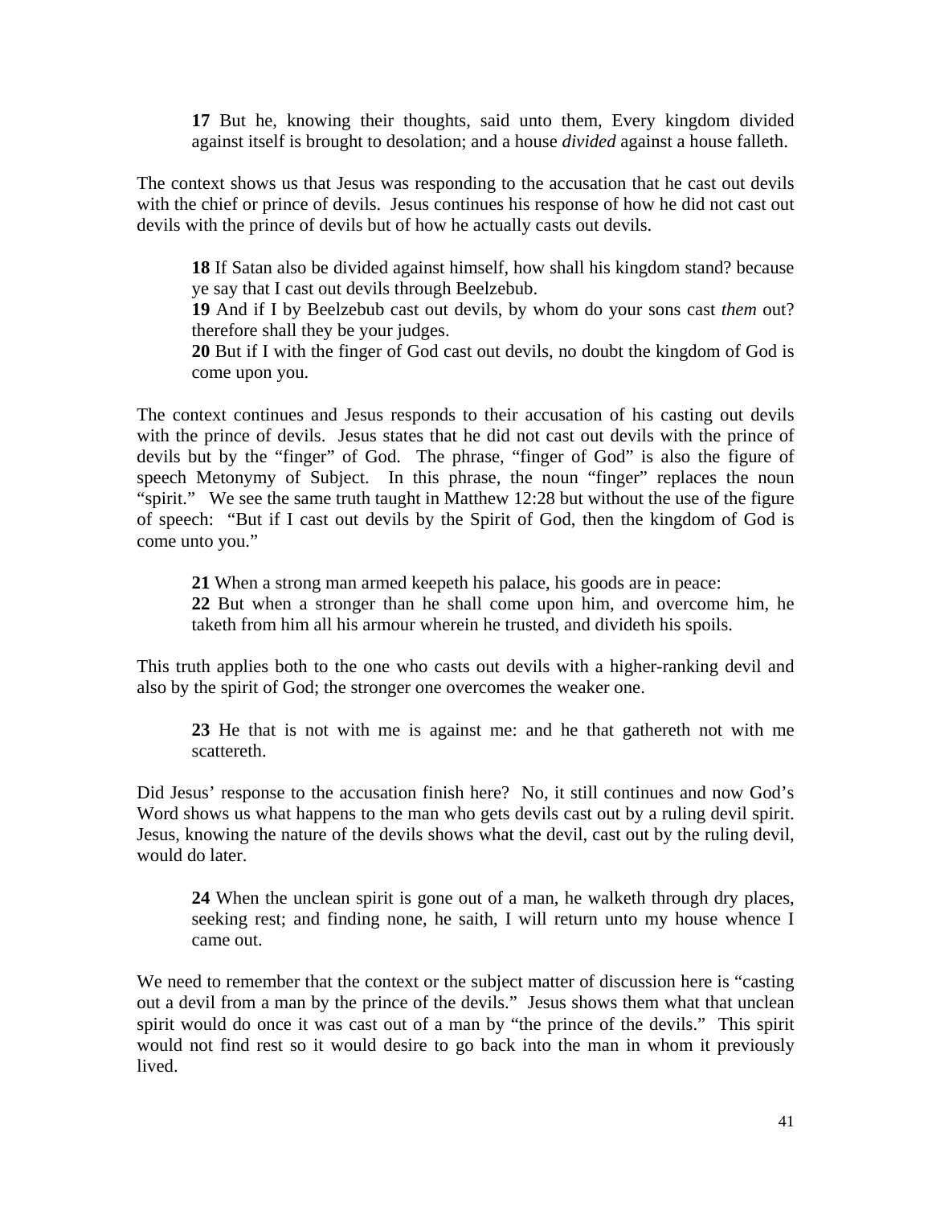> **17** But he, knowing their thoughts, said unto them, Every kingdom divided against itself is brought to desolation; and a house *divided* against a house falleth.

The context shows us that Jesus was responding to the accusation that he cast out devils with the chief or prince of devils. Jesus continues his response of how he did not cast out devils with the prince of devils but of how he actually casts out devils.

> **18** If Satan also be divided against himself, how shall his kingdom stand? because ye say that I cast out devils through Beelzebub.
> **19** And if I by Beelzebub cast out devils, by whom do your sons cast *them* out? therefore shall they be your judges.
> **20** But if I with the finger of God cast out devils, no doubt the kingdom of God is come upon you.

The context continues and Jesus responds to their accusation of his casting out devils with the prince of devils. Jesus states that he did not cast out devils with the prince of devils but by the "finger" of God. The phrase, "finger of God" is also the figure of speech Metonymy of Subject. In this phrase, the noun "finger" replaces the noun "spirit." We see the same truth taught in Matthew 12:28 but without the use of the figure of speech: "But if I cast out devils by the Spirit of God, then the kingdom of God is come unto you."

> **21** When a strong man armed keepeth his palace, his goods are in peace:
> **22** But when a stronger than he shall come upon him, and overcome him, he taketh from him all his armour wherein he trusted, and divideth his spoils.

This truth applies both to the one who casts out devils with a higher-ranking devil and also by the spirit of God; the stronger one overcomes the weaker one.

> **23** He that is not with me is against me: and he that gathereth not with me scattereth.

Did Jesus' response to the accusation finish here? No, it still continues and now God's Word shows us what happens to the man who gets devils cast out by a ruling devil spirit. Jesus, knowing the nature of the devils shows what the devil, cast out by the ruling devil, would do later.

> **24** When the unclean spirit is gone out of a man, he walketh through dry places, seeking rest; and finding none, he saith, I will return unto my house whence I came out.

We need to remember that the context or the subject matter of discussion here is "casting out a devil from a man by the prince of the devils." Jesus shows them what that unclean spirit would do once it was cast out of a man by "the prince of the devils." This spirit would not find rest so it would desire to go back into the man in whom it previously lived.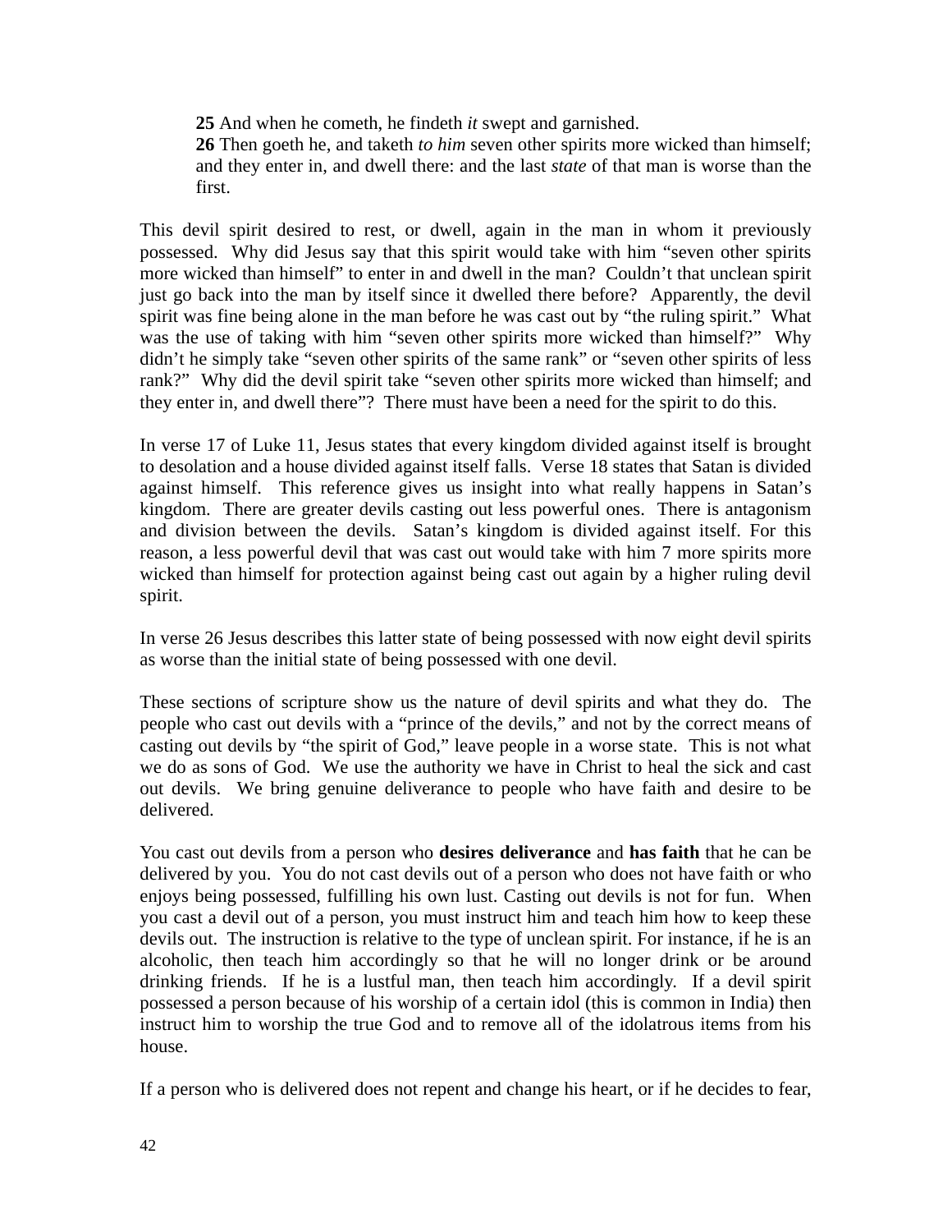> **25** And when he cometh, he findeth *it* swept and garnished.
> **26** Then goeth he, and taketh *to him* seven other spirits more wicked than himself; and they enter in, and dwell there: and the last *state* of that man is worse than the first.

This devil spirit desired to rest, or dwell, again in the man in whom it previously possessed. Why did Jesus say that this spirit would take with him "seven other spirits more wicked than himself" to enter in and dwell in the man? Couldn't that unclean spirit just go back into the man by itself since it dwelled there before? Apparently, the devil spirit was fine being alone in the man before he was cast out by "the ruling spirit." What was the use of taking with him "seven other spirits more wicked than himself?" Why didn't he simply take "seven other spirits of the same rank" or "seven other spirits of less rank?" Why did the devil spirit take "seven other spirits more wicked than himself; and they enter in, and dwell there"? There must have been a need for the spirit to do this.

In verse 17 of Luke 11, Jesus states that every kingdom divided against itself is brought to desolation and a house divided against itself falls. Verse 18 states that Satan is divided against himself. This reference gives us insight into what really happens in Satan's kingdom. There are greater devils casting out less powerful ones. There is antagonism and division between the devils. Satan's kingdom is divided against itself. For this reason, a less powerful devil that was cast out would take with him 7 more spirits more wicked than himself for protection against being cast out again by a higher ruling devil spirit.

In verse 26 Jesus describes this latter state of being possessed with now eight devil spirits as worse than the initial state of being possessed with one devil.

These sections of scripture show us the nature of devil spirits and what they do. The people who cast out devils with a "prince of the devils," and not by the correct means of casting out devils by "the spirit of God," leave people in a worse state. This is not what we do as sons of God. We use the authority we have in Christ to heal the sick and cast out devils. We bring genuine deliverance to people who have faith and desire to be delivered.

You cast out devils from a person who **desires deliverance** and **has faith** that he can be delivered by you. You do not cast devils out of a person who does not have faith or who enjoys being possessed, fulfilling his own lust. Casting out devils is not for fun. When you cast a devil out of a person, you must instruct him and teach him how to keep these devils out. The instruction is relative to the type of unclean spirit. For instance, if he is an alcoholic, then teach him accordingly so that he will no longer drink or be around drinking friends. If he is a lustful man, then teach him accordingly. If a devil spirit possessed a person because of his worship of a certain idol (this is common in India) then instruct him to worship the true God and to remove all of the idolatrous items from his house.

If a person who is delivered does not repent and change his heart, or if he decides to fear,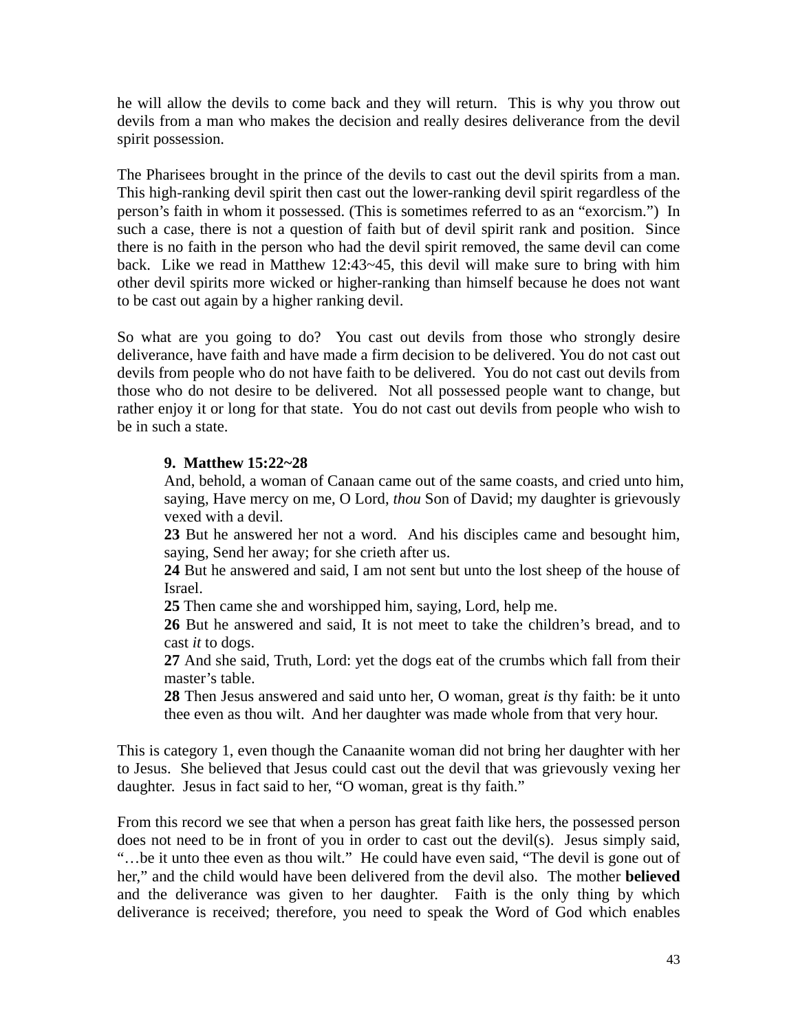he will allow the devils to come back and they will return. This is why you throw out devils from a man who makes the decision and really desires deliverance from the devil spirit possession.

The Pharisees brought in the prince of the devils to cast out the devil spirits from a man. This high-ranking devil spirit then cast out the lower-ranking devil spirit regardless of the person's faith in whom it possessed. (This is sometimes referred to as an "exorcism.") In such a case, there is not a question of faith but of devil spirit rank and position. Since there is no faith in the person who had the devil spirit removed, the same devil can come back. Like we read in Matthew 12:43~45, this devil will make sure to bring with him other devil spirits more wicked or higher-ranking than himself because he does not want to be cast out again by a higher ranking devil.

So what are you going to do? You cast out devils from those who strongly desire deliverance, have faith and have made a firm decision to be delivered. You do not cast out devils from people who do not have faith to be delivered. You do not cast out devils from those who do not desire to be delivered. Not all possessed people want to change, but rather enjoy it or long for that state. You do not cast out devils from people who wish to be in such a state.

> **9. Matthew 15:22~28**
> And, behold, a woman of Canaan came out of the same coasts, and cried unto him, saying, Have mercy on me, O Lord, *thou* Son of David; my daughter is grievously vexed with a devil.
> **23** But he answered her not a word. And his disciples came and besought him, saying, Send her away; for she crieth after us.
> **24** But he answered and said, I am not sent but unto the lost sheep of the house of Israel.
> **25** Then came she and worshipped him, saying, Lord, help me.
> **26** But he answered and said, It is not meet to take the children's bread, and to cast *it* to dogs.
> **27** And she said, Truth, Lord: yet the dogs eat of the crumbs which fall from their master's table.
> **28** Then Jesus answered and said unto her, O woman, great *is* thy faith: be it unto thee even as thou wilt. And her daughter was made whole from that very hour.

This is category 1, even though the Canaanite woman did not bring her daughter with her to Jesus. She believed that Jesus could cast out the devil that was grievously vexing her daughter. Jesus in fact said to her, "O woman, great is thy faith."

From this record we see that when a person has great faith like hers, the possessed person does not need to be in front of you in order to cast out the devil(s). Jesus simply said, "…be it unto thee even as thou wilt." He could have even said, "The devil is gone out of her," and the child would have been delivered from the devil also. The mother **believed** and the deliverance was given to her daughter. Faith is the only thing by which deliverance is received; therefore, you need to speak the Word of God which enables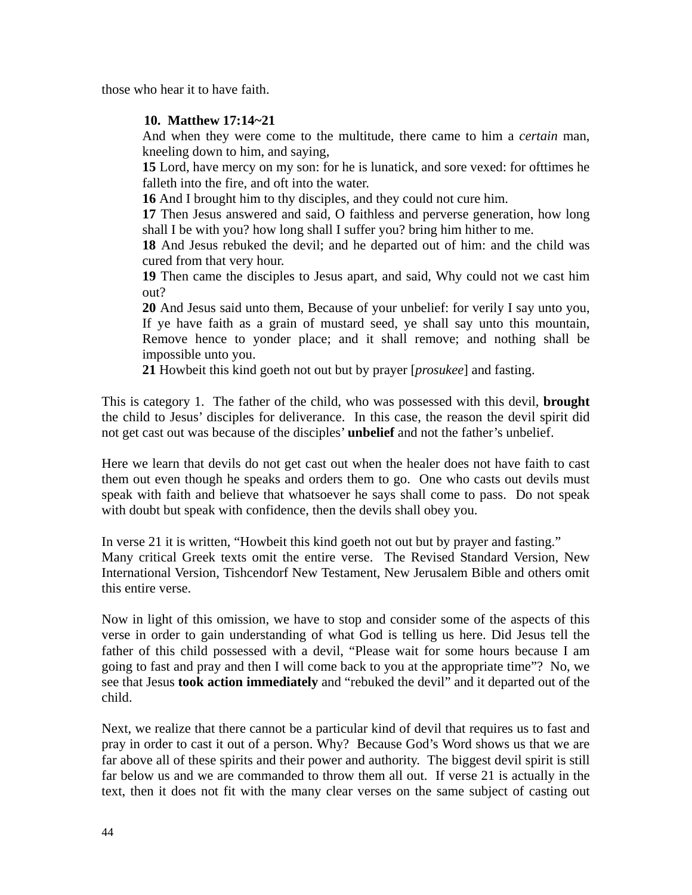those who hear it to have faith.

> **10. Matthew 17:14~21**
>
> And when they were come to the multitude, there came to him a *certain* man, kneeling down to him, and saying,
>
> **15** Lord, have mercy on my son: for he is lunatick, and sore vexed: for ofttimes he falleth into the fire, and oft into the water.
>
> **16** And I brought him to thy disciples, and they could not cure him.
>
> **17** Then Jesus answered and said, O faithless and perverse generation, how long shall I be with you? how long shall I suffer you? bring him hither to me.
>
> **18** And Jesus rebuked the devil; and he departed out of him: and the child was cured from that very hour.
>
> **19** Then came the disciples to Jesus apart, and said, Why could not we cast him out?
>
> **20** And Jesus said unto them, Because of your unbelief: for verily I say unto you, If ye have faith as a grain of mustard seed, ye shall say unto this mountain, Remove hence to yonder place; and it shall remove; and nothing shall be impossible unto you.
>
> **21** Howbeit this kind goeth not out but by prayer [*prosukee*] and fasting.

This is category 1. The father of the child, who was possessed with this devil, **brought** the child to Jesus' disciples for deliverance. In this case, the reason the devil spirit did not get cast out was because of the disciples' **unbelief** and not the father's unbelief.

Here we learn that devils do not get cast out when the healer does not have faith to cast them out even though he speaks and orders them to go. One who casts out devils must speak with faith and believe that whatsoever he says shall come to pass. Do not speak with doubt but speak with confidence, then the devils shall obey you.

In verse 21 it is written, "Howbeit this kind goeth not out but by prayer and fasting." Many critical Greek texts omit the entire verse. The Revised Standard Version, New International Version, Tishcendorf New Testament, New Jerusalem Bible and others omit this entire verse.

Now in light of this omission, we have to stop and consider some of the aspects of this verse in order to gain understanding of what God is telling us here. Did Jesus tell the father of this child possessed with a devil, "Please wait for some hours because I am going to fast and pray and then I will come back to you at the appropriate time"? No, we see that Jesus **took action immediately** and "rebuked the devil" and it departed out of the child.

Next, we realize that there cannot be a particular kind of devil that requires us to fast and pray in order to cast it out of a person. Why? Because God's Word shows us that we are far above all of these spirits and their power and authority. The biggest devil spirit is still far below us and we are commanded to throw them all out. If verse 21 is actually in the text, then it does not fit with the many clear verses on the same subject of casting out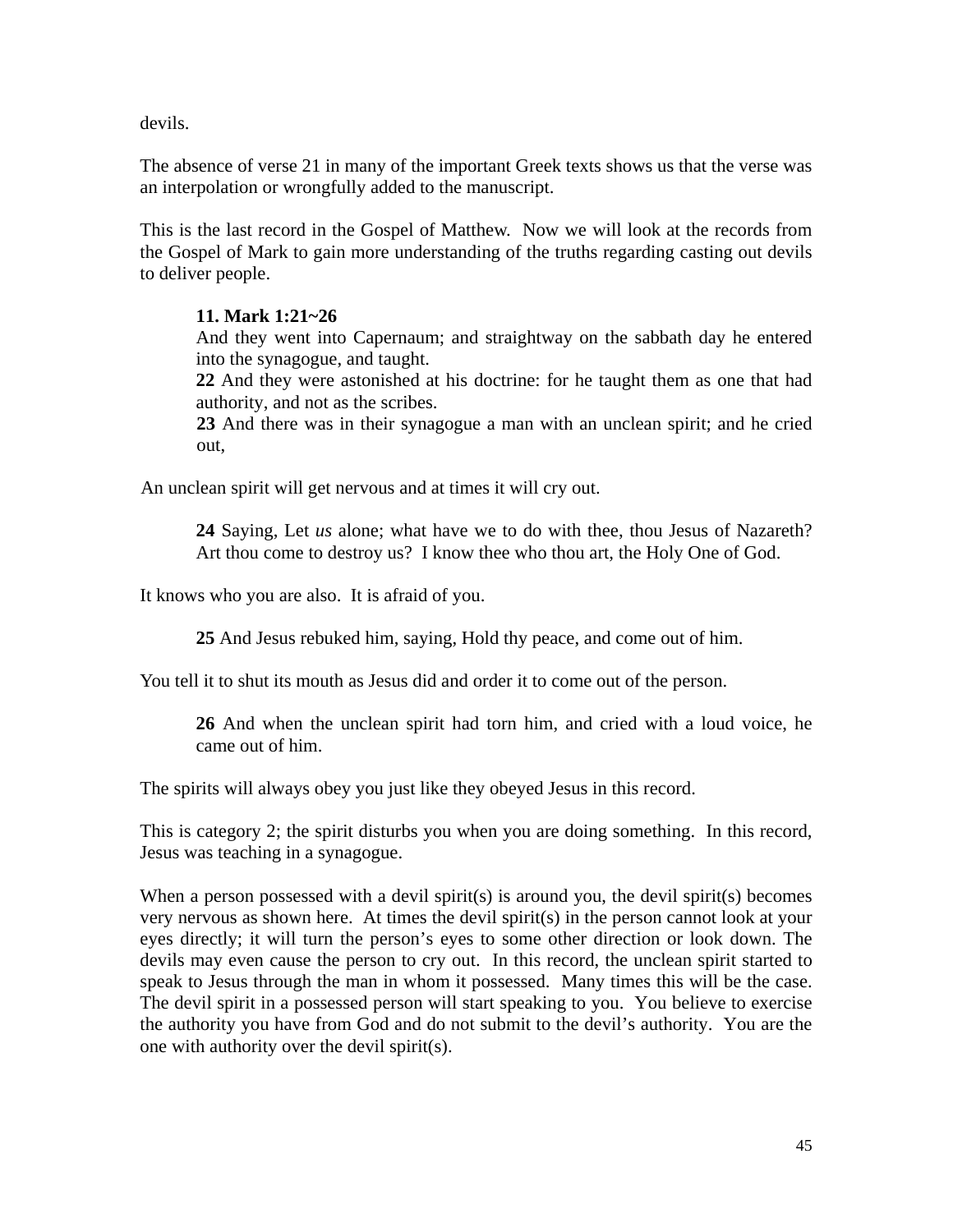devils.

The absence of verse 21 in many of the important Greek texts shows us that the verse was an interpolation or wrongfully added to the manuscript.

This is the last record in the Gospel of Matthew. Now we will look at the records from the Gospel of Mark to gain more understanding of the truths regarding casting out devils to deliver people.

> **11. Mark 1:21~26**
> And they went into Capernaum; and straightway on the sabbath day he entered into the synagogue, and taught.
> **22** And they were astonished at his doctrine: for he taught them as one that had authority, and not as the scribes.
> **23** And there was in their synagogue a man with an unclean spirit; and he cried out,

An unclean spirit will get nervous and at times it will cry out.

> **24** Saying, Let *us* alone; what have we to do with thee, thou Jesus of Nazareth? Art thou come to destroy us? I know thee who thou art, the Holy One of God.

It knows who you are also. It is afraid of you.

> **25** And Jesus rebuked him, saying, Hold thy peace, and come out of him.

You tell it to shut its mouth as Jesus did and order it to come out of the person.

> **26** And when the unclean spirit had torn him, and cried with a loud voice, he came out of him.

The spirits will always obey you just like they obeyed Jesus in this record.

This is category 2; the spirit disturbs you when you are doing something. In this record, Jesus was teaching in a synagogue.

When a person possessed with a devil spirit(s) is around you, the devil spirit(s) becomes very nervous as shown here. At times the devil spirit(s) in the person cannot look at your eyes directly; it will turn the person's eyes to some other direction or look down. The devils may even cause the person to cry out. In this record, the unclean spirit started to speak to Jesus through the man in whom it possessed. Many times this will be the case. The devil spirit in a possessed person will start speaking to you. You believe to exercise the authority you have from God and do not submit to the devil's authority. You are the one with authority over the devil spirit(s).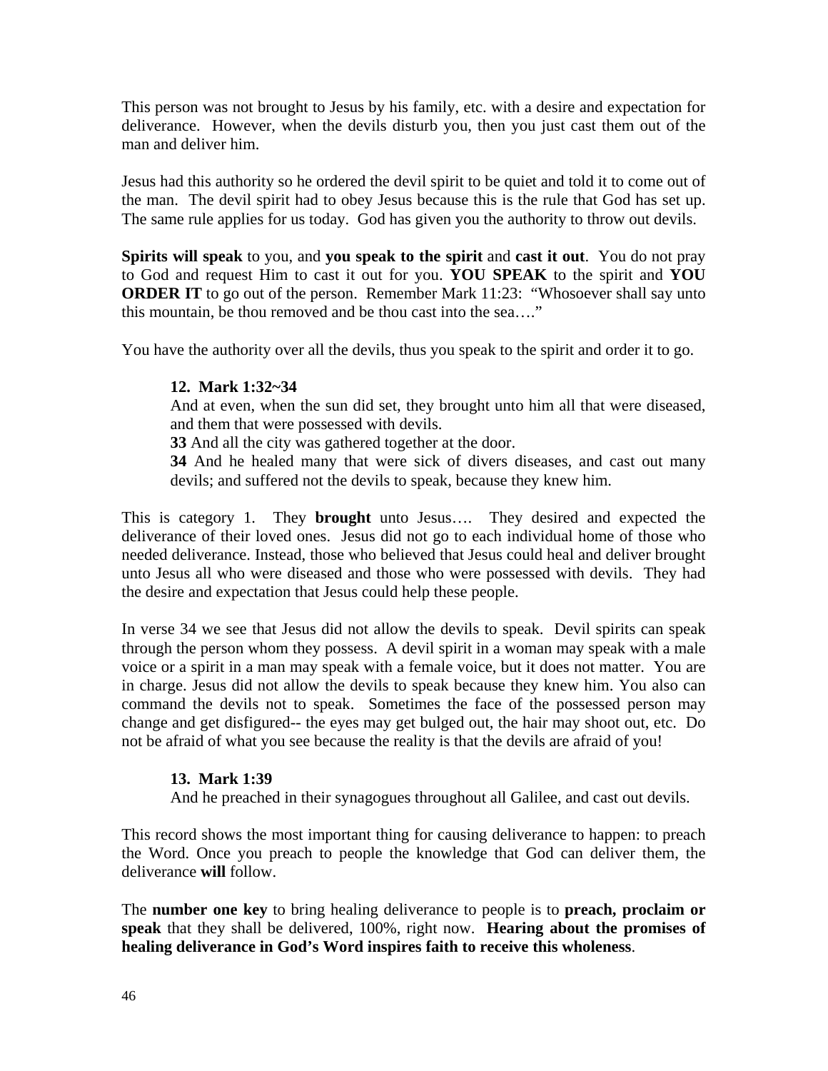This person was not brought to Jesus by his family, etc. with a desire and expectation for deliverance. However, when the devils disturb you, then you just cast them out of the man and deliver him.

Jesus had this authority so he ordered the devil spirit to be quiet and told it to come out of the man. The devil spirit had to obey Jesus because this is the rule that God has set up. The same rule applies for us today. God has given you the authority to throw out devils.

**Spirits will speak** to you, and **you speak to the spirit** and **cast it out**. You do not pray to God and request Him to cast it out for you. **YOU SPEAK** to the spirit and **YOU ORDER IT** to go out of the person. Remember Mark 11:23: "Whosoever shall say unto this mountain, be thou removed and be thou cast into the sea…."

You have the authority over all the devils, thus you speak to the spirit and order it to go.

> **12. Mark 1:32~34**
> And at even, when the sun did set, they brought unto him all that were diseased, and them that were possessed with devils.
> **33** And all the city was gathered together at the door.
> **34** And he healed many that were sick of divers diseases, and cast out many devils; and suffered not the devils to speak, because they knew him.

This is category 1. They **brought** unto Jesus…. They desired and expected the deliverance of their loved ones. Jesus did not go to each individual home of those who needed deliverance. Instead, those who believed that Jesus could heal and deliver brought unto Jesus all who were diseased and those who were possessed with devils. They had the desire and expectation that Jesus could help these people.

In verse 34 we see that Jesus did not allow the devils to speak. Devil spirits can speak through the person whom they possess. A devil spirit in a woman may speak with a male voice or a spirit in a man may speak with a female voice, but it does not matter. You are in charge. Jesus did not allow the devils to speak because they knew him. You also can command the devils not to speak. Sometimes the face of the possessed person may change and get disfigured-- the eyes may get bulged out, the hair may shoot out, etc. Do not be afraid of what you see because the reality is that the devils are afraid of you!

> **13. Mark 1:39**
> And he preached in their synagogues throughout all Galilee, and cast out devils.

This record shows the most important thing for causing deliverance to happen: to preach the Word. Once you preach to people the knowledge that God can deliver them, the deliverance **will** follow.

The **number one key** to bring healing deliverance to people is to **preach, proclaim or speak** that they shall be delivered, 100%, right now. **Hearing about the promises of healing deliverance in God's Word inspires faith to receive this wholeness**.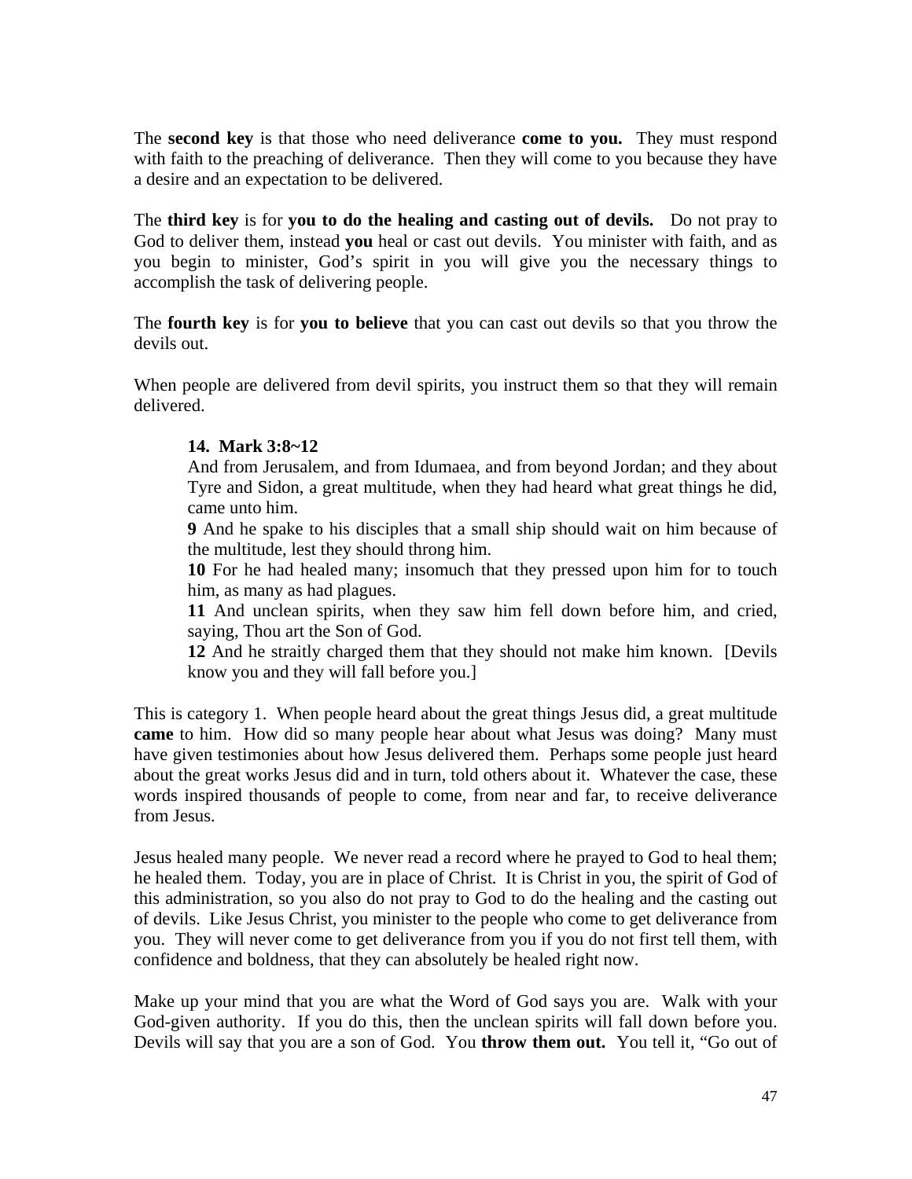The **second key** is that those who need deliverance **come to you.** They must respond with faith to the preaching of deliverance. Then they will come to you because they have a desire and an expectation to be delivered.

The **third key** is for **you to do the healing and casting out of devils.** Do not pray to God to deliver them, instead **you** heal or cast out devils. You minister with faith, and as you begin to minister, God's spirit in you will give you the necessary things to accomplish the task of delivering people.

The **fourth key** is for **you to believe** that you can cast out devils so that you throw the devils out.

When people are delivered from devil spirits, you instruct them so that they will remain delivered.

> **14. Mark 3:8~12**
> And from Jerusalem, and from Idumaea, and from beyond Jordan; and they about Tyre and Sidon, a great multitude, when they had heard what great things he did, came unto him.
> **9** And he spake to his disciples that a small ship should wait on him because of the multitude, lest they should throng him.
> **10** For he had healed many; insomuch that they pressed upon him for to touch him, as many as had plagues.
> **11** And unclean spirits, when they saw him fell down before him, and cried, saying, Thou art the Son of God.
> **12** And he straitly charged them that they should not make him known. [Devils know you and they will fall before you.]

This is category 1. When people heard about the great things Jesus did, a great multitude **came** to him. How did so many people hear about what Jesus was doing? Many must have given testimonies about how Jesus delivered them. Perhaps some people just heard about the great works Jesus did and in turn, told others about it. Whatever the case, these words inspired thousands of people to come, from near and far, to receive deliverance from Jesus.

Jesus healed many people. We never read a record where he prayed to God to heal them; he healed them. Today, you are in place of Christ. It is Christ in you, the spirit of God of this administration, so you also do not pray to God to do the healing and the casting out of devils. Like Jesus Christ, you minister to the people who come to get deliverance from you. They will never come to get deliverance from you if you do not first tell them, with confidence and boldness, that they can absolutely be healed right now.

Make up your mind that you are what the Word of God says you are. Walk with your God-given authority. If you do this, then the unclean spirits will fall down before you. Devils will say that you are a son of God. You **throw them out.** You tell it, "Go out of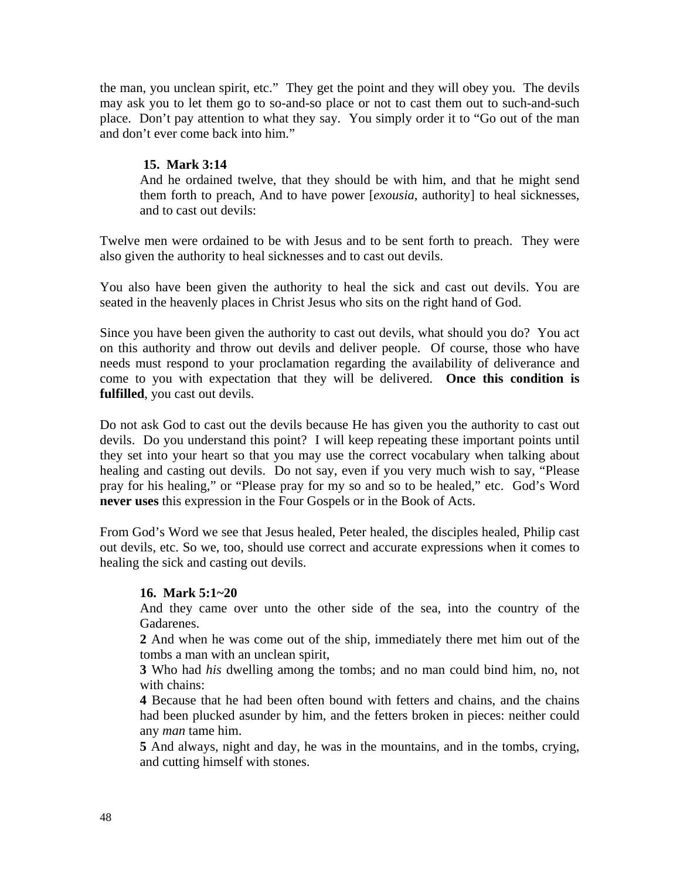the man, you unclean spirit, etc." They get the point and they will obey you. The devils may ask you to let them go to so-and-so place or not to cast them out to such-and-such place. Don't pay attention to what they say. You simply order it to "Go out of the man and don't ever come back into him."

**15. Mark 3:14**

> And he ordained twelve, that they should be with him, and that he might send them forth to preach, And to have power [*exousia*, authority] to heal sicknesses, and to cast out devils:

Twelve men were ordained to be with Jesus and to be sent forth to preach. They were also given the authority to heal sicknesses and to cast out devils.

You also have been given the authority to heal the sick and cast out devils. You are seated in the heavenly places in Christ Jesus who sits on the right hand of God.

Since you have been given the authority to cast out devils, what should you do? You act on this authority and throw out devils and deliver people. Of course, those who have needs must respond to your proclamation regarding the availability of deliverance and come to you with expectation that they will be delivered. **Once this condition is fulfilled**, you cast out devils.

Do not ask God to cast out the devils because He has given you the authority to cast out devils. Do you understand this point? I will keep repeating these important points until they set into your heart so that you may use the correct vocabulary when talking about healing and casting out devils. Do not say, even if you very much wish to say, "Please pray for his healing," or "Please pray for my so and so to be healed," etc. God's Word **never uses** this expression in the Four Gospels or in the Book of Acts.

From God's Word we see that Jesus healed, Peter healed, the disciples healed, Philip cast out devils, etc. So we, too, should use correct and accurate expressions when it comes to healing the sick and casting out devils.

**16. Mark 5:1~20**

> And they came over unto the other side of the sea, into the country of the Gadarenes.
>
> **2** And when he was come out of the ship, immediately there met him out of the tombs a man with an unclean spirit,
>
> **3** Who had *his* dwelling among the tombs; and no man could bind him, no, not with chains:
>
> **4** Because that he had been often bound with fetters and chains, and the chains had been plucked asunder by him, and the fetters broken in pieces: neither could any *man* tame him.
>
> **5** And always, night and day, he was in the mountains, and in the tombs, crying, and cutting himself with stones.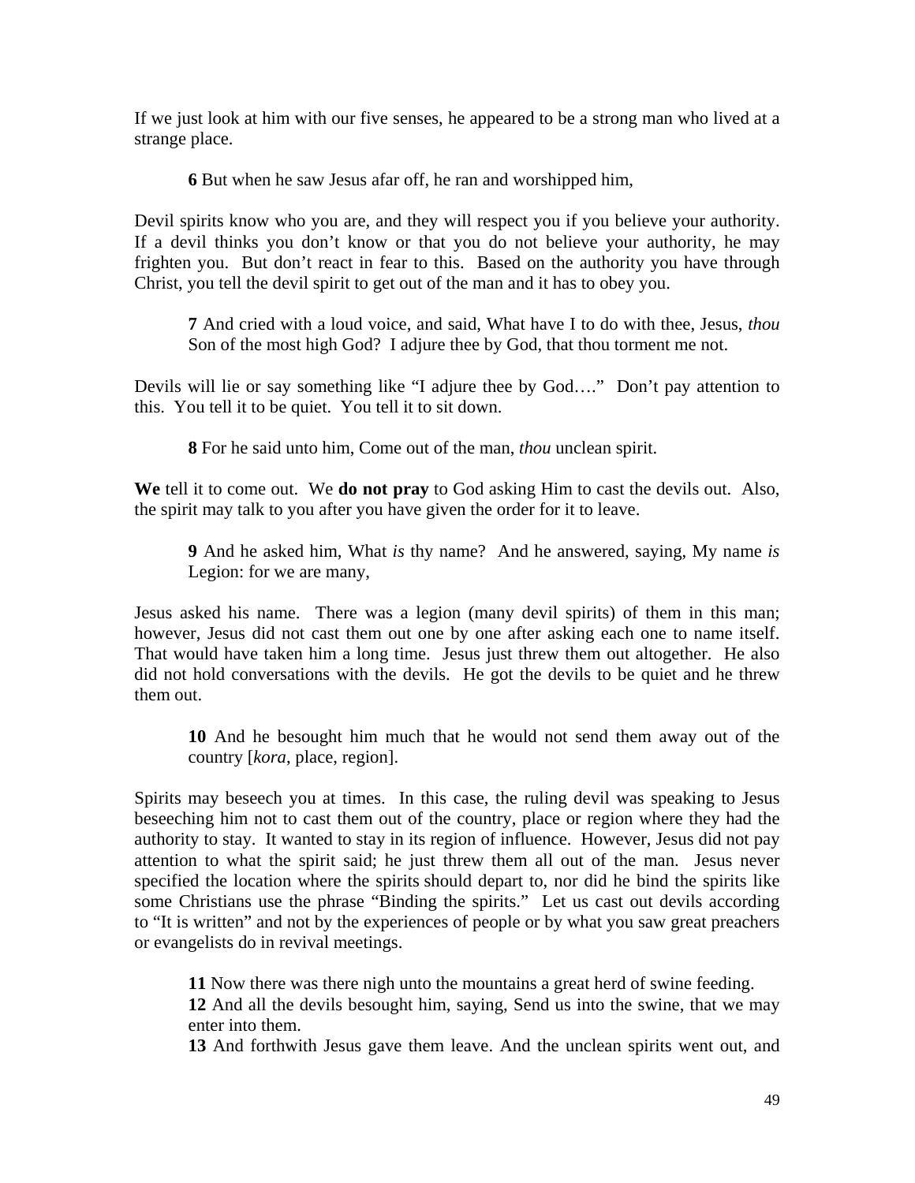If we just look at him with our five senses, he appeared to be a strong man who lived at a strange place.

> **6** But when he saw Jesus afar off, he ran and worshipped him,

Devil spirits know who you are, and they will respect you if you believe your authority. If a devil thinks you don't know or that you do not believe your authority, he may frighten you. But don't react in fear to this. Based on the authority you have through Christ, you tell the devil spirit to get out of the man and it has to obey you.

> **7** And cried with a loud voice, and said, What have I to do with thee, Jesus, *thou* Son of the most high God? I adjure thee by God, that thou torment me not.

Devils will lie or say something like "I adjure thee by God…." Don't pay attention to this. You tell it to be quiet. You tell it to sit down.

> **8** For he said unto him, Come out of the man, *thou* unclean spirit.

**We** tell it to come out. We **do not pray** to God asking Him to cast the devils out. Also, the spirit may talk to you after you have given the order for it to leave.

> **9** And he asked him, What *is* thy name? And he answered, saying, My name *is* Legion: for we are many,

Jesus asked his name. There was a legion (many devil spirits) of them in this man; however, Jesus did not cast them out one by one after asking each one to name itself. That would have taken him a long time. Jesus just threw them out altogether. He also did not hold conversations with the devils. He got the devils to be quiet and he threw them out.

> **10** And he besought him much that he would not send them away out of the country [*kora*, place, region].

Spirits may beseech you at times. In this case, the ruling devil was speaking to Jesus beseeching him not to cast them out of the country, place or region where they had the authority to stay. It wanted to stay in its region of influence. However, Jesus did not pay attention to what the spirit said; he just threw them all out of the man. Jesus never specified the location where the spirits should depart to, nor did he bind the spirits like some Christians use the phrase "Binding the spirits." Let us cast out devils according to "It is written" and not by the experiences of people or by what you saw great preachers or evangelists do in revival meetings.

> **11** Now there was there nigh unto the mountains a great herd of swine feeding.
> **12** And all the devils besought him, saying, Send us into the swine, that we may enter into them.
> **13** And forthwith Jesus gave them leave. And the unclean spirits went out, and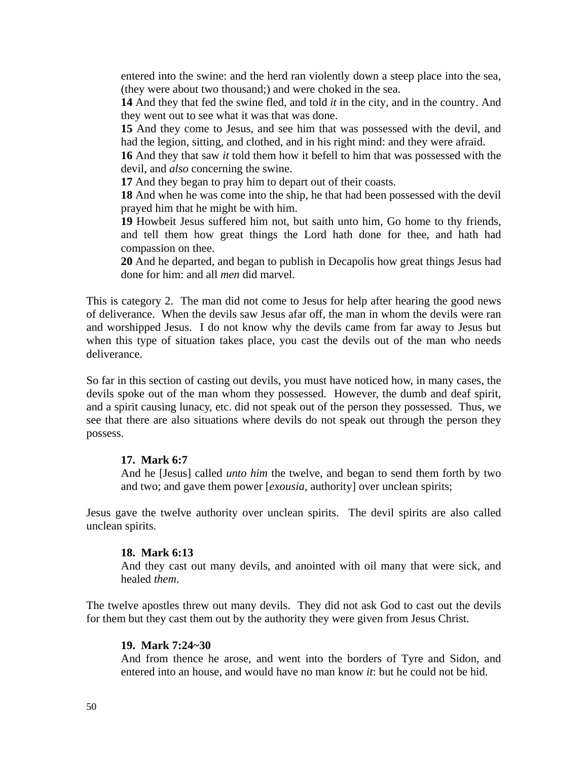entered into the swine: and the herd ran violently down a steep place into the sea, (they were about two thousand;) and were choked in the sea.
**14** And they that fed the swine fled, and told *it* in the city, and in the country. And they went out to see what it was that was done.
**15** And they come to Jesus, and see him that was possessed with the devil, and had the legion, sitting, and clothed, and in his right mind: and they were afraid.
**16** And they that saw *it* told them how it befell to him that was possessed with the devil, and *also* concerning the swine.
**17** And they began to pray him to depart out of their coasts.
**18** And when he was come into the ship, he that had been possessed with the devil prayed him that he might be with him.
**19** Howbeit Jesus suffered him not, but saith unto him, Go home to thy friends, and tell them how great things the Lord hath done for thee, and hath had compassion on thee.
**20** And he departed, and began to publish in Decapolis how great things Jesus had done for him: and all *men* did marvel.

This is category 2. The man did not come to Jesus for help after hearing the good news of deliverance. When the devils saw Jesus afar off, the man in whom the devils were ran and worshipped Jesus. I do not know why the devils came from far away to Jesus but when this type of situation takes place, you cast the devils out of the man who needs deliverance.

So far in this section of casting out devils, you must have noticed how, in many cases, the devils spoke out of the man whom they possessed. However, the dumb and deaf spirit, and a spirit causing lunacy, etc. did not speak out of the person they possessed. Thus, we see that there are also situations where devils do not speak out through the person they possess.

**17. Mark 6:7**
And he [Jesus] called *unto him* the twelve, and began to send them forth by two and two; and gave them power [*exousia*, authority] over unclean spirits;

Jesus gave the twelve authority over unclean spirits. The devil spirits are also called unclean spirits.

**18. Mark 6:13**
And they cast out many devils, and anointed with oil many that were sick, and healed *them*.

The twelve apostles threw out many devils. They did not ask God to cast out the devils for them but they cast them out by the authority they were given from Jesus Christ.

**19. Mark 7:24~30**
And from thence he arose, and went into the borders of Tyre and Sidon, and entered into an house, and would have no man know *it*: but he could not be hid.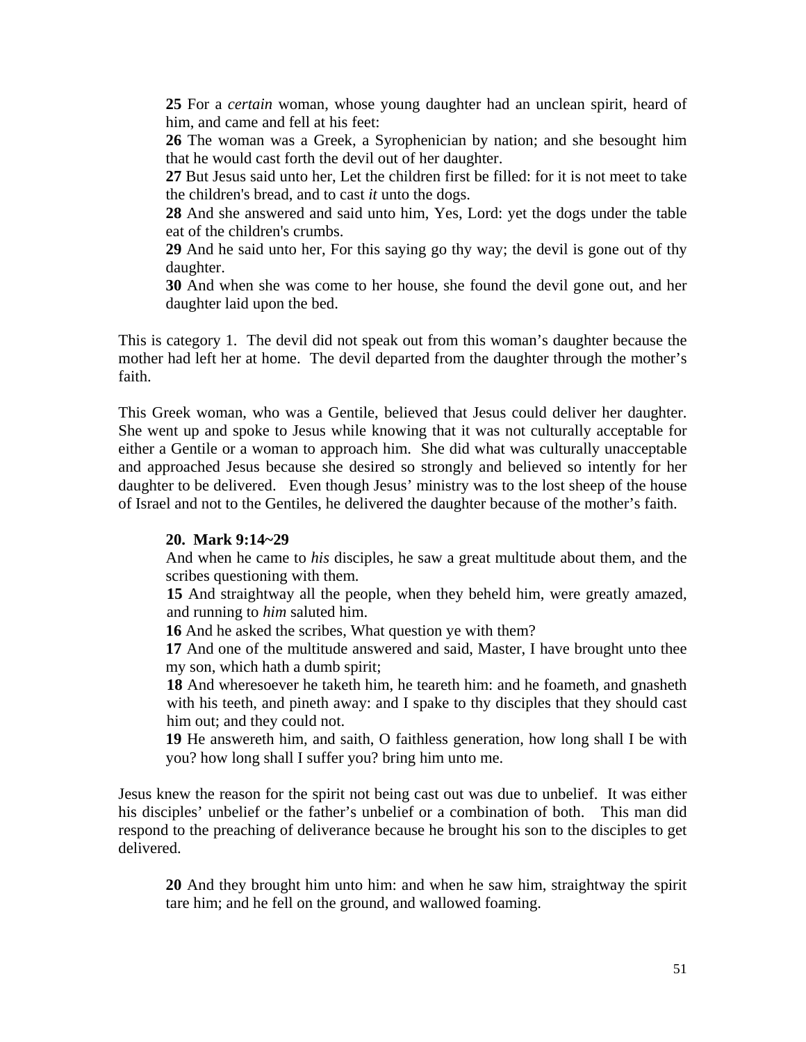> **25** For a *certain* woman, whose young daughter had an unclean spirit, heard of him, and came and fell at his feet:
> **26** The woman was a Greek, a Syrophenician by nation; and she besought him that he would cast forth the devil out of her daughter.
> **27** But Jesus said unto her, Let the children first be filled: for it is not meet to take the children's bread, and to cast *it* unto the dogs.
> **28** And she answered and said unto him, Yes, Lord: yet the dogs under the table eat of the children's crumbs.
> **29** And he said unto her, For this saying go thy way; the devil is gone out of thy daughter.
> **30** And when she was come to her house, she found the devil gone out, and her daughter laid upon the bed.

This is category 1. The devil did not speak out from this woman's daughter because the mother had left her at home. The devil departed from the daughter through the mother's faith.

This Greek woman, who was a Gentile, believed that Jesus could deliver her daughter. She went up and spoke to Jesus while knowing that it was not culturally acceptable for either a Gentile or a woman to approach him. She did what was culturally unacceptable and approached Jesus because she desired so strongly and believed so intently for her daughter to be delivered. Even though Jesus' ministry was to the lost sheep of the house of Israel and not to the Gentiles, he delivered the daughter because of the mother's faith.

> **20. Mark 9:14~29**
> And when he came to *his* disciples, he saw a great multitude about them, and the scribes questioning with them.
> **15** And straightway all the people, when they beheld him, were greatly amazed, and running to *him* saluted him.
> **16** And he asked the scribes, What question ye with them?
> **17** And one of the multitude answered and said, Master, I have brought unto thee my son, which hath a dumb spirit;
> **18** And wheresoever he taketh him, he teareth him: and he foameth, and gnasheth with his teeth, and pineth away: and I spake to thy disciples that they should cast him out; and they could not.
> **19** He answereth him, and saith, O faithless generation, how long shall I be with you? how long shall I suffer you? bring him unto me.

Jesus knew the reason for the spirit not being cast out was due to unbelief. It was either his disciples' unbelief or the father's unbelief or a combination of both. This man did respond to the preaching of deliverance because he brought his son to the disciples to get delivered.

> **20** And they brought him unto him: and when he saw him, straightway the spirit tare him; and he fell on the ground, and wallowed foaming.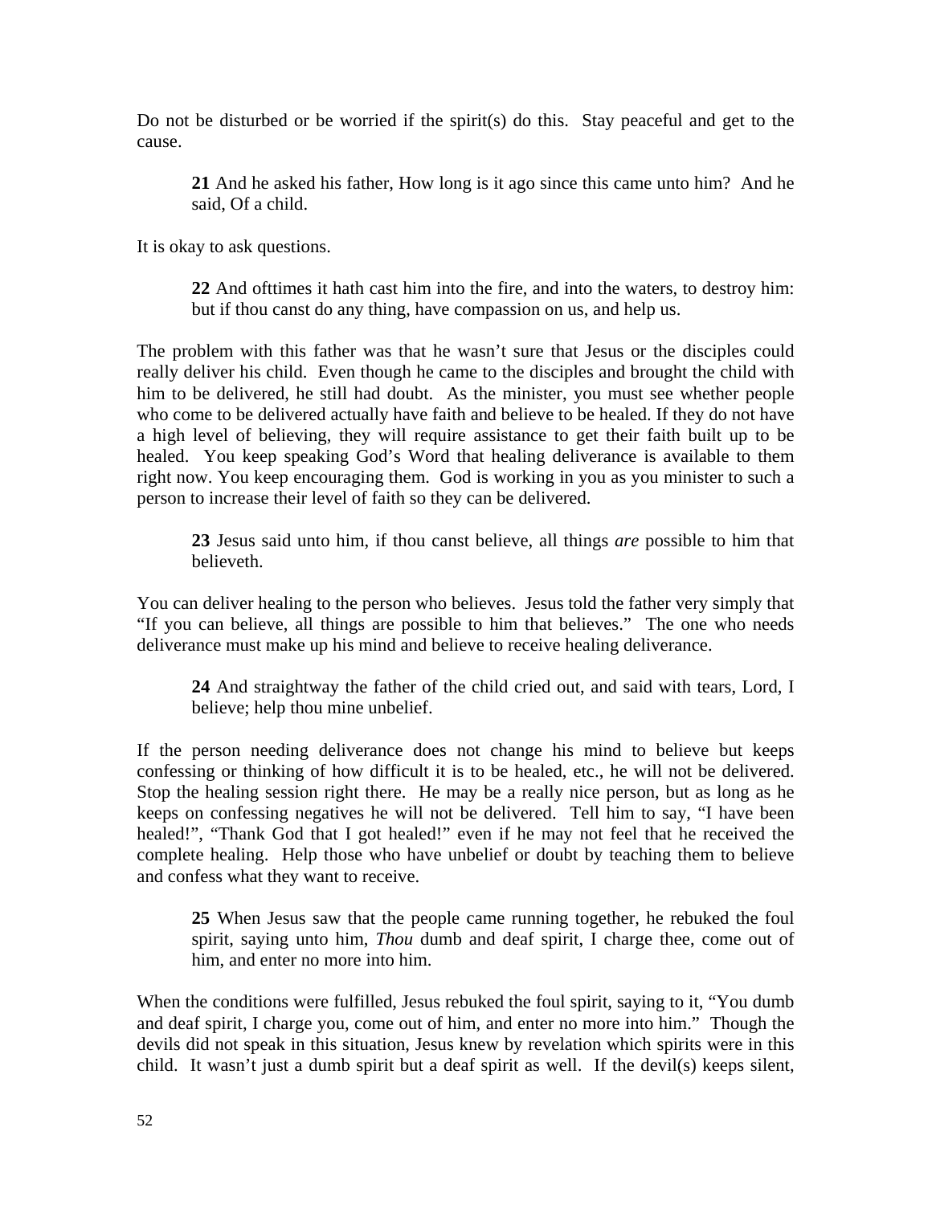Do not be disturbed or be worried if the spirit(s) do this. Stay peaceful and get to the cause.

> **21** And he asked his father, How long is it ago since this came unto him? And he said, Of a child.

It is okay to ask questions.

> **22** And ofttimes it hath cast him into the fire, and into the waters, to destroy him: but if thou canst do any thing, have compassion on us, and help us.

The problem with this father was that he wasn't sure that Jesus or the disciples could really deliver his child. Even though he came to the disciples and brought the child with him to be delivered, he still had doubt. As the minister, you must see whether people who come to be delivered actually have faith and believe to be healed. If they do not have a high level of believing, they will require assistance to get their faith built up to be healed. You keep speaking God's Word that healing deliverance is available to them right now. You keep encouraging them. God is working in you as you minister to such a person to increase their level of faith so they can be delivered.

> **23** Jesus said unto him, if thou canst believe, all things *are* possible to him that believeth.

You can deliver healing to the person who believes. Jesus told the father very simply that "If you can believe, all things are possible to him that believes." The one who needs deliverance must make up his mind and believe to receive healing deliverance.

> **24** And straightway the father of the child cried out, and said with tears, Lord, I believe; help thou mine unbelief.

If the person needing deliverance does not change his mind to believe but keeps confessing or thinking of how difficult it is to be healed, etc., he will not be delivered. Stop the healing session right there. He may be a really nice person, but as long as he keeps on confessing negatives he will not be delivered. Tell him to say, "I have been healed!", "Thank God that I got healed!" even if he may not feel that he received the complete healing. Help those who have unbelief or doubt by teaching them to believe and confess what they want to receive.

> **25** When Jesus saw that the people came running together, he rebuked the foul spirit, saying unto him, *Thou* dumb and deaf spirit, I charge thee, come out of him, and enter no more into him.

When the conditions were fulfilled, Jesus rebuked the foul spirit, saying to it, "You dumb and deaf spirit, I charge you, come out of him, and enter no more into him." Though the devils did not speak in this situation, Jesus knew by revelation which spirits were in this child. It wasn't just a dumb spirit but a deaf spirit as well. If the devil(s) keeps silent,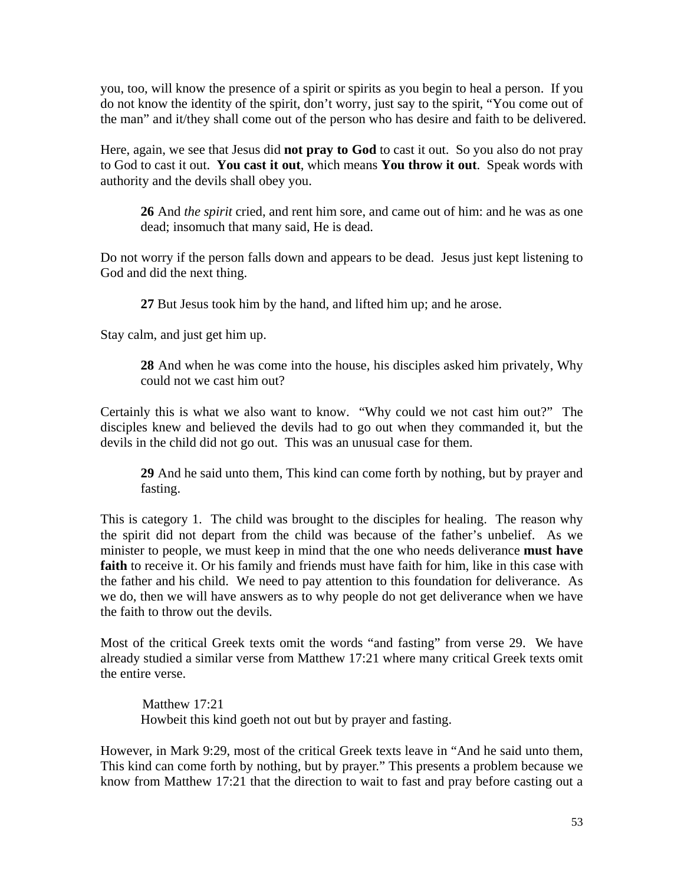you, too, will know the presence of a spirit or spirits as you begin to heal a person. If you do not know the identity of the spirit, don't worry, just say to the spirit, "You come out of the man" and it/they shall come out of the person who has desire and faith to be delivered.

Here, again, we see that Jesus did **not pray to God** to cast it out. So you also do not pray to God to cast it out. **You cast it out**, which means **You throw it out**. Speak words with authority and the devils shall obey you.

> **26** And *the spirit* cried, and rent him sore, and came out of him: and he was as one dead; insomuch that many said, He is dead.

Do not worry if the person falls down and appears to be dead. Jesus just kept listening to God and did the next thing.

> **27** But Jesus took him by the hand, and lifted him up; and he arose.

Stay calm, and just get him up.

> **28** And when he was come into the house, his disciples asked him privately, Why could not we cast him out?

Certainly this is what we also want to know. "Why could we not cast him out?" The disciples knew and believed the devils had to go out when they commanded it, but the devils in the child did not go out. This was an unusual case for them.

> **29** And he said unto them, This kind can come forth by nothing, but by prayer and fasting.

This is category 1. The child was brought to the disciples for healing. The reason why the spirit did not depart from the child was because of the father's unbelief. As we minister to people, we must keep in mind that the one who needs deliverance **must have faith** to receive it. Or his family and friends must have faith for him, like in this case with the father and his child. We need to pay attention to this foundation for deliverance. As we do, then we will have answers as to why people do not get deliverance when we have the faith to throw out the devils.

Most of the critical Greek texts omit the words "and fasting" from verse 29. We have already studied a similar verse from Matthew 17:21 where many critical Greek texts omit the entire verse.

> Matthew 17:21
> Howbeit this kind goeth not out but by prayer and fasting.

However, in Mark 9:29, most of the critical Greek texts leave in "And he said unto them, This kind can come forth by nothing, but by prayer." This presents a problem because we know from Matthew 17:21 that the direction to wait to fast and pray before casting out a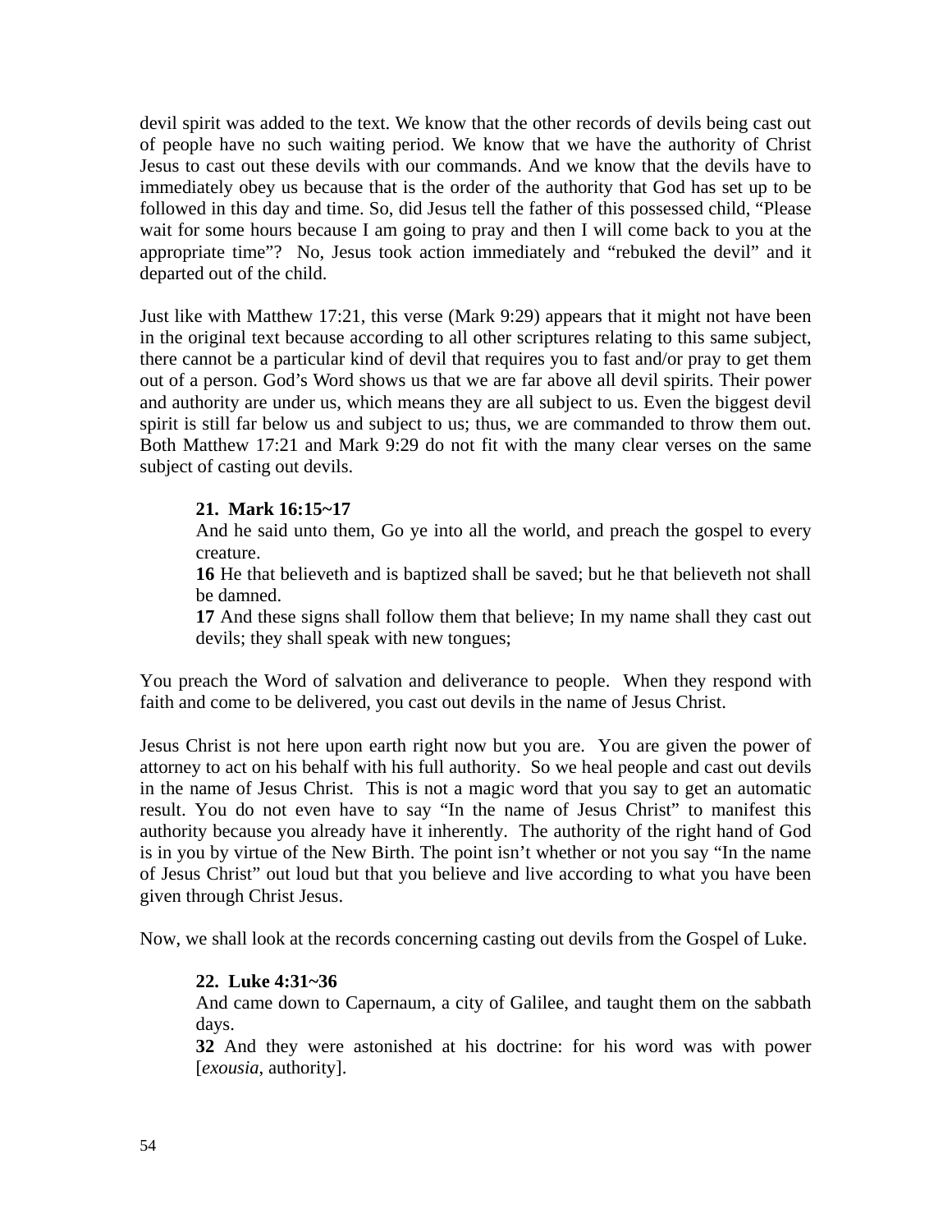devil spirit was added to the text. We know that the other records of devils being cast out of people have no such waiting period. We know that we have the authority of Christ Jesus to cast out these devils with our commands. And we know that the devils have to immediately obey us because that is the order of the authority that God has set up to be followed in this day and time. So, did Jesus tell the father of this possessed child, "Please wait for some hours because I am going to pray and then I will come back to you at the appropriate time"? No, Jesus took action immediately and "rebuked the devil" and it departed out of the child.

Just like with Matthew 17:21, this verse (Mark 9:29) appears that it might not have been in the original text because according to all other scriptures relating to this same subject, there cannot be a particular kind of devil that requires you to fast and/or pray to get them out of a person. God's Word shows us that we are far above all devil spirits. Their power and authority are under us, which means they are all subject to us. Even the biggest devil spirit is still far below us and subject to us; thus, we are commanded to throw them out. Both Matthew 17:21 and Mark 9:29 do not fit with the many clear verses on the same subject of casting out devils.

> **21. Mark 16:15~17**
> And he said unto them, Go ye into all the world, and preach the gospel to every creature.
> **16** He that believeth and is baptized shall be saved; but he that believeth not shall be damned.
> **17** And these signs shall follow them that believe; In my name shall they cast out devils; they shall speak with new tongues;

You preach the Word of salvation and deliverance to people. When they respond with faith and come to be delivered, you cast out devils in the name of Jesus Christ.

Jesus Christ is not here upon earth right now but you are. You are given the power of attorney to act on his behalf with his full authority. So we heal people and cast out devils in the name of Jesus Christ. This is not a magic word that you say to get an automatic result. You do not even have to say "In the name of Jesus Christ" to manifest this authority because you already have it inherently. The authority of the right hand of God is in you by virtue of the New Birth. The point isn't whether or not you say "In the name of Jesus Christ" out loud but that you believe and live according to what you have been given through Christ Jesus.

Now, we shall look at the records concerning casting out devils from the Gospel of Luke.

> **22. Luke 4:31~36**
> And came down to Capernaum, a city of Galilee, and taught them on the sabbath days.
> **32** And they were astonished at his doctrine: for his word was with power [*exousia*, authority].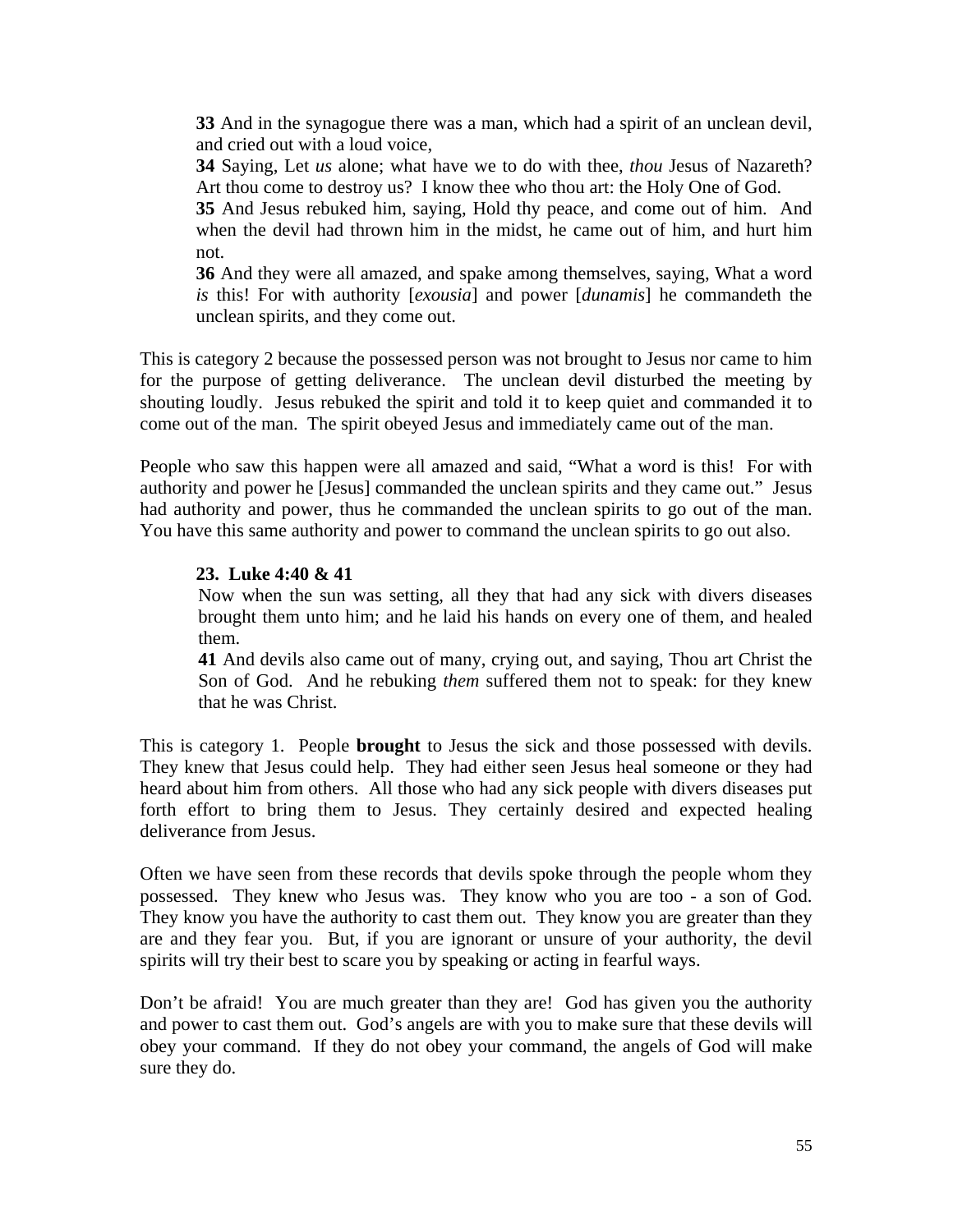> **33** And in the synagogue there was a man, which had a spirit of an unclean devil, and cried out with a loud voice,
> **34** Saying, Let *us* alone; what have we to do with thee, *thou* Jesus of Nazareth? Art thou come to destroy us? I know thee who thou art: the Holy One of God.
> **35** And Jesus rebuked him, saying, Hold thy peace, and come out of him. And when the devil had thrown him in the midst, he came out of him, and hurt him not.
> **36** And they were all amazed, and spake among themselves, saying, What a word *is* this! For with authority [*exousia*] and power [*dunamis*] he commandeth the unclean spirits, and they come out.

This is category 2 because the possessed person was not brought to Jesus nor came to him for the purpose of getting deliverance. The unclean devil disturbed the meeting by shouting loudly. Jesus rebuked the spirit and told it to keep quiet and commanded it to come out of the man. The spirit obeyed Jesus and immediately came out of the man.

People who saw this happen were all amazed and said, "What a word is this! For with authority and power he [Jesus] commanded the unclean spirits and they came out." Jesus had authority and power, thus he commanded the unclean spirits to go out of the man. You have this same authority and power to command the unclean spirits to go out also.

> **23. Luke 4:40 & 41**
> Now when the sun was setting, all they that had any sick with divers diseases brought them unto him; and he laid his hands on every one of them, and healed them.
> **41** And devils also came out of many, crying out, and saying, Thou art Christ the Son of God. And he rebuking *them* suffered them not to speak: for they knew that he was Christ.

This is category 1. People **brought** to Jesus the sick and those possessed with devils. They knew that Jesus could help. They had either seen Jesus heal someone or they had heard about him from others. All those who had any sick people with divers diseases put forth effort to bring them to Jesus. They certainly desired and expected healing deliverance from Jesus.

Often we have seen from these records that devils spoke through the people whom they possessed. They knew who Jesus was. They know who you are too - a son of God. They know you have the authority to cast them out. They know you are greater than they are and they fear you. But, if you are ignorant or unsure of your authority, the devil spirits will try their best to scare you by speaking or acting in fearful ways.

Don't be afraid! You are much greater than they are! God has given you the authority and power to cast them out. God's angels are with you to make sure that these devils will obey your command. If they do not obey your command, the angels of God will make sure they do.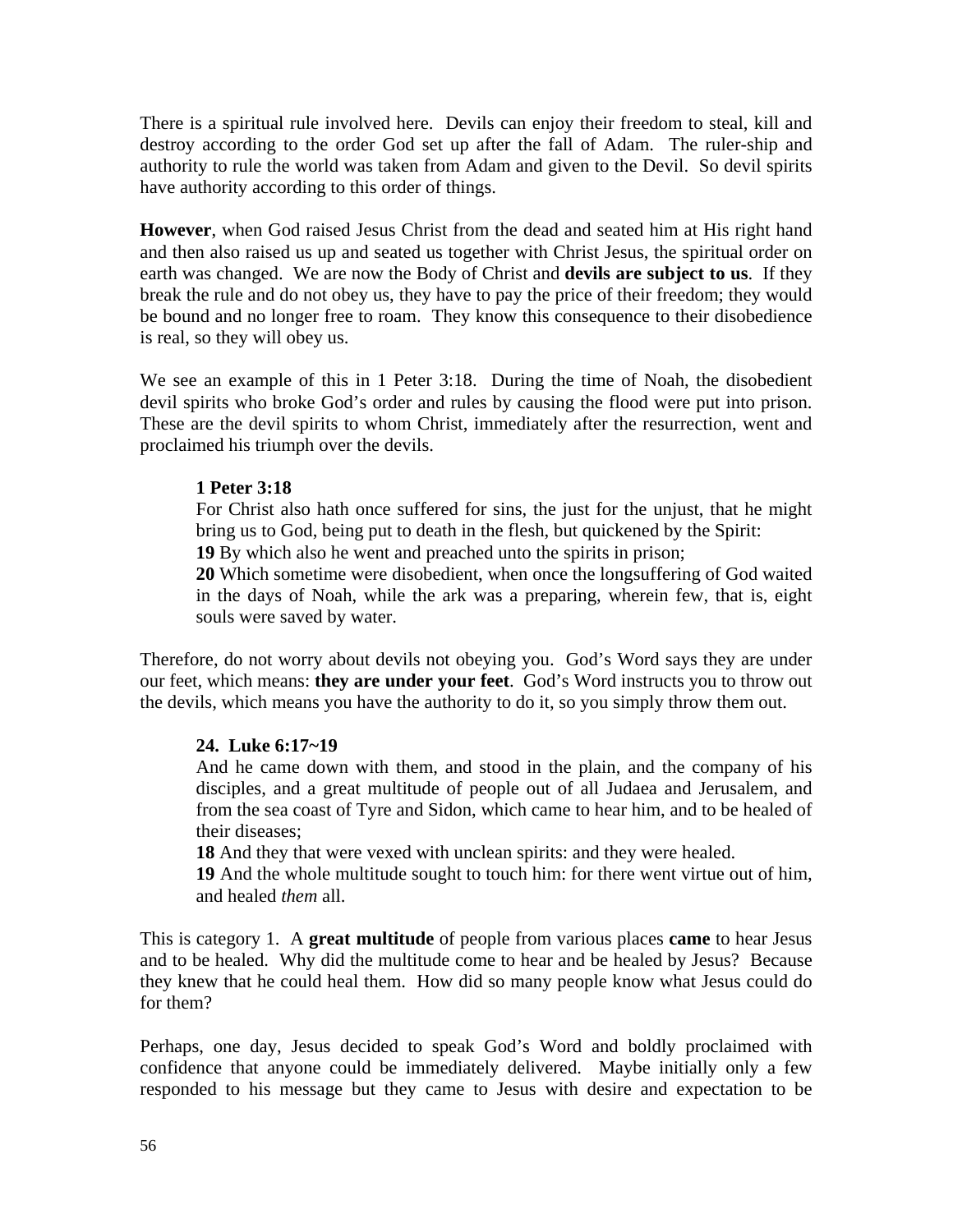There is a spiritual rule involved here. Devils can enjoy their freedom to steal, kill and destroy according to the order God set up after the fall of Adam. The ruler-ship and authority to rule the world was taken from Adam and given to the Devil. So devil spirits have authority according to this order of things.

**However**, when God raised Jesus Christ from the dead and seated him at His right hand and then also raised us up and seated us together with Christ Jesus, the spiritual order on earth was changed. We are now the Body of Christ and **devils are subject to us**. If they break the rule and do not obey us, they have to pay the price of their freedom; they would be bound and no longer free to roam. They know this consequence to their disobedience is real, so they will obey us.

We see an example of this in 1 Peter 3:18. During the time of Noah, the disobedient devil spirits who broke God's order and rules by causing the flood were put into prison. These are the devil spirits to whom Christ, immediately after the resurrection, went and proclaimed his triumph over the devils.

> **1 Peter 3:18**
> For Christ also hath once suffered for sins, the just for the unjust, that he might bring us to God, being put to death in the flesh, but quickened by the Spirit:
> **19** By which also he went and preached unto the spirits in prison;
> **20** Which sometime were disobedient, when once the longsuffering of God waited in the days of Noah, while the ark was a preparing, wherein few, that is, eight souls were saved by water.

Therefore, do not worry about devils not obeying you. God's Word says they are under our feet, which means: **they are under your feet**. God's Word instructs you to throw out the devils, which means you have the authority to do it, so you simply throw them out.

> **24. Luke 6:17~19**
> And he came down with them, and stood in the plain, and the company of his disciples, and a great multitude of people out of all Judaea and Jerusalem, and from the sea coast of Tyre and Sidon, which came to hear him, and to be healed of their diseases;
> **18** And they that were vexed with unclean spirits: and they were healed.
> **19** And the whole multitude sought to touch him: for there went virtue out of him, and healed *them* all.

This is category 1. A **great multitude** of people from various places **came** to hear Jesus and to be healed. Why did the multitude come to hear and be healed by Jesus? Because they knew that he could heal them. How did so many people know what Jesus could do for them?

Perhaps, one day, Jesus decided to speak God's Word and boldly proclaimed with confidence that anyone could be immediately delivered. Maybe initially only a few responded to his message but they came to Jesus with desire and expectation to be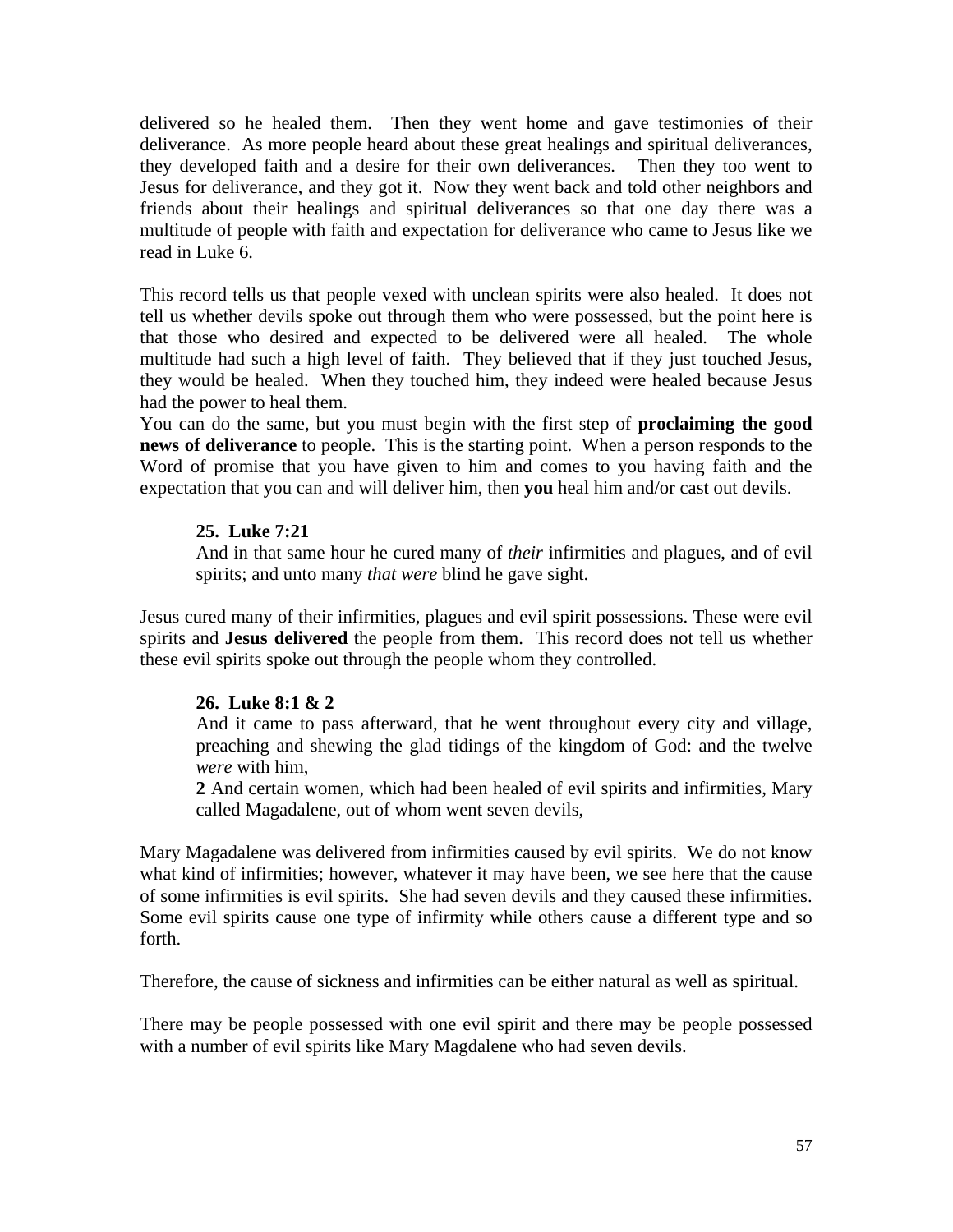delivered so he healed them. Then they went home and gave testimonies of their deliverance. As more people heard about these great healings and spiritual deliverances, they developed faith and a desire for their own deliverances. Then they too went to Jesus for deliverance, and they got it. Now they went back and told other neighbors and friends about their healings and spiritual deliverances so that one day there was a multitude of people with faith and expectation for deliverance who came to Jesus like we read in Luke 6.

This record tells us that people vexed with unclean spirits were also healed. It does not tell us whether devils spoke out through them who were possessed, but the point here is that those who desired and expected to be delivered were all healed. The whole multitude had such a high level of faith. They believed that if they just touched Jesus, they would be healed. When they touched him, they indeed were healed because Jesus had the power to heal them.

You can do the same, but you must begin with the first step of **proclaiming the good news of deliverance** to people. This is the starting point. When a person responds to the Word of promise that you have given to him and comes to you having faith and the expectation that you can and will deliver him, then **you** heal him and/or cast out devils.

> **25. Luke 7:21**
> And in that same hour he cured many of *their* infirmities and plagues, and of evil spirits; and unto many *that were* blind he gave sight.

Jesus cured many of their infirmities, plagues and evil spirit possessions. These were evil spirits and **Jesus delivered** the people from them. This record does not tell us whether these evil spirits spoke out through the people whom they controlled.

> **26. Luke 8:1 & 2**
> And it came to pass afterward, that he went throughout every city and village, preaching and shewing the glad tidings of the kingdom of God: and the twelve *were* with him,
> **2** And certain women, which had been healed of evil spirits and infirmities, Mary called Magadalene, out of whom went seven devils,

Mary Magadalene was delivered from infirmities caused by evil spirits. We do not know what kind of infirmities; however, whatever it may have been, we see here that the cause of some infirmities is evil spirits. She had seven devils and they caused these infirmities. Some evil spirits cause one type of infirmity while others cause a different type and so forth.

Therefore, the cause of sickness and infirmities can be either natural as well as spiritual.

There may be people possessed with one evil spirit and there may be people possessed with a number of evil spirits like Mary Magdalene who had seven devils.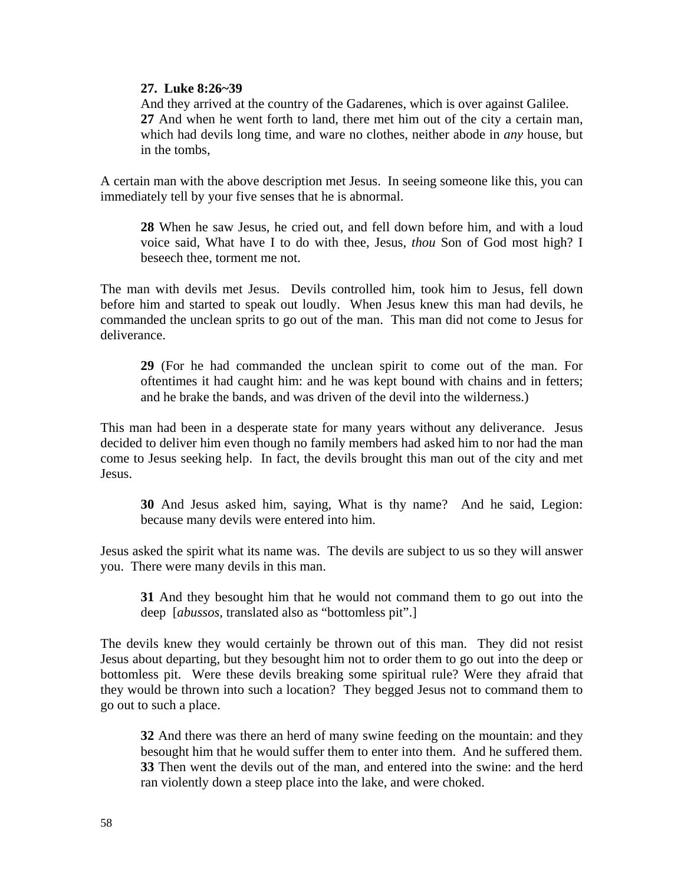**27. Luke 8:26~39**

And they arrived at the country of the Gadarenes, which is over against Galilee.
**27** And when he went forth to land, there met him out of the city a certain man, which had devils long time, and ware no clothes, neither abode in *any* house, but in the tombs,

A certain man with the above description met Jesus. In seeing someone like this, you can immediately tell by your five senses that he is abnormal.

**28** When he saw Jesus, he cried out, and fell down before him, and with a loud voice said, What have I to do with thee, Jesus, *thou* Son of God most high? I beseech thee, torment me not.

The man with devils met Jesus. Devils controlled him, took him to Jesus, fell down before him and started to speak out loudly. When Jesus knew this man had devils, he commanded the unclean sprits to go out of the man. This man did not come to Jesus for deliverance.

**29** (For he had commanded the unclean spirit to come out of the man. For oftentimes it had caught him: and he was kept bound with chains and in fetters; and he brake the bands, and was driven of the devil into the wilderness.)

This man had been in a desperate state for many years without any deliverance. Jesus decided to deliver him even though no family members had asked him to nor had the man come to Jesus seeking help. In fact, the devils brought this man out of the city and met Jesus.

**30** And Jesus asked him, saying, What is thy name? And he said, Legion: because many devils were entered into him.

Jesus asked the spirit what its name was. The devils are subject to us so they will answer you. There were many devils in this man.

**31** And they besought him that he would not command them to go out into the deep [*abussos*, translated also as “bottomless pit”.]

The devils knew they would certainly be thrown out of this man. They did not resist Jesus about departing, but they besought him not to order them to go out into the deep or bottomless pit. Were these devils breaking some spiritual rule? Were they afraid that they would be thrown into such a location? They begged Jesus not to command them to go out to such a place.

**32** And there was there an herd of many swine feeding on the mountain: and they besought him that he would suffer them to enter into them. And he suffered them.
**33** Then went the devils out of the man, and entered into the swine: and the herd ran violently down a steep place into the lake, and were choked.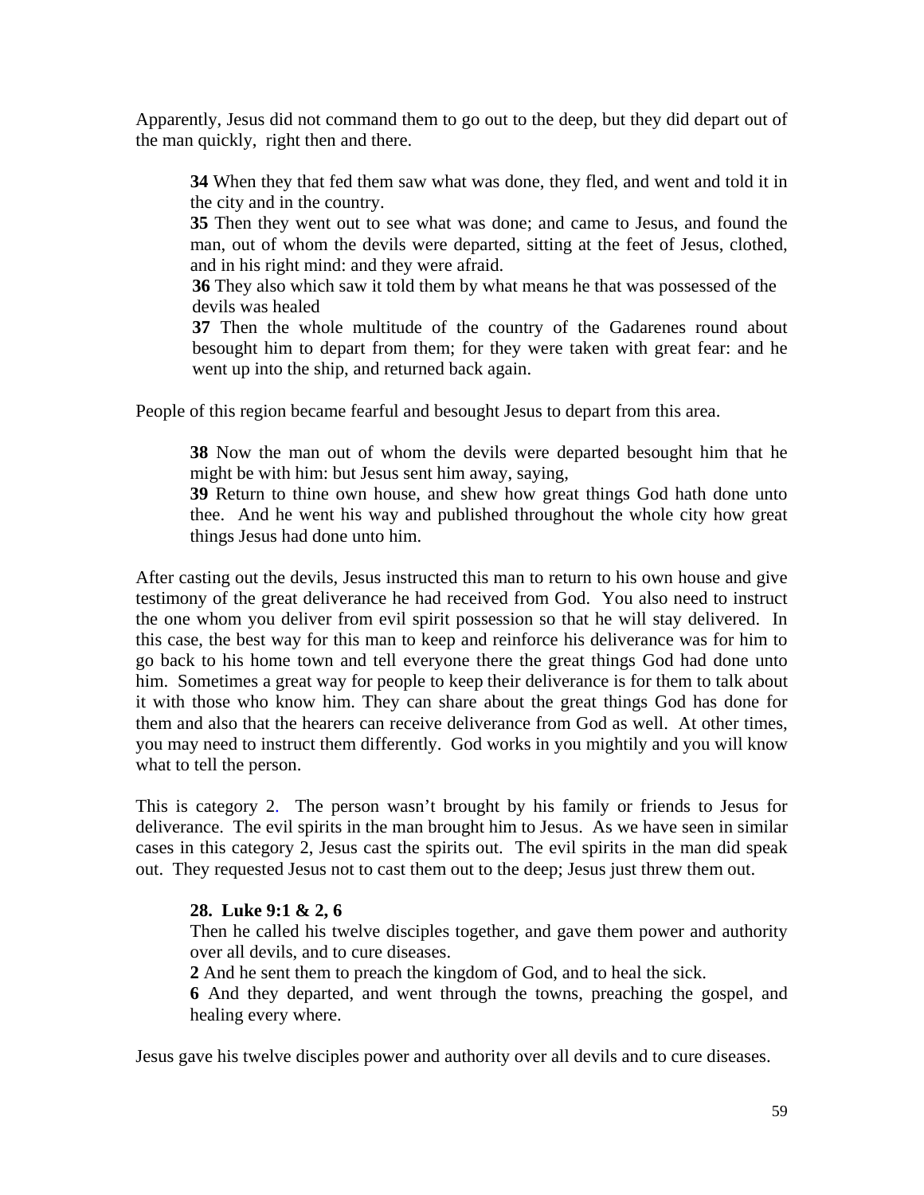Apparently, Jesus did not command them to go out to the deep, but they did depart out of the man quickly, right then and there.

> **34** When they that fed them saw what was done, they fled, and went and told it in the city and in the country.
> **35** Then they went out to see what was done; and came to Jesus, and found the man, out of whom the devils were departed, sitting at the feet of Jesus, clothed, and in his right mind: and they were afraid.
> **36** They also which saw it told them by what means he that was possessed of the devils was healed
> **37** Then the whole multitude of the country of the Gadarenes round about besought him to depart from them; for they were taken with great fear: and he went up into the ship, and returned back again.

People of this region became fearful and besought Jesus to depart from this area.

> **38** Now the man out of whom the devils were departed besought him that he might be with him: but Jesus sent him away, saying,
> **39** Return to thine own house, and shew how great things God hath done unto thee. And he went his way and published throughout the whole city how great things Jesus had done unto him.

After casting out the devils, Jesus instructed this man to return to his own house and give testimony of the great deliverance he had received from God. You also need to instruct the one whom you deliver from evil spirit possession so that he will stay delivered. In this case, the best way for this man to keep and reinforce his deliverance was for him to go back to his home town and tell everyone there the great things God had done unto him. Sometimes a great way for people to keep their deliverance is for them to talk about it with those who know him. They can share about the great things God has done for them and also that the hearers can receive deliverance from God as well. At other times, you may need to instruct them differently. God works in you mightily and you will know what to tell the person.

This is category 2. The person wasn't brought by his family or friends to Jesus for deliverance. The evil spirits in the man brought him to Jesus. As we have seen in similar cases in this category 2, Jesus cast the spirits out. The evil spirits in the man did speak out. They requested Jesus not to cast them out to the deep; Jesus just threw them out.

> **28. Luke 9:1 & 2, 6**
> Then he called his twelve disciples together, and gave them power and authority over all devils, and to cure diseases.
> **2** And he sent them to preach the kingdom of God, and to heal the sick.
> **6** And they departed, and went through the towns, preaching the gospel, and healing every where.

Jesus gave his twelve disciples power and authority over all devils and to cure diseases.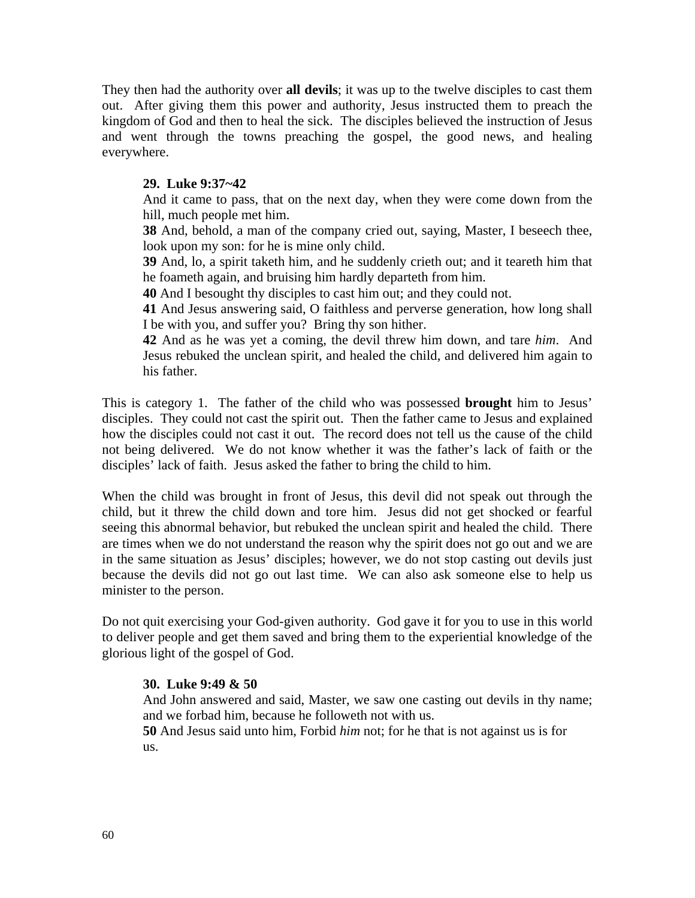They then had the authority over **all devils**; it was up to the twelve disciples to cast them out. After giving them this power and authority, Jesus instructed them to preach the kingdom of God and then to heal the sick. The disciples believed the instruction of Jesus and went through the towns preaching the gospel, the good news, and healing everywhere.

> **29. Luke 9:37~42**
> And it came to pass, that on the next day, when they were come down from the hill, much people met him.
> **38** And, behold, a man of the company cried out, saying, Master, I beseech thee, look upon my son: for he is mine only child.
> **39** And, lo, a spirit taketh him, and he suddenly crieth out; and it teareth him that he foameth again, and bruising him hardly departeth from him.
> **40** And I besought thy disciples to cast him out; and they could not.
> **41** And Jesus answering said, O faithless and perverse generation, how long shall I be with you, and suffer you? Bring thy son hither.
> **42** And as he was yet a coming, the devil threw him down, and tare *him*. And Jesus rebuked the unclean spirit, and healed the child, and delivered him again to his father.

This is category 1. The father of the child who was possessed **brought** him to Jesus' disciples. They could not cast the spirit out. Then the father came to Jesus and explained how the disciples could not cast it out. The record does not tell us the cause of the child not being delivered. We do not know whether it was the father's lack of faith or the disciples' lack of faith. Jesus asked the father to bring the child to him.

When the child was brought in front of Jesus, this devil did not speak out through the child, but it threw the child down and tore him. Jesus did not get shocked or fearful seeing this abnormal behavior, but rebuked the unclean spirit and healed the child. There are times when we do not understand the reason why the spirit does not go out and we are in the same situation as Jesus' disciples; however, we do not stop casting out devils just because the devils did not go out last time. We can also ask someone else to help us minister to the person.

Do not quit exercising your God-given authority. God gave it for you to use in this world to deliver people and get them saved and bring them to the experiential knowledge of the glorious light of the gospel of God.

> **30. Luke 9:49 & 50**
> And John answered and said, Master, we saw one casting out devils in thy name; and we forbad him, because he followeth not with us.
> **50** And Jesus said unto him, Forbid *him* not; for he that is not against us is for us.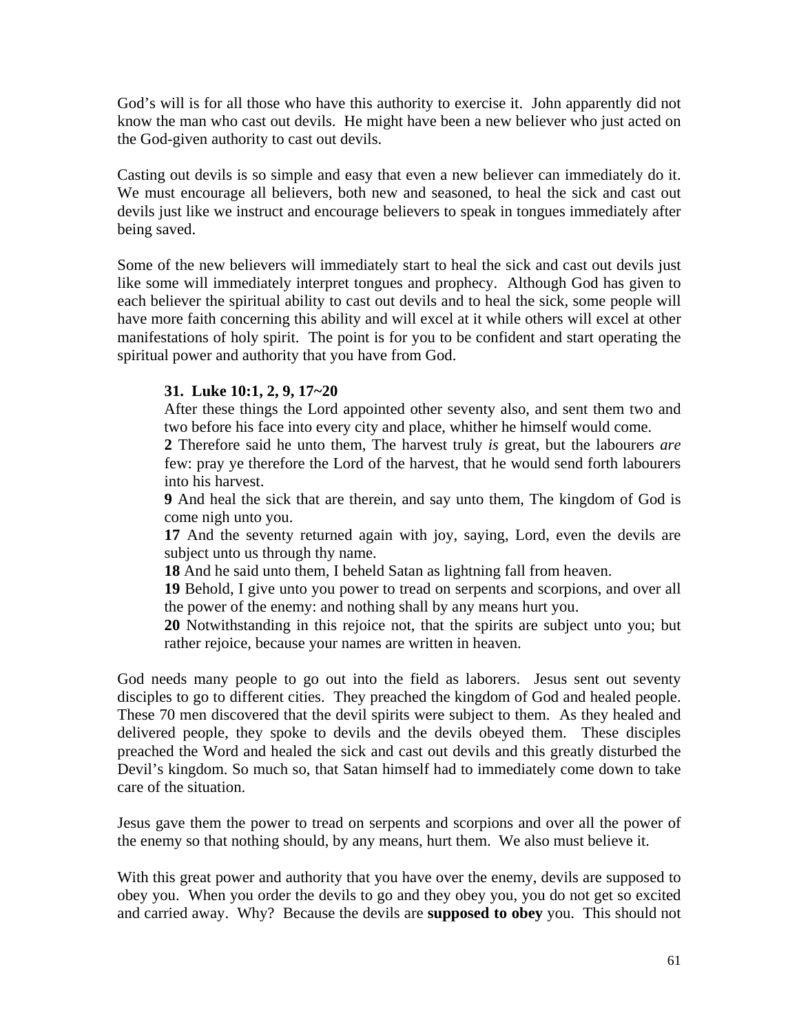God's will is for all those who have this authority to exercise it. John apparently did not know the man who cast out devils. He might have been a new believer who just acted on the God-given authority to cast out devils.

Casting out devils is so simple and easy that even a new believer can immediately do it. We must encourage all believers, both new and seasoned, to heal the sick and cast out devils just like we instruct and encourage believers to speak in tongues immediately after being saved.

Some of the new believers will immediately start to heal the sick and cast out devils just like some will immediately interpret tongues and prophecy. Although God has given to each believer the spiritual ability to cast out devils and to heal the sick, some people will have more faith concerning this ability and will excel at it while others will excel at other manifestations of holy spirit. The point is for you to be confident and start operating the spiritual power and authority that you have from God.

> **31. Luke 10:1, 2, 9, 17~20**
>
> After these things the Lord appointed other seventy also, and sent them two and two before his face into every city and place, whither he himself would come.
>
> **2** Therefore said he unto them, The harvest truly *is* great, but the labourers *are* few: pray ye therefore the Lord of the harvest, that he would send forth labourers into his harvest.
>
> **9** And heal the sick that are therein, and say unto them, The kingdom of God is come nigh unto you.
>
> **17** And the seventy returned again with joy, saying, Lord, even the devils are subject unto us through thy name.
>
> **18** And he said unto them, I beheld Satan as lightning fall from heaven.
>
> **19** Behold, I give unto you power to tread on serpents and scorpions, and over all the power of the enemy: and nothing shall by any means hurt you.
>
> **20** Notwithstanding in this rejoice not, that the spirits are subject unto you; but rather rejoice, because your names are written in heaven.

God needs many people to go out into the field as laborers. Jesus sent out seventy disciples to go to different cities. They preached the kingdom of God and healed people. These 70 men discovered that the devil spirits were subject to them. As they healed and delivered people, they spoke to devils and the devils obeyed them. These disciples preached the Word and healed the sick and cast out devils and this greatly disturbed the Devil's kingdom. So much so, that Satan himself had to immediately come down to take care of the situation.

Jesus gave them the power to tread on serpents and scorpions and over all the power of the enemy so that nothing should, by any means, hurt them. We also must believe it.

With this great power and authority that you have over the enemy, devils are supposed to obey you. When you order the devils to go and they obey you, you do not get so excited and carried away. Why? Because the devils are **supposed to obey** you. This should not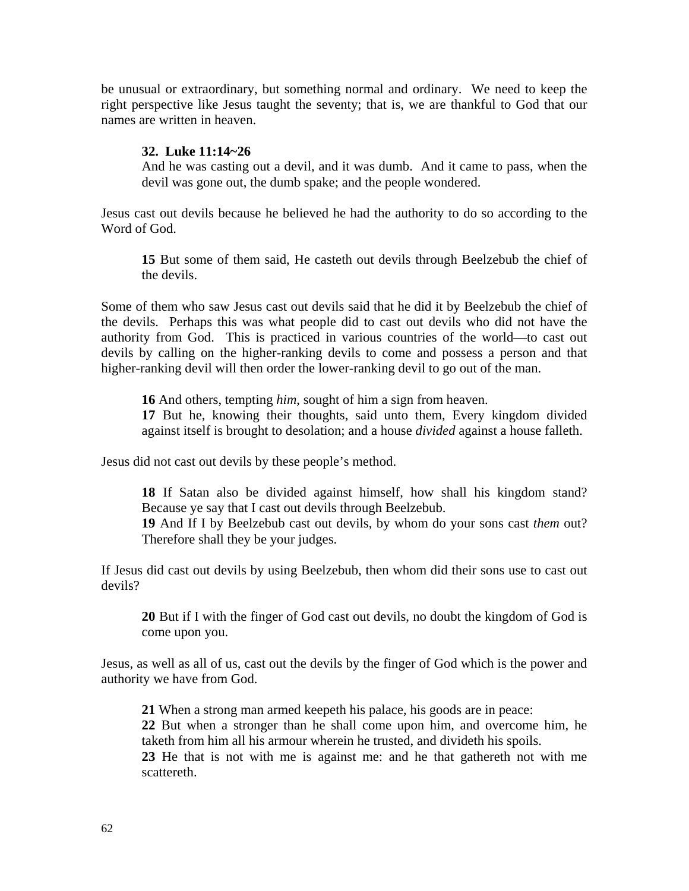be unusual or extraordinary, but something normal and ordinary. We need to keep the right perspective like Jesus taught the seventy; that is, we are thankful to God that our names are written in heaven.

> **32. Luke 11:14~26**
> And he was casting out a devil, and it was dumb. And it came to pass, when the devil was gone out, the dumb spake; and the people wondered.

Jesus cast out devils because he believed he had the authority to do so according to the Word of God.

> **15** But some of them said, He casteth out devils through Beelzebub the chief of the devils.

Some of them who saw Jesus cast out devils said that he did it by Beelzebub the chief of the devils. Perhaps this was what people did to cast out devils who did not have the authority from God. This is practiced in various countries of the world—to cast out devils by calling on the higher-ranking devils to come and possess a person and that higher-ranking devil will then order the lower-ranking devil to go out of the man.

> **16** And others, tempting *him*, sought of him a sign from heaven.
> **17** But he, knowing their thoughts, said unto them, Every kingdom divided against itself is brought to desolation; and a house *divided* against a house falleth.

Jesus did not cast out devils by these people's method.

> **18** If Satan also be divided against himself, how shall his kingdom stand? Because ye say that I cast out devils through Beelzebub.
> **19** And If I by Beelzebub cast out devils, by whom do your sons cast *them* out? Therefore shall they be your judges.

If Jesus did cast out devils by using Beelzebub, then whom did their sons use to cast out devils?

> **20** But if I with the finger of God cast out devils, no doubt the kingdom of God is come upon you.

Jesus, as well as all of us, cast out the devils by the finger of God which is the power and authority we have from God.

> **21** When a strong man armed keepeth his palace, his goods are in peace:
> **22** But when a stronger than he shall come upon him, and overcome him, he taketh from him all his armour wherein he trusted, and divideth his spoils.
> **23** He that is not with me is against me: and he that gathereth not with me scattereth.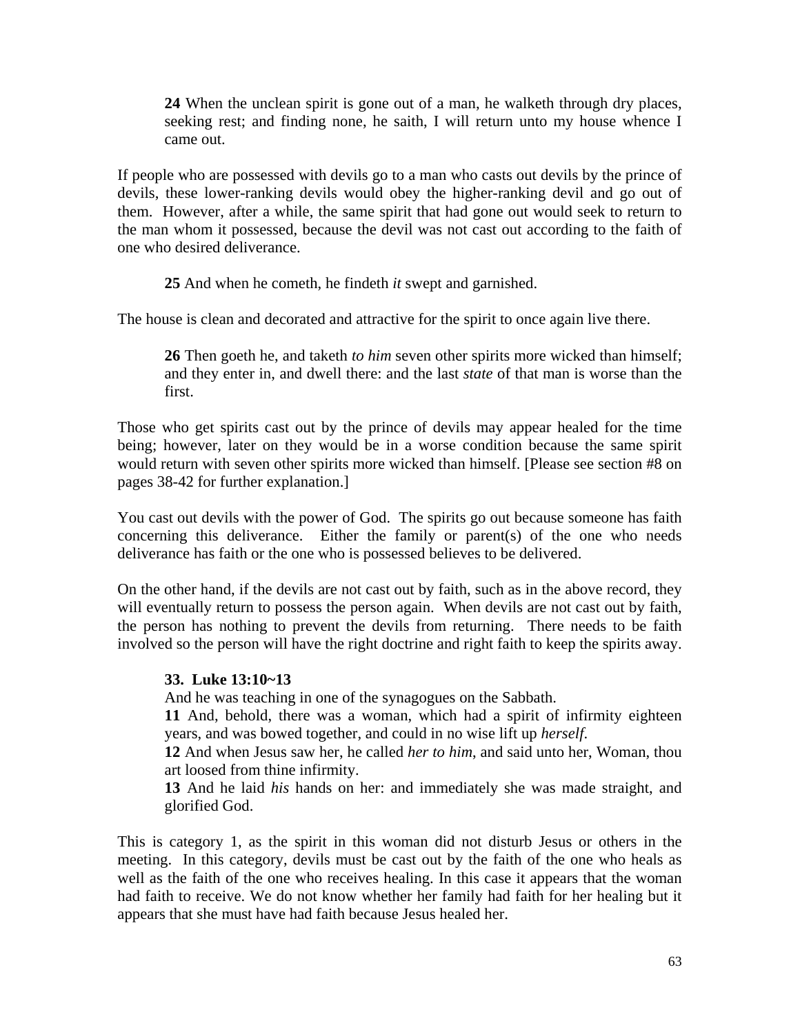> **24** When the unclean spirit is gone out of a man, he walketh through dry places, seeking rest; and finding none, he saith, I will return unto my house whence I came out.

If people who are possessed with devils go to a man who casts out devils by the prince of devils, these lower-ranking devils would obey the higher-ranking devil and go out of them. However, after a while, the same spirit that had gone out would seek to return to the man whom it possessed, because the devil was not cast out according to the faith of one who desired deliverance.

> **25** And when he cometh, he findeth *it* swept and garnished.

The house is clean and decorated and attractive for the spirit to once again live there.

> **26** Then goeth he, and taketh *to him* seven other spirits more wicked than himself; and they enter in, and dwell there: and the last *state* of that man is worse than the first.

Those who get spirits cast out by the prince of devils may appear healed for the time being; however, later on they would be in a worse condition because the same spirit would return with seven other spirits more wicked than himself. [Please see section #8 on pages 38-42 for further explanation.]

You cast out devils with the power of God. The spirits go out because someone has faith concerning this deliverance. Either the family or parent(s) of the one who needs deliverance has faith or the one who is possessed believes to be delivered.

On the other hand, if the devils are not cast out by faith, such as in the above record, they will eventually return to possess the person again. When devils are not cast out by faith, the person has nothing to prevent the devils from returning. There needs to be faith involved so the person will have the right doctrine and right faith to keep the spirits away.

> **33. Luke 13:10~13**
> And he was teaching in one of the synagogues on the Sabbath.
> **11** And, behold, there was a woman, which had a spirit of infirmity eighteen years, and was bowed together, and could in no wise lift up *herself*.
> **12** And when Jesus saw her, he called *her to him*, and said unto her, Woman, thou art loosed from thine infirmity.
> **13** And he laid *his* hands on her: and immediately she was made straight, and glorified God.

This is category 1, as the spirit in this woman did not disturb Jesus or others in the meeting. In this category, devils must be cast out by the faith of the one who heals as well as the faith of the one who receives healing. In this case it appears that the woman had faith to receive. We do not know whether her family had faith for her healing but it appears that she must have had faith because Jesus healed her.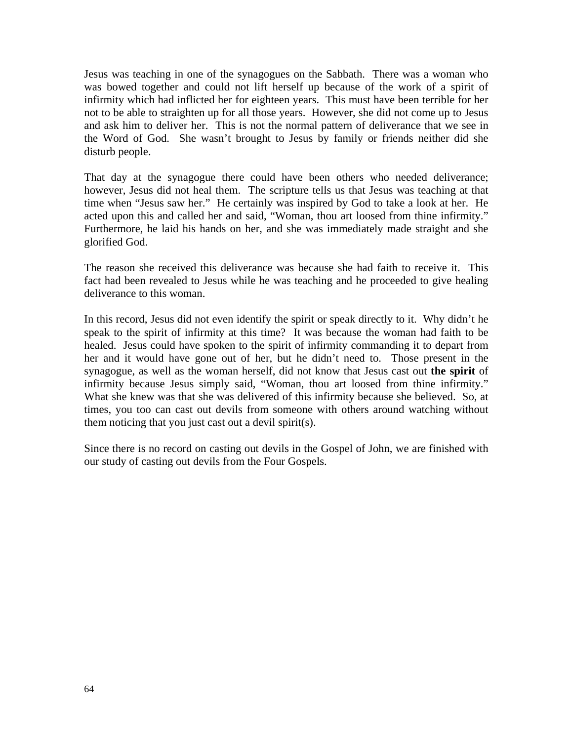Jesus was teaching in one of the synagogues on the Sabbath. There was a woman who was bowed together and could not lift herself up because of the work of a spirit of infirmity which had inflicted her for eighteen years. This must have been terrible for her not to be able to straighten up for all those years. However, she did not come up to Jesus and ask him to deliver her. This is not the normal pattern of deliverance that we see in the Word of God. She wasn't brought to Jesus by family or friends neither did she disturb people.

That day at the synagogue there could have been others who needed deliverance; however, Jesus did not heal them. The scripture tells us that Jesus was teaching at that time when "Jesus saw her." He certainly was inspired by God to take a look at her. He acted upon this and called her and said, "Woman, thou art loosed from thine infirmity." Furthermore, he laid his hands on her, and she was immediately made straight and she glorified God.

The reason she received this deliverance was because she had faith to receive it. This fact had been revealed to Jesus while he was teaching and he proceeded to give healing deliverance to this woman.

In this record, Jesus did not even identify the spirit or speak directly to it. Why didn't he speak to the spirit of infirmity at this time? It was because the woman had faith to be healed. Jesus could have spoken to the spirit of infirmity commanding it to depart from her and it would have gone out of her, but he didn't need to. Those present in the synagogue, as well as the woman herself, did not know that Jesus cast out **the spirit** of infirmity because Jesus simply said, "Woman, thou art loosed from thine infirmity." What she knew was that she was delivered of this infirmity because she believed. So, at times, you too can cast out devils from someone with others around watching without them noticing that you just cast out a devil spirit(s).

Since there is no record on casting out devils in the Gospel of John, we are finished with our study of casting out devils from the Four Gospels.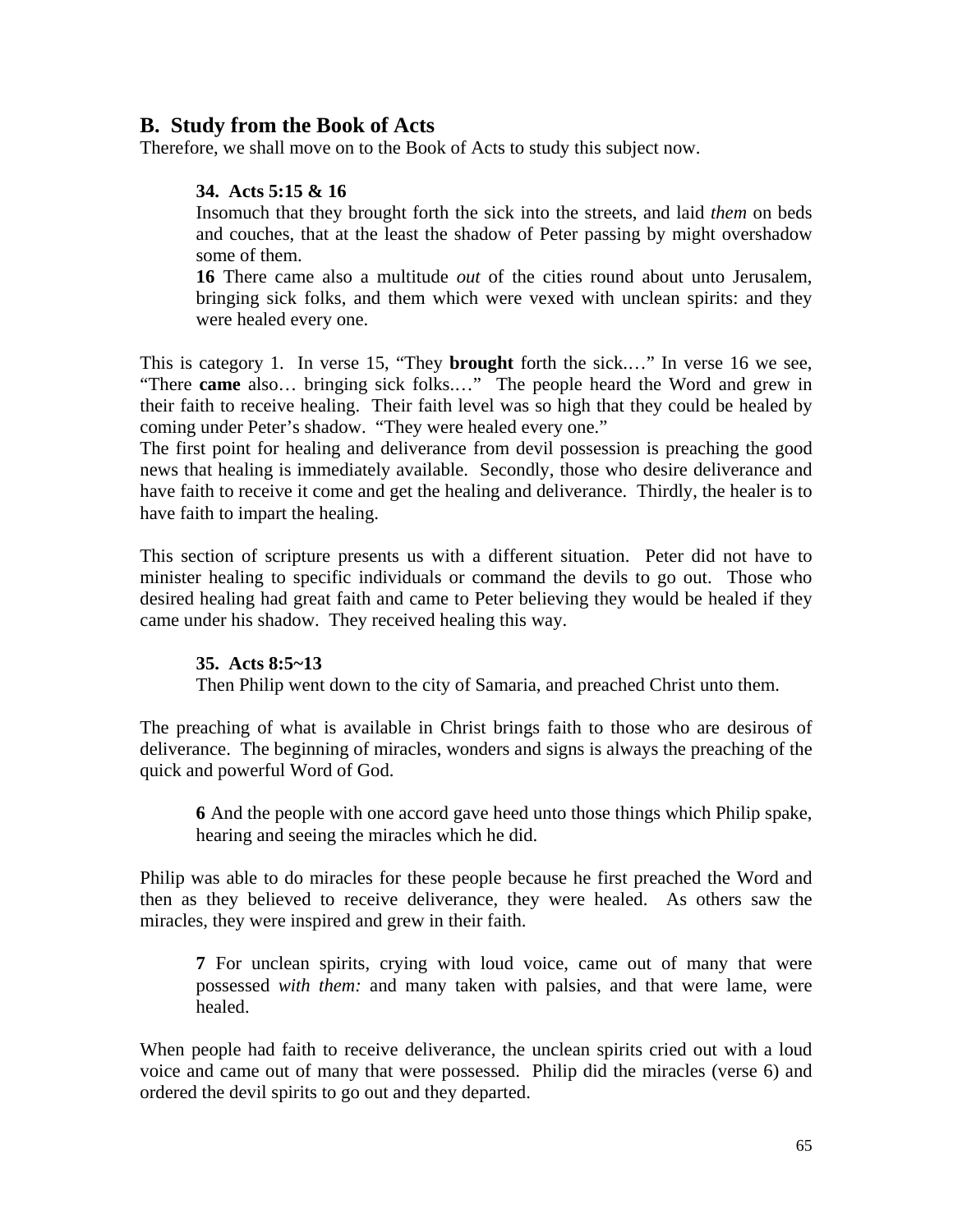## B. Study from the Book of Acts

Therefore, we shall move on to the Book of Acts to study this subject now.

> **34. Acts 5:15 & 16**
>
> Insomuch that they brought forth the sick into the streets, and laid *them* on beds and couches, that at the least the shadow of Peter passing by might overshadow some of them.
>
> **16** There came also a multitude *out* of the cities round about unto Jerusalem, bringing sick folks, and them which were vexed with unclean spirits: and they were healed every one.

This is category 1. In verse 15, "They **brought** forth the sick.…" In verse 16 we see, "There **came** also… bringing sick folks.…" The people heard the Word and grew in their faith to receive healing. Their faith level was so high that they could be healed by coming under Peter's shadow. "They were healed every one."

The first point for healing and deliverance from devil possession is preaching the good news that healing is immediately available. Secondly, those who desire deliverance and have faith to receive it come and get the healing and deliverance. Thirdly, the healer is to have faith to impart the healing.

This section of scripture presents us with a different situation. Peter did not have to minister healing to specific individuals or command the devils to go out. Those who desired healing had great faith and came to Peter believing they would be healed if they came under his shadow. They received healing this way.

> **35. Acts 8:5~13**
>
> Then Philip went down to the city of Samaria, and preached Christ unto them.

The preaching of what is available in Christ brings faith to those who are desirous of deliverance. The beginning of miracles, wonders and signs is always the preaching of the quick and powerful Word of God.

> **6** And the people with one accord gave heed unto those things which Philip spake, hearing and seeing the miracles which he did.

Philip was able to do miracles for these people because he first preached the Word and then as they believed to receive deliverance, they were healed. As others saw the miracles, they were inspired and grew in their faith.

> **7** For unclean spirits, crying with loud voice, came out of many that were possessed *with them:* and many taken with palsies, and that were lame, were healed.

When people had faith to receive deliverance, the unclean spirits cried out with a loud voice and came out of many that were possessed. Philip did the miracles (verse 6) and ordered the devil spirits to go out and they departed.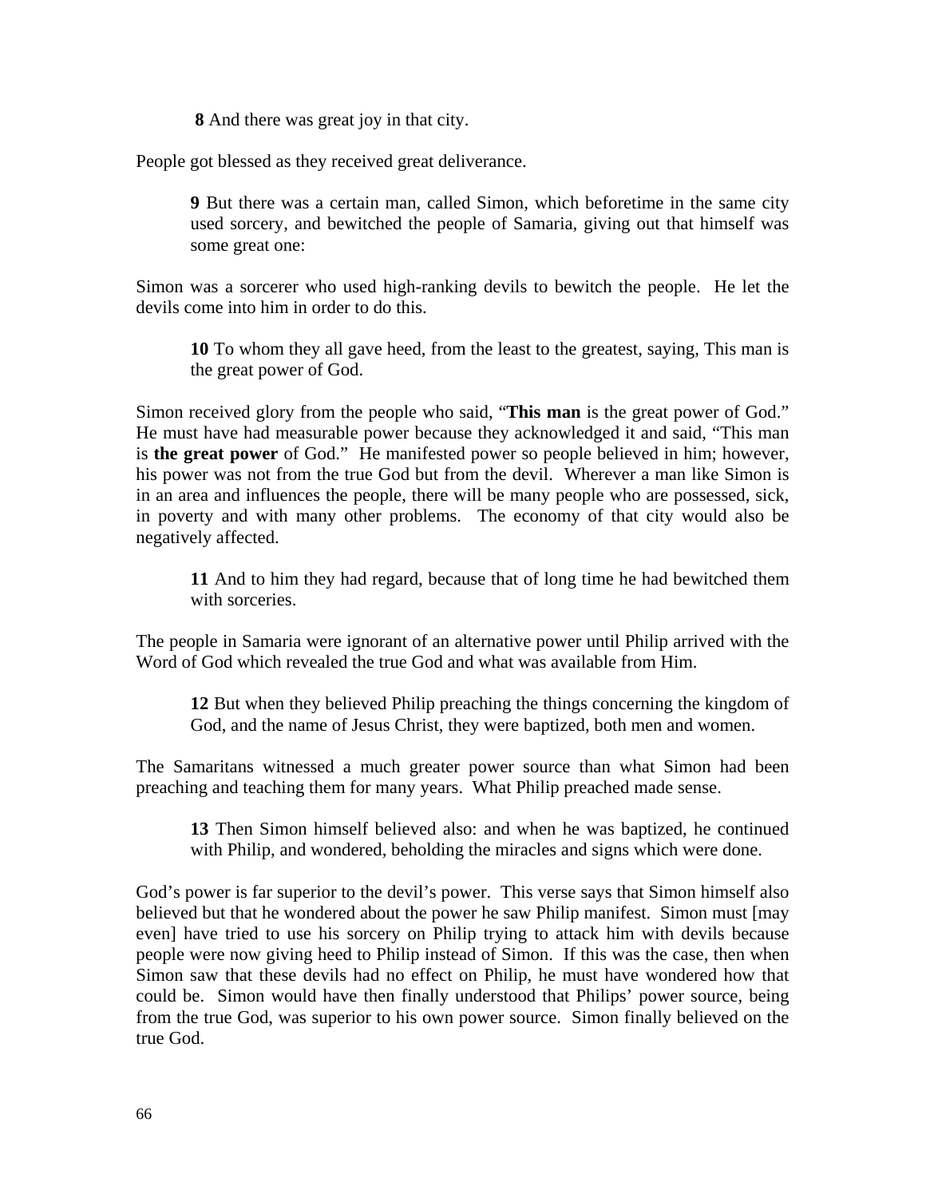> **8** And there was great joy in that city.

People got blessed as they received great deliverance.

> **9** But there was a certain man, called Simon, which beforetime in the same city used sorcery, and bewitched the people of Samaria, giving out that himself was some great one:

Simon was a sorcerer who used high-ranking devils to bewitch the people. He let the devils come into him in order to do this.

> **10** To whom they all gave heed, from the least to the greatest, saying, This man is the great power of God.

Simon received glory from the people who said, "**This man** is the great power of God." He must have had measurable power because they acknowledged it and said, "This man is **the great power** of God." He manifested power so people believed in him; however, his power was not from the true God but from the devil. Wherever a man like Simon is in an area and influences the people, there will be many people who are possessed, sick, in poverty and with many other problems. The economy of that city would also be negatively affected.

> **11** And to him they had regard, because that of long time he had bewitched them with sorceries.

The people in Samaria were ignorant of an alternative power until Philip arrived with the Word of God which revealed the true God and what was available from Him.

> **12** But when they believed Philip preaching the things concerning the kingdom of God, and the name of Jesus Christ, they were baptized, both men and women.

The Samaritans witnessed a much greater power source than what Simon had been preaching and teaching them for many years. What Philip preached made sense.

> **13** Then Simon himself believed also: and when he was baptized, he continued with Philip, and wondered, beholding the miracles and signs which were done.

God's power is far superior to the devil's power. This verse says that Simon himself also believed but that he wondered about the power he saw Philip manifest. Simon must [may even] have tried to use his sorcery on Philip trying to attack him with devils because people were now giving heed to Philip instead of Simon. If this was the case, then when Simon saw that these devils had no effect on Philip, he must have wondered how that could be. Simon would have then finally understood that Philips' power source, being from the true God, was superior to his own power source. Simon finally believed on the true God.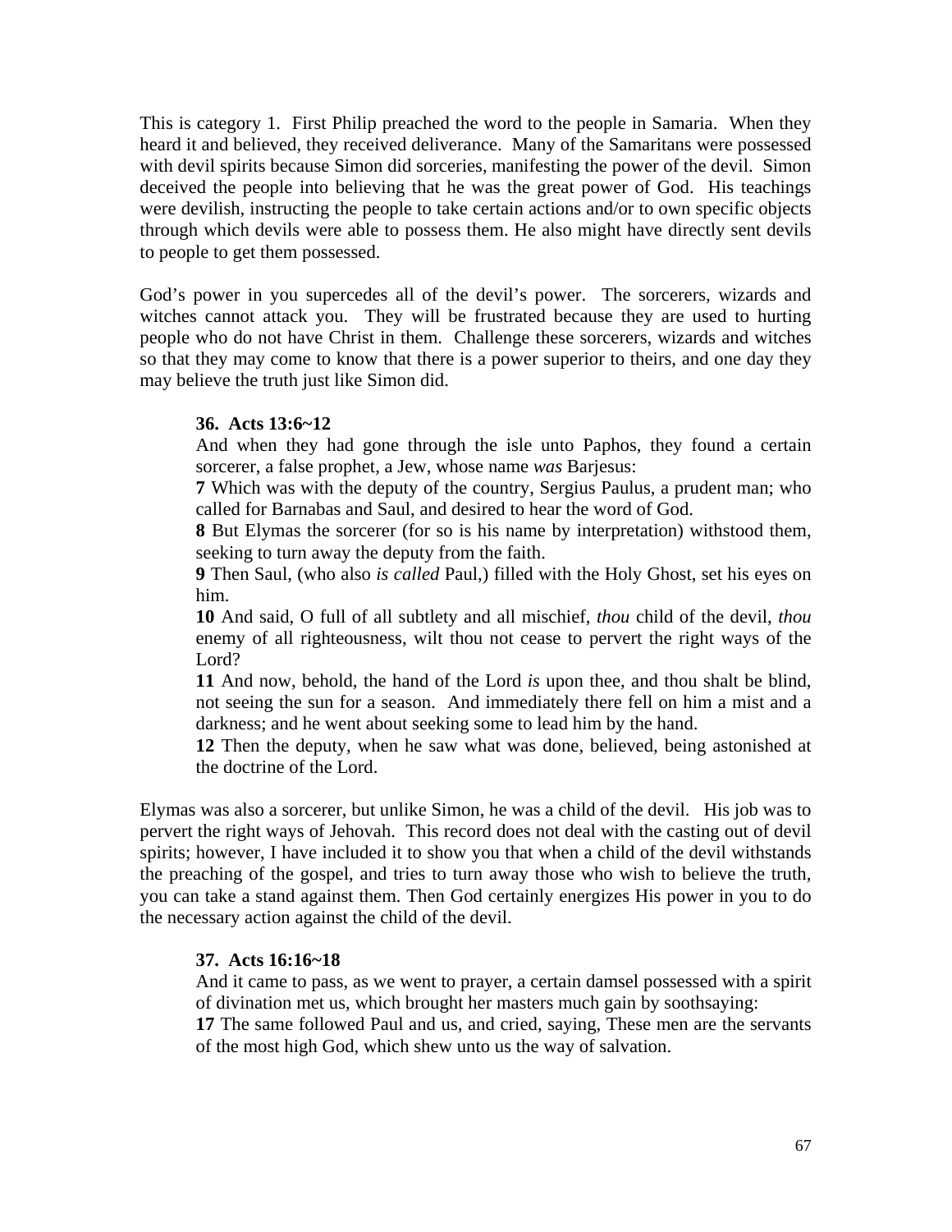This is category 1. First Philip preached the word to the people in Samaria. When they heard it and believed, they received deliverance. Many of the Samaritans were possessed with devil spirits because Simon did sorceries, manifesting the power of the devil. Simon deceived the people into believing that he was the great power of God. His teachings were devilish, instructing the people to take certain actions and/or to own specific objects through which devils were able to possess them. He also might have directly sent devils to people to get them possessed.

God's power in you supercedes all of the devil's power. The sorcerers, wizards and witches cannot attack you. They will be frustrated because they are used to hurting people who do not have Christ in them. Challenge these sorcerers, wizards and witches so that they may come to know that there is a power superior to theirs, and one day they may believe the truth just like Simon did.

> **36. Acts 13:6~12**
> And when they had gone through the isle unto Paphos, they found a certain sorcerer, a false prophet, a Jew, whose name *was* Barjesus:
> **7** Which was with the deputy of the country, Sergius Paulus, a prudent man; who called for Barnabas and Saul, and desired to hear the word of God.
> **8** But Elymas the sorcerer (for so is his name by interpretation) withstood them, seeking to turn away the deputy from the faith.
> **9** Then Saul, (who also *is called* Paul,) filled with the Holy Ghost, set his eyes on him.
> **10** And said, O full of all subtlety and all mischief, *thou* child of the devil, *thou* enemy of all righteousness, wilt thou not cease to pervert the right ways of the Lord?
> **11** And now, behold, the hand of the Lord *is* upon thee, and thou shalt be blind, not seeing the sun for a season. And immediately there fell on him a mist and a darkness; and he went about seeking some to lead him by the hand.
> **12** Then the deputy, when he saw what was done, believed, being astonished at the doctrine of the Lord.

Elymas was also a sorcerer, but unlike Simon, he was a child of the devil. His job was to pervert the right ways of Jehovah. This record does not deal with the casting out of devil spirits; however, I have included it to show you that when a child of the devil withstands the preaching of the gospel, and tries to turn away those who wish to believe the truth, you can take a stand against them. Then God certainly energizes His power in you to do the necessary action against the child of the devil.

> **37. Acts 16:16~18**
> And it came to pass, as we went to prayer, a certain damsel possessed with a spirit of divination met us, which brought her masters much gain by soothsaying:
> **17** The same followed Paul and us, and cried, saying, These men are the servants of the most high God, which shew unto us the way of salvation.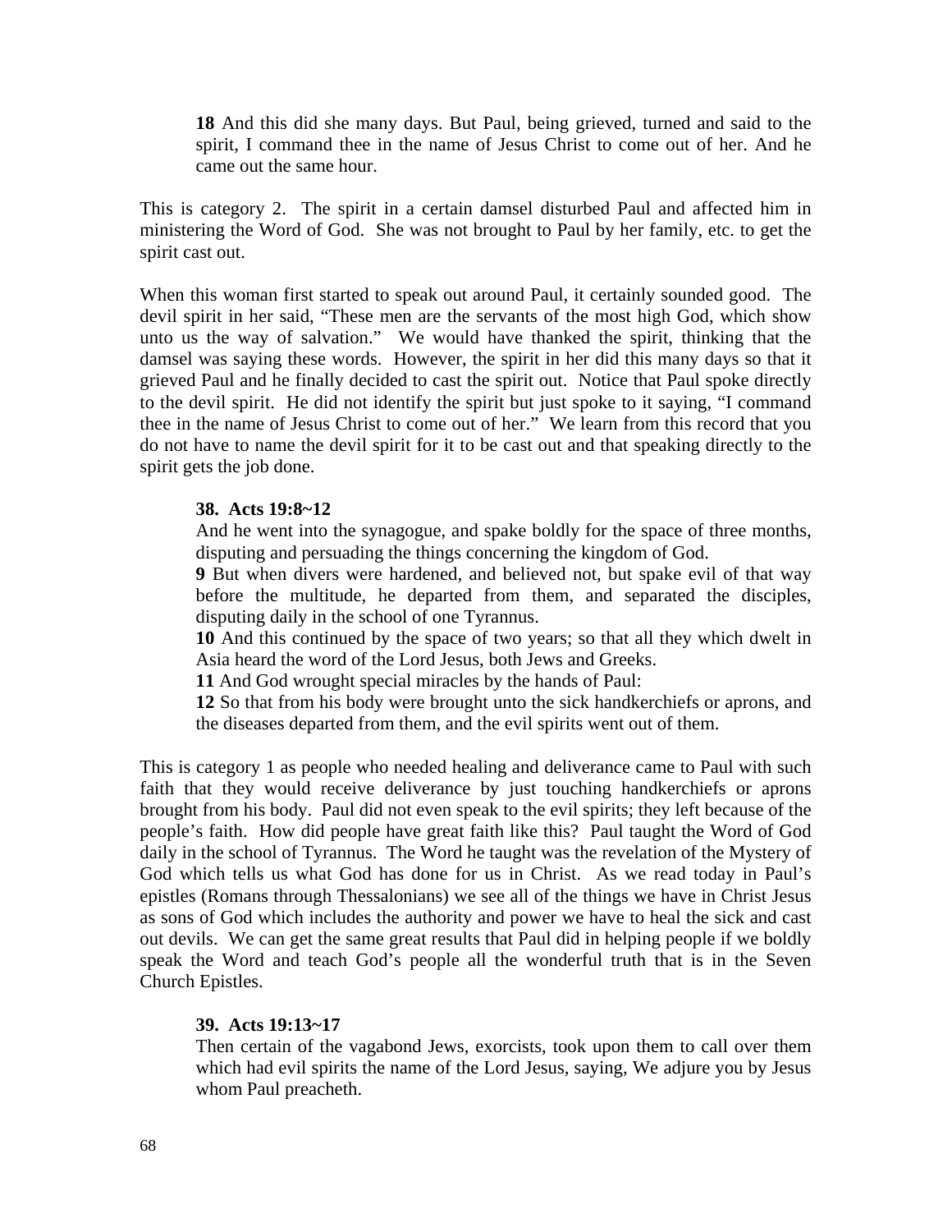> **18** And this did she many days. But Paul, being grieved, turned and said to the spirit, I command thee in the name of Jesus Christ to come out of her. And he came out the same hour.

This is category 2. The spirit in a certain damsel disturbed Paul and affected him in ministering the Word of God. She was not brought to Paul by her family, etc. to get the spirit cast out.

When this woman first started to speak out around Paul, it certainly sounded good. The devil spirit in her said, "These men are the servants of the most high God, which show unto us the way of salvation." We would have thanked the spirit, thinking that the damsel was saying these words. However, the spirit in her did this many days so that it grieved Paul and he finally decided to cast the spirit out. Notice that Paul spoke directly to the devil spirit. He did not identify the spirit but just spoke to it saying, "I command thee in the name of Jesus Christ to come out of her." We learn from this record that you do not have to name the devil spirit for it to be cast out and that speaking directly to the spirit gets the job done.

**38. Acts 19:8~12**

> And he went into the synagogue, and spake boldly for the space of three months, disputing and persuading the things concerning the kingdom of God.
>
> **9** But when divers were hardened, and believed not, but spake evil of that way before the multitude, he departed from them, and separated the disciples, disputing daily in the school of one Tyrannus.
>
> **10** And this continued by the space of two years; so that all they which dwelt in Asia heard the word of the Lord Jesus, both Jews and Greeks.
>
> **11** And God wrought special miracles by the hands of Paul:
>
> **12** So that from his body were brought unto the sick handkerchiefs or aprons, and the diseases departed from them, and the evil spirits went out of them.

This is category 1 as people who needed healing and deliverance came to Paul with such faith that they would receive deliverance by just touching handkerchiefs or aprons brought from his body. Paul did not even speak to the evil spirits; they left because of the people's faith. How did people have great faith like this? Paul taught the Word of God daily in the school of Tyrannus. The Word he taught was the revelation of the Mystery of God which tells us what God has done for us in Christ. As we read today in Paul's epistles (Romans through Thessalonians) we see all of the things we have in Christ Jesus as sons of God which includes the authority and power we have to heal the sick and cast out devils. We can get the same great results that Paul did in helping people if we boldly speak the Word and teach God's people all the wonderful truth that is in the Seven Church Epistles.

**39. Acts 19:13~17**

> Then certain of the vagabond Jews, exorcists, took upon them to call over them which had evil spirits the name of the Lord Jesus, saying, We adjure you by Jesus whom Paul preacheth.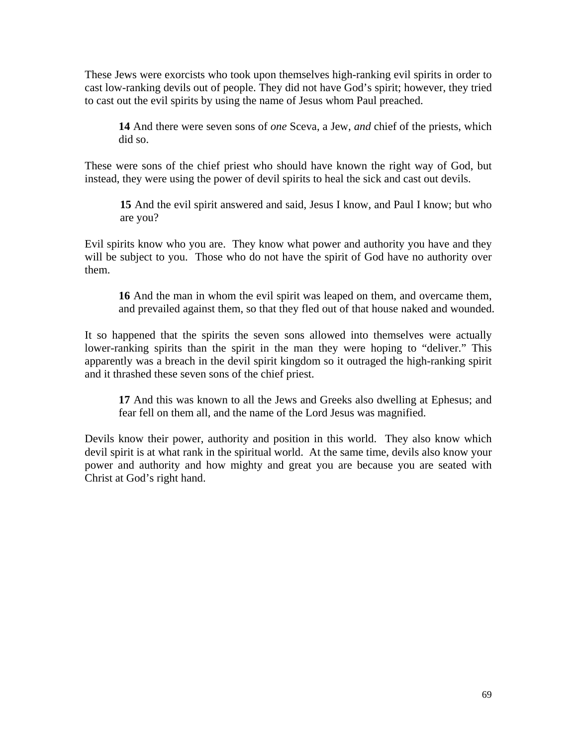These Jews were exorcists who took upon themselves high-ranking evil spirits in order to cast low-ranking devils out of people. They did not have God's spirit; however, they tried to cast out the evil spirits by using the name of Jesus whom Paul preached.

> **14** And there were seven sons of *one* Sceva, a Jew, *and* chief of the priests, which did so.

These were sons of the chief priest who should have known the right way of God, but instead, they were using the power of devil spirits to heal the sick and cast out devils.

> **15** And the evil spirit answered and said, Jesus I know, and Paul I know; but who are you?

Evil spirits know who you are. They know what power and authority you have and they will be subject to you. Those who do not have the spirit of God have no authority over them.

> **16** And the man in whom the evil spirit was leaped on them, and overcame them, and prevailed against them, so that they fled out of that house naked and wounded.

It so happened that the spirits the seven sons allowed into themselves were actually lower-ranking spirits than the spirit in the man they were hoping to "deliver." This apparently was a breach in the devil spirit kingdom so it outraged the high-ranking spirit and it thrashed these seven sons of the chief priest.

> **17** And this was known to all the Jews and Greeks also dwelling at Ephesus; and fear fell on them all, and the name of the Lord Jesus was magnified.

Devils know their power, authority and position in this world. They also know which devil spirit is at what rank in the spiritual world. At the same time, devils also know your power and authority and how mighty and great you are because you are seated with Christ at God's right hand.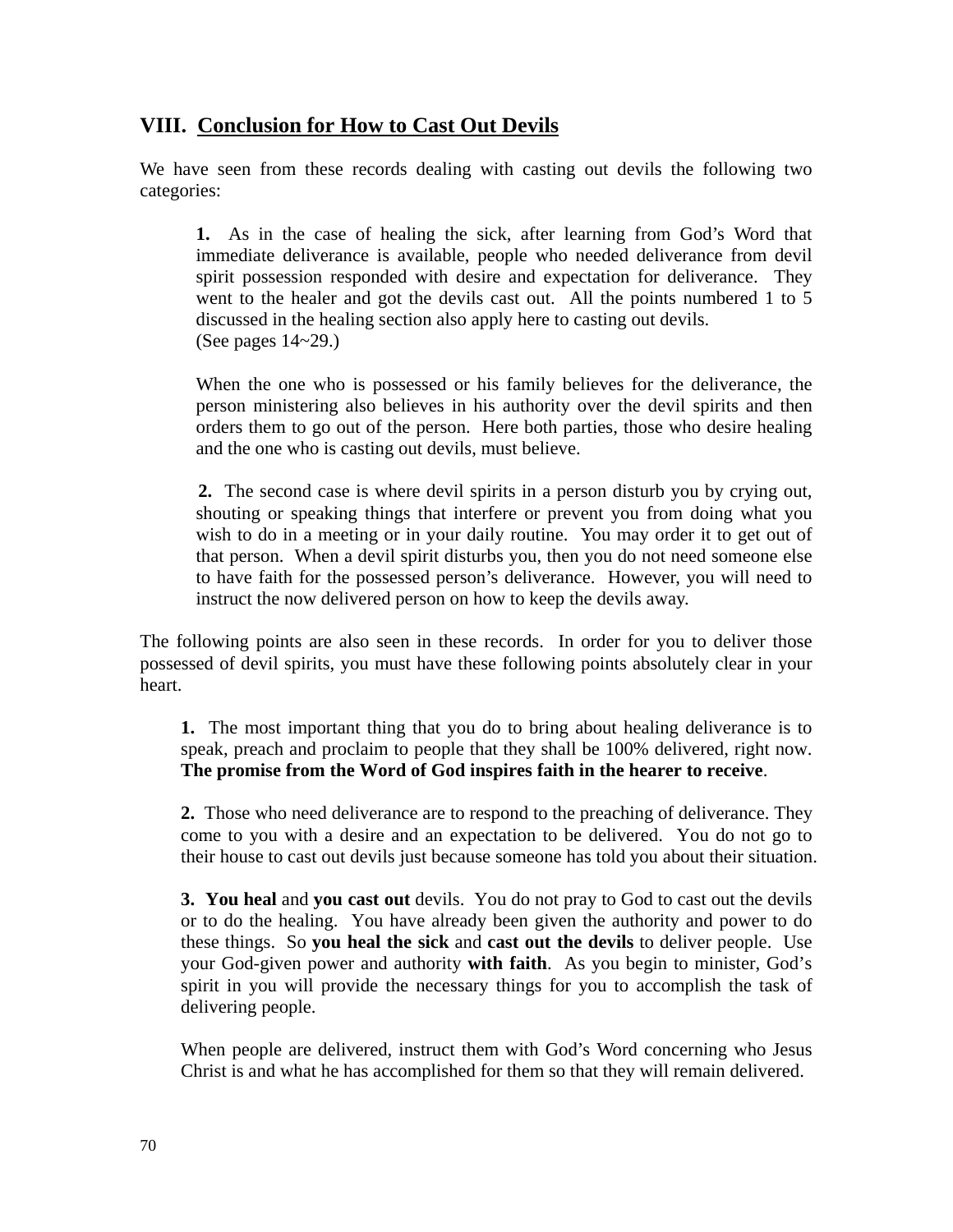## VIII. Conclusion for How to Cast Out Devils

We have seen from these records dealing with casting out devils the following two categories:

> **1.** As in the case of healing the sick, after learning from God's Word that immediate deliverance is available, people who needed deliverance from devil spirit possession responded with desire and expectation for deliverance. They went to the healer and got the devils cast out. All the points numbered 1 to 5 discussed in the healing section also apply here to casting out devils.
> (See pages 14~29.)
>
> When the one who is possessed or his family believes for the deliverance, the person ministering also believes in his authority over the devil spirits and then orders them to go out of the person. Here both parties, those who desire healing and the one who is casting out devils, must believe.
>
> **2.** The second case is where devil spirits in a person disturb you by crying out, shouting or speaking things that interfere or prevent you from doing what you wish to do in a meeting or in your daily routine. You may order it to get out of that person. When a devil spirit disturbs you, then you do not need someone else to have faith for the possessed person's deliverance. However, you will need to instruct the now delivered person on how to keep the devils away.

The following points are also seen in these records. In order for you to deliver those possessed of devil spirits, you must have these following points absolutely clear in your heart.

> **1.** The most important thing that you do to bring about healing deliverance is to speak, preach and proclaim to people that they shall be 100% delivered, right now. **The promise from the Word of God inspires faith in the hearer to receive**.
>
> **2.** Those who need deliverance are to respond to the preaching of deliverance. They come to you with a desire and an expectation to be delivered. You do not go to their house to cast out devils just because someone has told you about their situation.
>
> **3. You heal** and **you cast out** devils. You do not pray to God to cast out the devils or to do the healing. You have already been given the authority and power to do these things. So **you heal the sick** and **cast out the devils** to deliver people. Use your God-given power and authority **with faith**. As you begin to minister, God's spirit in you will provide the necessary things for you to accomplish the task of delivering people.
>
> When people are delivered, instruct them with God's Word concerning who Jesus Christ is and what he has accomplished for them so that they will remain delivered.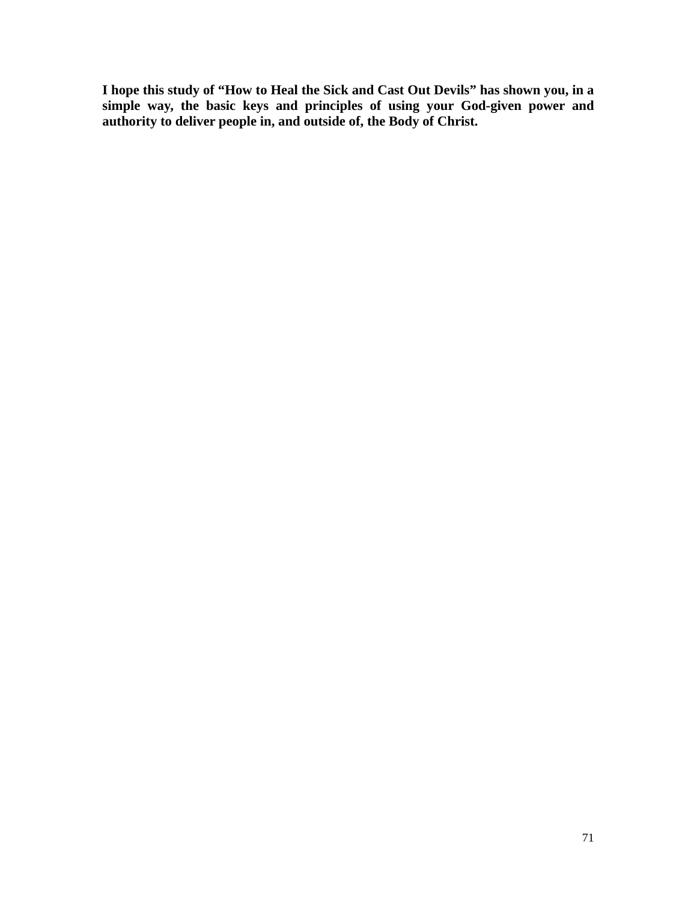**I hope this study of "How to Heal the Sick and Cast Out Devils" has shown you, in a simple way, the basic keys and principles of using your God-given power and authority to deliver people in, and outside of, the Body of Christ.**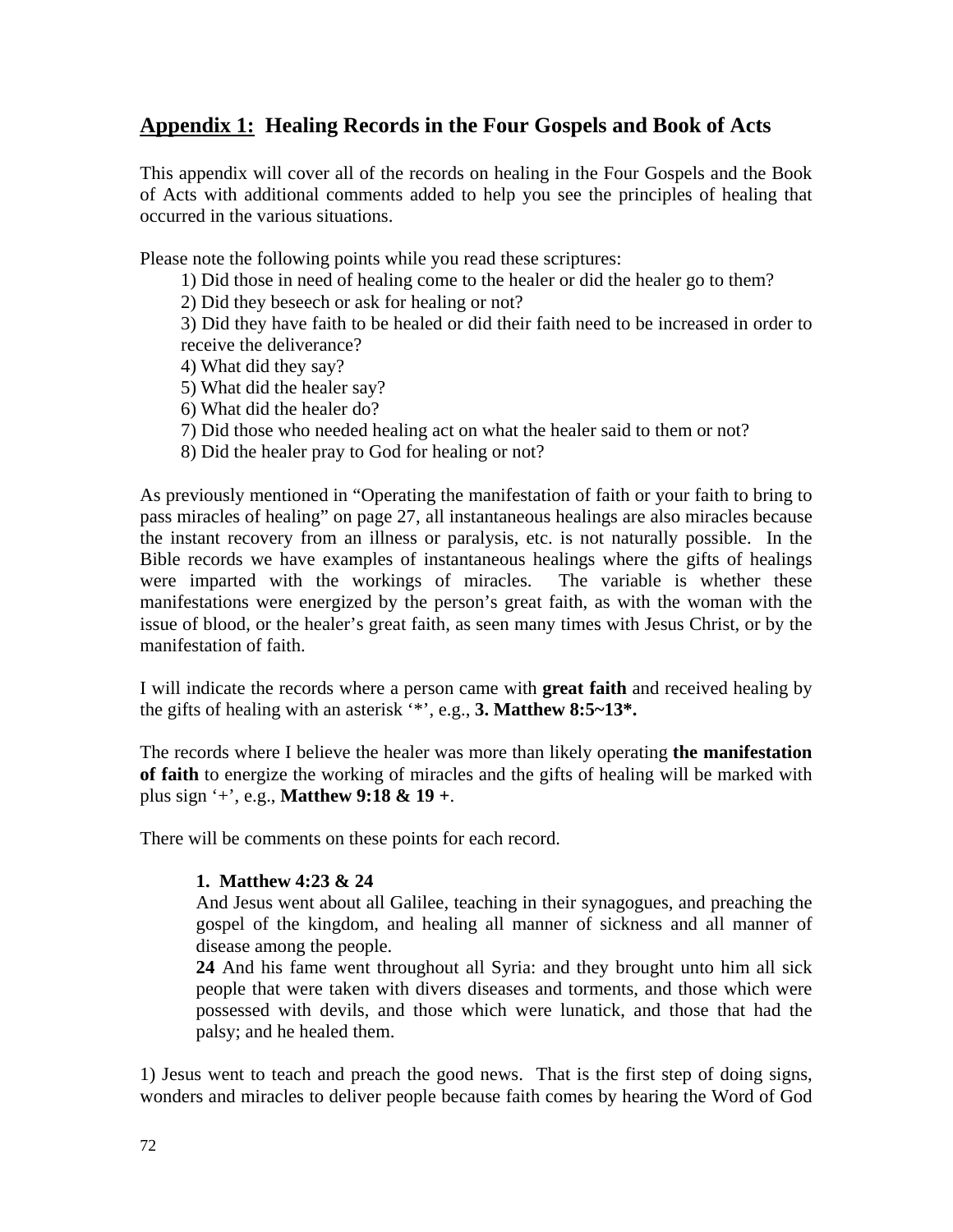## Appendix 1: Healing Records in the Four Gospels and Book of Acts

This appendix will cover all of the records on healing in the Four Gospels and the Book of Acts with additional comments added to help you see the principles of healing that occurred in the various situations.

Please note the following points while you read these scriptures:

1) Did those in need of healing come to the healer or did the healer go to them?
2) Did they beseech or ask for healing or not?
3) Did they have faith to be healed or did their faith need to be increased in order to receive the deliverance?
4) What did they say?
5) What did the healer say?
6) What did the healer do?
7) Did those who needed healing act on what the healer said to them or not?
8) Did the healer pray to God for healing or not?

As previously mentioned in "Operating the manifestation of faith or your faith to bring to pass miracles of healing" on page 27, all instantaneous healings are also miracles because the instant recovery from an illness or paralysis, etc. is not naturally possible. In the Bible records we have examples of instantaneous healings where the gifts of healings were imparted with the workings of miracles. The variable is whether these manifestations were energized by the person's great faith, as with the woman with the issue of blood, or the healer's great faith, as seen many times with Jesus Christ, or by the manifestation of faith.

I will indicate the records where a person came with **great faith** and received healing by the gifts of healing with an asterisk '*', e.g., **3. Matthew 8:5~13*.**

The records where I believe the healer was more than likely operating **the manifestation of faith** to energize the working of miracles and the gifts of healing will be marked with plus sign '+', e.g., **Matthew 9:18 & 19 +**.

There will be comments on these points for each record.

**1. Matthew 4:23 & 24**
And Jesus went about all Galilee, teaching in their synagogues, and preaching the gospel of the kingdom, and healing all manner of sickness and all manner of disease among the people.
**24** And his fame went throughout all Syria: and they brought unto him all sick people that were taken with divers diseases and torments, and those which were possessed with devils, and those which were lunatick, and those that had the palsy; and he healed them.

1) Jesus went to teach and preach the good news. That is the first step of doing signs, wonders and miracles to deliver people because faith comes by hearing the Word of God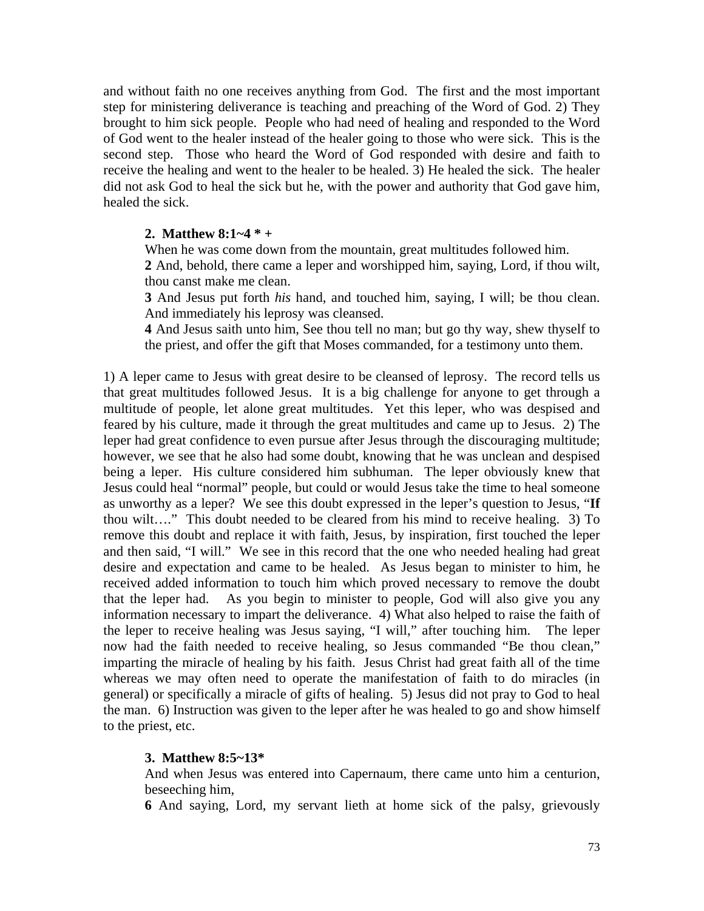and without faith no one receives anything from God. The first and the most important step for ministering deliverance is teaching and preaching of the Word of God. 2) They brought to him sick people. People who had need of healing and responded to the Word of God went to the healer instead of the healer going to those who were sick. This is the second step. Those who heard the Word of God responded with desire and faith to receive the healing and went to the healer to be healed. 3) He healed the sick. The healer did not ask God to heal the sick but he, with the power and authority that God gave him, healed the sick.

**2. Matthew 8:1~4 * +**

> When he was come down from the mountain, great multitudes followed him.
> **2** And, behold, there came a leper and worshipped him, saying, Lord, if thou wilt, thou canst make me clean.
> **3** And Jesus put forth *his* hand, and touched him, saying, I will; be thou clean. And immediately his leprosy was cleansed.
> **4** And Jesus saith unto him, See thou tell no man; but go thy way, shew thyself to the priest, and offer the gift that Moses commanded, for a testimony unto them.

1) A leper came to Jesus with great desire to be cleansed of leprosy. The record tells us that great multitudes followed Jesus. It is a big challenge for anyone to get through a multitude of people, let alone great multitudes. Yet this leper, who was despised and feared by his culture, made it through the great multitudes and came up to Jesus. 2) The leper had great confidence to even pursue after Jesus through the discouraging multitude; however, we see that he also had some doubt, knowing that he was unclean and despised being a leper. His culture considered him subhuman. The leper obviously knew that Jesus could heal "normal" people, but could or would Jesus take the time to heal someone as unworthy as a leper? We see this doubt expressed in the leper's question to Jesus, "**If** thou wilt…." This doubt needed to be cleared from his mind to receive healing. 3) To remove this doubt and replace it with faith, Jesus, by inspiration, first touched the leper and then said, "I will." We see in this record that the one who needed healing had great desire and expectation and came to be healed. As Jesus began to minister to him, he received added information to touch him which proved necessary to remove the doubt that the leper had. As you begin to minister to people, God will also give you any information necessary to impart the deliverance. 4) What also helped to raise the faith of the leper to receive healing was Jesus saying, "I will," after touching him. The leper now had the faith needed to receive healing, so Jesus commanded "Be thou clean," imparting the miracle of healing by his faith. Jesus Christ had great faith all of the time whereas we may often need to operate the manifestation of faith to do miracles (in general) or specifically a miracle of gifts of healing. 5) Jesus did not pray to God to heal the man. 6) Instruction was given to the leper after he was healed to go and show himself to the priest, etc.

**3. Matthew 8:5~13***

> And when Jesus was entered into Capernaum, there came unto him a centurion, beseeching him,
> **6** And saying, Lord, my servant lieth at home sick of the palsy, grievously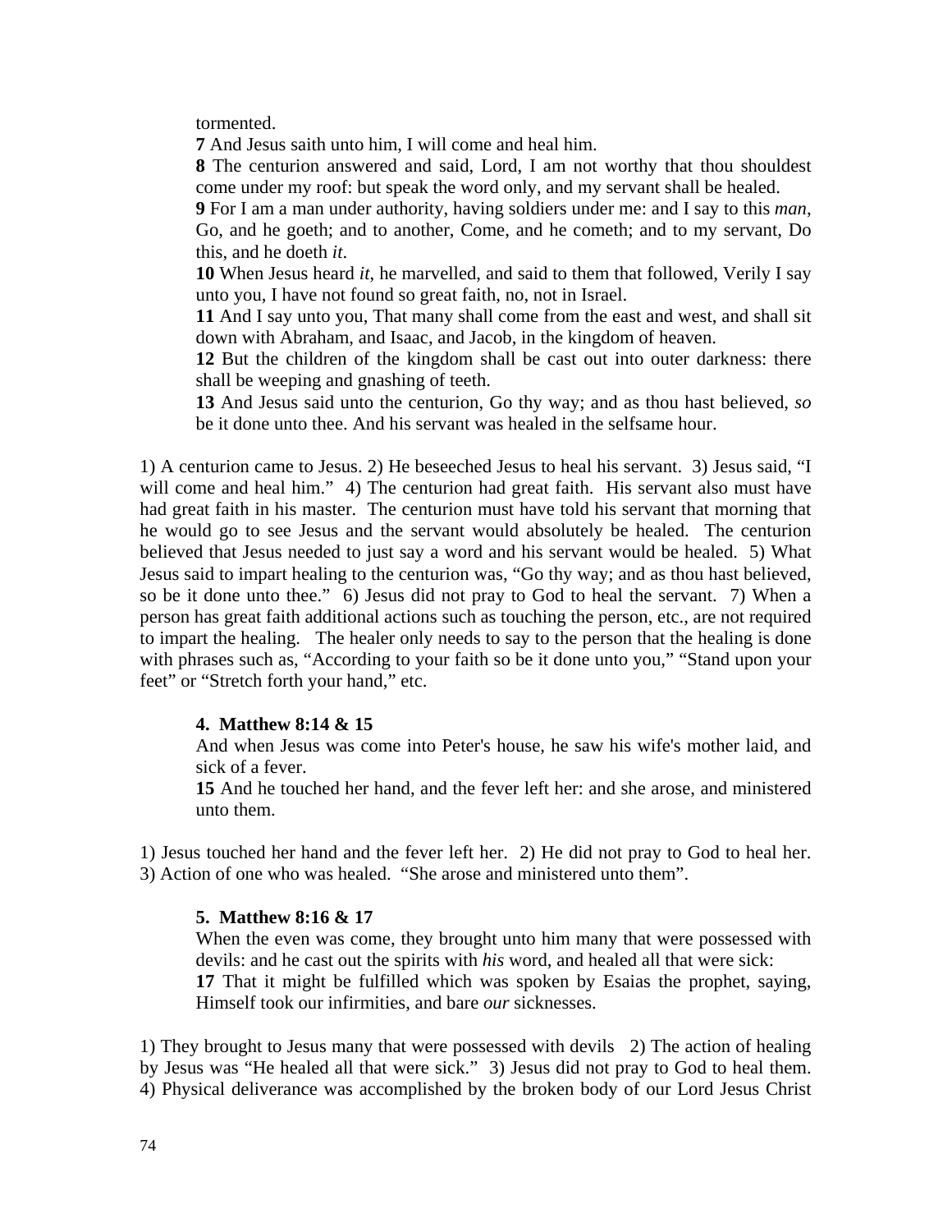tormented.

**7** And Jesus saith unto him, I will come and heal him.

**8** The centurion answered and said, Lord, I am not worthy that thou shouldest come under my roof: but speak the word only, and my servant shall be healed.

**9** For I am a man under authority, having soldiers under me: and I say to this *man*, Go, and he goeth; and to another, Come, and he cometh; and to my servant, Do this, and he doeth *it*.

**10** When Jesus heard *it*, he marvelled, and said to them that followed, Verily I say unto you, I have not found so great faith, no, not in Israel.

**11** And I say unto you, That many shall come from the east and west, and shall sit down with Abraham, and Isaac, and Jacob, in the kingdom of heaven.

**12** But the children of the kingdom shall be cast out into outer darkness: there shall be weeping and gnashing of teeth.

**13** And Jesus said unto the centurion, Go thy way; and as thou hast believed, *so* be it done unto thee. And his servant was healed in the selfsame hour.

1) A centurion came to Jesus. 2) He beseeched Jesus to heal his servant. 3) Jesus said, "I will come and heal him." 4) The centurion had great faith. His servant also must have had great faith in his master. The centurion must have told his servant that morning that he would go to see Jesus and the servant would absolutely be healed. The centurion believed that Jesus needed to just say a word and his servant would be healed. 5) What Jesus said to impart healing to the centurion was, "Go thy way; and as thou hast believed, so be it done unto thee." 6) Jesus did not pray to God to heal the servant. 7) When a person has great faith additional actions such as touching the person, etc., are not required to impart the healing. The healer only needs to say to the person that the healing is done with phrases such as, "According to your faith so be it done unto you," "Stand upon your feet" or "Stretch forth your hand," etc.

**4. Matthew 8:14 & 15**

And when Jesus was come into Peter's house, he saw his wife's mother laid, and sick of a fever.

**15** And he touched her hand, and the fever left her: and she arose, and ministered unto them.

1) Jesus touched her hand and the fever left her. 2) He did not pray to God to heal her. 3) Action of one who was healed. "She arose and ministered unto them".

**5. Matthew 8:16 & 17**

When the even was come, they brought unto him many that were possessed with devils: and he cast out the spirits with *his* word, and healed all that were sick:

**17** That it might be fulfilled which was spoken by Esaias the prophet, saying, Himself took our infirmities, and bare *our* sicknesses.

1) They brought to Jesus many that were possessed with devils 2) The action of healing by Jesus was "He healed all that were sick." 3) Jesus did not pray to God to heal them. 4) Physical deliverance was accomplished by the broken body of our Lord Jesus Christ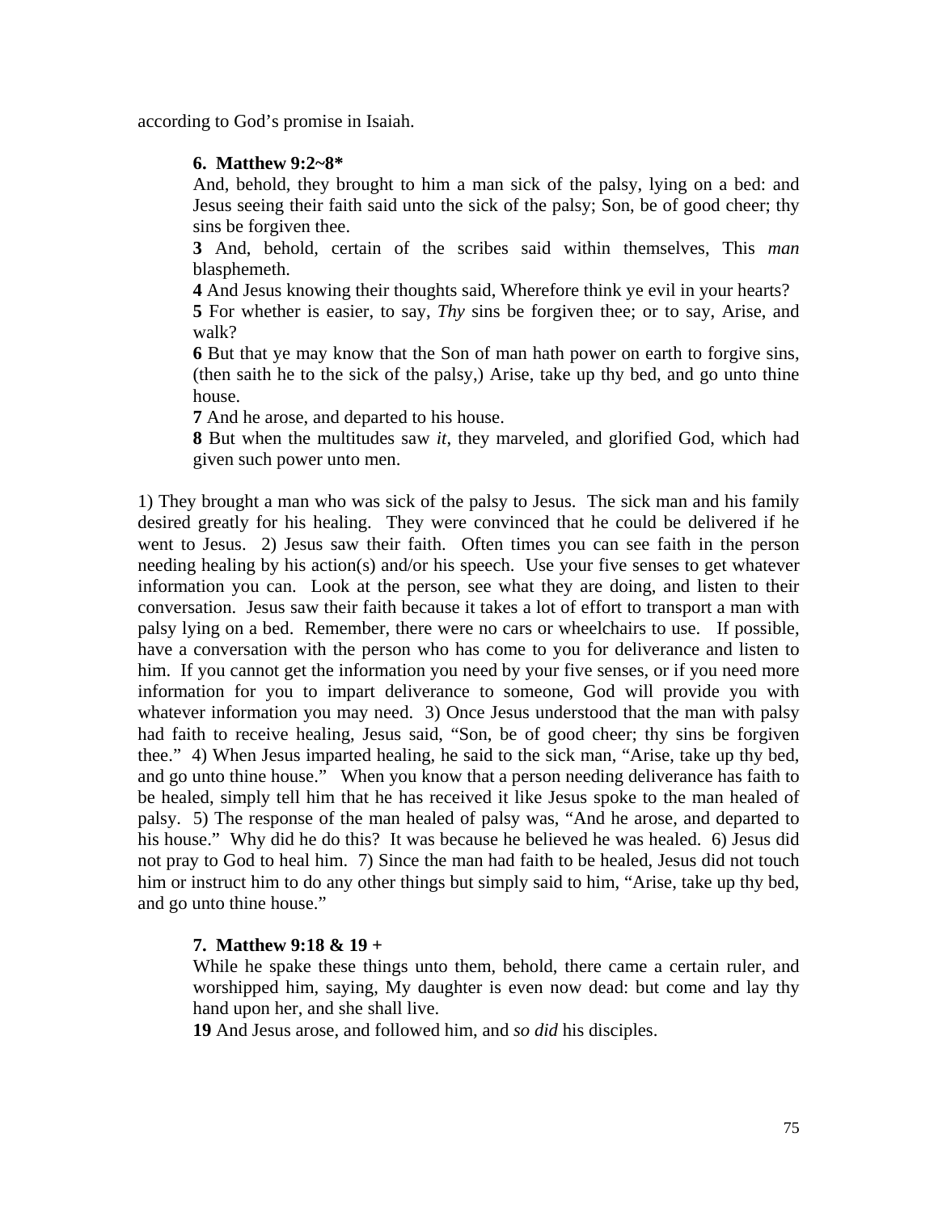according to God's promise in Isaiah.

**6. Matthew 9:2~8***

And, behold, they brought to him a man sick of the palsy, lying on a bed: and Jesus seeing their faith said unto the sick of the palsy; Son, be of good cheer; thy sins be forgiven thee.

**3** And, behold, certain of the scribes said within themselves, This *man* blasphemeth.

**4** And Jesus knowing their thoughts said, Wherefore think ye evil in your hearts?

**5** For whether is easier, to say, *Thy* sins be forgiven thee; or to say, Arise, and walk?

**6** But that ye may know that the Son of man hath power on earth to forgive sins, (then saith he to the sick of the palsy,) Arise, take up thy bed, and go unto thine house.

**7** And he arose, and departed to his house.

**8** But when the multitudes saw *it*, they marveled, and glorified God, which had given such power unto men.

1) They brought a man who was sick of the palsy to Jesus. The sick man and his family desired greatly for his healing. They were convinced that he could be delivered if he went to Jesus. 2) Jesus saw their faith. Often times you can see faith in the person needing healing by his action(s) and/or his speech. Use your five senses to get whatever information you can. Look at the person, see what they are doing, and listen to their conversation. Jesus saw their faith because it takes a lot of effort to transport a man with palsy lying on a bed. Remember, there were no cars or wheelchairs to use. If possible, have a conversation with the person who has come to you for deliverance and listen to him. If you cannot get the information you need by your five senses, or if you need more information for you to impart deliverance to someone, God will provide you with whatever information you may need. 3) Once Jesus understood that the man with palsy had faith to receive healing, Jesus said, "Son, be of good cheer; thy sins be forgiven thee." 4) When Jesus imparted healing, he said to the sick man, "Arise, take up thy bed, and go unto thine house." When you know that a person needing deliverance has faith to be healed, simply tell him that he has received it like Jesus spoke to the man healed of palsy. 5) The response of the man healed of palsy was, "And he arose, and departed to his house." Why did he do this? It was because he believed he was healed. 6) Jesus did not pray to God to heal him. 7) Since the man had faith to be healed, Jesus did not touch him or instruct him to do any other things but simply said to him, "Arise, take up thy bed, and go unto thine house."

**7. Matthew 9:18 & 19 +**

While he spake these things unto them, behold, there came a certain ruler, and worshipped him, saying, My daughter is even now dead: but come and lay thy hand upon her, and she shall live.

**19** And Jesus arose, and followed him, and *so did* his disciples.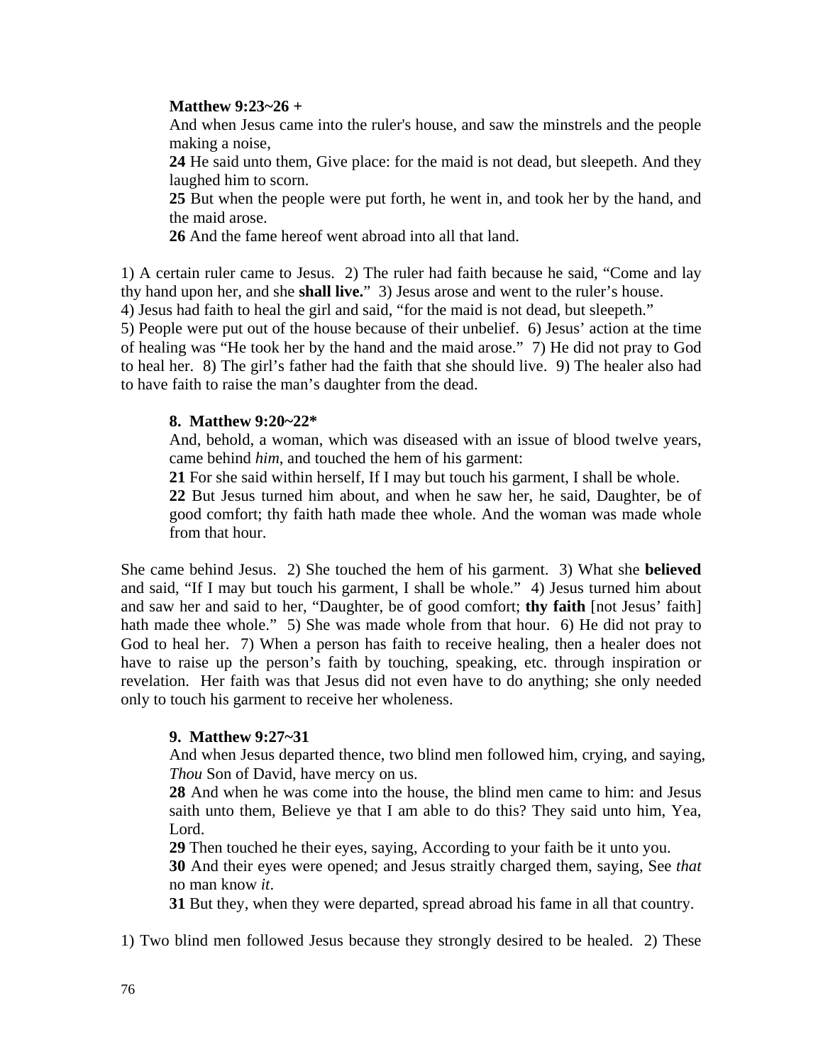**Matthew 9:23~26 +**

And when Jesus came into the ruler's house, and saw the minstrels and the people making a noise,

**24** He said unto them, Give place: for the maid is not dead, but sleepeth. And they laughed him to scorn.

**25** But when the people were put forth, he went in, and took her by the hand, and the maid arose.

**26** And the fame hereof went abroad into all that land.

1) A certain ruler came to Jesus. 2) The ruler had faith because he said, "Come and lay thy hand upon her, and she **shall live.**" 3) Jesus arose and went to the ruler's house. 4) Jesus had faith to heal the girl and said, "for the maid is not dead, but sleepeth." 5) People were put out of the house because of their unbelief. 6) Jesus' action at the time of healing was "He took her by the hand and the maid arose." 7) He did not pray to God to heal her. 8) The girl's father had the faith that she should live. 9) The healer also had to have faith to raise the man's daughter from the dead.

**8. Matthew 9:20~22***

And, behold, a woman, which was diseased with an issue of blood twelve years, came behind *him*, and touched the hem of his garment:

**21** For she said within herself, If I may but touch his garment, I shall be whole.

**22** But Jesus turned him about, and when he saw her, he said, Daughter, be of good comfort; thy faith hath made thee whole. And the woman was made whole from that hour.

She came behind Jesus. 2) She touched the hem of his garment. 3) What she **believed** and said, "If I may but touch his garment, I shall be whole." 4) Jesus turned him about and saw her and said to her, "Daughter, be of good comfort; **thy faith** [not Jesus' faith] hath made thee whole." 5) She was made whole from that hour. 6) He did not pray to God to heal her. 7) When a person has faith to receive healing, then a healer does not have to raise up the person's faith by touching, speaking, etc. through inspiration or revelation. Her faith was that Jesus did not even have to do anything; she only needed only to touch his garment to receive her wholeness.

**9. Matthew 9:27~31**

And when Jesus departed thence, two blind men followed him, crying, and saying, *Thou* Son of David, have mercy on us.

**28** And when he was come into the house, the blind men came to him: and Jesus saith unto them, Believe ye that I am able to do this? They said unto him, Yea, Lord.

**29** Then touched he their eyes, saying, According to your faith be it unto you.

**30** And their eyes were opened; and Jesus straitly charged them, saying, See *that* no man know *it*.

**31** But they, when they were departed, spread abroad his fame in all that country.

1) Two blind men followed Jesus because they strongly desired to be healed. 2) These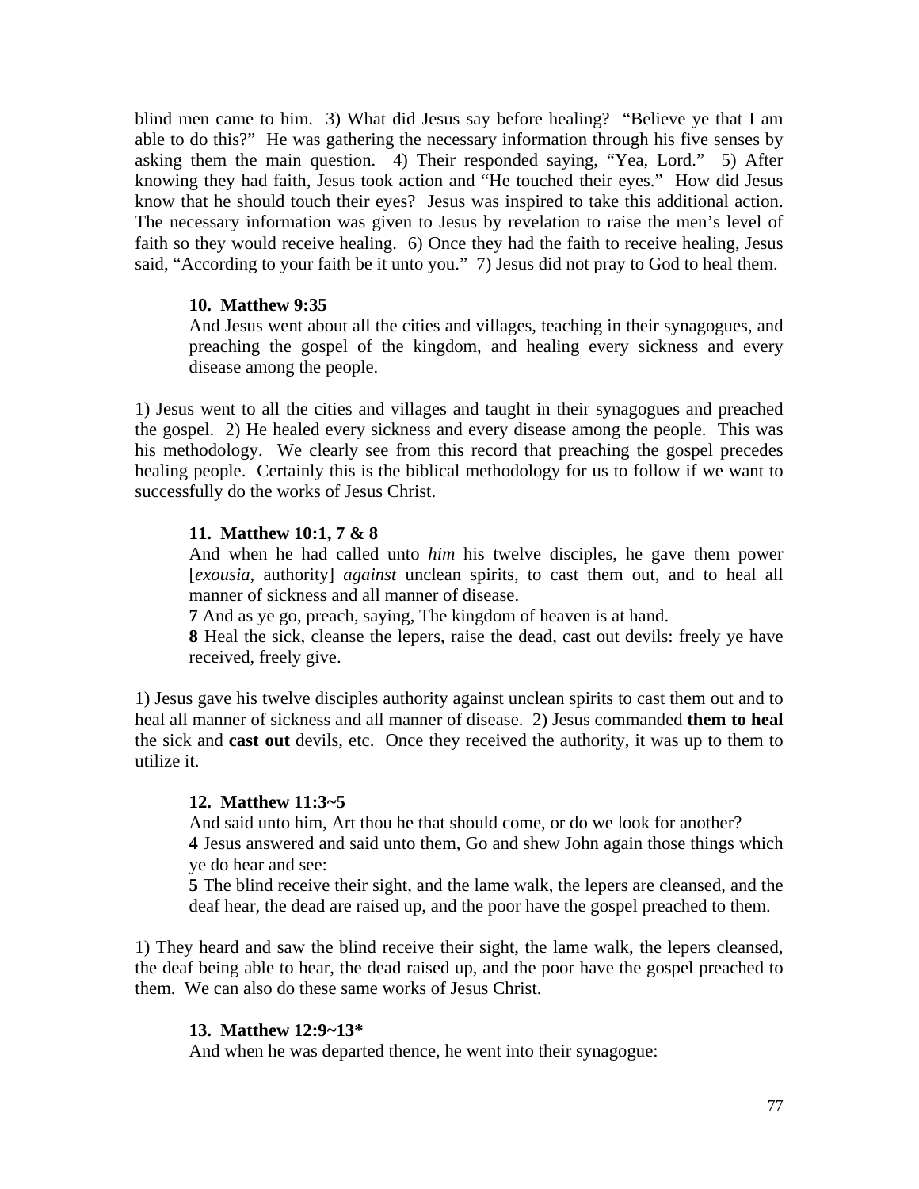blind men came to him. 3) What did Jesus say before healing? "Believe ye that I am able to do this?" He was gathering the necessary information through his five senses by asking them the main question. 4) Their responded saying, "Yea, Lord." 5) After knowing they had faith, Jesus took action and "He touched their eyes." How did Jesus know that he should touch their eyes? Jesus was inspired to take this additional action. The necessary information was given to Jesus by revelation to raise the men's level of faith so they would receive healing. 6) Once they had the faith to receive healing, Jesus said, "According to your faith be it unto you." 7) Jesus did not pray to God to heal them.

**10. Matthew 9:35**

And Jesus went about all the cities and villages, teaching in their synagogues, and preaching the gospel of the kingdom, and healing every sickness and every disease among the people.

1) Jesus went to all the cities and villages and taught in their synagogues and preached the gospel. 2) He healed every sickness and every disease among the people. This was his methodology. We clearly see from this record that preaching the gospel precedes healing people. Certainly this is the biblical methodology for us to follow if we want to successfully do the works of Jesus Christ.

**11. Matthew 10:1, 7 & 8**

And when he had called unto *him* his twelve disciples, he gave them power [*exousia*, authority] *against* unclean spirits, to cast them out, and to heal all manner of sickness and all manner of disease.

**7** And as ye go, preach, saying, The kingdom of heaven is at hand.

**8** Heal the sick, cleanse the lepers, raise the dead, cast out devils: freely ye have received, freely give.

1) Jesus gave his twelve disciples authority against unclean spirits to cast them out and to heal all manner of sickness and all manner of disease. 2) Jesus commanded **them to heal** the sick and **cast out** devils, etc. Once they received the authority, it was up to them to utilize it.

**12. Matthew 11:3~5**

And said unto him, Art thou he that should come, or do we look for another?

**4** Jesus answered and said unto them, Go and shew John again those things which ye do hear and see:

**5** The blind receive their sight, and the lame walk, the lepers are cleansed, and the deaf hear, the dead are raised up, and the poor have the gospel preached to them.

1) They heard and saw the blind receive their sight, the lame walk, the lepers cleansed, the deaf being able to hear, the dead raised up, and the poor have the gospel preached to them. We can also do these same works of Jesus Christ.

**13. Matthew 12:9~13***

And when he was departed thence, he went into their synagogue: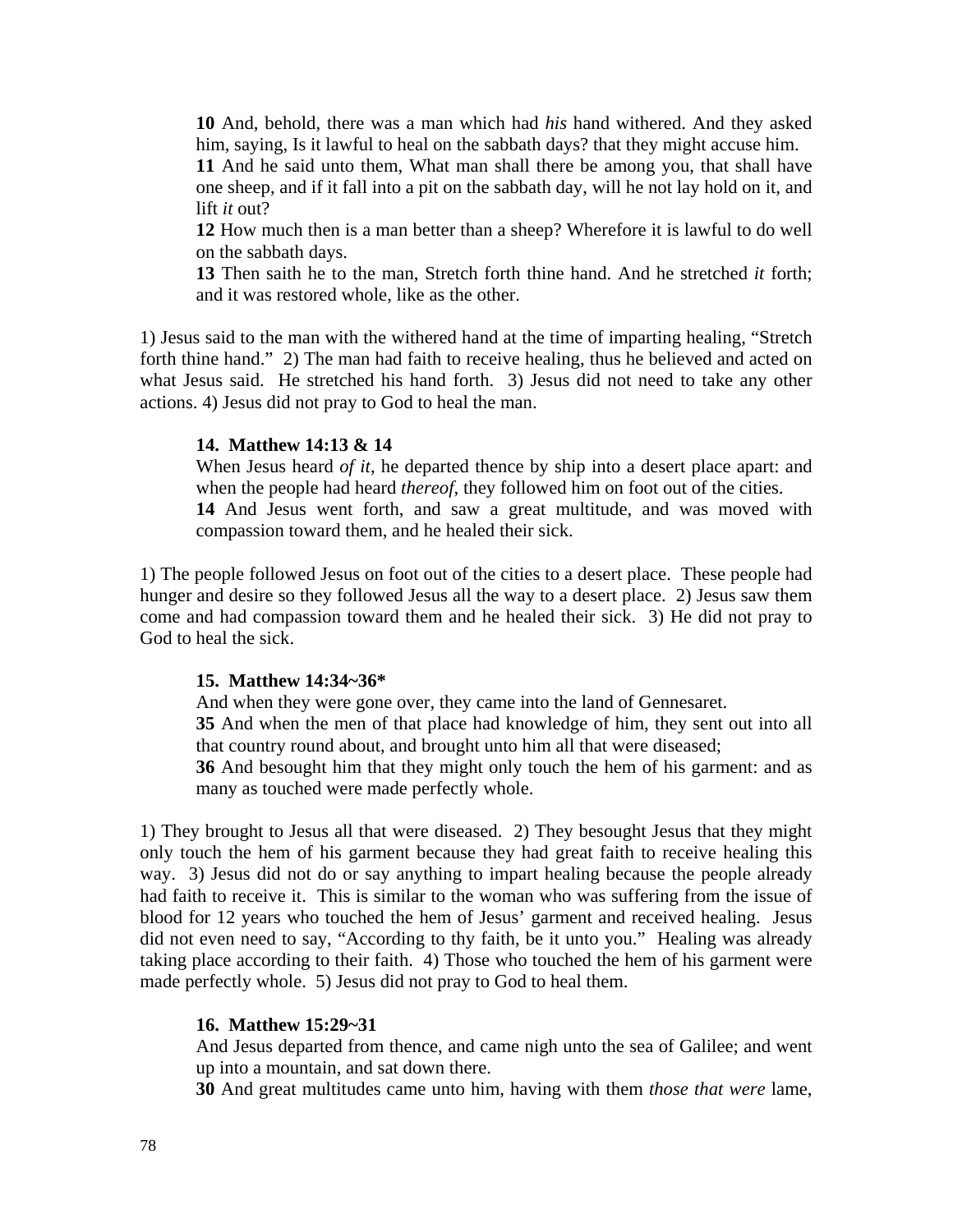**10** And, behold, there was a man which had *his* hand withered. And they asked him, saying, Is it lawful to heal on the sabbath days? that they might accuse him.
**11** And he said unto them, What man shall there be among you, that shall have one sheep, and if it fall into a pit on the sabbath day, will he not lay hold on it, and lift *it* out?
**12** How much then is a man better than a sheep? Wherefore it is lawful to do well on the sabbath days.
**13** Then saith he to the man, Stretch forth thine hand. And he stretched *it* forth; and it was restored whole, like as the other.

1) Jesus said to the man with the withered hand at the time of imparting healing, "Stretch forth thine hand." 2) The man had faith to receive healing, thus he believed and acted on what Jesus said. He stretched his hand forth. 3) Jesus did not need to take any other actions. 4) Jesus did not pray to God to heal the man.

**14. Matthew 14:13 & 14**

When Jesus heard *of it*, he departed thence by ship into a desert place apart: and when the people had heard *thereof*, they followed him on foot out of the cities.
**14** And Jesus went forth, and saw a great multitude, and was moved with compassion toward them, and he healed their sick.

1) The people followed Jesus on foot out of the cities to a desert place. These people had hunger and desire so they followed Jesus all the way to a desert place. 2) Jesus saw them come and had compassion toward them and he healed their sick. 3) He did not pray to God to heal the sick.

**15. Matthew 14:34~36***

And when they were gone over, they came into the land of Gennesaret.
**35** And when the men of that place had knowledge of him, they sent out into all that country round about, and brought unto him all that were diseased;
**36** And besought him that they might only touch the hem of his garment: and as many as touched were made perfectly whole.

1) They brought to Jesus all that were diseased. 2) They besought Jesus that they might only touch the hem of his garment because they had great faith to receive healing this way. 3) Jesus did not do or say anything to impart healing because the people already had faith to receive it. This is similar to the woman who was suffering from the issue of blood for 12 years who touched the hem of Jesus' garment and received healing. Jesus did not even need to say, "According to thy faith, be it unto you." Healing was already taking place according to their faith. 4) Those who touched the hem of his garment were made perfectly whole. 5) Jesus did not pray to God to heal them.

**16. Matthew 15:29~31**

And Jesus departed from thence, and came nigh unto the sea of Galilee; and went up into a mountain, and sat down there.
**30** And great multitudes came unto him, having with them *those that were* lame,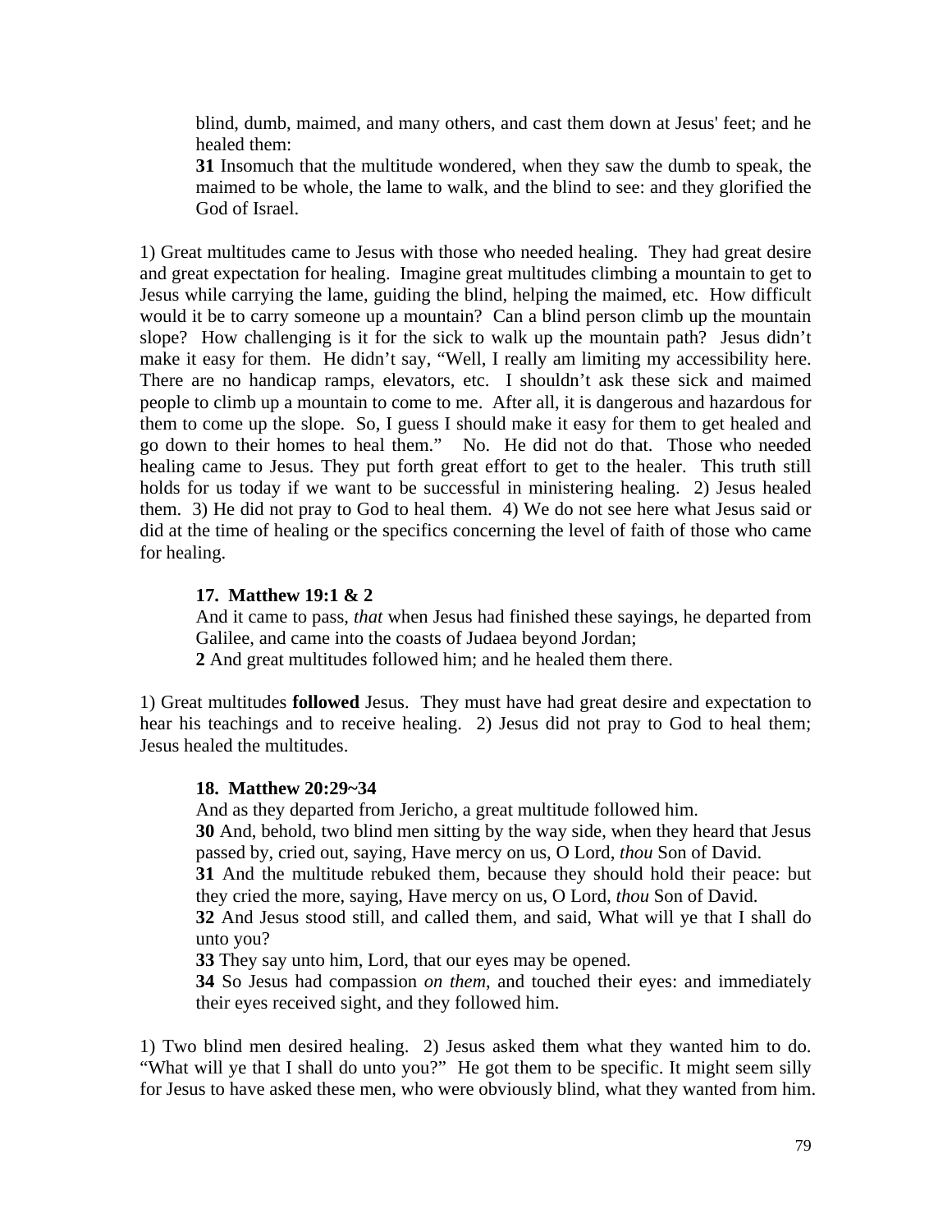> blind, dumb, maimed, and many others, and cast them down at Jesus' feet; and he healed them:
> **31** Insomuch that the multitude wondered, when they saw the dumb to speak, the maimed to be whole, the lame to walk, and the blind to see: and they glorified the God of Israel.

1) Great multitudes came to Jesus with those who needed healing. They had great desire and great expectation for healing. Imagine great multitudes climbing a mountain to get to Jesus while carrying the lame, guiding the blind, helping the maimed, etc. How difficult would it be to carry someone up a mountain? Can a blind person climb up the mountain slope? How challenging is it for the sick to walk up the mountain path? Jesus didn't make it easy for them. He didn't say, "Well, I really am limiting my accessibility here. There are no handicap ramps, elevators, etc. I shouldn't ask these sick and maimed people to climb up a mountain to come to me. After all, it is dangerous and hazardous for them to come up the slope. So, I guess I should make it easy for them to get healed and go down to their homes to heal them." No. He did not do that. Those who needed healing came to Jesus. They put forth great effort to get to the healer. This truth still holds for us today if we want to be successful in ministering healing. 2) Jesus healed them. 3) He did not pray to God to heal them. 4) We do not see here what Jesus said or did at the time of healing or the specifics concerning the level of faith of those who came for healing.

> **17. Matthew 19:1 & 2**
> And it came to pass, *that* when Jesus had finished these sayings, he departed from Galilee, and came into the coasts of Judaea beyond Jordan;
> **2** And great multitudes followed him; and he healed them there.

1) Great multitudes **followed** Jesus. They must have had great desire and expectation to hear his teachings and to receive healing. 2) Jesus did not pray to God to heal them; Jesus healed the multitudes.

> **18. Matthew 20:29~34**
> And as they departed from Jericho, a great multitude followed him.
> **30** And, behold, two blind men sitting by the way side, when they heard that Jesus passed by, cried out, saying, Have mercy on us, O Lord, *thou* Son of David.
> **31** And the multitude rebuked them, because they should hold their peace: but they cried the more, saying, Have mercy on us, O Lord, *thou* Son of David.
> **32** And Jesus stood still, and called them, and said, What will ye that I shall do unto you?
> **33** They say unto him, Lord, that our eyes may be opened.
> **34** So Jesus had compassion *on them*, and touched their eyes: and immediately their eyes received sight, and they followed him.

1) Two blind men desired healing. 2) Jesus asked them what they wanted him to do. "What will ye that I shall do unto you?" He got them to be specific. It might seem silly for Jesus to have asked these men, who were obviously blind, what they wanted from him.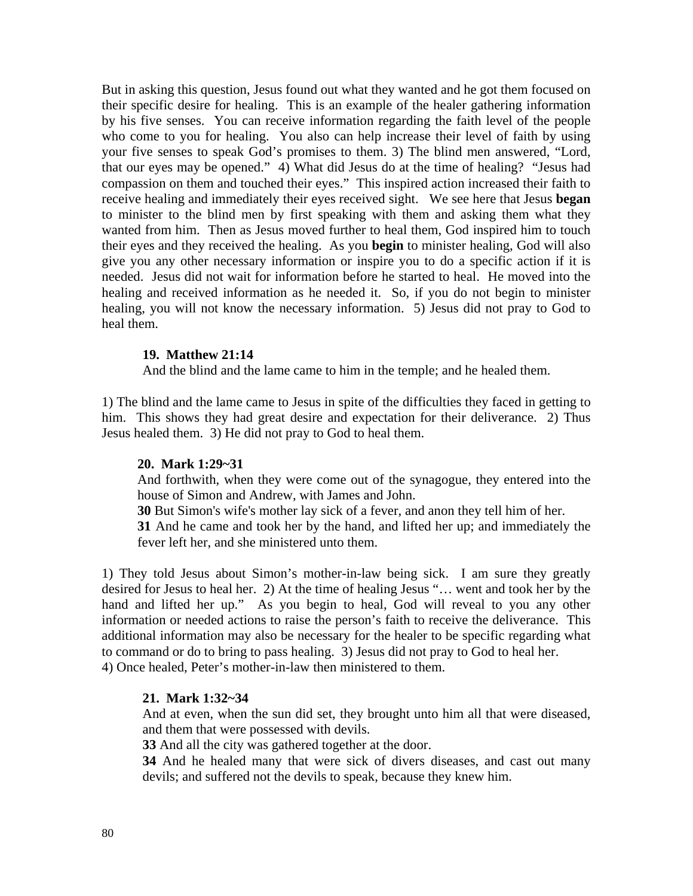But in asking this question, Jesus found out what they wanted and he got them focused on their specific desire for healing. This is an example of the healer gathering information by his five senses. You can receive information regarding the faith level of the people who come to you for healing. You also can help increase their level of faith by using your five senses to speak God's promises to them. 3) The blind men answered, "Lord, that our eyes may be opened." 4) What did Jesus do at the time of healing? "Jesus had compassion on them and touched their eyes." This inspired action increased their faith to receive healing and immediately their eyes received sight. We see here that Jesus **began** to minister to the blind men by first speaking with them and asking them what they wanted from him. Then as Jesus moved further to heal them, God inspired him to touch their eyes and they received the healing. As you **begin** to minister healing, God will also give you any other necessary information or inspire you to do a specific action if it is needed. Jesus did not wait for information before he started to heal. He moved into the healing and received information as he needed it. So, if you do not begin to minister healing, you will not know the necessary information. 5) Jesus did not pray to God to heal them.

> **19. Matthew 21:14**
> And the blind and the lame came to him in the temple; and he healed them.

1) The blind and the lame came to Jesus in spite of the difficulties they faced in getting to him. This shows they had great desire and expectation for their deliverance. 2) Thus Jesus healed them. 3) He did not pray to God to heal them.

> **20. Mark 1:29~31**
> And forthwith, when they were come out of the synagogue, they entered into the house of Simon and Andrew, with James and John.
> **30** But Simon's wife's mother lay sick of a fever, and anon they tell him of her.
> **31** And he came and took her by the hand, and lifted her up; and immediately the fever left her, and she ministered unto them.

1) They told Jesus about Simon's mother-in-law being sick. I am sure they greatly desired for Jesus to heal her. 2) At the time of healing Jesus "… went and took her by the hand and lifted her up." As you begin to heal, God will reveal to you any other information or needed actions to raise the person's faith to receive the deliverance. This additional information may also be necessary for the healer to be specific regarding what to command or do to bring to pass healing. 3) Jesus did not pray to God to heal her.
4) Once healed, Peter's mother-in-law then ministered to them.

> **21. Mark 1:32~34**
> And at even, when the sun did set, they brought unto him all that were diseased, and them that were possessed with devils.
> **33** And all the city was gathered together at the door.
> **34** And he healed many that were sick of divers diseases, and cast out many devils; and suffered not the devils to speak, because they knew him.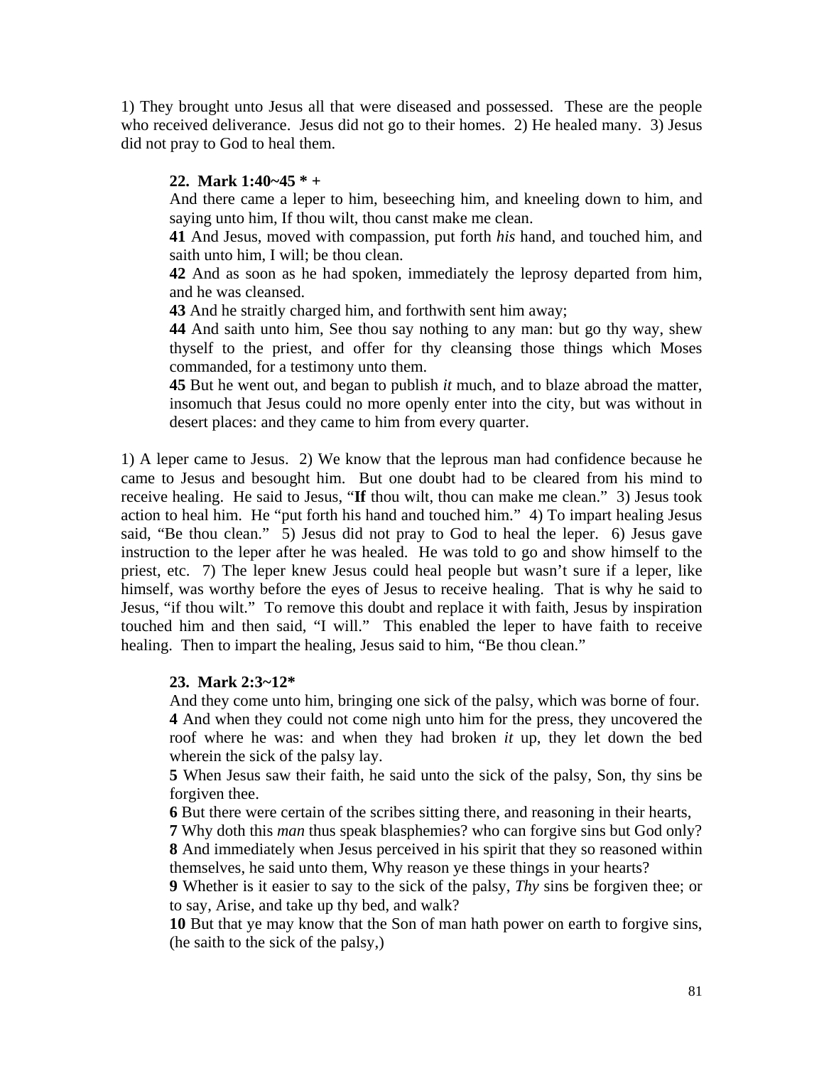1) They brought unto Jesus all that were diseased and possessed.  These are the people who received deliverance.  Jesus did not go to their homes.  2) He healed many.  3) Jesus did not pray to God to heal them.

> **22.  Mark 1:40~45 * +**
>
> And there came a leper to him, beseeching him, and kneeling down to him, and saying unto him, If thou wilt, thou canst make me clean.
>
> **41** And Jesus, moved with compassion, put forth *his* hand, and touched him, and saith unto him, I will; be thou clean.
>
> **42** And as soon as he had spoken, immediately the leprosy departed from him, and he was cleansed.
>
> **43** And he straitly charged him, and forthwith sent him away;
>
> **44** And saith unto him, See thou say nothing to any man: but go thy way, shew thyself to the priest, and offer for thy cleansing those things which Moses commanded, for a testimony unto them.
>
> **45** But he went out, and began to publish *it* much, and to blaze abroad the matter, insomuch that Jesus could no more openly enter into the city, but was without in desert places: and they came to him from every quarter.

1) A leper came to Jesus.  2) We know that the leprous man had confidence because he came to Jesus and besought him.  But one doubt had to be cleared from his mind to receive healing.  He said to Jesus, "**If** thou wilt, thou can make me clean."  3) Jesus took action to heal him.  He "put forth his hand and touched him."  4) To impart healing Jesus said, "Be thou clean."  5) Jesus did not pray to God to heal the leper.  6) Jesus gave instruction to the leper after he was healed.  He was told to go and show himself to the priest, etc.  7) The leper knew Jesus could heal people but wasn't sure if a leper, like himself, was worthy before the eyes of Jesus to receive healing.  That is why he said to Jesus, "if thou wilt."  To remove this doubt and replace it with faith, Jesus by inspiration touched him and then said, "I will."  This enabled the leper to have faith to receive healing.  Then to impart the healing, Jesus said to him, "Be thou clean."

> **23.  Mark 2:3~12***
>
> And they come unto him, bringing one sick of the palsy, which was borne of four.
>
> **4** And when they could not come nigh unto him for the press, they uncovered the roof where he was: and when they had broken *it* up, they let down the bed wherein the sick of the palsy lay.
>
> **5** When Jesus saw their faith, he said unto the sick of the palsy, Son, thy sins be forgiven thee.
>
> **6** But there were certain of the scribes sitting there, and reasoning in their hearts,
>
> **7** Why doth this *man* thus speak blasphemies? who can forgive sins but God only?
>
> **8** And immediately when Jesus perceived in his spirit that they so reasoned within themselves, he said unto them, Why reason ye these things in your hearts?
>
> **9** Whether is it easier to say to the sick of the palsy, *Thy* sins be forgiven thee; or to say, Arise, and take up thy bed, and walk?
>
> **10** But that ye may know that the Son of man hath power on earth to forgive sins, (he saith to the sick of the palsy,)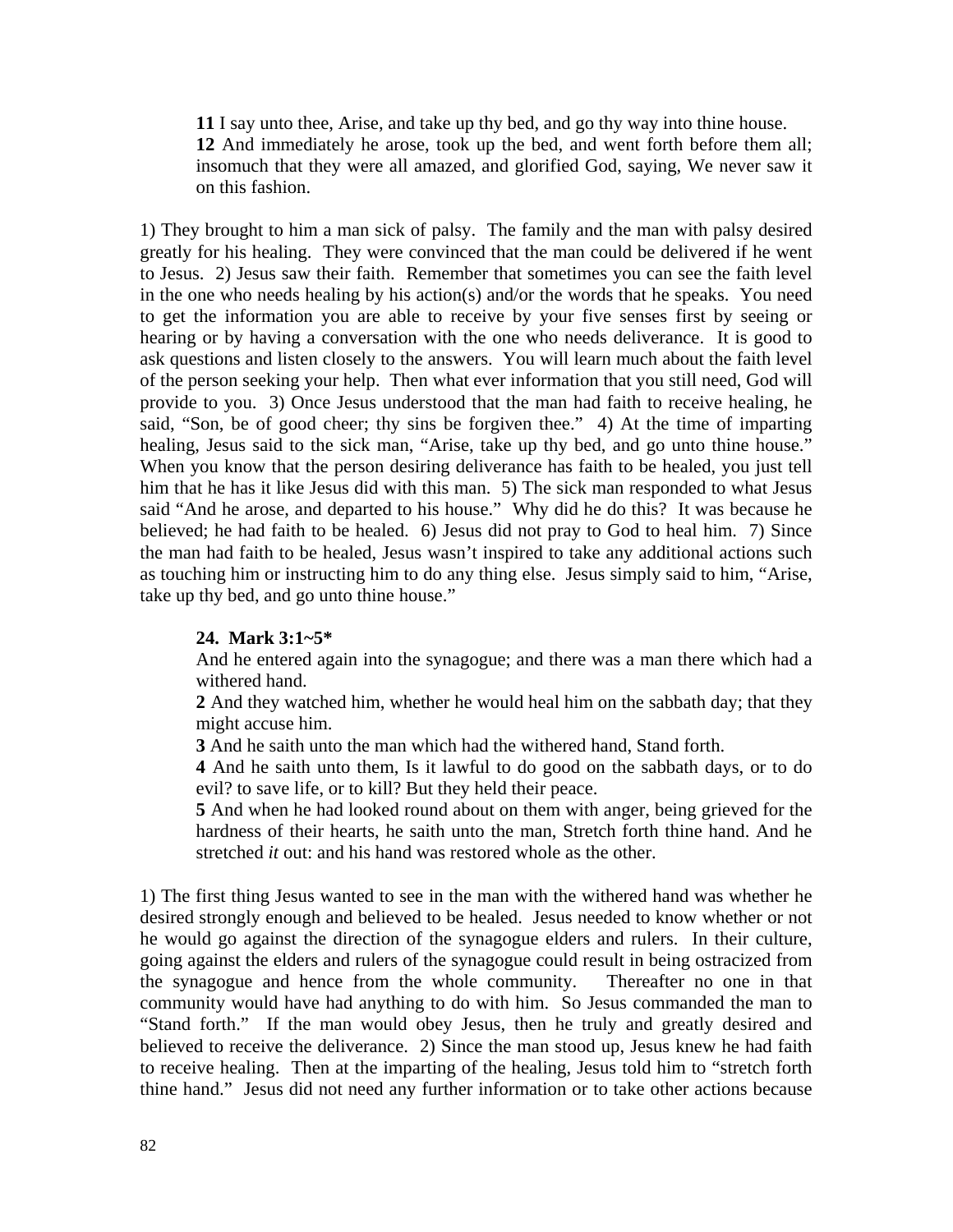> **11** I say unto thee, Arise, and take up thy bed, and go thy way into thine house.
> **12** And immediately he arose, took up the bed, and went forth before them all; insomuch that they were all amazed, and glorified God, saying, We never saw it on this fashion.

1) They brought to him a man sick of palsy. The family and the man with palsy desired greatly for his healing. They were convinced that the man could be delivered if he went to Jesus. 2) Jesus saw their faith. Remember that sometimes you can see the faith level in the one who needs healing by his action(s) and/or the words that he speaks. You need to get the information you are able to receive by your five senses first by seeing or hearing or by having a conversation with the one who needs deliverance. It is good to ask questions and listen closely to the answers. You will learn much about the faith level of the person seeking your help. Then what ever information that you still need, God will provide to you. 3) Once Jesus understood that the man had faith to receive healing, he said, "Son, be of good cheer; thy sins be forgiven thee." 4) At the time of imparting healing, Jesus said to the sick man, "Arise, take up thy bed, and go unto thine house." When you know that the person desiring deliverance has faith to be healed, you just tell him that he has it like Jesus did with this man. 5) The sick man responded to what Jesus said "And he arose, and departed to his house." Why did he do this? It was because he believed; he had faith to be healed. 6) Jesus did not pray to God to heal him. 7) Since the man had faith to be healed, Jesus wasn't inspired to take any additional actions such as touching him or instructing him to do any thing else. Jesus simply said to him, "Arise, take up thy bed, and go unto thine house."

> **24. Mark 3:1~5***
> And he entered again into the synagogue; and there was a man there which had a withered hand.
> **2** And they watched him, whether he would heal him on the sabbath day; that they might accuse him.
> **3** And he saith unto the man which had the withered hand, Stand forth.
> **4** And he saith unto them, Is it lawful to do good on the sabbath days, or to do evil? to save life, or to kill? But they held their peace.
> **5** And when he had looked round about on them with anger, being grieved for the hardness of their hearts, he saith unto the man, Stretch forth thine hand. And he stretched *it* out: and his hand was restored whole as the other.

1) The first thing Jesus wanted to see in the man with the withered hand was whether he desired strongly enough and believed to be healed. Jesus needed to know whether or not he would go against the direction of the synagogue elders and rulers. In their culture, going against the elders and rulers of the synagogue could result in being ostracized from the synagogue and hence from the whole community. Thereafter no one in that community would have had anything to do with him. So Jesus commanded the man to "Stand forth." If the man would obey Jesus, then he truly and greatly desired and believed to receive the deliverance. 2) Since the man stood up, Jesus knew he had faith to receive healing. Then at the imparting of the healing, Jesus told him to "stretch forth thine hand." Jesus did not need any further information or to take other actions because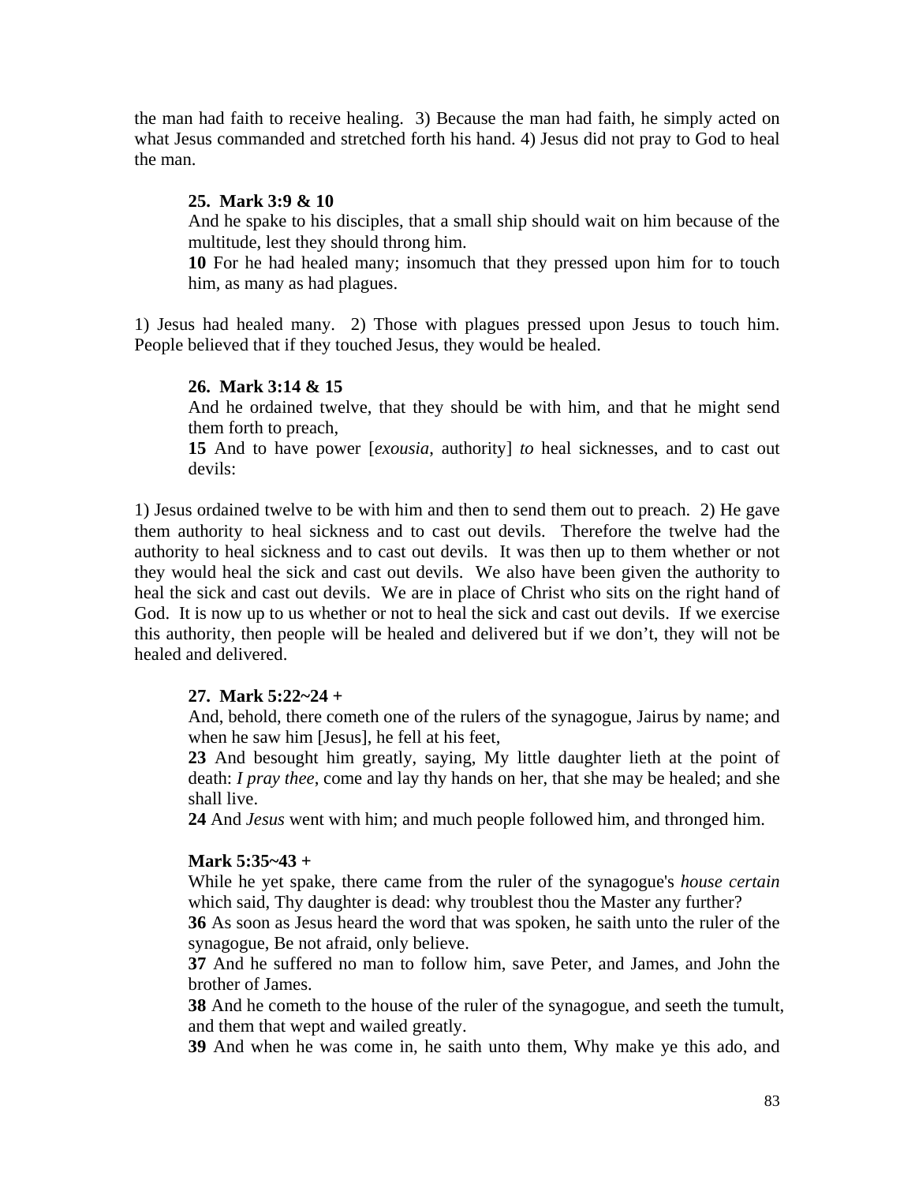the man had faith to receive healing.  3) Because the man had faith, he simply acted on what Jesus commanded and stretched forth his hand. 4) Jesus did not pray to God to heal the man.

> **25.  Mark 3:9 & 10**
> And he spake to his disciples, that a small ship should wait on him because of the multitude, lest they should throng him.
> **10** For he had healed many; insomuch that they pressed upon him for to touch him, as many as had plagues.

1) Jesus had healed many.  2) Those with plagues pressed upon Jesus to touch him. People believed that if they touched Jesus, they would be healed.

> **26.  Mark 3:14 & 15**
> And he ordained twelve, that they should be with him, and that he might send them forth to preach,
> **15** And to have power [*exousia*, authority] *to* heal sicknesses, and to cast out devils:

1) Jesus ordained twelve to be with him and then to send them out to preach.  2) He gave them authority to heal sickness and to cast out devils.  Therefore the twelve had the authority to heal sickness and to cast out devils.  It was then up to them whether or not they would heal the sick and cast out devils.  We also have been given the authority to heal the sick and cast out devils.  We are in place of Christ who sits on the right hand of God.  It is now up to us whether or not to heal the sick and cast out devils.  If we exercise this authority, then people will be healed and delivered but if we don't, they will not be healed and delivered.

> **27.  Mark 5:22~24 +**
> And, behold, there cometh one of the rulers of the synagogue, Jairus by name; and when he saw him [Jesus], he fell at his feet,
> **23** And besought him greatly, saying, My little daughter lieth at the point of death: *I pray thee,* come and lay thy hands on her, that she may be healed; and she shall live.
> **24** And *Jesus* went with him; and much people followed him, and thronged him.
>
> **Mark 5:35~43 +**
> While he yet spake, there came from the ruler of the synagogue's *house certain* which said, Thy daughter is dead: why troublest thou the Master any further?
> **36** As soon as Jesus heard the word that was spoken, he saith unto the ruler of the synagogue, Be not afraid, only believe.
> **37** And he suffered no man to follow him, save Peter, and James, and John the brother of James.
> **38** And he cometh to the house of the ruler of the synagogue, and seeth the tumult, and them that wept and wailed greatly.
> **39** And when he was come in, he saith unto them, Why make ye this ado, and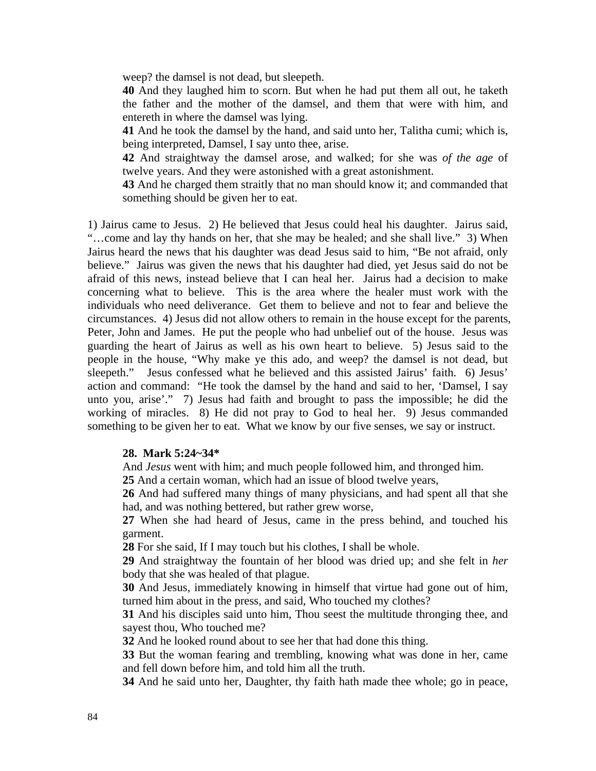weep? the damsel is not dead, but sleepeth.

**40** And they laughed him to scorn. But when he had put them all out, he taketh the father and the mother of the damsel, and them that were with him, and entereth in where the damsel was lying.

**41** And he took the damsel by the hand, and said unto her, Talitha cumi; which is, being interpreted, Damsel, I say unto thee, arise.

**42** And straightway the damsel arose, and walked; for she was *of the age* of twelve years. And they were astonished with a great astonishment.

**43** And he charged them straitly that no man should know it; and commanded that something should be given her to eat.

1) Jairus came to Jesus. 2) He believed that Jesus could heal his daughter. Jairus said, "…come and lay thy hands on her, that she may be healed; and she shall live." 3) When Jairus heard the news that his daughter was dead Jesus said to him, "Be not afraid, only believe." Jairus was given the news that his daughter had died, yet Jesus said do not be afraid of this news, instead believe that I can heal her. Jairus had a decision to make concerning what to believe. This is the area where the healer must work with the individuals who need deliverance. Get them to believe and not to fear and believe the circumstances. 4) Jesus did not allow others to remain in the house except for the parents, Peter, John and James. He put the people who had unbelief out of the house. Jesus was guarding the heart of Jairus as well as his own heart to believe. 5) Jesus said to the people in the house, "Why make ye this ado, and weep? the damsel is not dead, but sleepeth." Jesus confessed what he believed and this assisted Jairus' faith. 6) Jesus' action and command: "He took the damsel by the hand and said to her, 'Damsel, I say unto you, arise'." 7) Jesus had faith and brought to pass the impossible; he did the working of miracles. 8) He did not pray to God to heal her. 9) Jesus commanded something to be given her to eat. What we know by our five senses, we say or instruct.

**28. Mark 5:24~34***

And *Jesus* went with him; and much people followed him, and thronged him.

**25** And a certain woman, which had an issue of blood twelve years,

**26** And had suffered many things of many physicians, and had spent all that she had, and was nothing bettered, but rather grew worse,

**27** When she had heard of Jesus, came in the press behind, and touched his garment.

**28** For she said, If I may touch but his clothes, I shall be whole.

**29** And straightway the fountain of her blood was dried up; and she felt in *her* body that she was healed of that plague.

**30** And Jesus, immediately knowing in himself that virtue had gone out of him, turned him about in the press, and said, Who touched my clothes?

**31** And his disciples said unto him, Thou seest the multitude thronging thee, and sayest thou, Who touched me?

**32** And he looked round about to see her that had done this thing.

**33** But the woman fearing and trembling, knowing what was done in her, came and fell down before him, and told him all the truth.

**34** And he said unto her, Daughter, thy faith hath made thee whole; go in peace,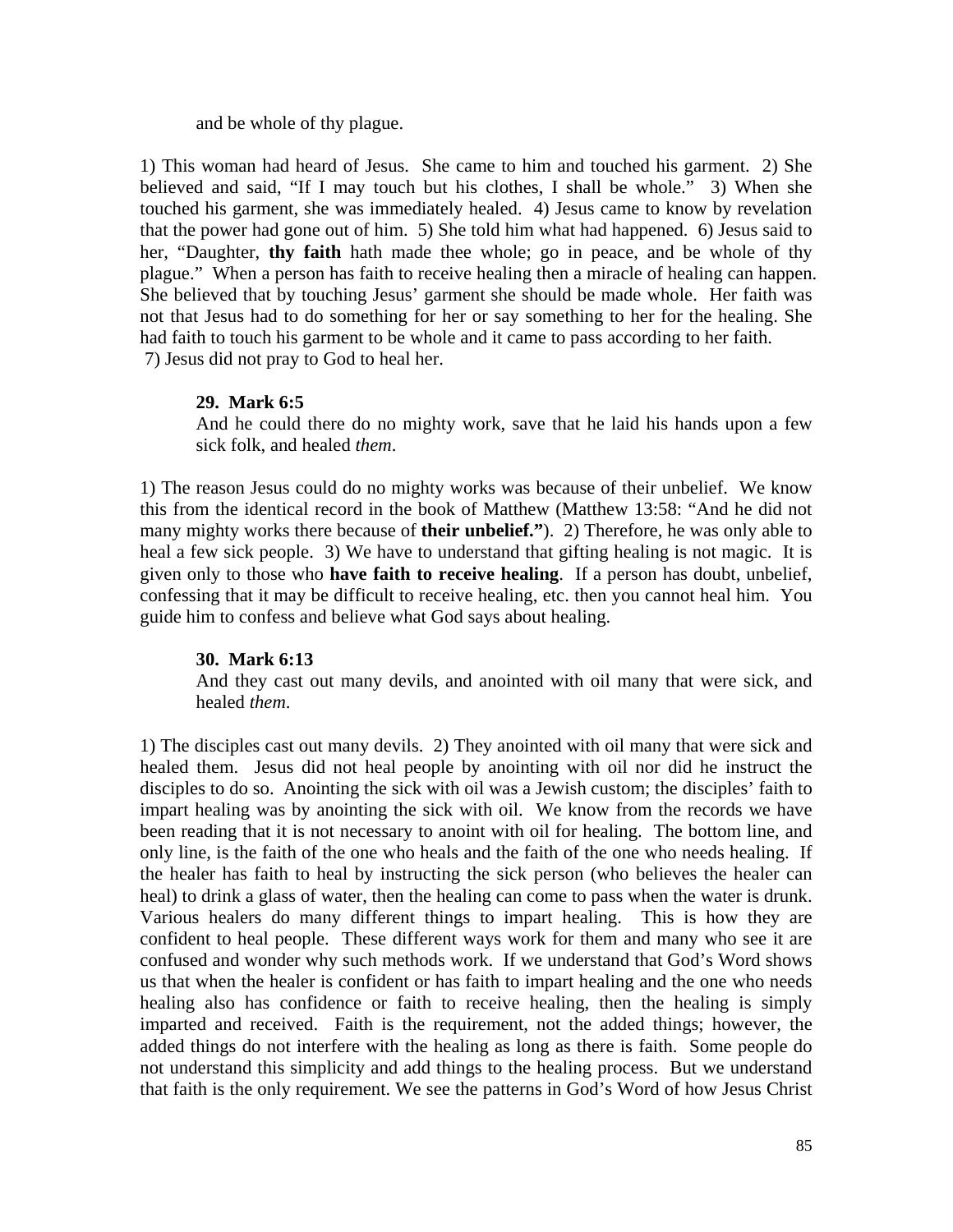and be whole of thy plague.

1) This woman had heard of Jesus. She came to him and touched his garment. 2) She believed and said, "If I may touch but his clothes, I shall be whole." 3) When she touched his garment, she was immediately healed. 4) Jesus came to know by revelation that the power had gone out of him. 5) She told him what had happened. 6) Jesus said to her, "Daughter, **thy faith** hath made thee whole; go in peace, and be whole of thy plague." When a person has faith to receive healing then a miracle of healing can happen. She believed that by touching Jesus' garment she should be made whole. Her faith was not that Jesus had to do something for her or say something to her for the healing. She had faith to touch his garment to be whole and it came to pass according to her faith.
7) Jesus did not pray to God to heal her.

**29. Mark 6:5**

And he could there do no mighty work, save that he laid his hands upon a few sick folk, and healed *them*.

1) The reason Jesus could do no mighty works was because of their unbelief. We know this from the identical record in the book of Matthew (Matthew 13:58: "And he did not many mighty works there because of **their unbelief."**). 2) Therefore, he was only able to heal a few sick people. 3) We have to understand that gifting healing is not magic. It is given only to those who **have faith to receive healing**. If a person has doubt, unbelief, confessing that it may be difficult to receive healing, etc. then you cannot heal him. You guide him to confess and believe what God says about healing.

**30. Mark 6:13**

And they cast out many devils, and anointed with oil many that were sick, and healed *them*.

1) The disciples cast out many devils. 2) They anointed with oil many that were sick and healed them. Jesus did not heal people by anointing with oil nor did he instruct the disciples to do so. Anointing the sick with oil was a Jewish custom; the disciples' faith to impart healing was by anointing the sick with oil. We know from the records we have been reading that it is not necessary to anoint with oil for healing. The bottom line, and only line, is the faith of the one who heals and the faith of the one who needs healing. If the healer has faith to heal by instructing the sick person (who believes the healer can heal) to drink a glass of water, then the healing can come to pass when the water is drunk. Various healers do many different things to impart healing. This is how they are confident to heal people. These different ways work for them and many who see it are confused and wonder why such methods work. If we understand that God's Word shows us that when the healer is confident or has faith to impart healing and the one who needs healing also has confidence or faith to receive healing, then the healing is simply imparted and received. Faith is the requirement, not the added things; however, the added things do not interfere with the healing as long as there is faith. Some people do not understand this simplicity and add things to the healing process. But we understand that faith is the only requirement. We see the patterns in God's Word of how Jesus Christ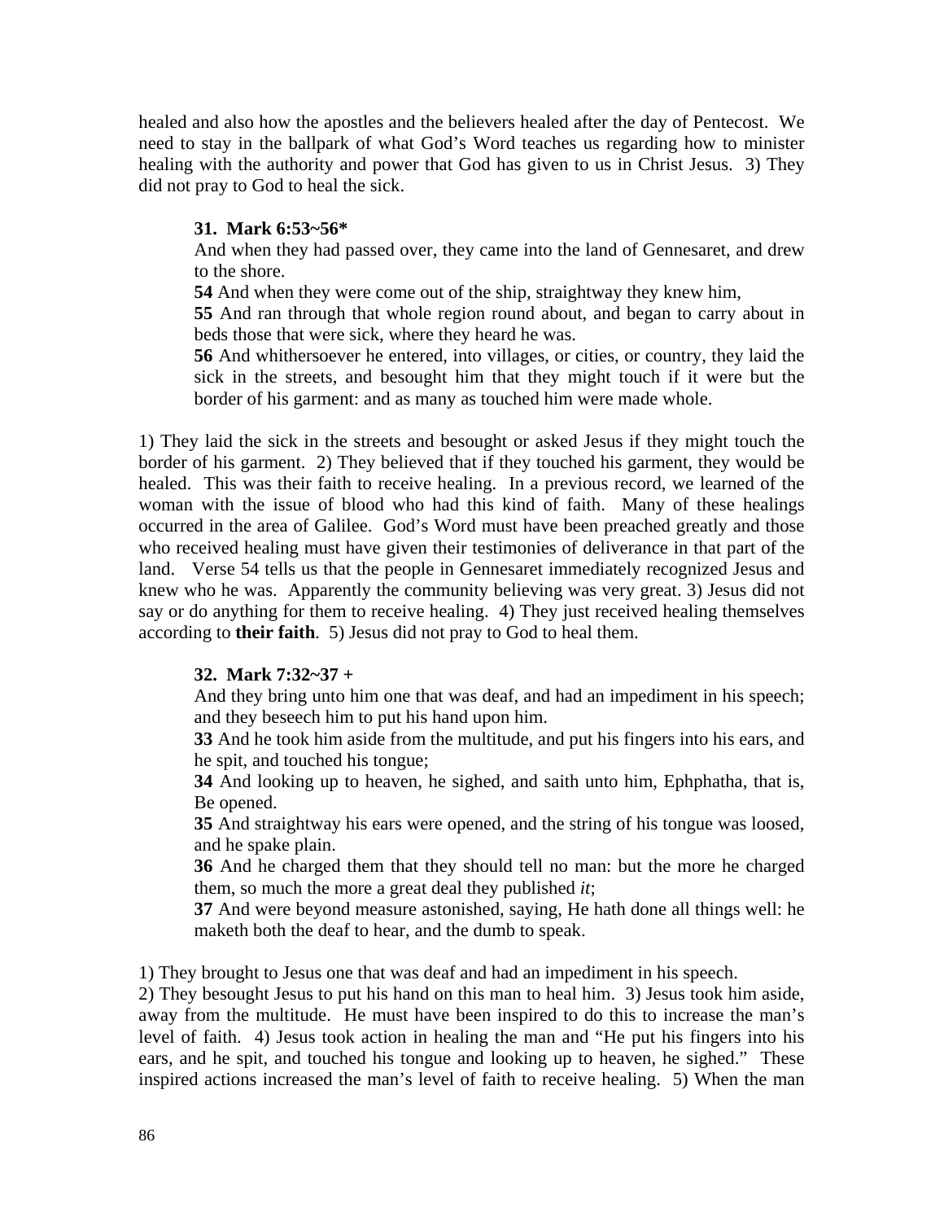healed and also how the apostles and the believers healed after the day of Pentecost. We need to stay in the ballpark of what God's Word teaches us regarding how to minister healing with the authority and power that God has given to us in Christ Jesus. 3) They did not pray to God to heal the sick.

**31. Mark 6:53~56***

> And when they had passed over, they came into the land of Gennesaret, and drew to the shore.
> **54** And when they were come out of the ship, straightway they knew him,
> **55** And ran through that whole region round about, and began to carry about in beds those that were sick, where they heard he was.
> **56** And whithersoever he entered, into villages, or cities, or country, they laid the sick in the streets, and besought him that they might touch if it were but the border of his garment: and as many as touched him were made whole.

1) They laid the sick in the streets and besought or asked Jesus if they might touch the border of his garment. 2) They believed that if they touched his garment, they would be healed. This was their faith to receive healing. In a previous record, we learned of the woman with the issue of blood who had this kind of faith. Many of these healings occurred in the area of Galilee. God's Word must have been preached greatly and those who received healing must have given their testimonies of deliverance in that part of the land. Verse 54 tells us that the people in Gennesaret immediately recognized Jesus and knew who he was. Apparently the community believing was very great. 3) Jesus did not say or do anything for them to receive healing. 4) They just received healing themselves according to **their faith**. 5) Jesus did not pray to God to heal them.

**32. Mark 7:32~37 +**

> And they bring unto him one that was deaf, and had an impediment in his speech; and they beseech him to put his hand upon him.
> **33** And he took him aside from the multitude, and put his fingers into his ears, and he spit, and touched his tongue;
> **34** And looking up to heaven, he sighed, and saith unto him, Ephphatha, that is, Be opened.
> **35** And straightway his ears were opened, and the string of his tongue was loosed, and he spake plain.
> **36** And he charged them that they should tell no man: but the more he charged them, so much the more a great deal they published *it*;
> **37** And were beyond measure astonished, saying, He hath done all things well: he maketh both the deaf to hear, and the dumb to speak.

1) They brought to Jesus one that was deaf and had an impediment in his speech.
2) They besought Jesus to put his hand on this man to heal him. 3) Jesus took him aside, away from the multitude. He must have been inspired to do this to increase the man's level of faith. 4) Jesus took action in healing the man and "He put his fingers into his ears, and he spit, and touched his tongue and looking up to heaven, he sighed." These inspired actions increased the man's level of faith to receive healing. 5) When the man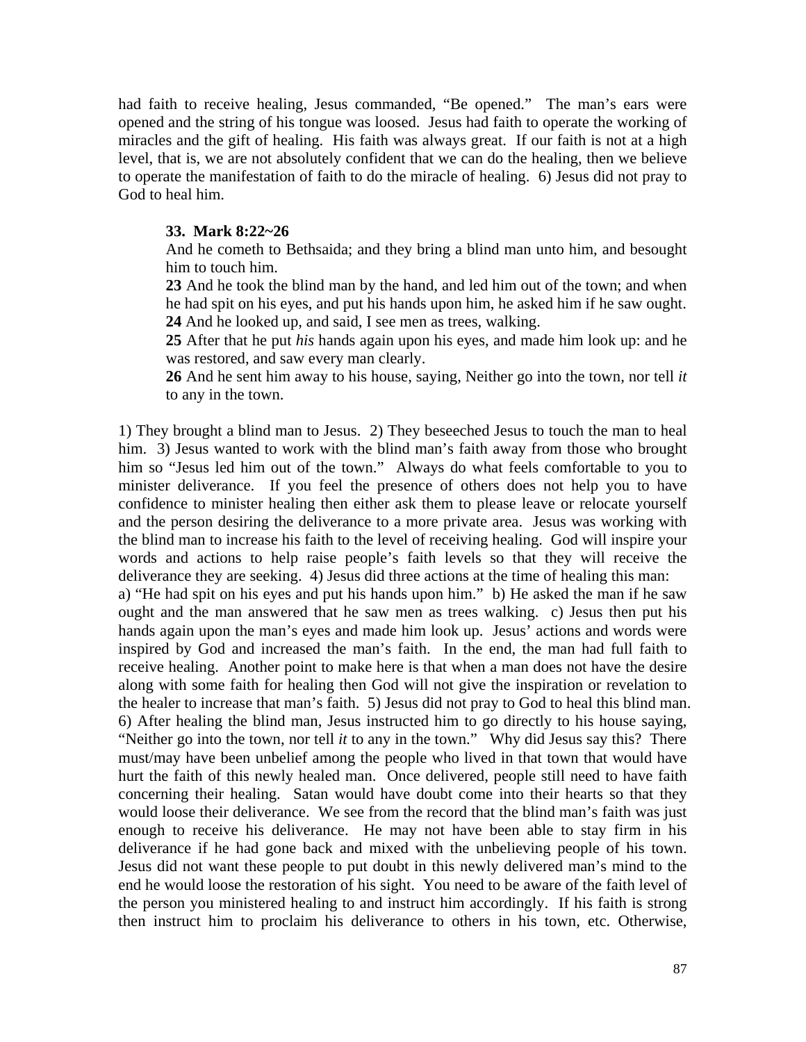had faith to receive healing, Jesus commanded, "Be opened." The man's ears were opened and the string of his tongue was loosed. Jesus had faith to operate the working of miracles and the gift of healing. His faith was always great. If our faith is not at a high level, that is, we are not absolutely confident that we can do the healing, then we believe to operate the manifestation of faith to do the miracle of healing. 6) Jesus did not pray to God to heal him.

> **33. Mark 8:22~26**
>
> And he cometh to Bethsaida; and they bring a blind man unto him, and besought him to touch him.
>
> **23** And he took the blind man by the hand, and led him out of the town; and when he had spit on his eyes, and put his hands upon him, he asked him if he saw ought.
>
> **24** And he looked up, and said, I see men as trees, walking.
>
> **25** After that he put *his* hands again upon his eyes, and made him look up: and he was restored, and saw every man clearly.
>
> **26** And he sent him away to his house, saying, Neither go into the town, nor tell *it* to any in the town.

1) They brought a blind man to Jesus. 2) They beseeched Jesus to touch the man to heal him. 3) Jesus wanted to work with the blind man's faith away from those who brought him so "Jesus led him out of the town." Always do what feels comfortable to you to minister deliverance. If you feel the presence of others does not help you to have confidence to minister healing then either ask them to please leave or relocate yourself and the person desiring the deliverance to a more private area. Jesus was working with the blind man to increase his faith to the level of receiving healing. God will inspire your words and actions to help raise people's faith levels so that they will receive the deliverance they are seeking. 4) Jesus did three actions at the time of healing this man: a) "He had spit on his eyes and put his hands upon him." b) He asked the man if he saw ought and the man answered that he saw men as trees walking. c) Jesus then put his hands again upon the man's eyes and made him look up. Jesus' actions and words were inspired by God and increased the man's faith. In the end, the man had full faith to receive healing. Another point to make here is that when a man does not have the desire along with some faith for healing then God will not give the inspiration or revelation to the healer to increase that man's faith. 5) Jesus did not pray to God to heal this blind man. 6) After healing the blind man, Jesus instructed him to go directly to his house saying, "Neither go into the town, nor tell *it* to any in the town." Why did Jesus say this? There must/may have been unbelief among the people who lived in that town that would have hurt the faith of this newly healed man. Once delivered, people still need to have faith concerning their healing. Satan would have doubt come into their hearts so that they would loose their deliverance. We see from the record that the blind man's faith was just enough to receive his deliverance. He may not have been able to stay firm in his deliverance if he had gone back and mixed with the unbelieving people of his town. Jesus did not want these people to put doubt in this newly delivered man's mind to the end he would loose the restoration of his sight. You need to be aware of the faith level of the person you ministered healing to and instruct him accordingly. If his faith is strong then instruct him to proclaim his deliverance to others in his town, etc. Otherwise,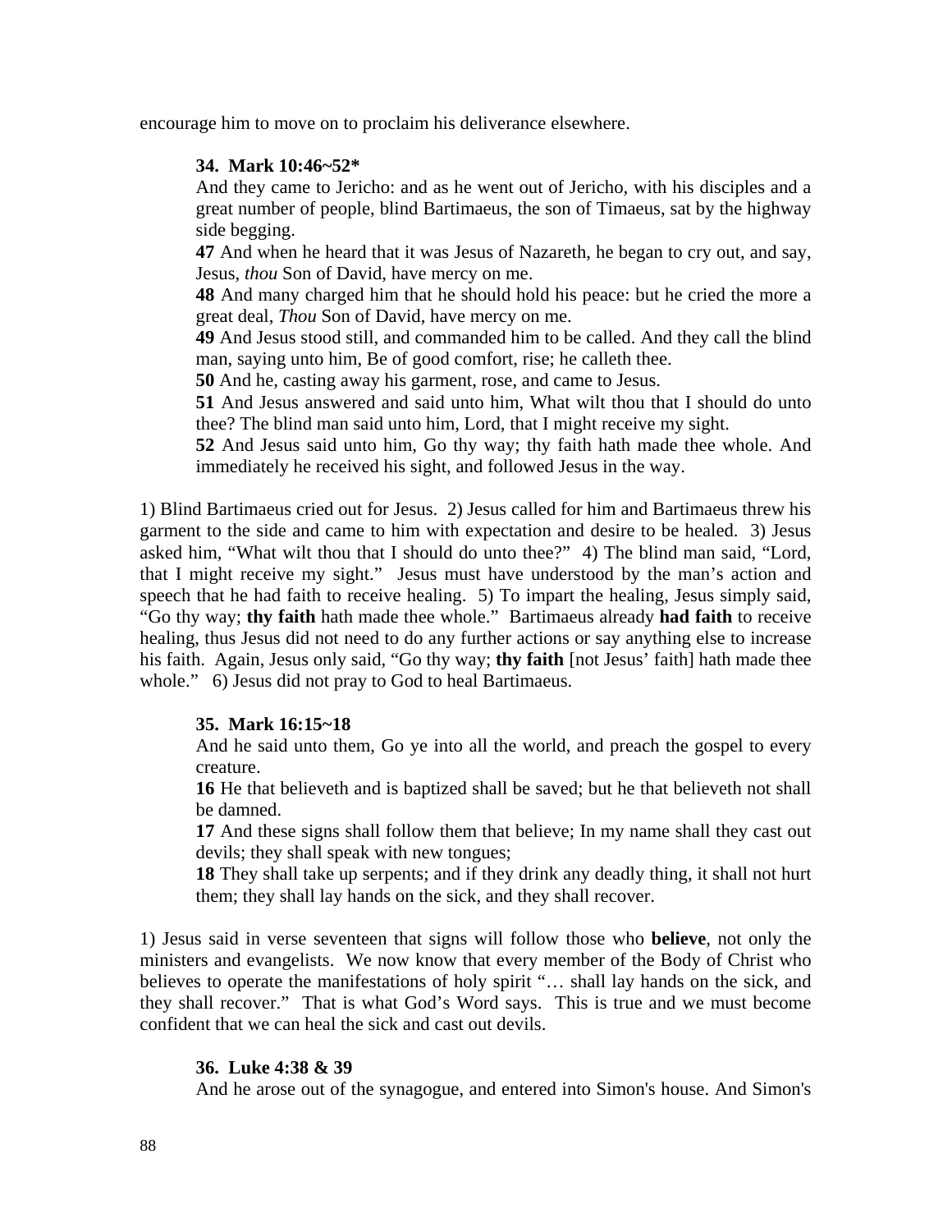encourage him to move on to proclaim his deliverance elsewhere.

**34. Mark 10:46~52***

And they came to Jericho: and as he went out of Jericho, with his disciples and a great number of people, blind Bartimaeus, the son of Timaeus, sat by the highway side begging.

**47** And when he heard that it was Jesus of Nazareth, he began to cry out, and say, Jesus, *thou* Son of David, have mercy on me.

**48** And many charged him that he should hold his peace: but he cried the more a great deal, *Thou* Son of David, have mercy on me.

**49** And Jesus stood still, and commanded him to be called. And they call the blind man, saying unto him, Be of good comfort, rise; he calleth thee.

**50** And he, casting away his garment, rose, and came to Jesus.

**51** And Jesus answered and said unto him, What wilt thou that I should do unto thee? The blind man said unto him, Lord, that I might receive my sight.

**52** And Jesus said unto him, Go thy way; thy faith hath made thee whole. And immediately he received his sight, and followed Jesus in the way.

1) Blind Bartimaeus cried out for Jesus. 2) Jesus called for him and Bartimaeus threw his garment to the side and came to him with expectation and desire to be healed. 3) Jesus asked him, "What wilt thou that I should do unto thee?" 4) The blind man said, "Lord, that I might receive my sight." Jesus must have understood by the man's action and speech that he had faith to receive healing. 5) To impart the healing, Jesus simply said, "Go thy way; **thy faith** hath made thee whole." Bartimaeus already **had faith** to receive healing, thus Jesus did not need to do any further actions or say anything else to increase his faith. Again, Jesus only said, "Go thy way; **thy faith** [not Jesus' faith] hath made thee whole." 6) Jesus did not pray to God to heal Bartimaeus.

**35. Mark 16:15~18**

And he said unto them, Go ye into all the world, and preach the gospel to every creature.

**16** He that believeth and is baptized shall be saved; but he that believeth not shall be damned.

**17** And these signs shall follow them that believe; In my name shall they cast out devils; they shall speak with new tongues;

**18** They shall take up serpents; and if they drink any deadly thing, it shall not hurt them; they shall lay hands on the sick, and they shall recover.

1) Jesus said in verse seventeen that signs will follow those who **believe**, not only the ministers and evangelists. We now know that every member of the Body of Christ who believes to operate the manifestations of holy spirit "… shall lay hands on the sick, and they shall recover." That is what God's Word says. This is true and we must become confident that we can heal the sick and cast out devils.

**36. Luke 4:38 & 39**

And he arose out of the synagogue, and entered into Simon's house. And Simon's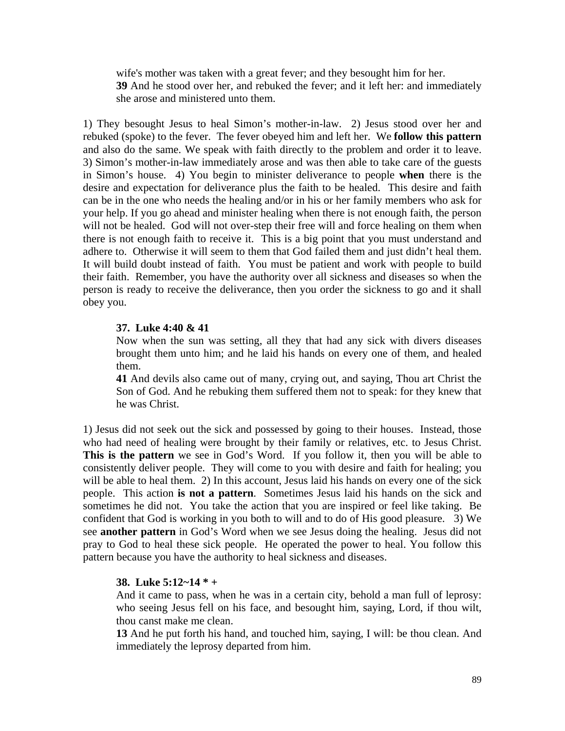wife's mother was taken with a great fever; and they besought him for her.
**39** And he stood over her, and rebuked the fever; and it left her: and immediately she arose and ministered unto them.

1) They besought Jesus to heal Simon's mother-in-law. 2) Jesus stood over her and rebuked (spoke) to the fever. The fever obeyed him and left her. We **follow this pattern** and also do the same. We speak with faith directly to the problem and order it to leave. 3) Simon's mother-in-law immediately arose and was then able to take care of the guests in Simon's house. 4) You begin to minister deliverance to people **when** there is the desire and expectation for deliverance plus the faith to be healed. This desire and faith can be in the one who needs the healing and/or in his or her family members who ask for your help. If you go ahead and minister healing when there is not enough faith, the person will not be healed. God will not over-step their free will and force healing on them when there is not enough faith to receive it. This is a big point that you must understand and adhere to. Otherwise it will seem to them that God failed them and just didn't heal them. It will build doubt instead of faith. You must be patient and work with people to build their faith. Remember, you have the authority over all sickness and diseases so when the person is ready to receive the deliverance, then you order the sickness to go and it shall obey you.

**37. Luke 4:40 & 41**
Now when the sun was setting, all they that had any sick with divers diseases brought them unto him; and he laid his hands on every one of them, and healed them.
**41** And devils also came out of many, crying out, and saying, Thou art Christ the Son of God. And he rebuking them suffered them not to speak: for they knew that he was Christ.

1) Jesus did not seek out the sick and possessed by going to their houses. Instead, those who had need of healing were brought by their family or relatives, etc. to Jesus Christ. **This is the pattern** we see in God's Word. If you follow it, then you will be able to consistently deliver people. They will come to you with desire and faith for healing; you will be able to heal them. 2) In this account, Jesus laid his hands on every one of the sick people. This action **is not a pattern**. Sometimes Jesus laid his hands on the sick and sometimes he did not. You take the action that you are inspired or feel like taking. Be confident that God is working in you both to will and to do of His good pleasure. 3) We see **another pattern** in God's Word when we see Jesus doing the healing. Jesus did not pray to God to heal these sick people. He operated the power to heal. You follow this pattern because you have the authority to heal sickness and diseases.

**38. Luke 5:12~14 * +**
And it came to pass, when he was in a certain city, behold a man full of leprosy: who seeing Jesus fell on his face, and besought him, saying, Lord, if thou wilt, thou canst make me clean.
**13** And he put forth his hand, and touched him, saying, I will: be thou clean. And immediately the leprosy departed from him.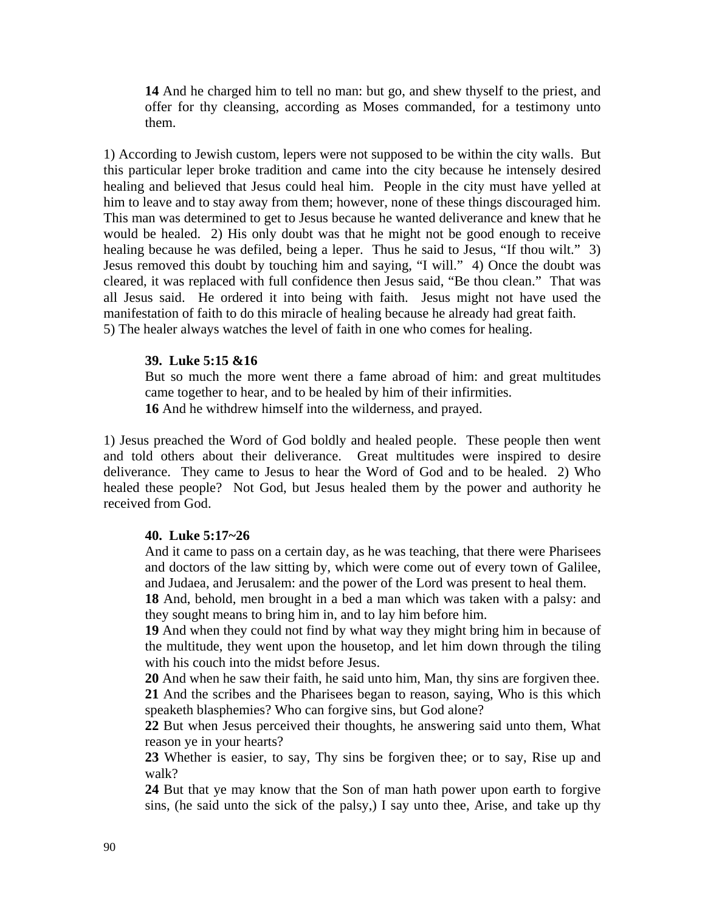**14** And he charged him to tell no man: but go, and shew thyself to the priest, and offer for thy cleansing, according as Moses commanded, for a testimony unto them.

1) According to Jewish custom, lepers were not supposed to be within the city walls. But this particular leper broke tradition and came into the city because he intensely desired healing and believed that Jesus could heal him. People in the city must have yelled at him to leave and to stay away from them; however, none of these things discouraged him. This man was determined to get to Jesus because he wanted deliverance and knew that he would be healed. 2) His only doubt was that he might not be good enough to receive healing because he was defiled, being a leper. Thus he said to Jesus, "If thou wilt." 3) Jesus removed this doubt by touching him and saying, "I will." 4) Once the doubt was cleared, it was replaced with full confidence then Jesus said, "Be thou clean." That was all Jesus said. He ordered it into being with faith. Jesus might not have used the manifestation of faith to do this miracle of healing because he already had great faith.
5) The healer always watches the level of faith in one who comes for healing.

**39. Luke 5:15 &16**

But so much the more went there a fame abroad of him: and great multitudes came together to hear, and to be healed by him of their infirmities.
**16** And he withdrew himself into the wilderness, and prayed.

1) Jesus preached the Word of God boldly and healed people. These people then went and told others about their deliverance. Great multitudes were inspired to desire deliverance. They came to Jesus to hear the Word of God and to be healed. 2) Who healed these people? Not God, but Jesus healed them by the power and authority he received from God.

**40. Luke 5:17~26**

And it came to pass on a certain day, as he was teaching, that there were Pharisees and doctors of the law sitting by, which were come out of every town of Galilee, and Judaea, and Jerusalem: and the power of the Lord was present to heal them.
**18** And, behold, men brought in a bed a man which was taken with a palsy: and they sought means to bring him in, and to lay him before him.
**19** And when they could not find by what way they might bring him in because of the multitude, they went upon the housetop, and let him down through the tiling with his couch into the midst before Jesus.
**20** And when he saw their faith, he said unto him, Man, thy sins are forgiven thee.
**21** And the scribes and the Pharisees began to reason, saying, Who is this which speaketh blasphemies? Who can forgive sins, but God alone?
**22** But when Jesus perceived their thoughts, he answering said unto them, What reason ye in your hearts?
**23** Whether is easier, to say, Thy sins be forgiven thee; or to say, Rise up and walk?
**24** But that ye may know that the Son of man hath power upon earth to forgive sins, (he said unto the sick of the palsy,) I say unto thee, Arise, and take up thy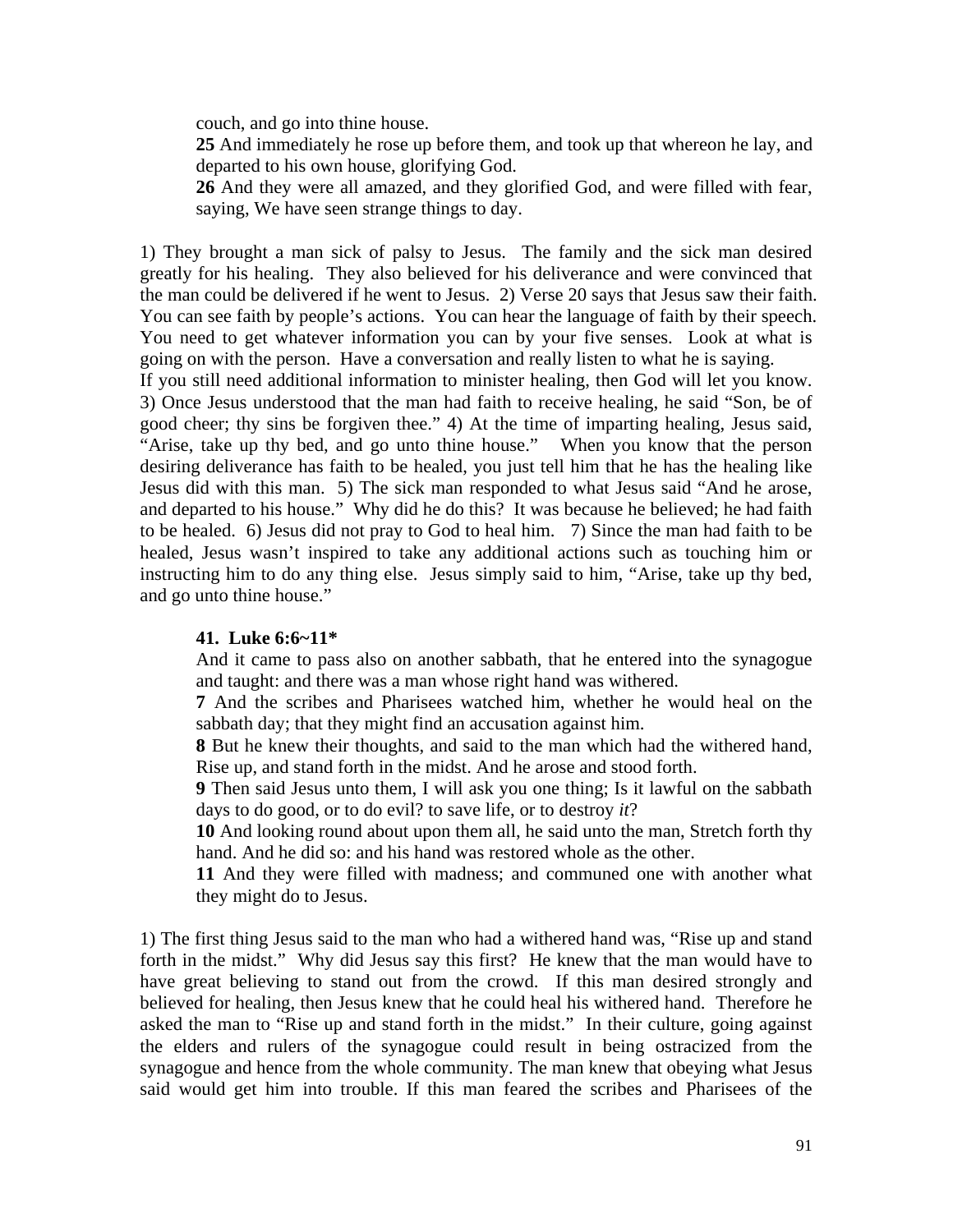couch, and go into thine house.

**25** And immediately he rose up before them, and took up that whereon he lay, and departed to his own house, glorifying God.

**26** And they were all amazed, and they glorified God, and were filled with fear, saying, We have seen strange things to day.

1) They brought a man sick of palsy to Jesus. The family and the sick man desired greatly for his healing. They also believed for his deliverance and were convinced that the man could be delivered if he went to Jesus. 2) Verse 20 says that Jesus saw their faith. You can see faith by people's actions. You can hear the language of faith by their speech. You need to get whatever information you can by your five senses. Look at what is going on with the person. Have a conversation and really listen to what he is saying.
If you still need additional information to minister healing, then God will let you know. 3) Once Jesus understood that the man had faith to receive healing, he said "Son, be of good cheer; thy sins be forgiven thee." 4) At the time of imparting healing, Jesus said, "Arise, take up thy bed, and go unto thine house." When you know that the person desiring deliverance has faith to be healed, you just tell him that he has the healing like Jesus did with this man. 5) The sick man responded to what Jesus said "And he arose, and departed to his house." Why did he do this? It was because he believed; he had faith to be healed. 6) Jesus did not pray to God to heal him. 7) Since the man had faith to be healed, Jesus wasn't inspired to take any additional actions such as touching him or instructing him to do any thing else. Jesus simply said to him, "Arise, take up thy bed, and go unto thine house."

**41. Luke 6:6~11***

And it came to pass also on another sabbath, that he entered into the synagogue and taught: and there was a man whose right hand was withered.

**7** And the scribes and Pharisees watched him, whether he would heal on the sabbath day; that they might find an accusation against him.

**8** But he knew their thoughts, and said to the man which had the withered hand, Rise up, and stand forth in the midst. And he arose and stood forth.

**9** Then said Jesus unto them, I will ask you one thing; Is it lawful on the sabbath days to do good, or to do evil? to save life, or to destroy *it*?

**10** And looking round about upon them all, he said unto the man, Stretch forth thy hand. And he did so: and his hand was restored whole as the other.

**11** And they were filled with madness; and communed one with another what they might do to Jesus.

1) The first thing Jesus said to the man who had a withered hand was, "Rise up and stand forth in the midst." Why did Jesus say this first? He knew that the man would have to have great believing to stand out from the crowd. If this man desired strongly and believed for healing, then Jesus knew that he could heal his withered hand. Therefore he asked the man to "Rise up and stand forth in the midst." In their culture, going against the elders and rulers of the synagogue could result in being ostracized from the synagogue and hence from the whole community. The man knew that obeying what Jesus said would get him into trouble. If this man feared the scribes and Pharisees of the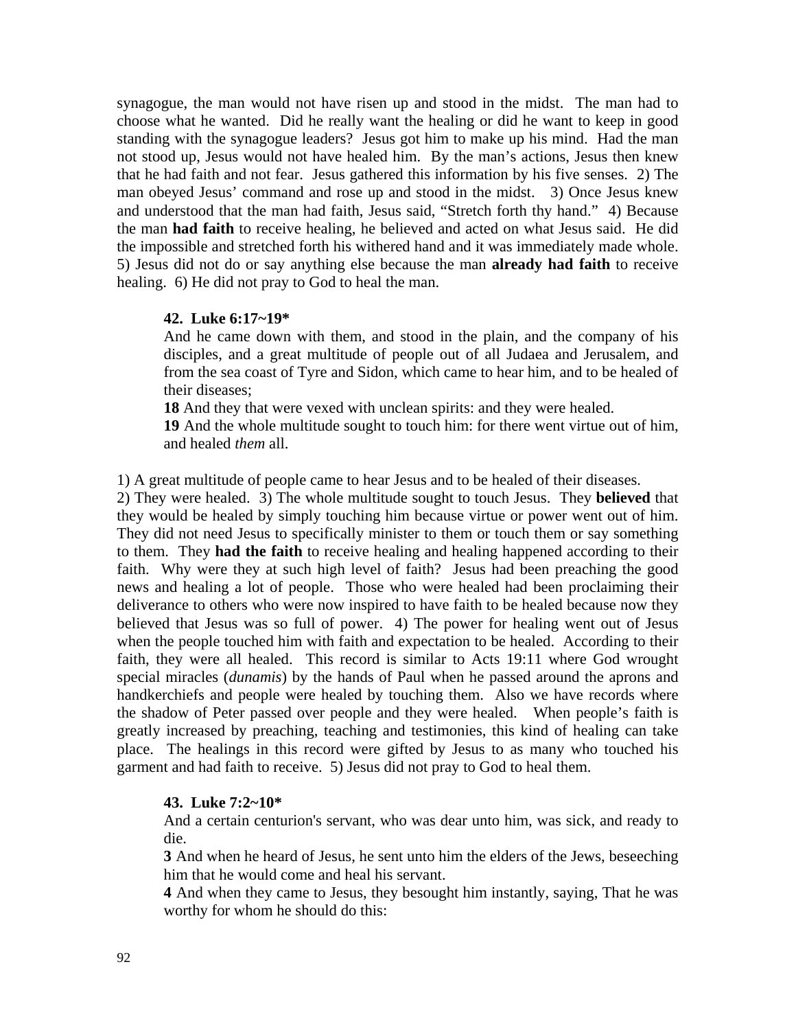synagogue, the man would not have risen up and stood in the midst. The man had to choose what he wanted. Did he really want the healing or did he want to keep in good standing with the synagogue leaders? Jesus got him to make up his mind. Had the man not stood up, Jesus would not have healed him. By the man's actions, Jesus then knew that he had faith and not fear. Jesus gathered this information by his five senses. 2) The man obeyed Jesus' command and rose up and stood in the midst. 3) Once Jesus knew and understood that the man had faith, Jesus said, "Stretch forth thy hand." 4) Because the man **had faith** to receive healing, he believed and acted on what Jesus said. He did the impossible and stretched forth his withered hand and it was immediately made whole. 5) Jesus did not do or say anything else because the man **already had faith** to receive healing. 6) He did not pray to God to heal the man.

> **42. Luke 6:17~19***
>
> And he came down with them, and stood in the plain, and the company of his disciples, and a great multitude of people out of all Judaea and Jerusalem, and from the sea coast of Tyre and Sidon, which came to hear him, and to be healed of their diseases;
>
> **18** And they that were vexed with unclean spirits: and they were healed.
>
> **19** And the whole multitude sought to touch him: for there went virtue out of him, and healed *them* all.

1) A great multitude of people came to hear Jesus and to be healed of their diseases.
2) They were healed. 3) The whole multitude sought to touch Jesus. They **believed** that they would be healed by simply touching him because virtue or power went out of him. They did not need Jesus to specifically minister to them or touch them or say something to them. They **had the faith** to receive healing and healing happened according to their faith. Why were they at such high level of faith? Jesus had been preaching the good news and healing a lot of people. Those who were healed had been proclaiming their deliverance to others who were now inspired to have faith to be healed because now they believed that Jesus was so full of power. 4) The power for healing went out of Jesus when the people touched him with faith and expectation to be healed. According to their faith, they were all healed. This record is similar to Acts 19:11 where God wrought special miracles (*dunamis*) by the hands of Paul when he passed around the aprons and handkerchiefs and people were healed by touching them. Also we have records where the shadow of Peter passed over people and they were healed. When people's faith is greatly increased by preaching, teaching and testimonies, this kind of healing can take place. The healings in this record were gifted by Jesus to as many who touched his garment and had faith to receive. 5) Jesus did not pray to God to heal them.

> **43. Luke 7:2~10***
>
> And a certain centurion's servant, who was dear unto him, was sick, and ready to die.
>
> **3** And when he heard of Jesus, he sent unto him the elders of the Jews, beseeching him that he would come and heal his servant.
>
> **4** And when they came to Jesus, they besought him instantly, saying, That he was worthy for whom he should do this: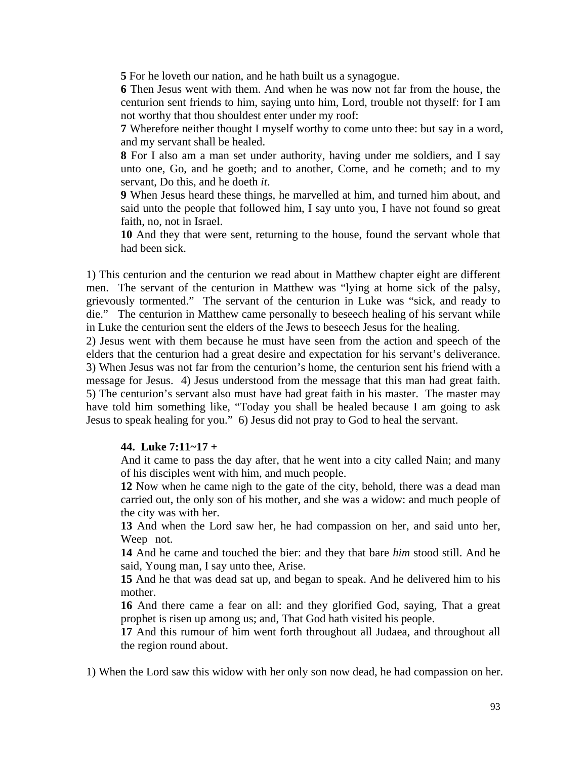**5** For he loveth our nation, and he hath built us a synagogue.
**6** Then Jesus went with them. And when he was now not far from the house, the centurion sent friends to him, saying unto him, Lord, trouble not thyself: for I am not worthy that thou shouldest enter under my roof:
**7** Wherefore neither thought I myself worthy to come unto thee: but say in a word, and my servant shall be healed.
**8** For I also am a man set under authority, having under me soldiers, and I say unto one, Go, and he goeth; and to another, Come, and he cometh; and to my servant, Do this, and he doeth *it*.
**9** When Jesus heard these things, he marvelled at him, and turned him about, and said unto the people that followed him, I say unto you, I have not found so great faith, no, not in Israel.
**10** And they that were sent, returning to the house, found the servant whole that had been sick.

1) This centurion and the centurion we read about in Matthew chapter eight are different men. The servant of the centurion in Matthew was "lying at home sick of the palsy, grievously tormented." The servant of the centurion in Luke was "sick, and ready to die." The centurion in Matthew came personally to beseech healing of his servant while in Luke the centurion sent the elders of the Jews to beseech Jesus for the healing.
2) Jesus went with them because he must have seen from the action and speech of the elders that the centurion had a great desire and expectation for his servant's deliverance. 3) When Jesus was not far from the centurion's home, the centurion sent his friend with a message for Jesus. 4) Jesus understood from the message that this man had great faith. 5) The centurion's servant also must have had great faith in his master. The master may have told him something like, "Today you shall be healed because I am going to ask Jesus to speak healing for you." 6) Jesus did not pray to God to heal the servant.

**44. Luke 7:11~17 +**

And it came to pass the day after, that he went into a city called Nain; and many of his disciples went with him, and much people.
**12** Now when he came nigh to the gate of the city, behold, there was a dead man carried out, the only son of his mother, and she was a widow: and much people of the city was with her.
**13** And when the Lord saw her, he had compassion on her, and said unto her, Weep not.
**14** And he came and touched the bier: and they that bare *him* stood still. And he said, Young man, I say unto thee, Arise.
**15** And he that was dead sat up, and began to speak. And he delivered him to his mother.
**16** And there came a fear on all: and they glorified God, saying, That a great prophet is risen up among us; and, That God hath visited his people.
**17** And this rumour of him went forth throughout all Judaea, and throughout all the region round about.

1) When the Lord saw this widow with her only son now dead, he had compassion on her.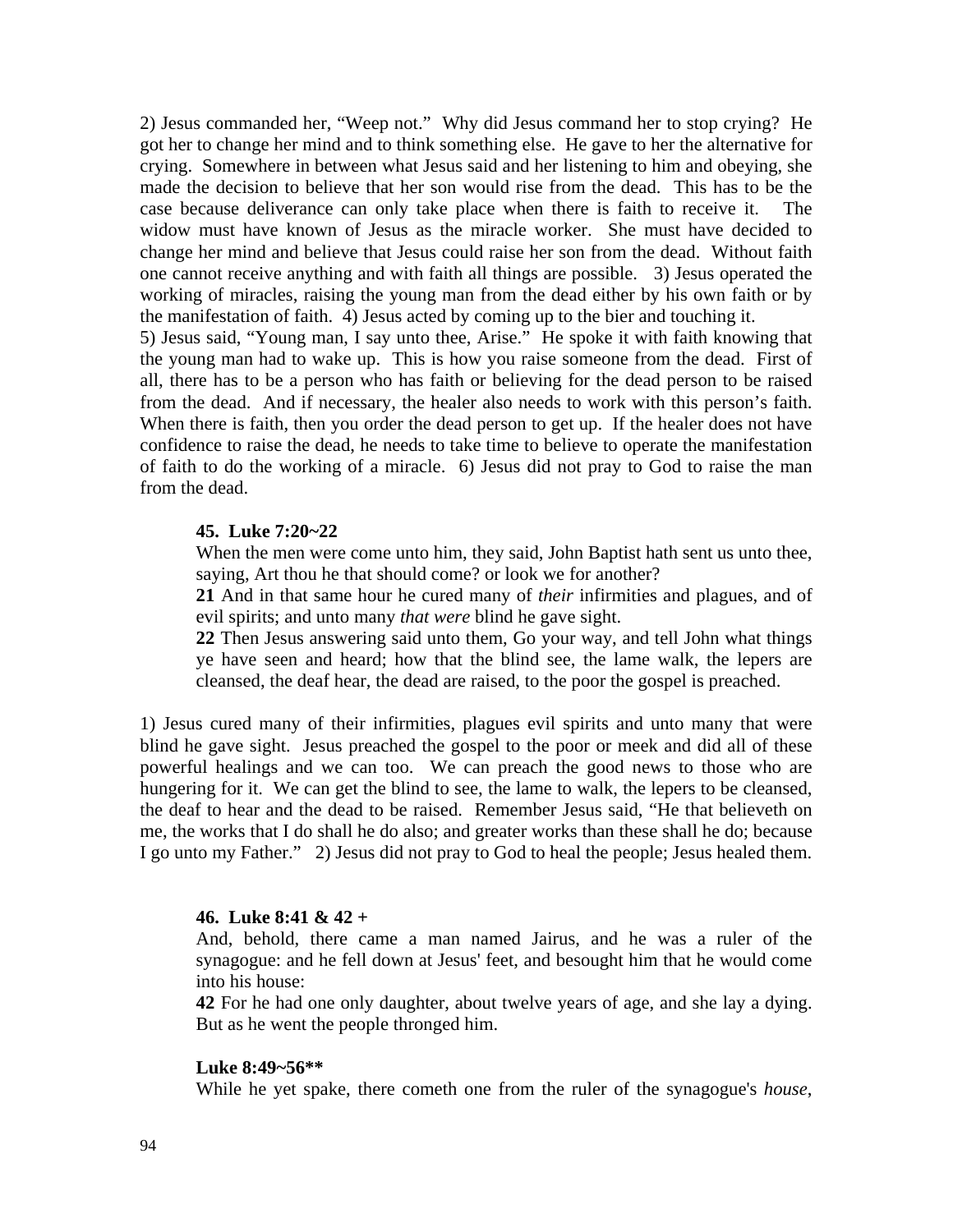2) Jesus commanded her, "Weep not." Why did Jesus command her to stop crying? He got her to change her mind and to think something else. He gave to her the alternative for crying. Somewhere in between what Jesus said and her listening to him and obeying, she made the decision to believe that her son would rise from the dead. This has to be the case because deliverance can only take place when there is faith to receive it. The widow must have known of Jesus as the miracle worker. She must have decided to change her mind and believe that Jesus could raise her son from the dead. Without faith one cannot receive anything and with faith all things are possible. 3) Jesus operated the working of miracles, raising the young man from the dead either by his own faith or by the manifestation of faith. 4) Jesus acted by coming up to the bier and touching it.
5) Jesus said, "Young man, I say unto thee, Arise." He spoke it with faith knowing that the young man had to wake up. This is how you raise someone from the dead. First of all, there has to be a person who has faith or believing for the dead person to be raised from the dead. And if necessary, the healer also needs to work with this person's faith. When there is faith, then you order the dead person to get up. If the healer does not have confidence to raise the dead, he needs to take time to believe to operate the manifestation of faith to do the working of a miracle. 6) Jesus did not pray to God to raise the man from the dead.

**45. Luke 7:20~22**

When the men were come unto him, they said, John Baptist hath sent us unto thee, saying, Art thou he that should come? or look we for another?
**21** And in that same hour he cured many of *their* infirmities and plagues, and of evil spirits; and unto many *that were* blind he gave sight.
**22** Then Jesus answering said unto them, Go your way, and tell John what things ye have seen and heard; how that the blind see, the lame walk, the lepers are cleansed, the deaf hear, the dead are raised, to the poor the gospel is preached.

1) Jesus cured many of their infirmities, plagues evil spirits and unto many that were blind he gave sight. Jesus preached the gospel to the poor or meek and did all of these powerful healings and we can too. We can preach the good news to those who are hungering for it. We can get the blind to see, the lame to walk, the lepers to be cleansed, the deaf to hear and the dead to be raised. Remember Jesus said, "He that believeth on me, the works that I do shall he do also; and greater works than these shall he do; because I go unto my Father." 2) Jesus did not pray to God to heal the people; Jesus healed them.

**46. Luke 8:41 & 42 +**

And, behold, there came a man named Jairus, and he was a ruler of the synagogue: and he fell down at Jesus' feet, and besought him that he would come into his house:
**42** For he had one only daughter, about twelve years of age, and she lay a dying. But as he went the people thronged him.

**Luke 8:49~56****

While he yet spake, there cometh one from the ruler of the synagogue's *house*,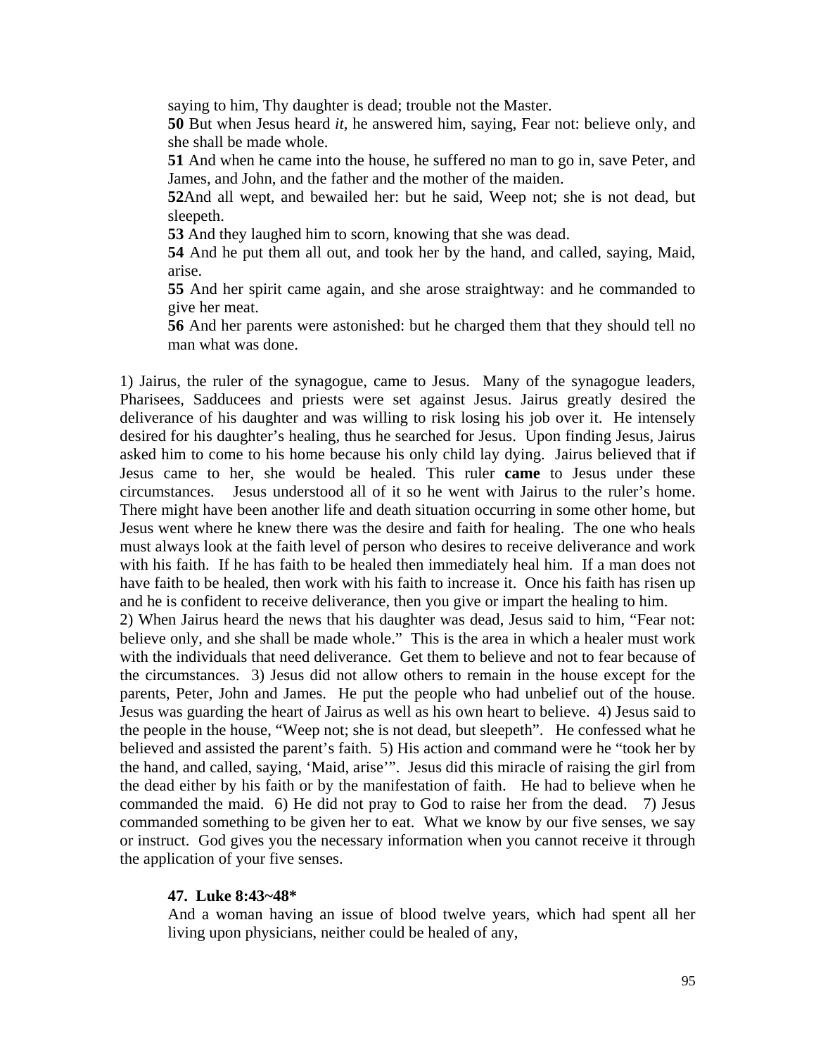saying to him, Thy daughter is dead; trouble not the Master.
**50** But when Jesus heard *it*, he answered him, saying, Fear not: believe only, and she shall be made whole.
**51** And when he came into the house, he suffered no man to go in, save Peter, and James, and John, and the father and the mother of the maiden.
**52**And all wept, and bewailed her: but he said, Weep not; she is not dead, but sleepeth.
**53** And they laughed him to scorn, knowing that she was dead.
**54** And he put them all out, and took her by the hand, and called, saying, Maid, arise.
**55** And her spirit came again, and she arose straightway: and he commanded to give her meat.
**56** And her parents were astonished: but he charged them that they should tell no man what was done.

1) Jairus, the ruler of the synagogue, came to Jesus. Many of the synagogue leaders, Pharisees, Sadducees and priests were set against Jesus. Jairus greatly desired the deliverance of his daughter and was willing to risk losing his job over it. He intensely desired for his daughter's healing, thus he searched for Jesus. Upon finding Jesus, Jairus asked him to come to his home because his only child lay dying. Jairus believed that if Jesus came to her, she would be healed. This ruler **came** to Jesus under these circumstances. Jesus understood all of it so he went with Jairus to the ruler's home. There might have been another life and death situation occurring in some other home, but Jesus went where he knew there was the desire and faith for healing. The one who heals must always look at the faith level of person who desires to receive deliverance and work with his faith. If he has faith to be healed then immediately heal him. If a man does not have faith to be healed, then work with his faith to increase it. Once his faith has risen up and he is confident to receive deliverance, then you give or impart the healing to him.
2) When Jairus heard the news that his daughter was dead, Jesus said to him, "Fear not: believe only, and she shall be made whole." This is the area in which a healer must work with the individuals that need deliverance. Get them to believe and not to fear because of the circumstances. 3) Jesus did not allow others to remain in the house except for the parents, Peter, John and James. He put the people who had unbelief out of the house. Jesus was guarding the heart of Jairus as well as his own heart to believe. 4) Jesus said to the people in the house, "Weep not; she is not dead, but sleepeth". He confessed what he believed and assisted the parent's faith. 5) His action and command were he "took her by the hand, and called, saying, 'Maid, arise'". Jesus did this miracle of raising the girl from the dead either by his faith or by the manifestation of faith. He had to believe when he commanded the maid. 6) He did not pray to God to raise her from the dead. 7) Jesus commanded something to be given her to eat. What we know by our five senses, we say or instruct. God gives you the necessary information when you cannot receive it through the application of your five senses.

**47. Luke 8:43~48***
And a woman having an issue of blood twelve years, which had spent all her living upon physicians, neither could be healed of any,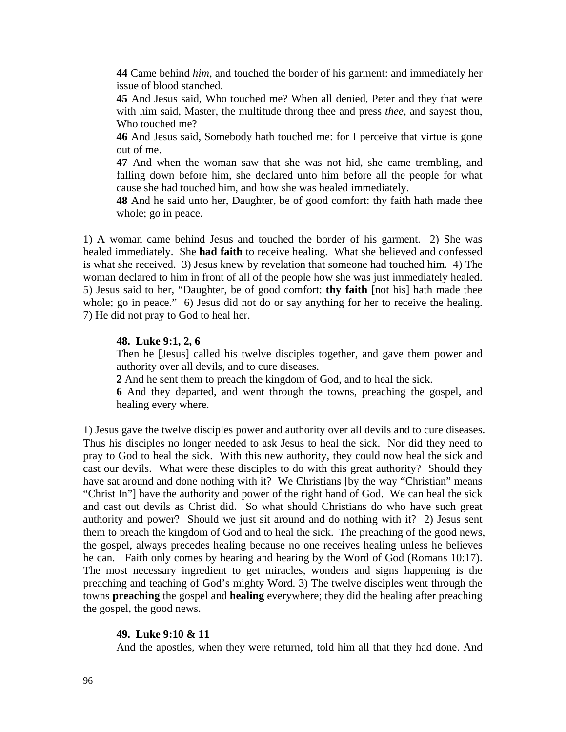**44** Came behind *him*, and touched the border of his garment: and immediately her issue of blood stanched.
**45** And Jesus said, Who touched me? When all denied, Peter and they that were with him said, Master, the multitude throng thee and press *thee*, and sayest thou, Who touched me?
**46** And Jesus said, Somebody hath touched me: for I perceive that virtue is gone out of me.
**47** And when the woman saw that she was not hid, she came trembling, and falling down before him, she declared unto him before all the people for what cause she had touched him, and how she was healed immediately.
**48** And he said unto her, Daughter, be of good comfort: thy faith hath made thee whole; go in peace.

1) A woman came behind Jesus and touched the border of his garment. 2) She was healed immediately. She **had faith** to receive healing. What she believed and confessed is what she received. 3) Jesus knew by revelation that someone had touched him. 4) The woman declared to him in front of all of the people how she was just immediately healed. 5) Jesus said to her, "Daughter, be of good comfort: **thy faith** [not his] hath made thee whole; go in peace." 6) Jesus did not do or say anything for her to receive the healing. 7) He did not pray to God to heal her.

**48. Luke 9:1, 2, 6**

Then he [Jesus] called his twelve disciples together, and gave them power and authority over all devils, and to cure diseases.
**2** And he sent them to preach the kingdom of God, and to heal the sick.
**6** And they departed, and went through the towns, preaching the gospel, and healing every where.

1) Jesus gave the twelve disciples power and authority over all devils and to cure diseases. Thus his disciples no longer needed to ask Jesus to heal the sick. Nor did they need to pray to God to heal the sick. With this new authority, they could now heal the sick and cast our devils. What were these disciples to do with this great authority? Should they have sat around and done nothing with it? We Christians [by the way "Christian" means "Christ In"] have the authority and power of the right hand of God. We can heal the sick and cast out devils as Christ did. So what should Christians do who have such great authority and power? Should we just sit around and do nothing with it? 2) Jesus sent them to preach the kingdom of God and to heal the sick. The preaching of the good news, the gospel, always precedes healing because no one receives healing unless he believes he can. Faith only comes by hearing and hearing by the Word of God (Romans 10:17). The most necessary ingredient to get miracles, wonders and signs happening is the preaching and teaching of God's mighty Word. 3) The twelve disciples went through the towns **preaching** the gospel and **healing** everywhere; they did the healing after preaching the gospel, the good news.

**49. Luke 9:10 & 11**

And the apostles, when they were returned, told him all that they had done. And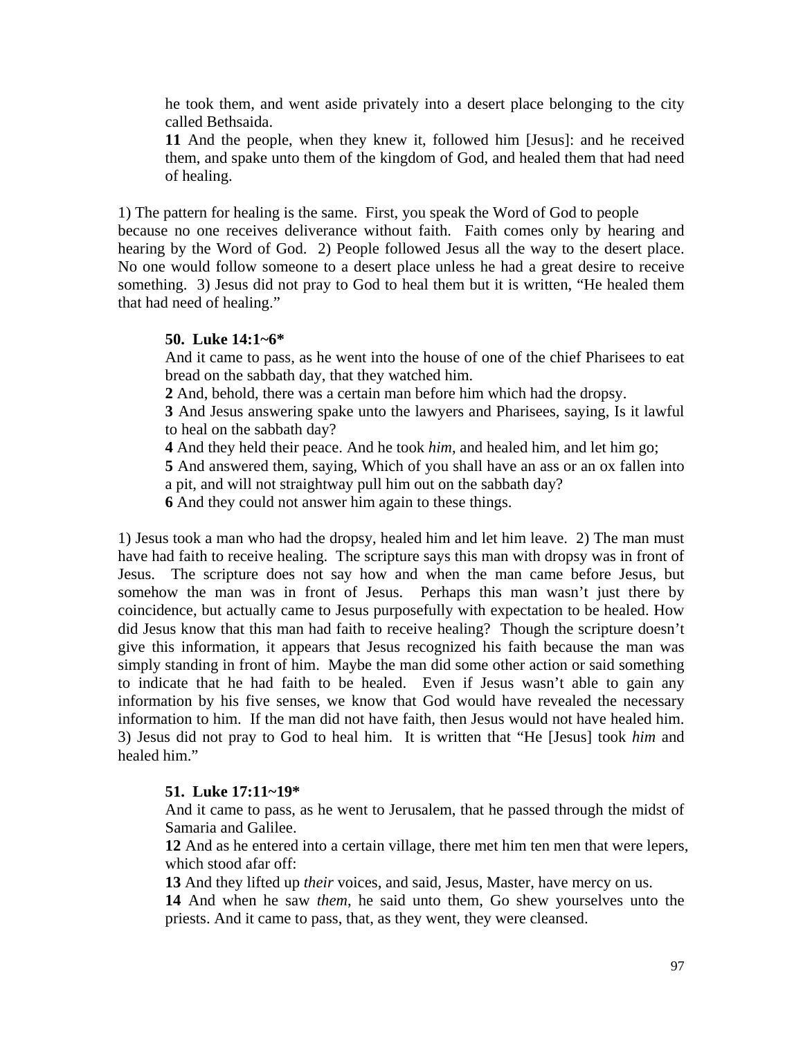he took them, and went aside privately into a desert place belonging to the city called Bethsaida.
**11** And the people, when they knew it, followed him [Jesus]: and he received them, and spake unto them of the kingdom of God, and healed them that had need of healing.

1) The pattern for healing is the same. First, you speak the Word of God to people because no one receives deliverance without faith. Faith comes only by hearing and hearing by the Word of God. 2) People followed Jesus all the way to the desert place. No one would follow someone to a desert place unless he had a great desire to receive something. 3) Jesus did not pray to God to heal them but it is written, "He healed them that had need of healing."

**50. Luke 14:1~6***

And it came to pass, as he went into the house of one of the chief Pharisees to eat bread on the sabbath day, that they watched him.
**2** And, behold, there was a certain man before him which had the dropsy.
**3** And Jesus answering spake unto the lawyers and Pharisees, saying, Is it lawful to heal on the sabbath day?
**4** And they held their peace. And he took *him*, and healed him, and let him go;
**5** And answered them, saying, Which of you shall have an ass or an ox fallen into a pit, and will not straightway pull him out on the sabbath day?
**6** And they could not answer him again to these things.

1) Jesus took a man who had the dropsy, healed him and let him leave. 2) The man must have had faith to receive healing. The scripture says this man with dropsy was in front of Jesus. The scripture does not say how and when the man came before Jesus, but somehow the man was in front of Jesus. Perhaps this man wasn't just there by coincidence, but actually came to Jesus purposefully with expectation to be healed. How did Jesus know that this man had faith to receive healing? Though the scripture doesn't give this information, it appears that Jesus recognized his faith because the man was simply standing in front of him. Maybe the man did some other action or said something to indicate that he had faith to be healed. Even if Jesus wasn't able to gain any information by his five senses, we know that God would have revealed the necessary information to him. If the man did not have faith, then Jesus would not have healed him. 3) Jesus did not pray to God to heal him. It is written that "He [Jesus] took *him* and healed him."

**51. Luke 17:11~19***

And it came to pass, as he went to Jerusalem, that he passed through the midst of Samaria and Galilee.
**12** And as he entered into a certain village, there met him ten men that were lepers, which stood afar off:
**13** And they lifted up *their* voices, and said, Jesus, Master, have mercy on us.
**14** And when he saw *them*, he said unto them, Go shew yourselves unto the priests. And it came to pass, that, as they went, they were cleansed.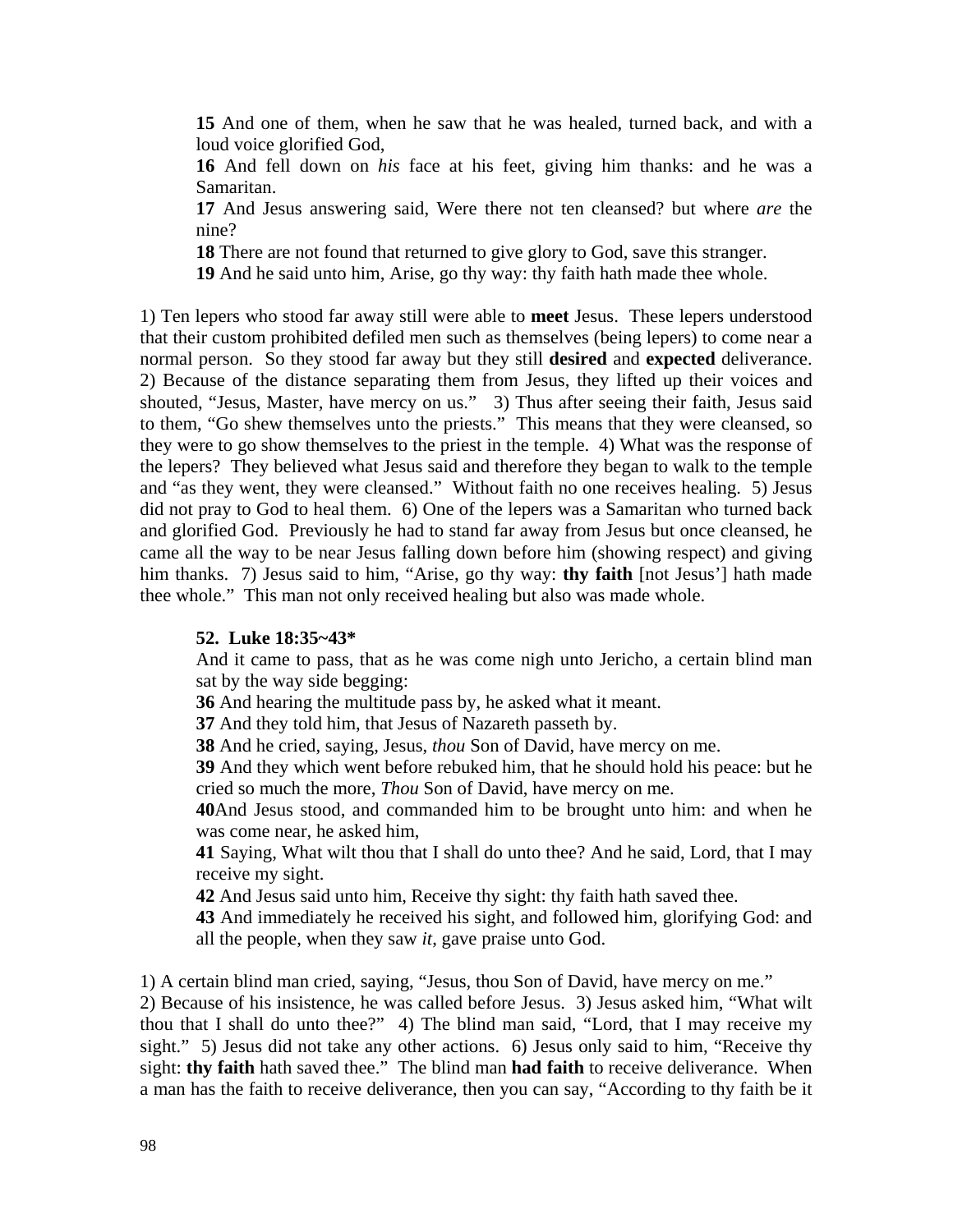**15** And one of them, when he saw that he was healed, turned back, and with a loud voice glorified God,
**16** And fell down on *his* face at his feet, giving him thanks: and he was a Samaritan.
**17** And Jesus answering said, Were there not ten cleansed? but where *are* the nine?
**18** There are not found that returned to give glory to God, save this stranger.
**19** And he said unto him, Arise, go thy way: thy faith hath made thee whole.

1) Ten lepers who stood far away still were able to **meet** Jesus. These lepers understood that their custom prohibited defiled men such as themselves (being lepers) to come near a normal person. So they stood far away but they still **desired** and **expected** deliverance. 2) Because of the distance separating them from Jesus, they lifted up their voices and shouted, "Jesus, Master, have mercy on us." 3) Thus after seeing their faith, Jesus said to them, "Go shew themselves unto the priests." This means that they were cleansed, so they were to go show themselves to the priest in the temple. 4) What was the response of the lepers? They believed what Jesus said and therefore they began to walk to the temple and "as they went, they were cleansed." Without faith no one receives healing. 5) Jesus did not pray to God to heal them. 6) One of the lepers was a Samaritan who turned back and glorified God. Previously he had to stand far away from Jesus but once cleansed, he came all the way to be near Jesus falling down before him (showing respect) and giving him thanks. 7) Jesus said to him, "Arise, go thy way: **thy faith** [not Jesus'] hath made thee whole." This man not only received healing but also was made whole.

**52. Luke 18:35~43***

And it came to pass, that as he was come nigh unto Jericho, a certain blind man sat by the way side begging:
**36** And hearing the multitude pass by, he asked what it meant.
**37** And they told him, that Jesus of Nazareth passeth by.
**38** And he cried, saying, Jesus, *thou* Son of David, have mercy on me.
**39** And they which went before rebuked him, that he should hold his peace: but he cried so much the more, *Thou* Son of David, have mercy on me.
**40**And Jesus stood, and commanded him to be brought unto him: and when he was come near, he asked him,
**41** Saying, What wilt thou that I shall do unto thee? And he said, Lord, that I may receive my sight.
**42** And Jesus said unto him, Receive thy sight: thy faith hath saved thee.
**43** And immediately he received his sight, and followed him, glorifying God: and all the people, when they saw *it*, gave praise unto God.

1) A certain blind man cried, saying, "Jesus, thou Son of David, have mercy on me."
2) Because of his insistence, he was called before Jesus. 3) Jesus asked him, "What wilt thou that I shall do unto thee?" 4) The blind man said, "Lord, that I may receive my sight." 5) Jesus did not take any other actions. 6) Jesus only said to him, "Receive thy sight: **thy faith** hath saved thee." The blind man **had faith** to receive deliverance. When a man has the faith to receive deliverance, then you can say, "According to thy faith be it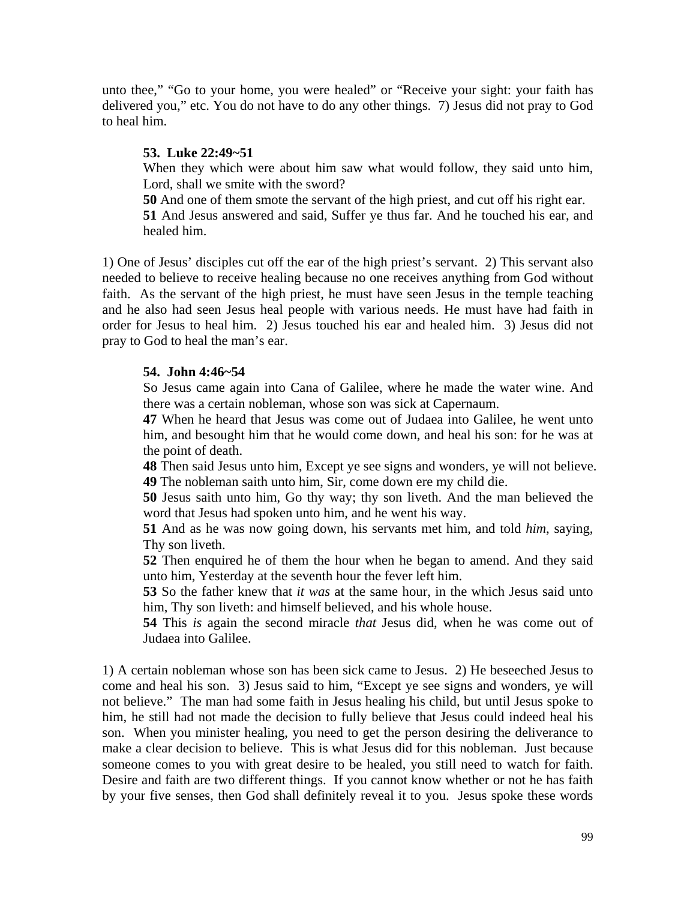unto thee," "Go to your home, you were healed" or "Receive your sight: your faith has delivered you," etc. You do not have to do any other things. 7) Jesus did not pray to God to heal him.

**53. Luke 22:49~51**

When they which were about him saw what would follow, they said unto him, Lord, shall we smite with the sword?

**50** And one of them smote the servant of the high priest, and cut off his right ear.

**51** And Jesus answered and said, Suffer ye thus far. And he touched his ear, and healed him.

1) One of Jesus' disciples cut off the ear of the high priest's servant. 2) This servant also needed to believe to receive healing because no one receives anything from God without faith. As the servant of the high priest, he must have seen Jesus in the temple teaching and he also had seen Jesus heal people with various needs. He must have had faith in order for Jesus to heal him. 2) Jesus touched his ear and healed him. 3) Jesus did not pray to God to heal the man's ear.

**54. John 4:46~54**

So Jesus came again into Cana of Galilee, where he made the water wine. And there was a certain nobleman, whose son was sick at Capernaum.

**47** When he heard that Jesus was come out of Judaea into Galilee, he went unto him, and besought him that he would come down, and heal his son: for he was at the point of death.

**48** Then said Jesus unto him, Except ye see signs and wonders, ye will not believe.

**49** The nobleman saith unto him, Sir, come down ere my child die.

**50** Jesus saith unto him, Go thy way; thy son liveth. And the man believed the word that Jesus had spoken unto him, and he went his way.

**51** And as he was now going down, his servants met him, and told *him*, saying, Thy son liveth.

**52** Then enquired he of them the hour when he began to amend. And they said unto him, Yesterday at the seventh hour the fever left him.

**53** So the father knew that *it was* at the same hour, in the which Jesus said unto him, Thy son liveth: and himself believed, and his whole house.

**54** This *is* again the second miracle *that* Jesus did, when he was come out of Judaea into Galilee.

1) A certain nobleman whose son has been sick came to Jesus. 2) He beseeched Jesus to come and heal his son. 3) Jesus said to him, "Except ye see signs and wonders, ye will not believe." The man had some faith in Jesus healing his child, but until Jesus spoke to him, he still had not made the decision to fully believe that Jesus could indeed heal his son. When you minister healing, you need to get the person desiring the deliverance to make a clear decision to believe. This is what Jesus did for this nobleman. Just because someone comes to you with great desire to be healed, you still need to watch for faith. Desire and faith are two different things. If you cannot know whether or not he has faith by your five senses, then God shall definitely reveal it to you. Jesus spoke these words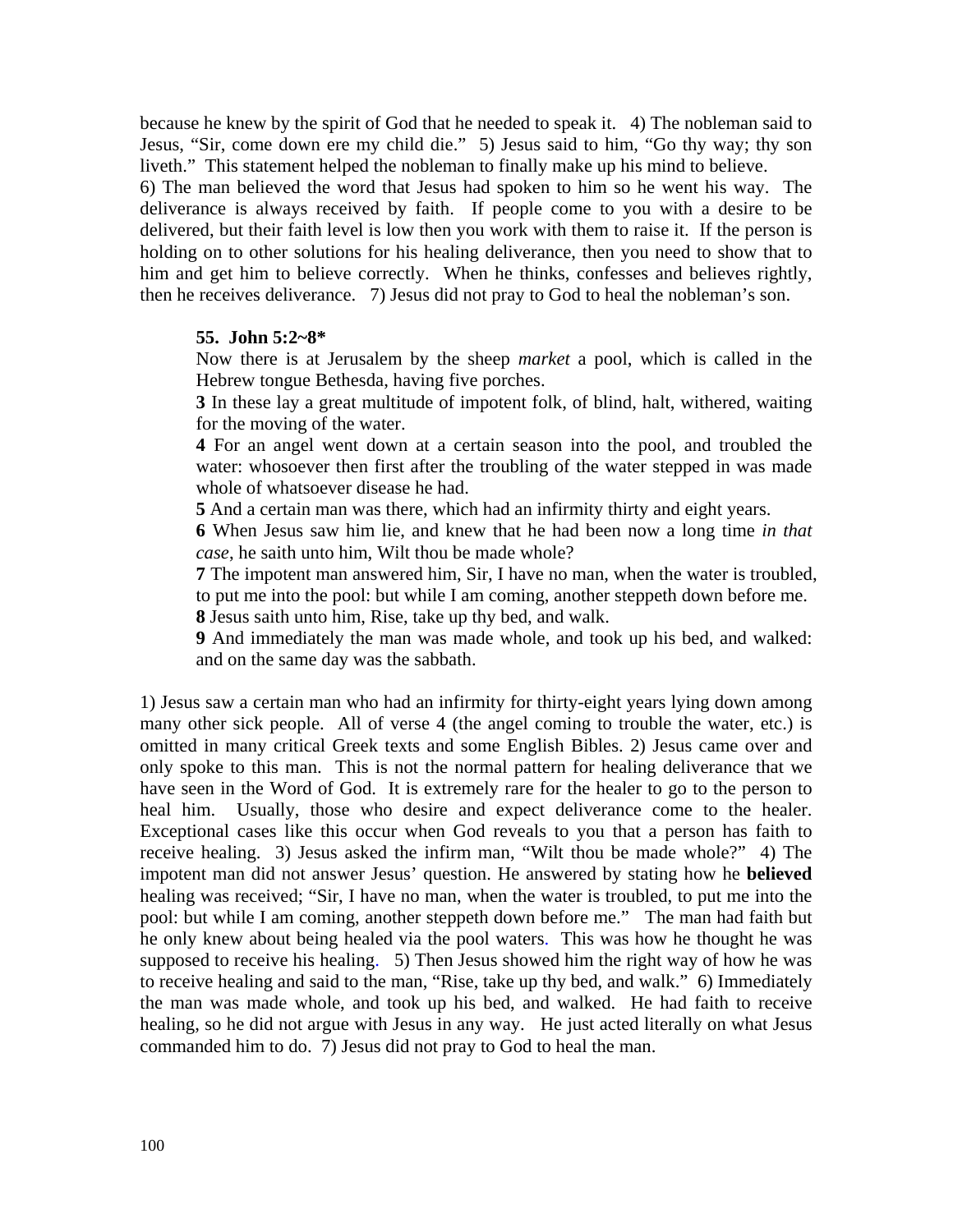because he knew by the spirit of God that he needed to speak it. 4) The nobleman said to Jesus, "Sir, come down ere my child die." 5) Jesus said to him, "Go thy way; thy son liveth." This statement helped the nobleman to finally make up his mind to believe.
6) The man believed the word that Jesus had spoken to him so he went his way. The deliverance is always received by faith. If people come to you with a desire to be delivered, but their faith level is low then you work with them to raise it. If the person is holding on to other solutions for his healing deliverance, then you need to show that to him and get him to believe correctly. When he thinks, confesses and believes rightly, then he receives deliverance. 7) Jesus did not pray to God to heal the nobleman's son.

> **55. John 5:2~8***
>
> Now there is at Jerusalem by the sheep *market* a pool, which is called in the Hebrew tongue Bethesda, having five porches.
>
> **3** In these lay a great multitude of impotent folk, of blind, halt, withered, waiting for the moving of the water.
>
> **4** For an angel went down at a certain season into the pool, and troubled the water: whosoever then first after the troubling of the water stepped in was made whole of whatsoever disease he had.
>
> **5** And a certain man was there, which had an infirmity thirty and eight years.
>
> **6** When Jesus saw him lie, and knew that he had been now a long time *in that case*, he saith unto him, Wilt thou be made whole?
>
> **7** The impotent man answered him, Sir, I have no man, when the water is troubled, to put me into the pool: but while I am coming, another steppeth down before me.
>
> **8** Jesus saith unto him, Rise, take up thy bed, and walk.
>
> **9** And immediately the man was made whole, and took up his bed, and walked: and on the same day was the sabbath.

1) Jesus saw a certain man who had an infirmity for thirty-eight years lying down among many other sick people. All of verse 4 (the angel coming to trouble the water, etc.) is omitted in many critical Greek texts and some English Bibles. 2) Jesus came over and only spoke to this man. This is not the normal pattern for healing deliverance that we have seen in the Word of God. It is extremely rare for the healer to go to the person to heal him. Usually, those who desire and expect deliverance come to the healer. Exceptional cases like this occur when God reveals to you that a person has faith to receive healing. 3) Jesus asked the infirm man, "Wilt thou be made whole?" 4) The impotent man did not answer Jesus' question. He answered by stating how he **believed** healing was received; "Sir, I have no man, when the water is troubled, to put me into the pool: but while I am coming, another steppeth down before me." The man had faith but he only knew about being healed via the pool waters. This was how he thought he was supposed to receive his healing. 5) Then Jesus showed him the right way of how he was to receive healing and said to the man, "Rise, take up thy bed, and walk." 6) Immediately the man was made whole, and took up his bed, and walked. He had faith to receive healing, so he did not argue with Jesus in any way. He just acted literally on what Jesus commanded him to do. 7) Jesus did not pray to God to heal the man.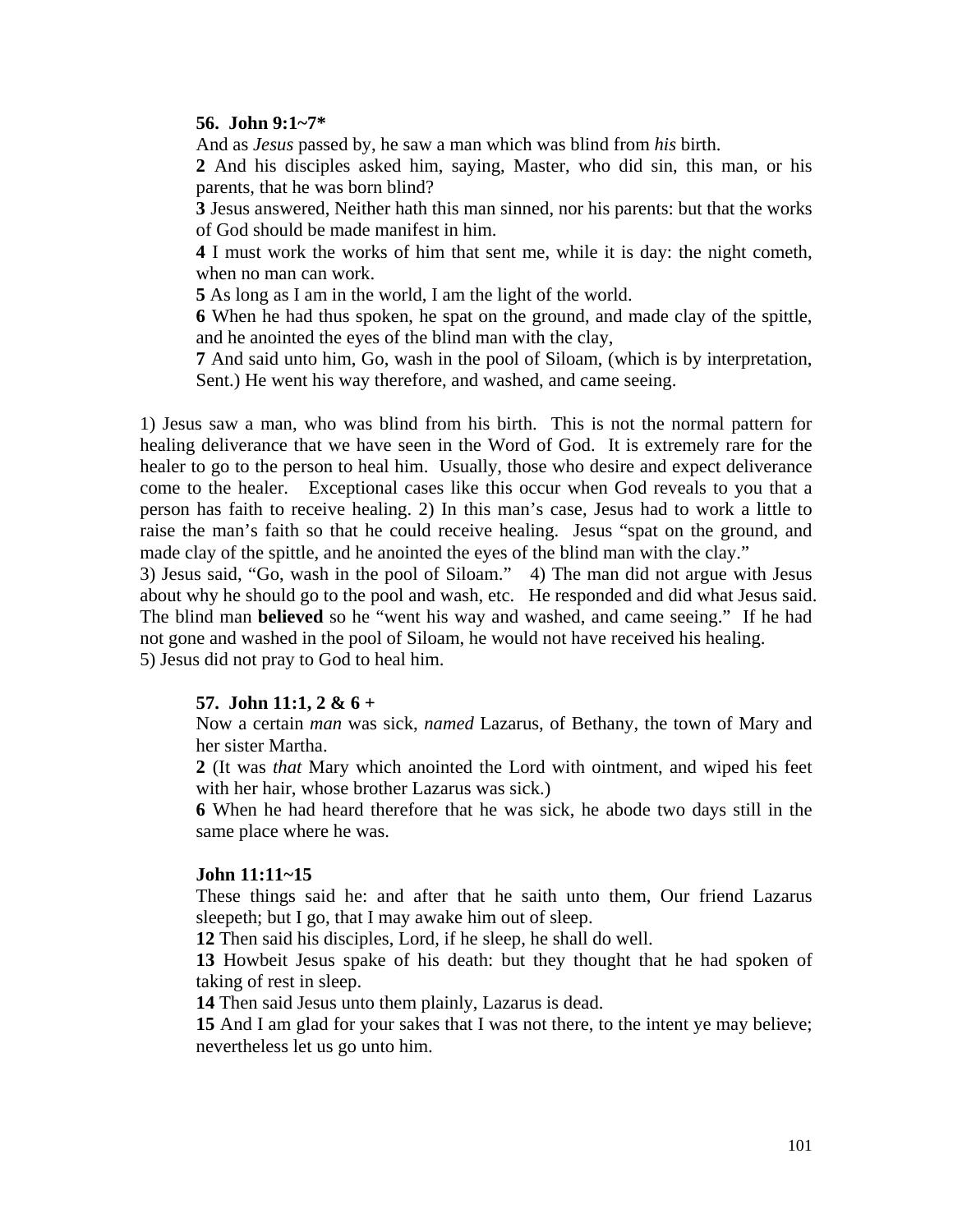**56. John 9:1~7***

And as *Jesus* passed by, he saw a man which was blind from *his* birth.

**2** And his disciples asked him, saying, Master, who did sin, this man, or his parents, that he was born blind?

**3** Jesus answered, Neither hath this man sinned, nor his parents: but that the works of God should be made manifest in him.

**4** I must work the works of him that sent me, while it is day: the night cometh, when no man can work.

**5** As long as I am in the world, I am the light of the world.

**6** When he had thus spoken, he spat on the ground, and made clay of the spittle, and he anointed the eyes of the blind man with the clay,

**7** And said unto him, Go, wash in the pool of Siloam, (which is by interpretation, Sent.) He went his way therefore, and washed, and came seeing.

1) Jesus saw a man, who was blind from his birth. This is not the normal pattern for healing deliverance that we have seen in the Word of God. It is extremely rare for the healer to go to the person to heal him. Usually, those who desire and expect deliverance come to the healer. Exceptional cases like this occur when God reveals to you that a person has faith to receive healing. 2) In this man's case, Jesus had to work a little to raise the man's faith so that he could receive healing. Jesus "spat on the ground, and made clay of the spittle, and he anointed the eyes of the blind man with the clay."
3) Jesus said, "Go, wash in the pool of Siloam." 4) The man did not argue with Jesus about why he should go to the pool and wash, etc. He responded and did what Jesus said. The blind man **believed** so he "went his way and washed, and came seeing." If he had not gone and washed in the pool of Siloam, he would not have received his healing.
5) Jesus did not pray to God to heal him.

**57. John 11:1, 2 & 6 +**

Now a certain *man* was sick, *named* Lazarus, of Bethany, the town of Mary and her sister Martha.

**2** (It was *that* Mary which anointed the Lord with ointment, and wiped his feet with her hair, whose brother Lazarus was sick.)

**6** When he had heard therefore that he was sick, he abode two days still in the same place where he was.

**John 11:11~15**

These things said he: and after that he saith unto them, Our friend Lazarus sleepeth; but I go, that I may awake him out of sleep.

**12** Then said his disciples, Lord, if he sleep, he shall do well.

**13** Howbeit Jesus spake of his death: but they thought that he had spoken of taking of rest in sleep.

**14** Then said Jesus unto them plainly, Lazarus is dead.

**15** And I am glad for your sakes that I was not there, to the intent ye may believe; nevertheless let us go unto him.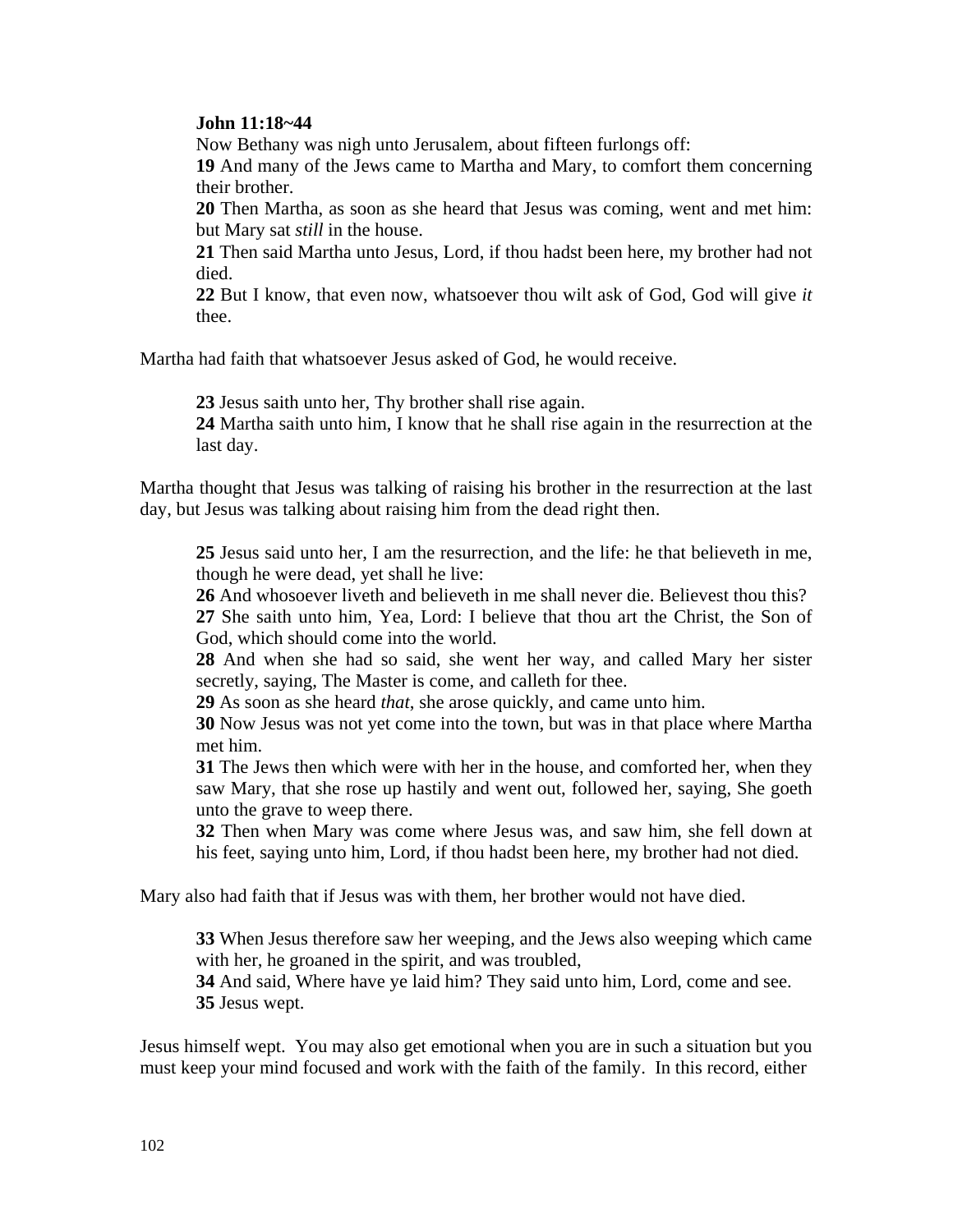**John 11:18~44**

Now Bethany was nigh unto Jerusalem, about fifteen furlongs off:

**19** And many of the Jews came to Martha and Mary, to comfort them concerning their brother.

**20** Then Martha, as soon as she heard that Jesus was coming, went and met him: but Mary sat *still* in the house.

**21** Then said Martha unto Jesus, Lord, if thou hadst been here, my brother had not died.

**22** But I know, that even now, whatsoever thou wilt ask of God, God will give *it* thee.

Martha had faith that whatsoever Jesus asked of God, he would receive.

**23** Jesus saith unto her, Thy brother shall rise again.

**24** Martha saith unto him, I know that he shall rise again in the resurrection at the last day.

Martha thought that Jesus was talking of raising his brother in the resurrection at the last day, but Jesus was talking about raising him from the dead right then.

**25** Jesus said unto her, I am the resurrection, and the life: he that believeth in me, though he were dead, yet shall he live:

**26** And whosoever liveth and believeth in me shall never die. Believest thou this?

**27** She saith unto him, Yea, Lord: I believe that thou art the Christ, the Son of God, which should come into the world.

**28** And when she had so said, she went her way, and called Mary her sister secretly, saying, The Master is come, and calleth for thee.

**29** As soon as she heard *that*, she arose quickly, and came unto him.

**30** Now Jesus was not yet come into the town, but was in that place where Martha met him.

**31** The Jews then which were with her in the house, and comforted her, when they saw Mary, that she rose up hastily and went out, followed her, saying, She goeth unto the grave to weep there.

**32** Then when Mary was come where Jesus was, and saw him, she fell down at his feet, saying unto him, Lord, if thou hadst been here, my brother had not died.

Mary also had faith that if Jesus was with them, her brother would not have died.

**33** When Jesus therefore saw her weeping, and the Jews also weeping which came with her, he groaned in the spirit, and was troubled,

**34** And said, Where have ye laid him? They said unto him, Lord, come and see.

**35** Jesus wept.

Jesus himself wept. You may also get emotional when you are in such a situation but you must keep your mind focused and work with the faith of the family. In this record, either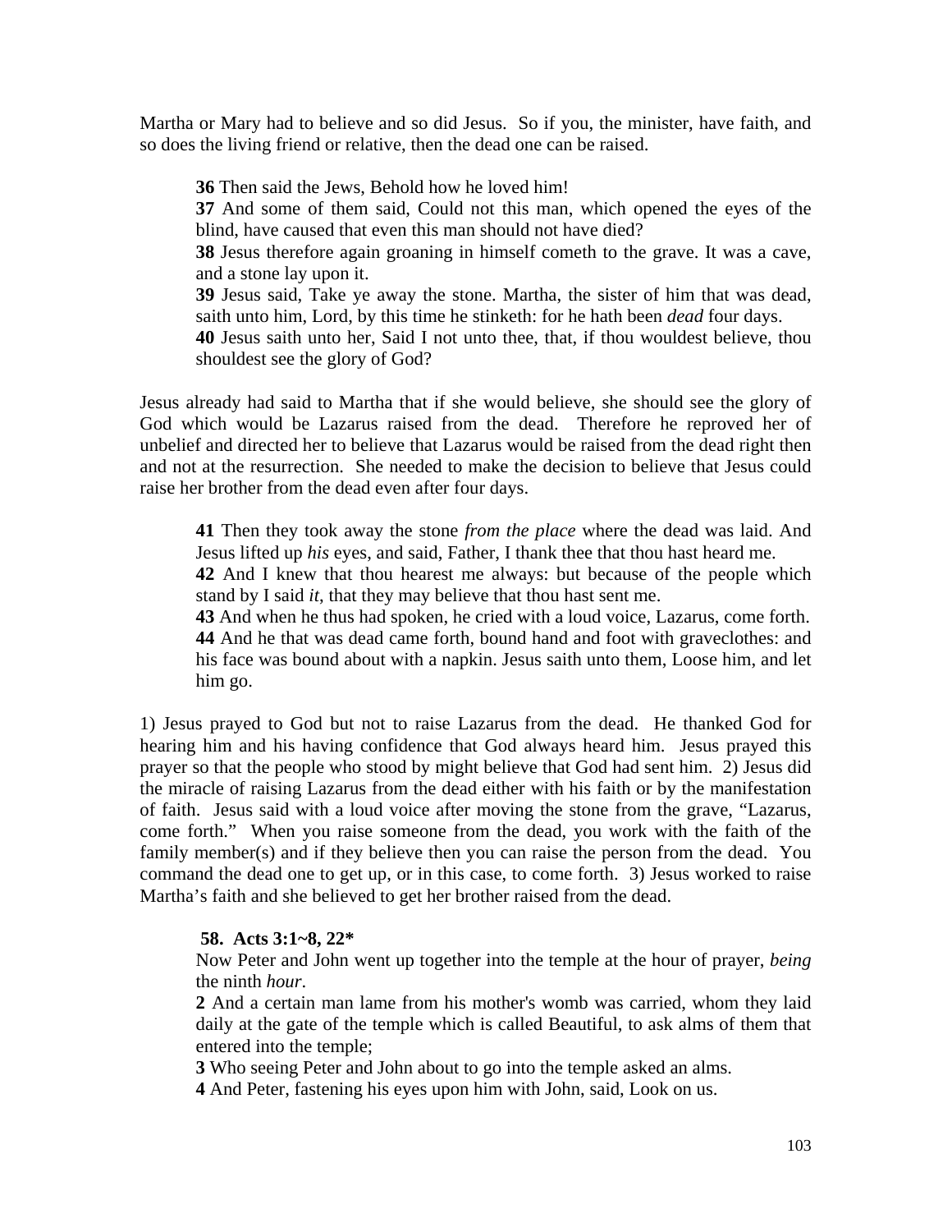Martha or Mary had to believe and so did Jesus. So if you, the minister, have faith, and so does the living friend or relative, then the dead one can be raised.

> **36** Then said the Jews, Behold how he loved him!
> **37** And some of them said, Could not this man, which opened the eyes of the blind, have caused that even this man should not have died?
> **38** Jesus therefore again groaning in himself cometh to the grave. It was a cave, and a stone lay upon it.
> **39** Jesus said, Take ye away the stone. Martha, the sister of him that was dead, saith unto him, Lord, by this time he stinketh: for he hath been *dead* four days.
> **40** Jesus saith unto her, Said I not unto thee, that, if thou wouldest believe, thou shouldest see the glory of God?

Jesus already had said to Martha that if she would believe, she should see the glory of God which would be Lazarus raised from the dead. Therefore he reproved her of unbelief and directed her to believe that Lazarus would be raised from the dead right then and not at the resurrection. She needed to make the decision to believe that Jesus could raise her brother from the dead even after four days.

> **41** Then they took away the stone *from the place* where the dead was laid. And Jesus lifted up *his* eyes, and said, Father, I thank thee that thou hast heard me.
> **42** And I knew that thou hearest me always: but because of the people which stand by I said *it*, that they may believe that thou hast sent me.
> **43** And when he thus had spoken, he cried with a loud voice, Lazarus, come forth.
> **44** And he that was dead came forth, bound hand and foot with graveclothes: and his face was bound about with a napkin. Jesus saith unto them, Loose him, and let him go.

1) Jesus prayed to God but not to raise Lazarus from the dead. He thanked God for hearing him and his having confidence that God always heard him. Jesus prayed this prayer so that the people who stood by might believe that God had sent him. 2) Jesus did the miracle of raising Lazarus from the dead either with his faith or by the manifestation of faith. Jesus said with a loud voice after moving the stone from the grave, "Lazarus, come forth." When you raise someone from the dead, you work with the faith of the family member(s) and if they believe then you can raise the person from the dead. You command the dead one to get up, or in this case, to come forth. 3) Jesus worked to raise Martha's faith and she believed to get her brother raised from the dead.

> **58. Acts 3:1~8, 22***
> Now Peter and John went up together into the temple at the hour of prayer, *being* the ninth *hour*.
> **2** And a certain man lame from his mother's womb was carried, whom they laid daily at the gate of the temple which is called Beautiful, to ask alms of them that entered into the temple;
> **3** Who seeing Peter and John about to go into the temple asked an alms.
> **4** And Peter, fastening his eyes upon him with John, said, Look on us.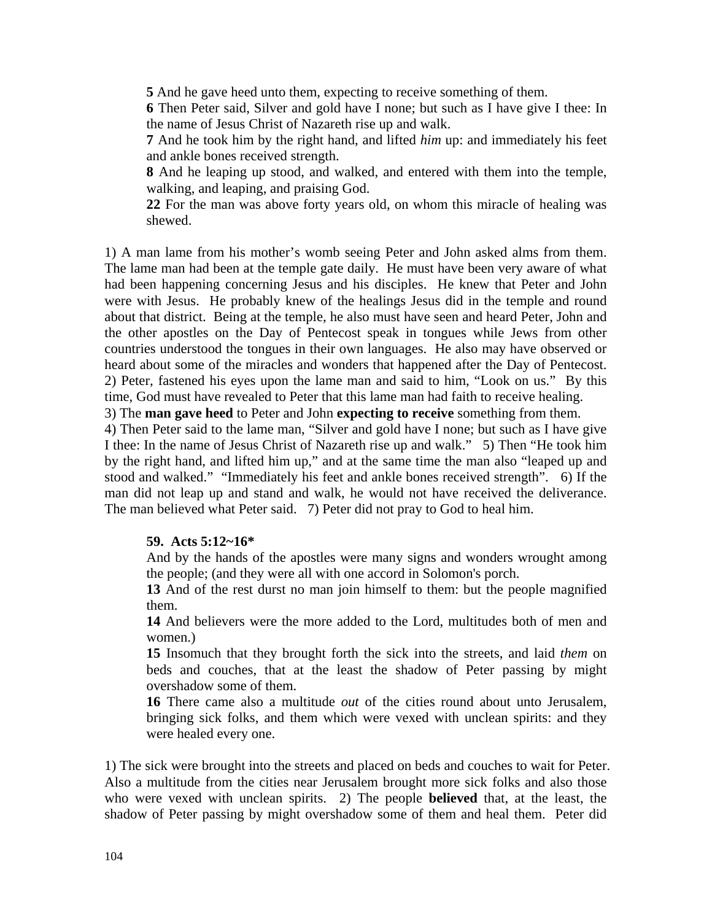**5** And he gave heed unto them, expecting to receive something of them.
**6** Then Peter said, Silver and gold have I none; but such as I have give I thee: In the name of Jesus Christ of Nazareth rise up and walk.
**7** And he took him by the right hand, and lifted *him* up: and immediately his feet and ankle bones received strength.
**8** And he leaping up stood, and walked, and entered with them into the temple, walking, and leaping, and praising God.
**22** For the man was above forty years old, on whom this miracle of healing was shewed.

1) A man lame from his mother's womb seeing Peter and John asked alms from them. The lame man had been at the temple gate daily. He must have been very aware of what had been happening concerning Jesus and his disciples. He knew that Peter and John were with Jesus. He probably knew of the healings Jesus did in the temple and round about that district. Being at the temple, he also must have seen and heard Peter, John and the other apostles on the Day of Pentecost speak in tongues while Jews from other countries understood the tongues in their own languages. He also may have observed or heard about some of the miracles and wonders that happened after the Day of Pentecost. 2) Peter, fastened his eyes upon the lame man and said to him, "Look on us." By this time, God must have revealed to Peter that this lame man had faith to receive healing. 3) The **man gave heed** to Peter and John **expecting to receive** something from them. 4) Then Peter said to the lame man, "Silver and gold have I none; but such as I have give I thee: In the name of Jesus Christ of Nazareth rise up and walk." 5) Then "He took him by the right hand, and lifted him up," and at the same time the man also "leaped up and stood and walked." "Immediately his feet and ankle bones received strength". 6) If the man did not leap up and stand and walk, he would not have received the deliverance. The man believed what Peter said. 7) Peter did not pray to God to heal him.

**59. Acts 5:12~16***

And by the hands of the apostles were many signs and wonders wrought among the people; (and they were all with one accord in Solomon's porch.
**13** And of the rest durst no man join himself to them: but the people magnified them.
**14** And believers were the more added to the Lord, multitudes both of men and women.)
**15** Insomuch that they brought forth the sick into the streets, and laid *them* on beds and couches, that at the least the shadow of Peter passing by might overshadow some of them.
**16** There came also a multitude *out* of the cities round about unto Jerusalem, bringing sick folks, and them which were vexed with unclean spirits: and they were healed every one.

1) The sick were brought into the streets and placed on beds and couches to wait for Peter. Also a multitude from the cities near Jerusalem brought more sick folks and also those who were vexed with unclean spirits. 2) The people **believed** that, at the least, the shadow of Peter passing by might overshadow some of them and heal them. Peter did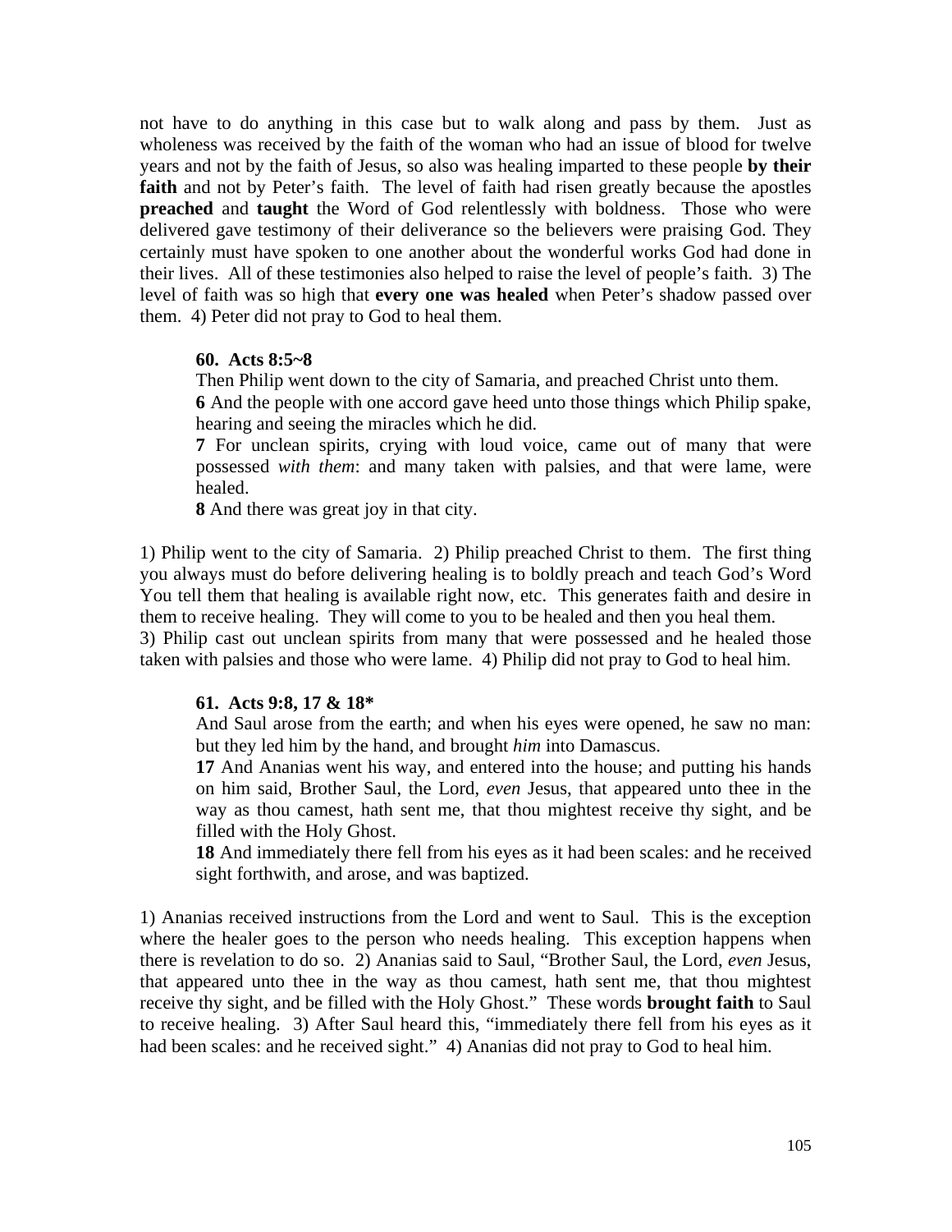not have to do anything in this case but to walk along and pass by them. Just as wholeness was received by the faith of the woman who had an issue of blood for twelve years and not by the faith of Jesus, so also was healing imparted to these people **by their faith** and not by Peter's faith. The level of faith had risen greatly because the apostles **preached** and **taught** the Word of God relentlessly with boldness. Those who were delivered gave testimony of their deliverance so the believers were praising God. They certainly must have spoken to one another about the wonderful works God had done in their lives. All of these testimonies also helped to raise the level of people's faith. 3) The level of faith was so high that **every one was healed** when Peter's shadow passed over them. 4) Peter did not pray to God to heal them.

> **60. Acts 8:5~8**
> Then Philip went down to the city of Samaria, and preached Christ unto them.
> **6** And the people with one accord gave heed unto those things which Philip spake, hearing and seeing the miracles which he did.
> **7** For unclean spirits, crying with loud voice, came out of many that were possessed *with them*: and many taken with palsies, and that were lame, were healed.
> **8** And there was great joy in that city.

1) Philip went to the city of Samaria. 2) Philip preached Christ to them. The first thing you always must do before delivering healing is to boldly preach and teach God's Word You tell them that healing is available right now, etc. This generates faith and desire in them to receive healing. They will come to you to be healed and then you heal them.
3) Philip cast out unclean spirits from many that were possessed and he healed those taken with palsies and those who were lame. 4) Philip did not pray to God to heal him.

> **61. Acts 9:8, 17 & 18***
> And Saul arose from the earth; and when his eyes were opened, he saw no man: but they led him by the hand, and brought *him* into Damascus.
> **17** And Ananias went his way, and entered into the house; and putting his hands on him said, Brother Saul, the Lord, *even* Jesus, that appeared unto thee in the way as thou camest, hath sent me, that thou mightest receive thy sight, and be filled with the Holy Ghost.
> **18** And immediately there fell from his eyes as it had been scales: and he received sight forthwith, and arose, and was baptized.

1) Ananias received instructions from the Lord and went to Saul. This is the exception where the healer goes to the person who needs healing. This exception happens when there is revelation to do so. 2) Ananias said to Saul, "Brother Saul, the Lord, *even* Jesus, that appeared unto thee in the way as thou camest, hath sent me, that thou mightest receive thy sight, and be filled with the Holy Ghost." These words **brought faith** to Saul to receive healing. 3) After Saul heard this, "immediately there fell from his eyes as it had been scales: and he received sight." 4) Ananias did not pray to God to heal him.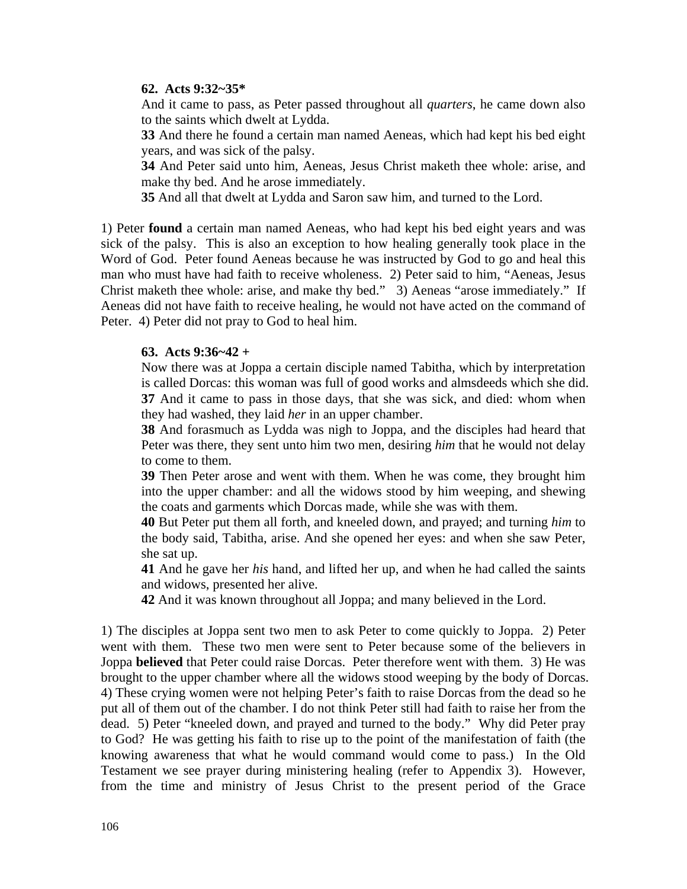**62. Acts 9:32~35***

And it came to pass, as Peter passed throughout all *quarters*, he came down also to the saints which dwelt at Lydda.

**33** And there he found a certain man named Aeneas, which had kept his bed eight years, and was sick of the palsy.

**34** And Peter said unto him, Aeneas, Jesus Christ maketh thee whole: arise, and make thy bed. And he arose immediately.

**35** And all that dwelt at Lydda and Saron saw him, and turned to the Lord.

1) Peter **found** a certain man named Aeneas, who had kept his bed eight years and was sick of the palsy. This is also an exception to how healing generally took place in the Word of God. Peter found Aeneas because he was instructed by God to go and heal this man who must have had faith to receive wholeness. 2) Peter said to him, "Aeneas, Jesus Christ maketh thee whole: arise, and make thy bed." 3) Aeneas "arose immediately." If Aeneas did not have faith to receive healing, he would not have acted on the command of Peter. 4) Peter did not pray to God to heal him.

**63. Acts 9:36~42 +**

Now there was at Joppa a certain disciple named Tabitha, which by interpretation is called Dorcas: this woman was full of good works and almsdeeds which she did.

**37** And it came to pass in those days, that she was sick, and died: whom when they had washed, they laid *her* in an upper chamber.

**38** And forasmuch as Lydda was nigh to Joppa, and the disciples had heard that Peter was there, they sent unto him two men, desiring *him* that he would not delay to come to them.

**39** Then Peter arose and went with them. When he was come, they brought him into the upper chamber: and all the widows stood by him weeping, and shewing the coats and garments which Dorcas made, while she was with them.

**40** But Peter put them all forth, and kneeled down, and prayed; and turning *him* to the body said, Tabitha, arise. And she opened her eyes: and when she saw Peter, she sat up.

**41** And he gave her *his* hand, and lifted her up, and when he had called the saints and widows, presented her alive.

**42** And it was known throughout all Joppa; and many believed in the Lord.

1) The disciples at Joppa sent two men to ask Peter to come quickly to Joppa. 2) Peter went with them. These two men were sent to Peter because some of the believers in Joppa **believed** that Peter could raise Dorcas. Peter therefore went with them. 3) He was brought to the upper chamber where all the widows stood weeping by the body of Dorcas. 4) These crying women were not helping Peter's faith to raise Dorcas from the dead so he put all of them out of the chamber. I do not think Peter still had faith to raise her from the dead. 5) Peter "kneeled down, and prayed and turned to the body." Why did Peter pray to God? He was getting his faith to rise up to the point of the manifestation of faith (the knowing awareness that what he would command would come to pass.) In the Old Testament we see prayer during ministering healing (refer to Appendix 3). However, from the time and ministry of Jesus Christ to the present period of the Grace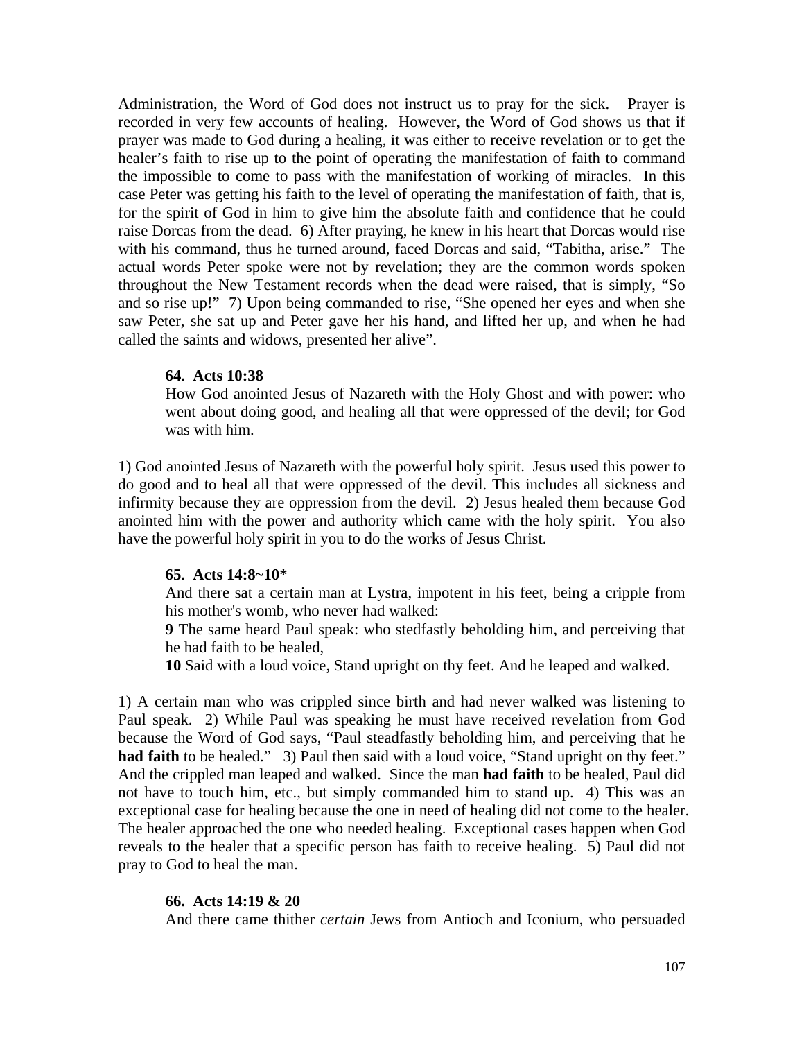Administration, the Word of God does not instruct us to pray for the sick. Prayer is recorded in very few accounts of healing. However, the Word of God shows us that if prayer was made to God during a healing, it was either to receive revelation or to get the healer's faith to rise up to the point of operating the manifestation of faith to command the impossible to come to pass with the manifestation of working of miracles. In this case Peter was getting his faith to the level of operating the manifestation of faith, that is, for the spirit of God in him to give him the absolute faith and confidence that he could raise Dorcas from the dead. 6) After praying, he knew in his heart that Dorcas would rise with his command, thus he turned around, faced Dorcas and said, "Tabitha, arise." The actual words Peter spoke were not by revelation; they are the common words spoken throughout the New Testament records when the dead were raised, that is simply, "So and so rise up!" 7) Upon being commanded to rise, "She opened her eyes and when she saw Peter, she sat up and Peter gave her his hand, and lifted her up, and when he had called the saints and widows, presented her alive".

> **64. Acts 10:38**
> How God anointed Jesus of Nazareth with the Holy Ghost and with power: who went about doing good, and healing all that were oppressed of the devil; for God was with him.

1) God anointed Jesus of Nazareth with the powerful holy spirit. Jesus used this power to do good and to heal all that were oppressed of the devil. This includes all sickness and infirmity because they are oppression from the devil. 2) Jesus healed them because God anointed him with the power and authority which came with the holy spirit. You also have the powerful holy spirit in you to do the works of Jesus Christ.

> **65. Acts 14:8~10***
> And there sat a certain man at Lystra, impotent in his feet, being a cripple from his mother's womb, who never had walked:
> **9** The same heard Paul speak: who stedfastly beholding him, and perceiving that he had faith to be healed,
> **10** Said with a loud voice, Stand upright on thy feet. And he leaped and walked.

1) A certain man who was crippled since birth and had never walked was listening to Paul speak. 2) While Paul was speaking he must have received revelation from God because the Word of God says, "Paul steadfastly beholding him, and perceiving that he **had faith** to be healed." 3) Paul then said with a loud voice, "Stand upright on thy feet." And the crippled man leaped and walked. Since the man **had faith** to be healed, Paul did not have to touch him, etc., but simply commanded him to stand up. 4) This was an exceptional case for healing because the one in need of healing did not come to the healer. The healer approached the one who needed healing. Exceptional cases happen when God reveals to the healer that a specific person has faith to receive healing. 5) Paul did not pray to God to heal the man.

> **66. Acts 14:19 & 20**
> And there came thither *certain* Jews from Antioch and Iconium, who persuaded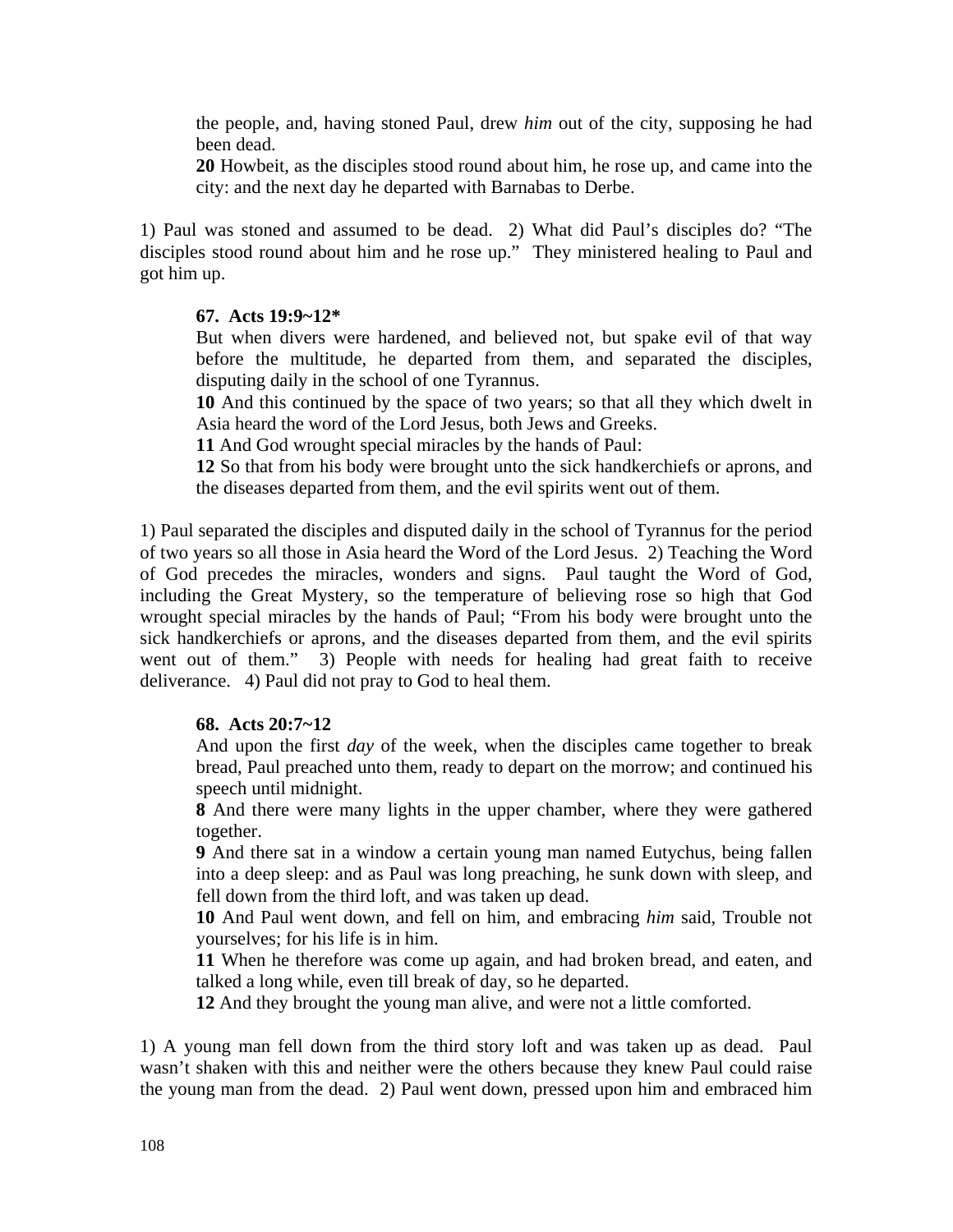the people, and, having stoned Paul, drew *him* out of the city, supposing he had been dead.
**20** Howbeit, as the disciples stood round about him, he rose up, and came into the city: and the next day he departed with Barnabas to Derbe.

1) Paul was stoned and assumed to be dead. 2) What did Paul's disciples do? "The disciples stood round about him and he rose up." They ministered healing to Paul and got him up.

**67. Acts 19:9~12***

But when divers were hardened, and believed not, but spake evil of that way before the multitude, he departed from them, and separated the disciples, disputing daily in the school of one Tyrannus.
**10** And this continued by the space of two years; so that all they which dwelt in Asia heard the word of the Lord Jesus, both Jews and Greeks.
**11** And God wrought special miracles by the hands of Paul:
**12** So that from his body were brought unto the sick handkerchiefs or aprons, and the diseases departed from them, and the evil spirits went out of them.

1) Paul separated the disciples and disputed daily in the school of Tyrannus for the period of two years so all those in Asia heard the Word of the Lord Jesus. 2) Teaching the Word of God precedes the miracles, wonders and signs. Paul taught the Word of God, including the Great Mystery, so the temperature of believing rose so high that God wrought special miracles by the hands of Paul; "From his body were brought unto the sick handkerchiefs or aprons, and the diseases departed from them, and the evil spirits went out of them." 3) People with needs for healing had great faith to receive deliverance. 4) Paul did not pray to God to heal them.

**68. Acts 20:7~12**

And upon the first *day* of the week, when the disciples came together to break bread, Paul preached unto them, ready to depart on the morrow; and continued his speech until midnight.
**8** And there were many lights in the upper chamber, where they were gathered together.
**9** And there sat in a window a certain young man named Eutychus, being fallen into a deep sleep: and as Paul was long preaching, he sunk down with sleep, and fell down from the third loft, and was taken up dead.
**10** And Paul went down, and fell on him, and embracing *him* said, Trouble not yourselves; for his life is in him.
**11** When he therefore was come up again, and had broken bread, and eaten, and talked a long while, even till break of day, so he departed.
**12** And they brought the young man alive, and were not a little comforted.

1) A young man fell down from the third story loft and was taken up as dead. Paul wasn't shaken with this and neither were the others because they knew Paul could raise the young man from the dead. 2) Paul went down, pressed upon him and embraced him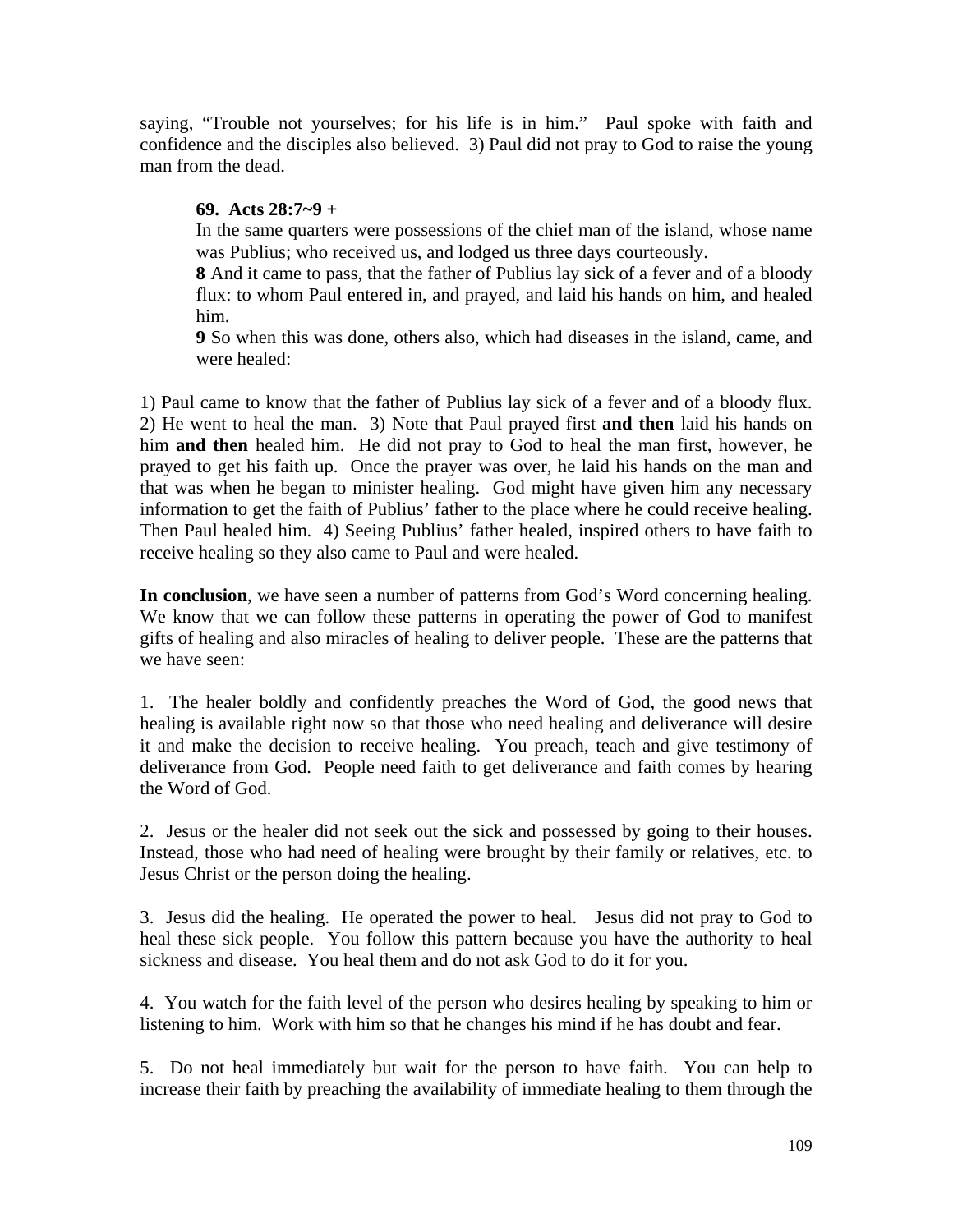saying, “Trouble not yourselves; for his life is in him.” Paul spoke with faith and confidence and the disciples also believed. 3) Paul did not pray to God to raise the young man from the dead.

> **69. Acts 28:7~9 +**
> In the same quarters were possessions of the chief man of the island, whose name was Publius; who received us, and lodged us three days courteously.
> **8** And it came to pass, that the father of Publius lay sick of a fever and of a bloody flux: to whom Paul entered in, and prayed, and laid his hands on him, and healed him.
> **9** So when this was done, others also, which had diseases in the island, came, and were healed:

1) Paul came to know that the father of Publius lay sick of a fever and of a bloody flux. 2) He went to heal the man. 3) Note that Paul prayed first **and then** laid his hands on him **and then** healed him. He did not pray to God to heal the man first, however, he prayed to get his faith up. Once the prayer was over, he laid his hands on the man and that was when he began to minister healing. God might have given him any necessary information to get the faith of Publius’ father to the place where he could receive healing. Then Paul healed him. 4) Seeing Publius’ father healed, inspired others to have faith to receive healing so they also came to Paul and were healed.

**In conclusion**, we have seen a number of patterns from God’s Word concerning healing. We know that we can follow these patterns in operating the power of God to manifest gifts of healing and also miracles of healing to deliver people. These are the patterns that we have seen:

1. The healer boldly and confidently preaches the Word of God, the good news that healing is available right now so that those who need healing and deliverance will desire it and make the decision to receive healing. You preach, teach and give testimony of deliverance from God. People need faith to get deliverance and faith comes by hearing the Word of God.

2. Jesus or the healer did not seek out the sick and possessed by going to their houses. Instead, those who had need of healing were brought by their family or relatives, etc. to Jesus Christ or the person doing the healing.

3. Jesus did the healing. He operated the power to heal. Jesus did not pray to God to heal these sick people. You follow this pattern because you have the authority to heal sickness and disease. You heal them and do not ask God to do it for you.

4. You watch for the faith level of the person who desires healing by speaking to him or listening to him. Work with him so that he changes his mind if he has doubt and fear.

5. Do not heal immediately but wait for the person to have faith. You can help to increase their faith by preaching the availability of immediate healing to them through the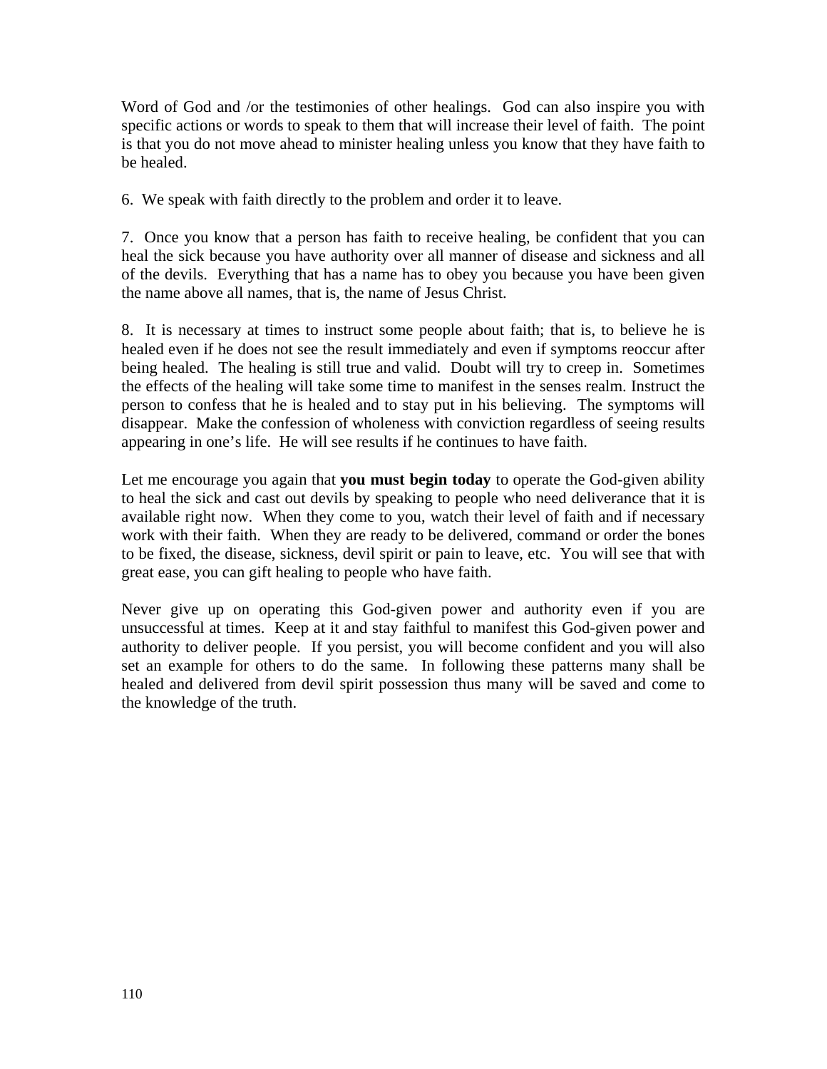Word of God and /or the testimonies of other healings. God can also inspire you with specific actions or words to speak to them that will increase their level of faith. The point is that you do not move ahead to minister healing unless you know that they have faith to be healed.

6. We speak with faith directly to the problem and order it to leave.

7. Once you know that a person has faith to receive healing, be confident that you can heal the sick because you have authority over all manner of disease and sickness and all of the devils. Everything that has a name has to obey you because you have been given the name above all names, that is, the name of Jesus Christ.

8. It is necessary at times to instruct some people about faith; that is, to believe he is healed even if he does not see the result immediately and even if symptoms reoccur after being healed. The healing is still true and valid. Doubt will try to creep in. Sometimes the effects of the healing will take some time to manifest in the senses realm. Instruct the person to confess that he is healed and to stay put in his believing. The symptoms will disappear. Make the confession of wholeness with conviction regardless of seeing results appearing in one's life. He will see results if he continues to have faith.

Let me encourage you again that **you must begin today** to operate the God-given ability to heal the sick and cast out devils by speaking to people who need deliverance that it is available right now. When they come to you, watch their level of faith and if necessary work with their faith. When they are ready to be delivered, command or order the bones to be fixed, the disease, sickness, devil spirit or pain to leave, etc. You will see that with great ease, you can gift healing to people who have faith.

Never give up on operating this God-given power and authority even if you are unsuccessful at times. Keep at it and stay faithful to manifest this God-given power and authority to deliver people. If you persist, you will become confident and you will also set an example for others to do the same. In following these patterns many shall be healed and delivered from devil spirit possession thus many will be saved and come to the knowledge of the truth.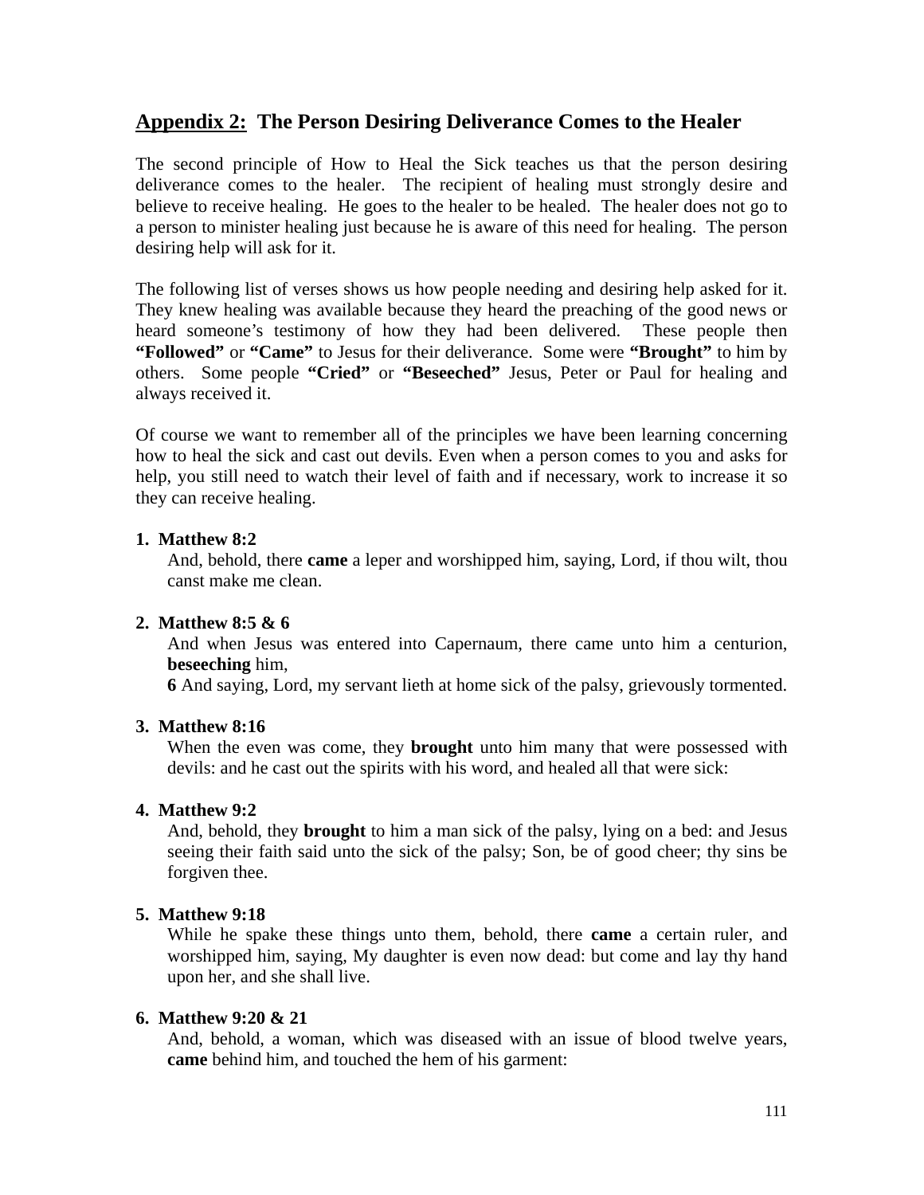## Appendix 2: The Person Desiring Deliverance Comes to the Healer

The second principle of How to Heal the Sick teaches us that the person desiring deliverance comes to the healer. The recipient of healing must strongly desire and believe to receive healing. He goes to the healer to be healed. The healer does not go to a person to minister healing just because he is aware of this need for healing. The person desiring help will ask for it.

The following list of verses shows us how people needing and desiring help asked for it. They knew healing was available because they heard the preaching of the good news or heard someone's testimony of how they had been delivered. These people then **"Followed"** or **"Came"** to Jesus for their deliverance. Some were **"Brought"** to him by others. Some people **"Cried"** or **"Beseeched"** Jesus, Peter or Paul for healing and always received it.

Of course we want to remember all of the principles we have been learning concerning how to heal the sick and cast out devils. Even when a person comes to you and asks for help, you still need to watch their level of faith and if necessary, work to increase it so they can receive healing.

1. **Matthew 8:2**
   And, behold, there **came** a leper and worshipped him, saying, Lord, if thou wilt, thou canst make me clean.

2. **Matthew 8:5 & 6**
   And when Jesus was entered into Capernaum, there came unto him a centurion, **beseeching** him,
   **6** And saying, Lord, my servant lieth at home sick of the palsy, grievously tormented.

3. **Matthew 8:16**
   When the even was come, they **brought** unto him many that were possessed with devils: and he cast out the spirits with his word, and healed all that were sick:

4. **Matthew 9:2**
   And, behold, they **brought** to him a man sick of the palsy, lying on a bed: and Jesus seeing their faith said unto the sick of the palsy; Son, be of good cheer; thy sins be forgiven thee.

5. **Matthew 9:18**
   While he spake these things unto them, behold, there **came** a certain ruler, and worshipped him, saying, My daughter is even now dead: but come and lay thy hand upon her, and she shall live.

6. **Matthew 9:20 & 21**
   And, behold, a woman, which was diseased with an issue of blood twelve years, **came** behind him, and touched the hem of his garment: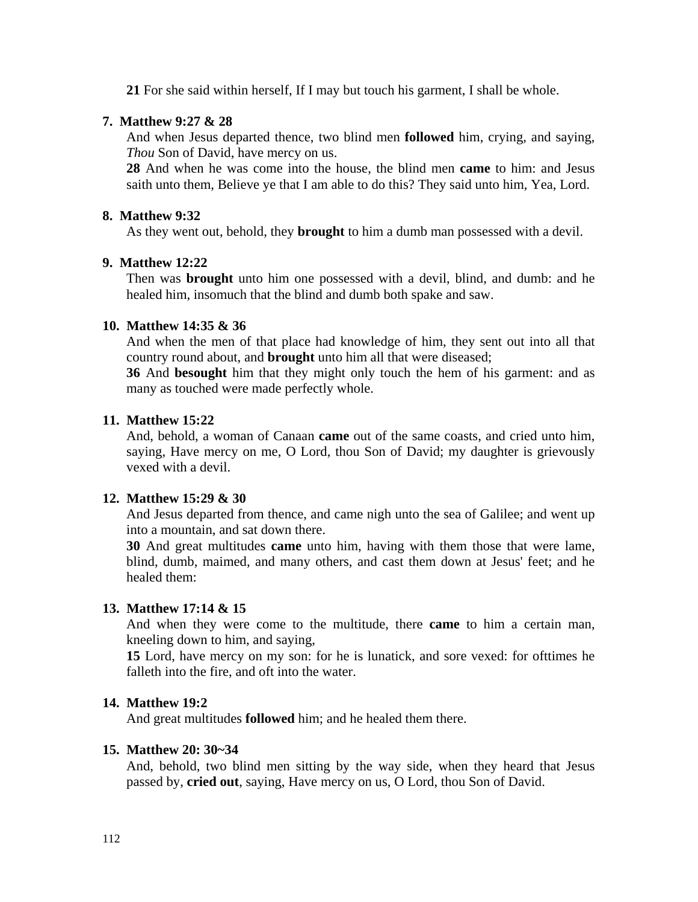**21** For she said within herself, If I may but touch his garment, I shall be whole.

7. **Matthew 9:27 & 28**

   And when Jesus departed thence, two blind men **followed** him, crying, and saying, *Thou* Son of David, have mercy on us.

   **28** And when he was come into the house, the blind men **came** to him: and Jesus saith unto them, Believe ye that I am able to do this? They said unto him, Yea, Lord.

8. **Matthew 9:32**

   As they went out, behold, they **brought** to him a dumb man possessed with a devil.

9. **Matthew 12:22**

   Then was **brought** unto him one possessed with a devil, blind, and dumb: and he healed him, insomuch that the blind and dumb both spake and saw.

10. **Matthew 14:35 & 36**

    And when the men of that place had knowledge of him, they sent out into all that country round about, and **brought** unto him all that were diseased;

    **36** And **besought** him that they might only touch the hem of his garment: and as many as touched were made perfectly whole.

11. **Matthew 15:22**

    And, behold, a woman of Canaan **came** out of the same coasts, and cried unto him, saying, Have mercy on me, O Lord, thou Son of David; my daughter is grievously vexed with a devil.

12. **Matthew 15:29 & 30**

    And Jesus departed from thence, and came nigh unto the sea of Galilee; and went up into a mountain, and sat down there.

    **30** And great multitudes **came** unto him, having with them those that were lame, blind, dumb, maimed, and many others, and cast them down at Jesus' feet; and he healed them:

13. **Matthew 17:14 & 15**

    And when they were come to the multitude, there **came** to him a certain man, kneeling down to him, and saying,

    **15** Lord, have mercy on my son: for he is lunatick, and sore vexed: for ofttimes he falleth into the fire, and oft into the water.

14. **Matthew 19:2**

    And great multitudes **followed** him; and he healed them there.

15. **Matthew 20: 30~34**

    And, behold, two blind men sitting by the way side, when they heard that Jesus passed by, **cried out**, saying, Have mercy on us, O Lord, thou Son of David.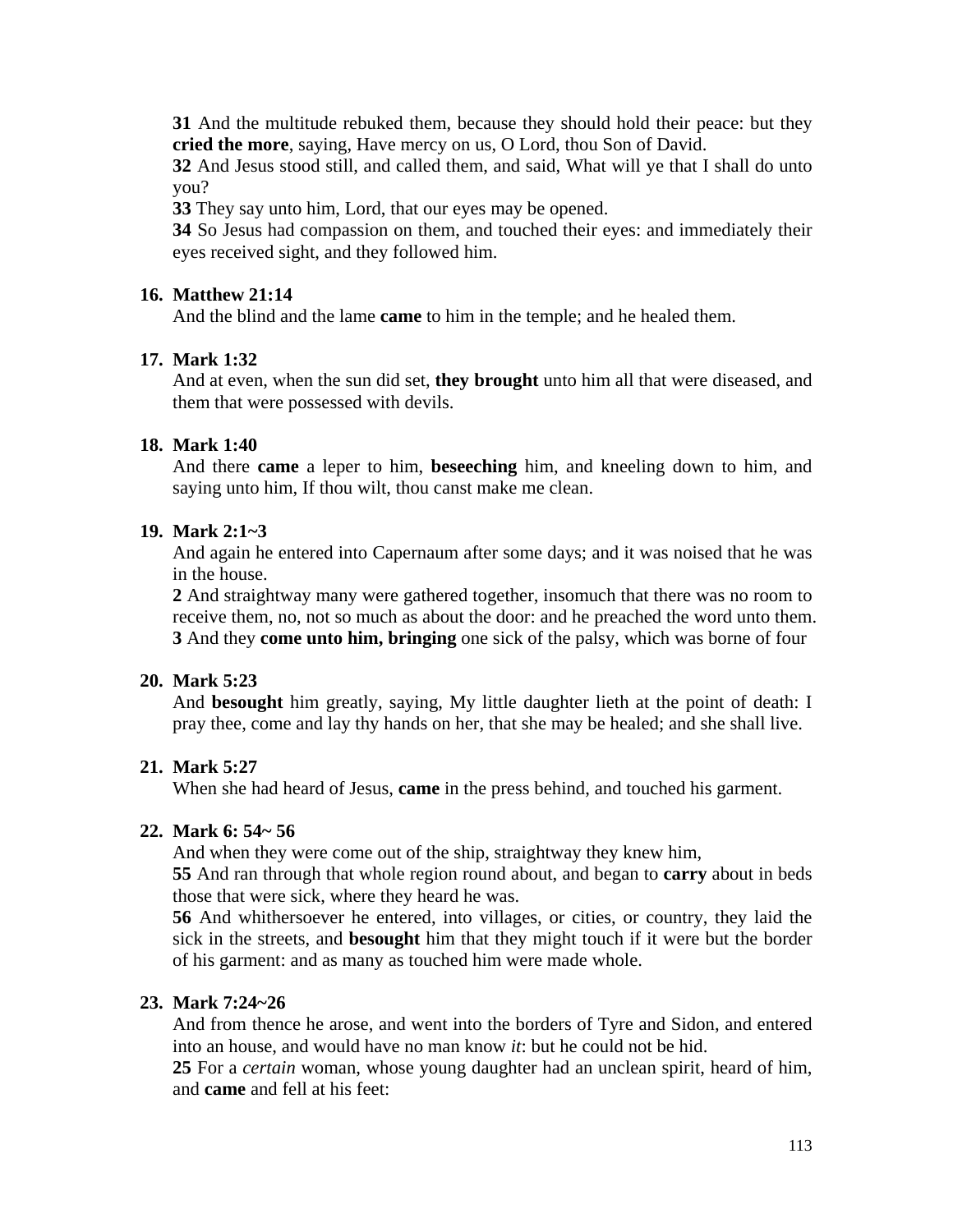**31** And the multitude rebuked them, because they should hold their peace: but they **cried the more**, saying, Have mercy on us, O Lord, thou Son of David.
**32** And Jesus stood still, and called them, and said, What will ye that I shall do unto you?
**33** They say unto him, Lord, that our eyes may be opened.
**34** So Jesus had compassion on them, and touched their eyes: and immediately their eyes received sight, and they followed him.

16. **Matthew 21:14**
    And the blind and the lame **came** to him in the temple; and he healed them.

17. **Mark 1:32**
    And at even, when the sun did set, **they brought** unto him all that were diseased, and them that were possessed with devils.

18. **Mark 1:40**
    And there **came** a leper to him, **beseeching** him, and kneeling down to him, and saying unto him, If thou wilt, thou canst make me clean.

19. **Mark 2:1~3**
    And again he entered into Capernaum after some days; and it was noised that he was in the house.
    **2** And straightway many were gathered together, insomuch that there was no room to receive them, no, not so much as about the door: and he preached the word unto them.
    **3** And they **come unto him, bringing** one sick of the palsy, which was borne of four

20. **Mark 5:23**
    And **besought** him greatly, saying, My little daughter lieth at the point of death: I pray thee, come and lay thy hands on her, that she may be healed; and she shall live.

21. **Mark 5:27**
    When she had heard of Jesus, **came** in the press behind, and touched his garment.

22. **Mark 6: 54~ 56**
    And when they were come out of the ship, straightway they knew him,
    **55** And ran through that whole region round about, and began to **carry** about in beds those that were sick, where they heard he was.
    **56** And whithersoever he entered, into villages, or cities, or country, they laid the sick in the streets, and **besought** him that they might touch if it were but the border of his garment: and as many as touched him were made whole.

23. **Mark 7:24~26**
    And from thence he arose, and went into the borders of Tyre and Sidon, and entered into an house, and would have no man know *it*: but he could not be hid.
    **25** For a *certain* woman, whose young daughter had an unclean spirit, heard of him, and **came** and fell at his feet: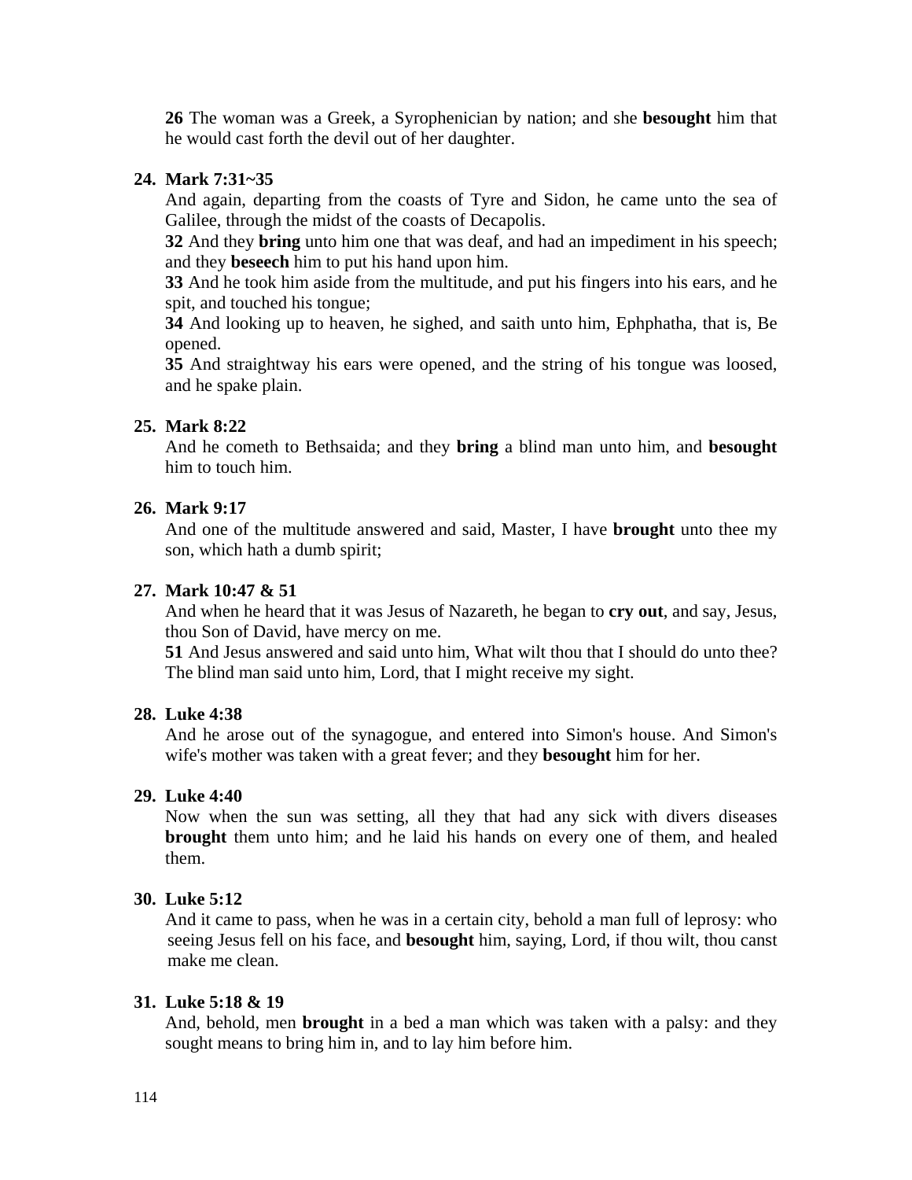**26** The woman was a Greek, a Syrophenician by nation; and she **besought** him that he would cast forth the devil out of her daughter.

24. **Mark 7:31~35**
    And again, departing from the coasts of Tyre and Sidon, he came unto the sea of Galilee, through the midst of the coasts of Decapolis.
    **32** And they **bring** unto him one that was deaf, and had an impediment in his speech; and they **beseech** him to put his hand upon him.
    **33** And he took him aside from the multitude, and put his fingers into his ears, and he spit, and touched his tongue;
    **34** And looking up to heaven, he sighed, and saith unto him, Ephphatha, that is, Be opened.
    **35** And straightway his ears were opened, and the string of his tongue was loosed, and he spake plain.

25. **Mark 8:22**
    And he cometh to Bethsaida; and they **bring** a blind man unto him, and **besought** him to touch him.

26. **Mark 9:17**
    And one of the multitude answered and said, Master, I have **brought** unto thee my son, which hath a dumb spirit;

27. **Mark 10:47 & 51**
    And when he heard that it was Jesus of Nazareth, he began to **cry out**, and say, Jesus, thou Son of David, have mercy on me.
    **51** And Jesus answered and said unto him, What wilt thou that I should do unto thee? The blind man said unto him, Lord, that I might receive my sight.

28. **Luke 4:38**
    And he arose out of the synagogue, and entered into Simon's house. And Simon's wife's mother was taken with a great fever; and they **besought** him for her.

29. **Luke 4:40**
    Now when the sun was setting, all they that had any sick with divers diseases **brought** them unto him; and he laid his hands on every one of them, and healed them.

30. **Luke 5:12**
    And it came to pass, when he was in a certain city, behold a man full of leprosy: who seeing Jesus fell on his face, and **besought** him, saying, Lord, if thou wilt, thou canst make me clean.

31. **Luke 5:18 & 19**
    And, behold, men **brought** in a bed a man which was taken with a palsy: and they sought means to bring him in, and to lay him before him.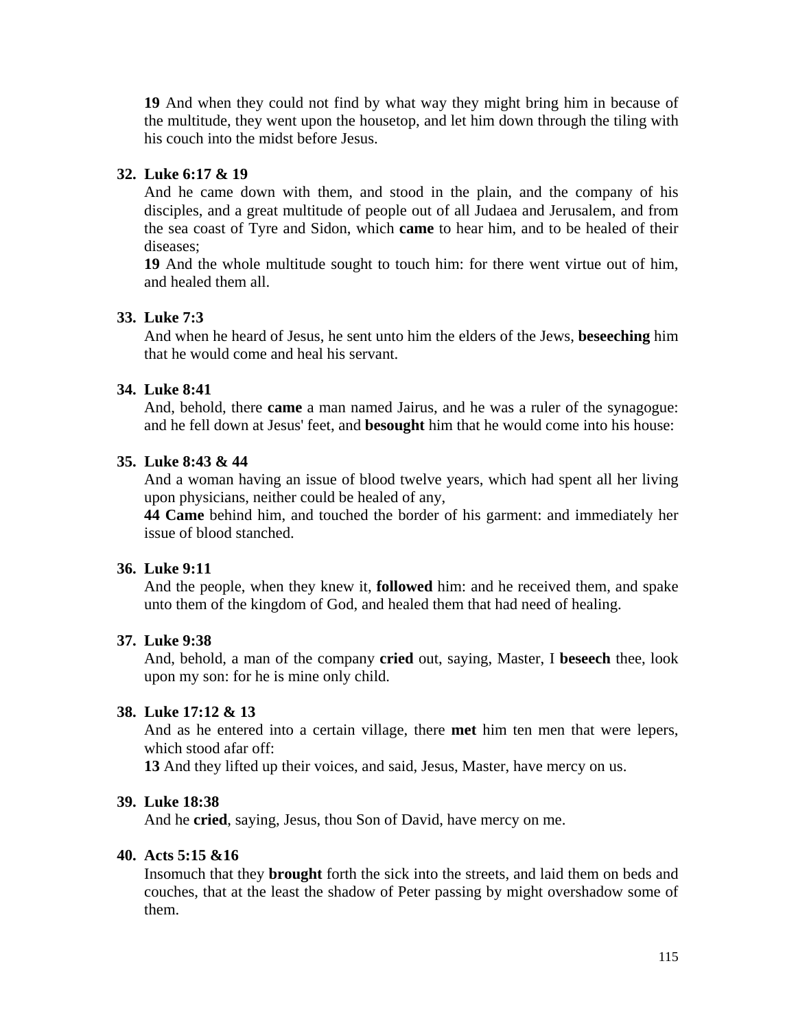**19** And when they could not find by what way they might bring him in because of the multitude, they went upon the housetop, and let him down through the tiling with his couch into the midst before Jesus.

32. **Luke 6:17 & 19**

    And he came down with them, and stood in the plain, and the company of his disciples, and a great multitude of people out of all Judaea and Jerusalem, and from the sea coast of Tyre and Sidon, which **came** to hear him, and to be healed of their diseases;
    **19** And the whole multitude sought to touch him: for there went virtue out of him, and healed them all.

33. **Luke 7:3**

    And when he heard of Jesus, he sent unto him the elders of the Jews, **beseeching** him that he would come and heal his servant.

34. **Luke 8:41**

    And, behold, there **came** a man named Jairus, and he was a ruler of the synagogue: and he fell down at Jesus' feet, and **besought** him that he would come into his house:

35. **Luke 8:43 & 44**

    And a woman having an issue of blood twelve years, which had spent all her living upon physicians, neither could be healed of any,
    **44 Came** behind him, and touched the border of his garment: and immediately her issue of blood stanched.

36. **Luke 9:11**

    And the people, when they knew it, **followed** him: and he received them, and spake unto them of the kingdom of God, and healed them that had need of healing.

37. **Luke 9:38**

    And, behold, a man of the company **cried** out, saying, Master, I **beseech** thee, look upon my son: for he is mine only child.

38. **Luke 17:12 & 13**

    And as he entered into a certain village, there **met** him ten men that were lepers, which stood afar off:
    **13** And they lifted up their voices, and said, Jesus, Master, have mercy on us.

39. **Luke 18:38**

    And he **cried**, saying, Jesus, thou Son of David, have mercy on me.

40. **Acts 5:15 &16**

    Insomuch that they **brought** forth the sick into the streets, and laid them on beds and couches, that at the least the shadow of Peter passing by might overshadow some of them.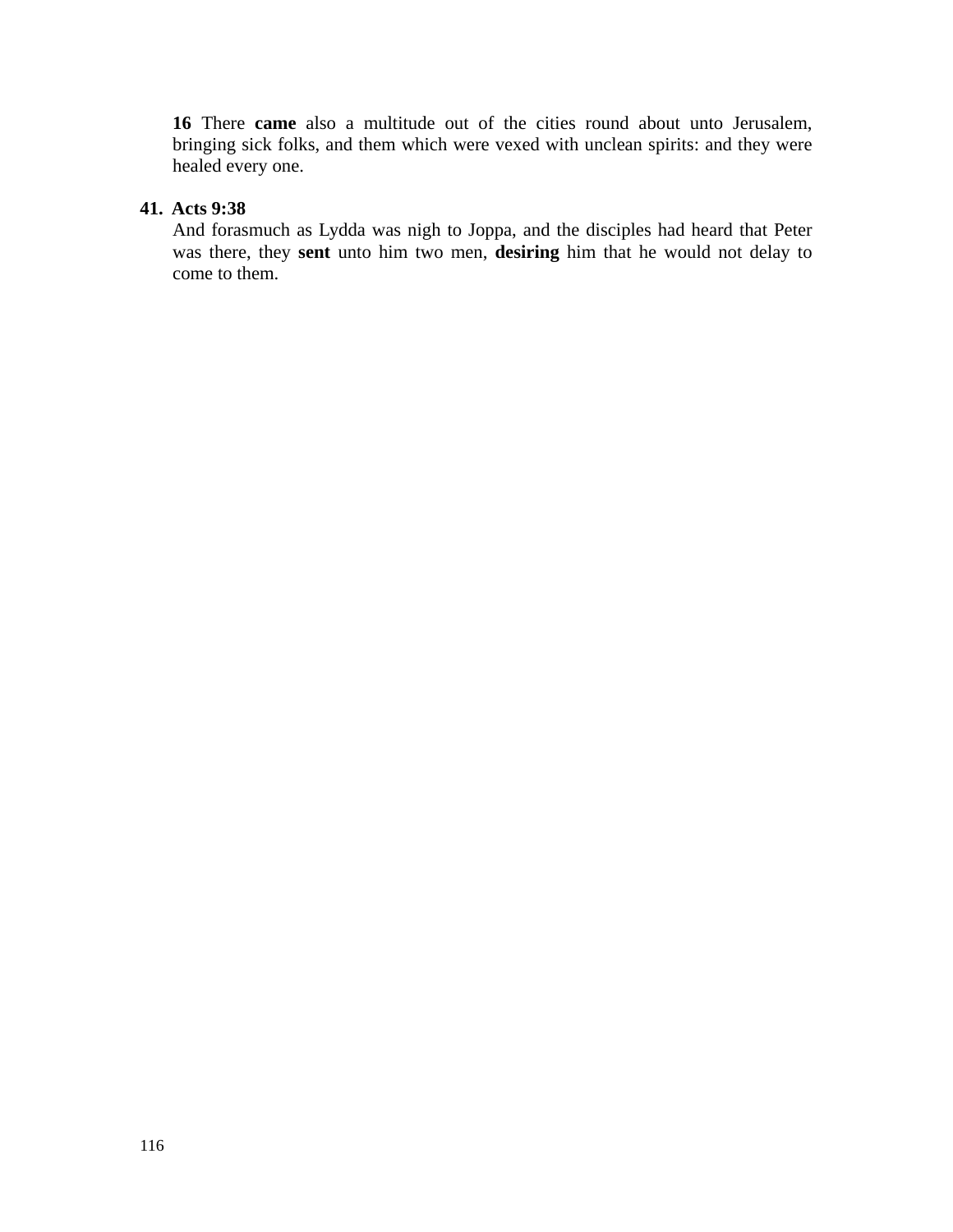**16** There **came** also a multitude out of the cities round about unto Jerusalem, bringing sick folks, and them which were vexed with unclean spirits: and they were healed every one.

41. **Acts 9:38**

   And forasmuch as Lydda was nigh to Joppa, and the disciples had heard that Peter was there, they **sent** unto him two men, **desiring** him that he would not delay to come to them.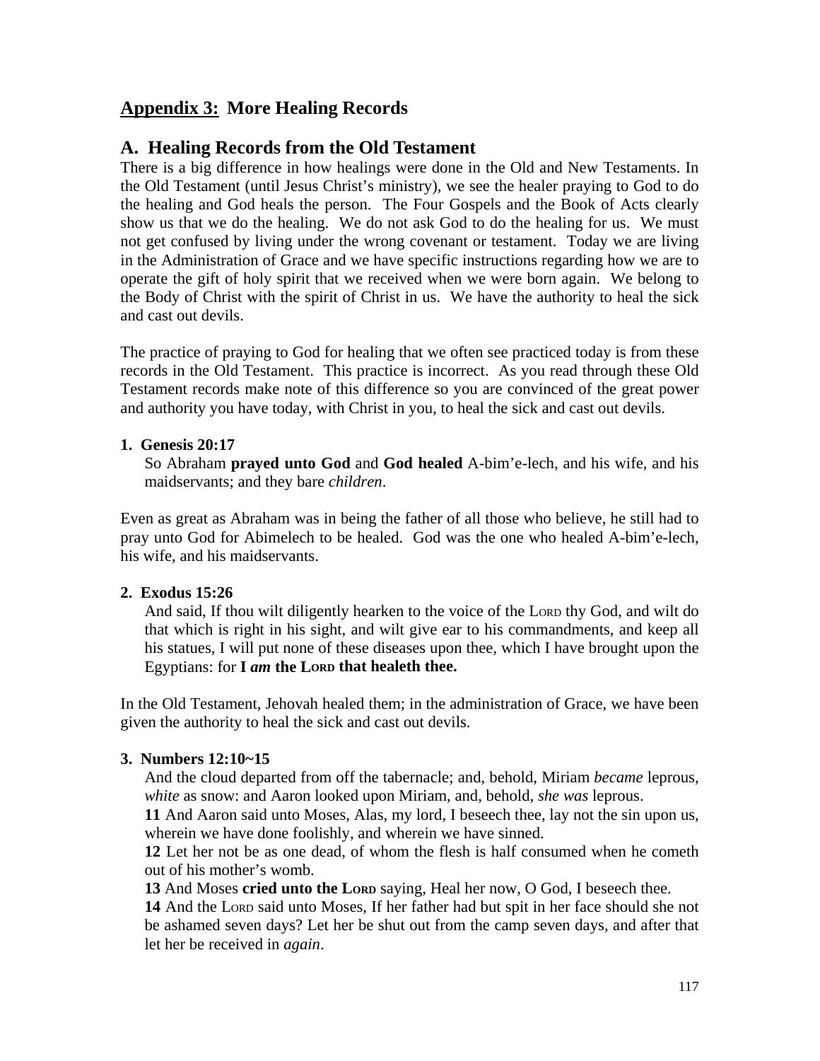## <u>Appendix 3:</u> More Healing Records

## A. Healing Records from the Old Testament

There is a big difference in how healings were done in the Old and New Testaments. In the Old Testament (until Jesus Christ's ministry), we see the healer praying to God to do the healing and God heals the person. The Four Gospels and the Book of Acts clearly show us that we do the healing. We do not ask God to do the healing for us. We must not get confused by living under the wrong covenant or testament. Today we are living in the Administration of Grace and we have specific instructions regarding how we are to operate the gift of holy spirit that we received when we were born again. We belong to the Body of Christ with the spirit of Christ in us. We have the authority to heal the sick and cast out devils.

The practice of praying to God for healing that we often see practiced today is from these records in the Old Testament. This practice is incorrect. As you read through these Old Testament records make note of this difference so you are convinced of the great power and authority you have today, with Christ in you, to heal the sick and cast out devils.

**1. Genesis 20:17**

> So Abraham **prayed unto God** and **God healed** A-bim'e-lech, and his wife, and his maidservants; and they bare *children*.

Even as great as Abraham was in being the father of all those who believe, he still had to pray unto God for Abimelech to be healed. God was the one who healed A-bim'e-lech, his wife, and his maidservants.

**2. Exodus 15:26**

> And said, If thou wilt diligently hearken to the voice of the LORD thy God, and wilt do that which is right in his sight, and wilt give ear to his commandments, and keep all his statues, I will put none of these diseases upon thee, which I have brought upon the Egyptians: for **I *am* the LORD that healeth thee.**

In the Old Testament, Jehovah healed them; in the administration of Grace, we have been given the authority to heal the sick and cast out devils.

**3. Numbers 12:10~15**

> And the cloud departed from off the tabernacle; and, behold, Miriam *became* leprous, *white* as snow: and Aaron looked upon Miriam, and, behold, *she was* leprous.
>
> **11** And Aaron said unto Moses, Alas, my lord, I beseech thee, lay not the sin upon us, wherein we have done foolishly, and wherein we have sinned.
>
> **12** Let her not be as one dead, of whom the flesh is half consumed when he cometh out of his mother's womb.
>
> **13** And Moses **cried unto the LORD** saying, Heal her now, O God, I beseech thee.
>
> **14** And the LORD said unto Moses, If her father had but spit in her face should she not be ashamed seven days? Let her be shut out from the camp seven days, and after that let her be received in *again*.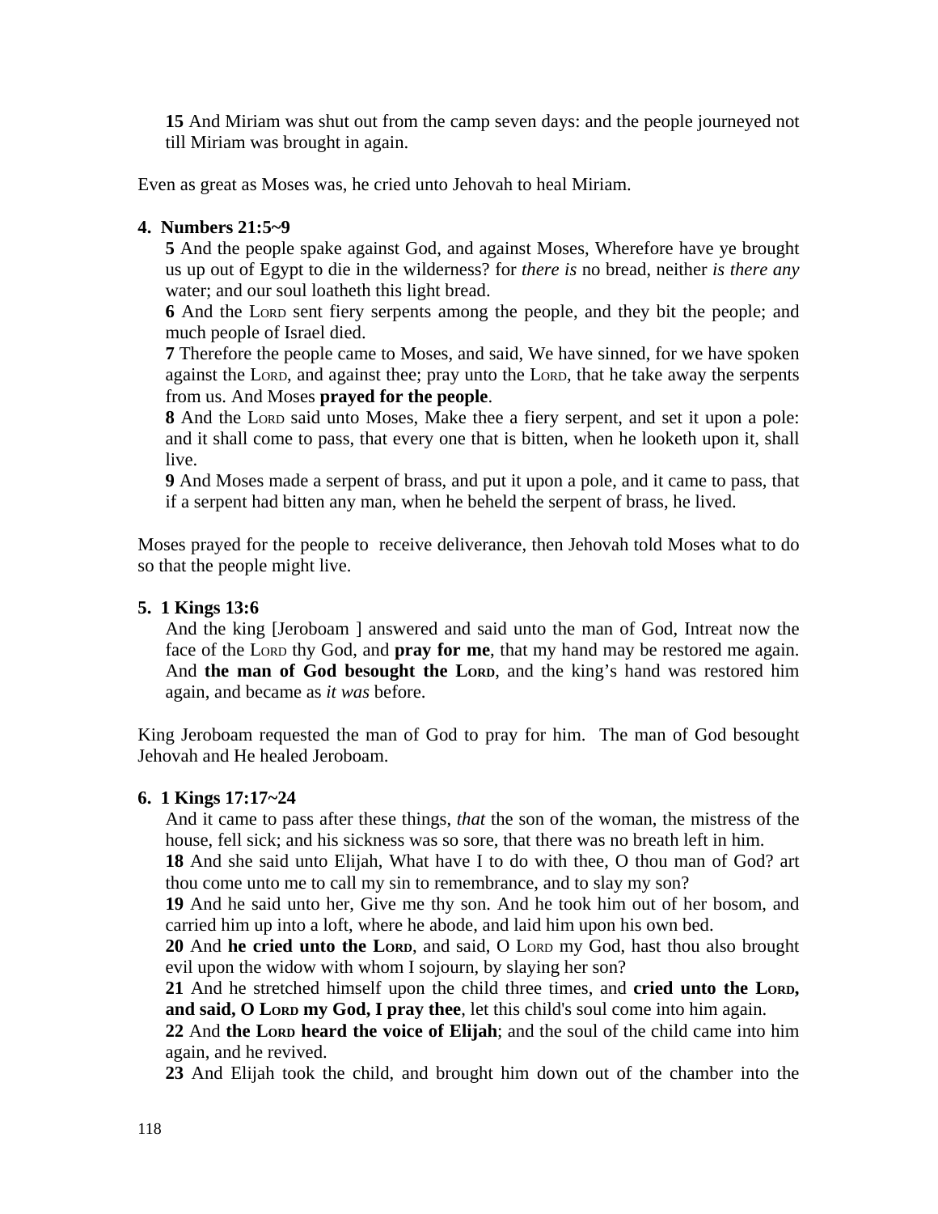**15** And Miriam was shut out from the camp seven days: and the people journeyed not till Miriam was brought in again.

Even as great as Moses was, he cried unto Jehovah to heal Miriam.

**4. Numbers 21:5~9**

**5** And the people spake against God, and against Moses, Wherefore have ye brought us up out of Egypt to die in the wilderness? for *there is* no bread, neither *is there any* water; and our soul loatheth this light bread.
**6** And the LORD sent fiery serpents among the people, and they bit the people; and much people of Israel died.
**7** Therefore the people came to Moses, and said, We have sinned, for we have spoken against the LORD, and against thee; pray unto the LORD, that he take away the serpents from us. And Moses **prayed for the people**.
**8** And the LORD said unto Moses, Make thee a fiery serpent, and set it upon a pole: and it shall come to pass, that every one that is bitten, when he looketh upon it, shall live.
**9** And Moses made a serpent of brass, and put it upon a pole, and it came to pass, that if a serpent had bitten any man, when he beheld the serpent of brass, he lived.

Moses prayed for the people to receive deliverance, then Jehovah told Moses what to do so that the people might live.

**5. 1 Kings 13:6**

And the king [Jeroboam ] answered and said unto the man of God, Intreat now the face of the LORD thy God, and **pray for me**, that my hand may be restored me again. And **the man of God besought the LORD**, and the king's hand was restored him again, and became as *it was* before.

King Jeroboam requested the man of God to pray for him. The man of God besought Jehovah and He healed Jeroboam.

**6. 1 Kings 17:17~24**

And it came to pass after these things, *that* the son of the woman, the mistress of the house, fell sick; and his sickness was so sore, that there was no breath left in him.
**18** And she said unto Elijah, What have I to do with thee, O thou man of God? art thou come unto me to call my sin to remembrance, and to slay my son?
**19** And he said unto her, Give me thy son. And he took him out of her bosom, and carried him up into a loft, where he abode, and laid him upon his own bed.
**20** And **he cried unto the LORD**, and said, O LORD my God, hast thou also brought evil upon the widow with whom I sojourn, by slaying her son?
**21** And he stretched himself upon the child three times, and **cried unto the LORD, and said, O LORD my God, I pray thee**, let this child's soul come into him again.
**22** And **the LORD heard the voice of Elijah**; and the soul of the child came into him again, and he revived.
**23** And Elijah took the child, and brought him down out of the chamber into the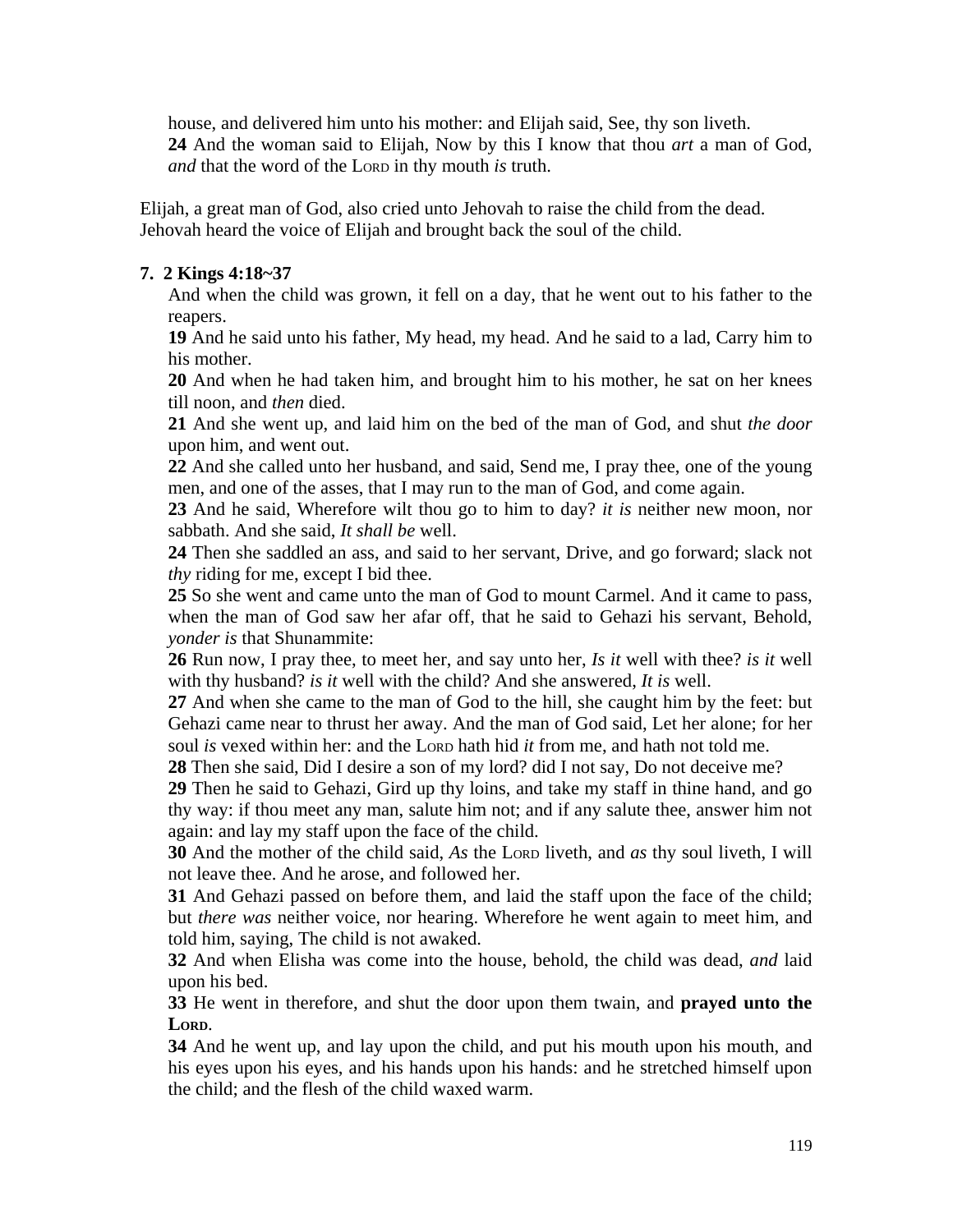house, and delivered him unto his mother: and Elijah said, See, thy son liveth.
**24** And the woman said to Elijah, Now by this I know that thou *art* a man of God, *and* that the word of the LORD in thy mouth *is* truth.

Elijah, a great man of God, also cried unto Jehovah to raise the child from the dead. Jehovah heard the voice of Elijah and brought back the soul of the child.

**7. 2 Kings 4:18~37**

And when the child was grown, it fell on a day, that he went out to his father to the reapers.
**19** And he said unto his father, My head, my head. And he said to a lad, Carry him to his mother.
**20** And when he had taken him, and brought him to his mother, he sat on her knees till noon, and *then* died.
**21** And she went up, and laid him on the bed of the man of God, and shut *the door* upon him, and went out.
**22** And she called unto her husband, and said, Send me, I pray thee, one of the young men, and one of the asses, that I may run to the man of God, and come again.
**23** And he said, Wherefore wilt thou go to him to day? *it is* neither new moon, nor sabbath. And she said, *It shall be* well.
**24** Then she saddled an ass, and said to her servant, Drive, and go forward; slack not *thy* riding for me, except I bid thee.
**25** So she went and came unto the man of God to mount Carmel. And it came to pass, when the man of God saw her afar off, that he said to Gehazi his servant, Behold, *yonder is* that Shunammite:
**26** Run now, I pray thee, to meet her, and say unto her, *Is it* well with thee? *is it* well with thy husband? *is it* well with the child? And she answered, *It is* well.
**27** And when she came to the man of God to the hill, she caught him by the feet: but Gehazi came near to thrust her away. And the man of God said, Let her alone; for her soul *is* vexed within her: and the LORD hath hid *it* from me, and hath not told me.
**28** Then she said, Did I desire a son of my lord? did I not say, Do not deceive me?
**29** Then he said to Gehazi, Gird up thy loins, and take my staff in thine hand, and go thy way: if thou meet any man, salute him not; and if any salute thee, answer him not again: and lay my staff upon the face of the child.
**30** And the mother of the child said, *As* the LORD liveth, and *as* thy soul liveth, I will not leave thee. And he arose, and followed her.
**31** And Gehazi passed on before them, and laid the staff upon the face of the child; but *there was* neither voice, nor hearing. Wherefore he went again to meet him, and told him, saying, The child is not awaked.
**32** And when Elisha was come into the house, behold, the child was dead, *and* laid upon his bed.
**33** He went in therefore, and shut the door upon them twain, and **prayed unto the LORD**.
**34** And he went up, and lay upon the child, and put his mouth upon his mouth, and his eyes upon his eyes, and his hands upon his hands: and he stretched himself upon the child; and the flesh of the child waxed warm.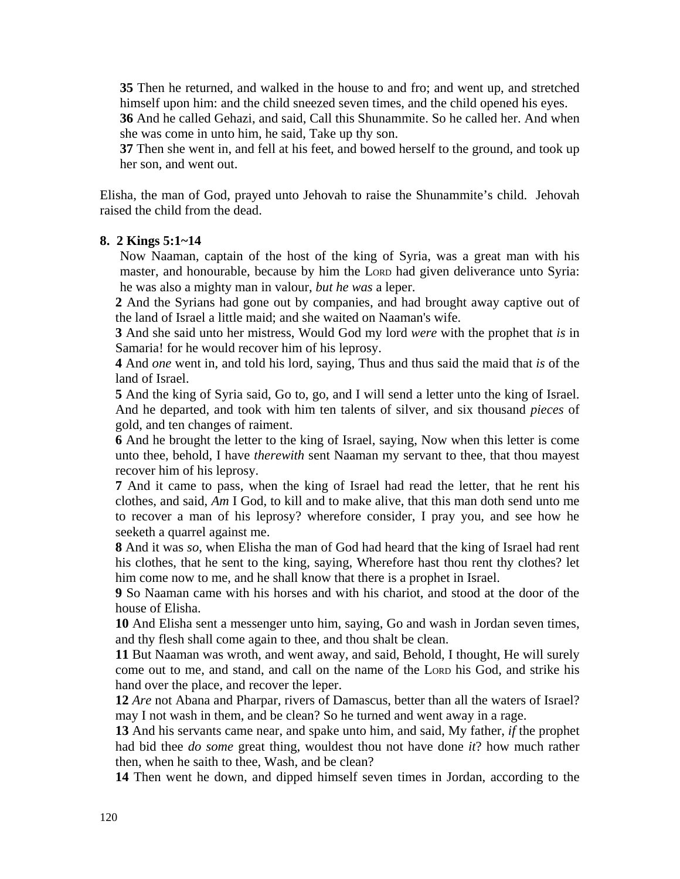**35** Then he returned, and walked in the house to and fro; and went up, and stretched himself upon him: and the child sneezed seven times, and the child opened his eyes.
**36** And he called Gehazi, and said, Call this Shunammite. So he called her. And when she was come in unto him, he said, Take up thy son.
**37** Then she went in, and fell at his feet, and bowed herself to the ground, and took up her son, and went out.

Elisha, the man of God, prayed unto Jehovah to raise the Shunammite's child. Jehovah raised the child from the dead.

**8. 2 Kings 5:1~14**

Now Naaman, captain of the host of the king of Syria, was a great man with his master, and honourable, because by him the LORD had given deliverance unto Syria: he was also a mighty man in valour, *but he was* a leper.
**2** And the Syrians had gone out by companies, and had brought away captive out of the land of Israel a little maid; and she waited on Naaman's wife.
**3** And she said unto her mistress, Would God my lord *were* with the prophet that *is* in Samaria! for he would recover him of his leprosy.
**4** And *one* went in, and told his lord, saying, Thus and thus said the maid that *is* of the land of Israel.
**5** And the king of Syria said, Go to, go, and I will send a letter unto the king of Israel. And he departed, and took with him ten talents of silver, and six thousand *pieces* of gold, and ten changes of raiment.
**6** And he brought the letter to the king of Israel, saying, Now when this letter is come unto thee, behold, I have *therewith* sent Naaman my servant to thee, that thou mayest recover him of his leprosy.
**7** And it came to pass, when the king of Israel had read the letter, that he rent his clothes, and said, *Am* I God, to kill and to make alive, that this man doth send unto me to recover a man of his leprosy? wherefore consider, I pray you, and see how he seeketh a quarrel against me.
**8** And it was *so*, when Elisha the man of God had heard that the king of Israel had rent his clothes, that he sent to the king, saying, Wherefore hast thou rent thy clothes? let him come now to me, and he shall know that there is a prophet in Israel.
**9** So Naaman came with his horses and with his chariot, and stood at the door of the house of Elisha.
**10** And Elisha sent a messenger unto him, saying, Go and wash in Jordan seven times, and thy flesh shall come again to thee, and thou shalt be clean.
**11** But Naaman was wroth, and went away, and said, Behold, I thought, He will surely come out to me, and stand, and call on the name of the LORD his God, and strike his hand over the place, and recover the leper.
**12** *Are* not Abana and Pharpar, rivers of Damascus, better than all the waters of Israel? may I not wash in them, and be clean? So he turned and went away in a rage.
**13** And his servants came near, and spake unto him, and said, My father, *if* the prophet had bid thee *do some* great thing, wouldest thou not have done *it*? how much rather then, when he saith to thee, Wash, and be clean?
**14** Then went he down, and dipped himself seven times in Jordan, according to the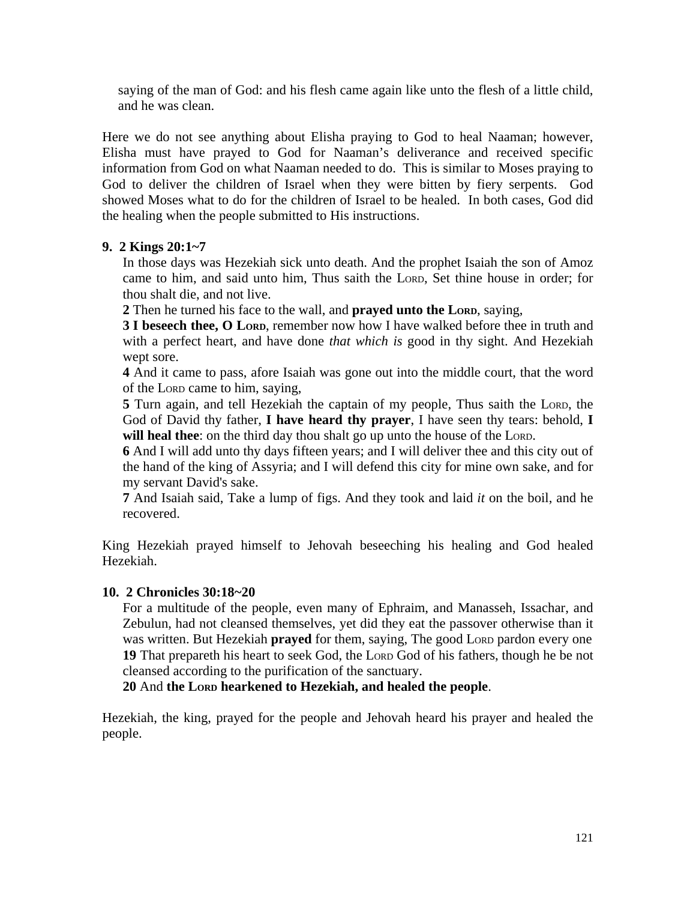saying of the man of God: and his flesh came again like unto the flesh of a little child, and he was clean.

Here we do not see anything about Elisha praying to God to heal Naaman; however, Elisha must have prayed to God for Naaman's deliverance and received specific information from God on what Naaman needed to do. This is similar to Moses praying to God to deliver the children of Israel when they were bitten by fiery serpents. God showed Moses what to do for the children of Israel to be healed. In both cases, God did the healing when the people submitted to His instructions.

**9. 2 Kings 20:1~7**

In those days was Hezekiah sick unto death. And the prophet Isaiah the son of Amoz came to him, and said unto him, Thus saith the LORD, Set thine house in order; for thou shalt die, and not live.
**2** Then he turned his face to the wall, and **prayed unto the LORD**, saying,
**3 I beseech thee, O LORD**, remember now how I have walked before thee in truth and with a perfect heart, and have done *that which is* good in thy sight. And Hezekiah wept sore.
**4** And it came to pass, afore Isaiah was gone out into the middle court, that the word of the LORD came to him, saying,
**5** Turn again, and tell Hezekiah the captain of my people, Thus saith the LORD, the God of David thy father, **I have heard thy prayer**, I have seen thy tears: behold, **I will heal thee**: on the third day thou shalt go up unto the house of the LORD.
**6** And I will add unto thy days fifteen years; and I will deliver thee and this city out of the hand of the king of Assyria; and I will defend this city for mine own sake, and for my servant David's sake.
**7** And Isaiah said, Take a lump of figs. And they took and laid *it* on the boil, and he recovered.

King Hezekiah prayed himself to Jehovah beseeching his healing and God healed Hezekiah.

**10. 2 Chronicles 30:18~20**

For a multitude of the people, even many of Ephraim, and Manasseh, Issachar, and Zebulun, had not cleansed themselves, yet did they eat the passover otherwise than it was written. But Hezekiah **prayed** for them, saying, The good LORD pardon every one
**19** That prepareth his heart to seek God, the LORD God of his fathers, though he be not cleansed according to the purification of the sanctuary.
**20** And **the LORD hearkened to Hezekiah, and healed the people**.

Hezekiah, the king, prayed for the people and Jehovah heard his prayer and healed the people.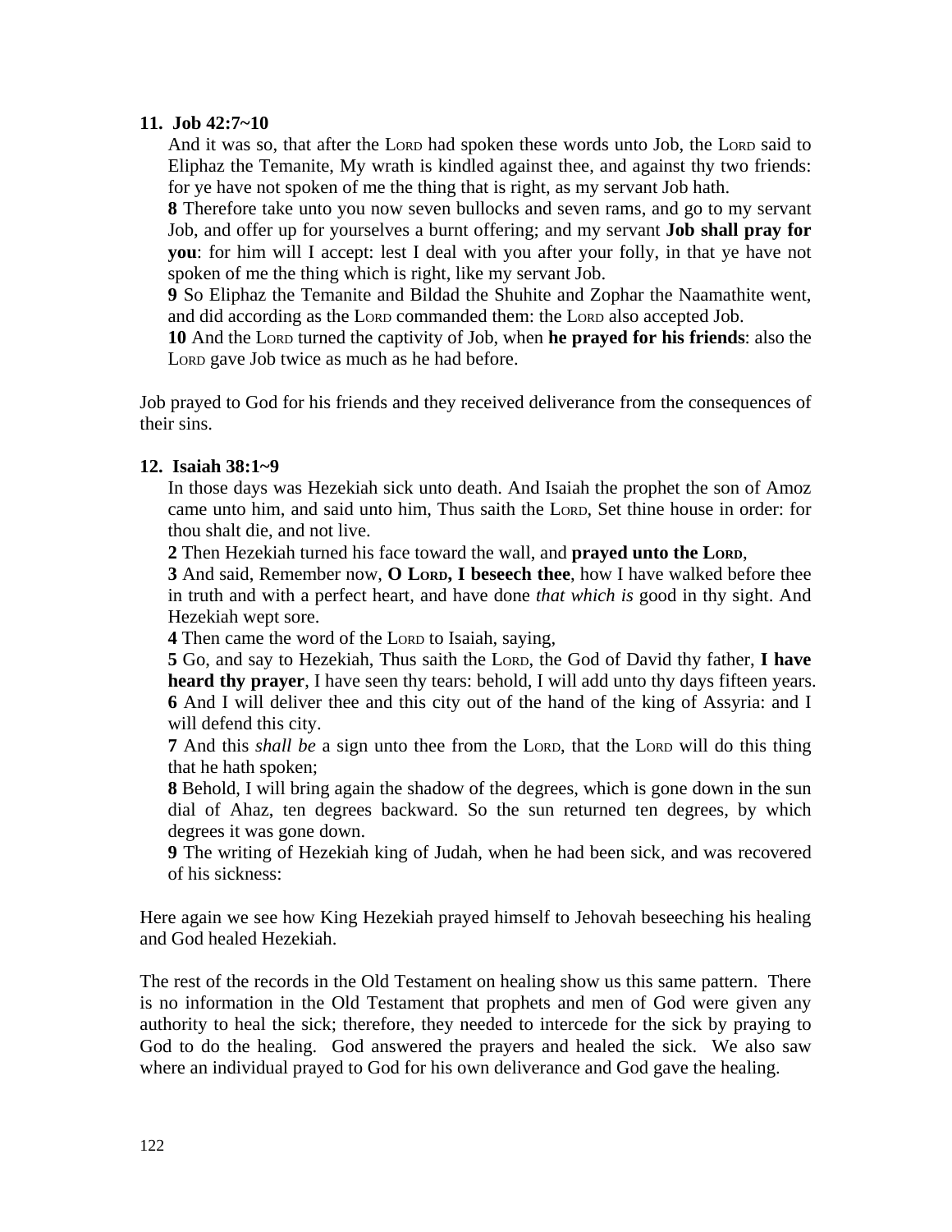**11. Job 42:7~10**

And it was so, that after the LORD had spoken these words unto Job, the LORD said to Eliphaz the Temanite, My wrath is kindled against thee, and against thy two friends: for ye have not spoken of me the thing that is right, as my servant Job hath.
**8** Therefore take unto you now seven bullocks and seven rams, and go to my servant Job, and offer up for yourselves a burnt offering; and my servant **Job shall pray for you**: for him will I accept: lest I deal with you after your folly, in that ye have not spoken of me the thing which is right, like my servant Job.
**9** So Eliphaz the Temanite and Bildad the Shuhite and Zophar the Naamathite went, and did according as the LORD commanded them: the LORD also accepted Job.
**10** And the LORD turned the captivity of Job, when **he prayed for his friends**: also the LORD gave Job twice as much as he had before.

Job prayed to God for his friends and they received deliverance from the consequences of their sins.

**12. Isaiah 38:1~9**

In those days was Hezekiah sick unto death. And Isaiah the prophet the son of Amoz came unto him, and said unto him, Thus saith the LORD, Set thine house in order: for thou shalt die, and not live.
**2** Then Hezekiah turned his face toward the wall, and **prayed unto the LORD**,
**3** And said, Remember now, **O LORD, I beseech thee**, how I have walked before thee in truth and with a perfect heart, and have done *that which is* good in thy sight. And Hezekiah wept sore.
**4** Then came the word of the LORD to Isaiah, saying,
**5** Go, and say to Hezekiah, Thus saith the LORD, the God of David thy father, **I have heard thy prayer**, I have seen thy tears: behold, I will add unto thy days fifteen years.
**6** And I will deliver thee and this city out of the hand of the king of Assyria: and I will defend this city.
**7** And this *shall be* a sign unto thee from the LORD, that the LORD will do this thing that he hath spoken;
**8** Behold, I will bring again the shadow of the degrees, which is gone down in the sun dial of Ahaz, ten degrees backward. So the sun returned ten degrees, by which degrees it was gone down.
**9** The writing of Hezekiah king of Judah, when he had been sick, and was recovered of his sickness:

Here again we see how King Hezekiah prayed himself to Jehovah beseeching his healing and God healed Hezekiah.

The rest of the records in the Old Testament on healing show us this same pattern. There is no information in the Old Testament that prophets and men of God were given any authority to heal the sick; therefore, they needed to intercede for the sick by praying to God to do the healing. God answered the prayers and healed the sick. We also saw where an individual prayed to God for his own deliverance and God gave the healing.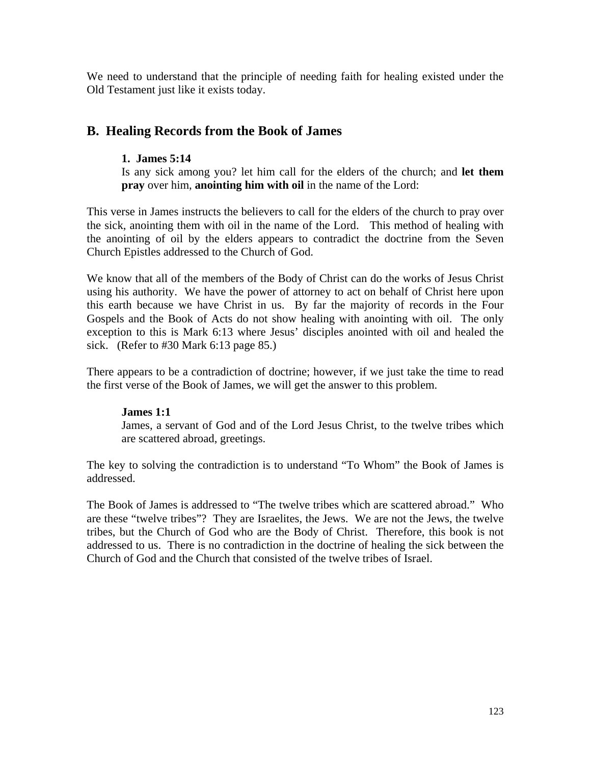We need to understand that the principle of needing faith for healing existed under the Old Testament just like it exists today.

## B. Healing Records from the Book of James

**1. James 5:14**

Is any sick among you? let him call for the elders of the church; and **let them pray** over him, **anointing him with oil** in the name of the Lord:

This verse in James instructs the believers to call for the elders of the church to pray over the sick, anointing them with oil in the name of the Lord. This method of healing with the anointing of oil by the elders appears to contradict the doctrine from the Seven Church Epistles addressed to the Church of God.

We know that all of the members of the Body of Christ can do the works of Jesus Christ using his authority. We have the power of attorney to act on behalf of Christ here upon this earth because we have Christ in us. By far the majority of records in the Four Gospels and the Book of Acts do not show healing with anointing with oil. The only exception to this is Mark 6:13 where Jesus' disciples anointed with oil and healed the sick. (Refer to #30 Mark 6:13 page 85.)

There appears to be a contradiction of doctrine; however, if we just take the time to read the first verse of the Book of James, we will get the answer to this problem.

**James 1:1**

James, a servant of God and of the Lord Jesus Christ, to the twelve tribes which are scattered abroad, greetings.

The key to solving the contradiction is to understand "To Whom" the Book of James is addressed.

The Book of James is addressed to "The twelve tribes which are scattered abroad." Who are these "twelve tribes"? They are Israelites, the Jews. We are not the Jews, the twelve tribes, but the Church of God who are the Body of Christ. Therefore, this book is not addressed to us. There is no contradiction in the doctrine of healing the sick between the Church of God and the Church that consisted of the twelve tribes of Israel.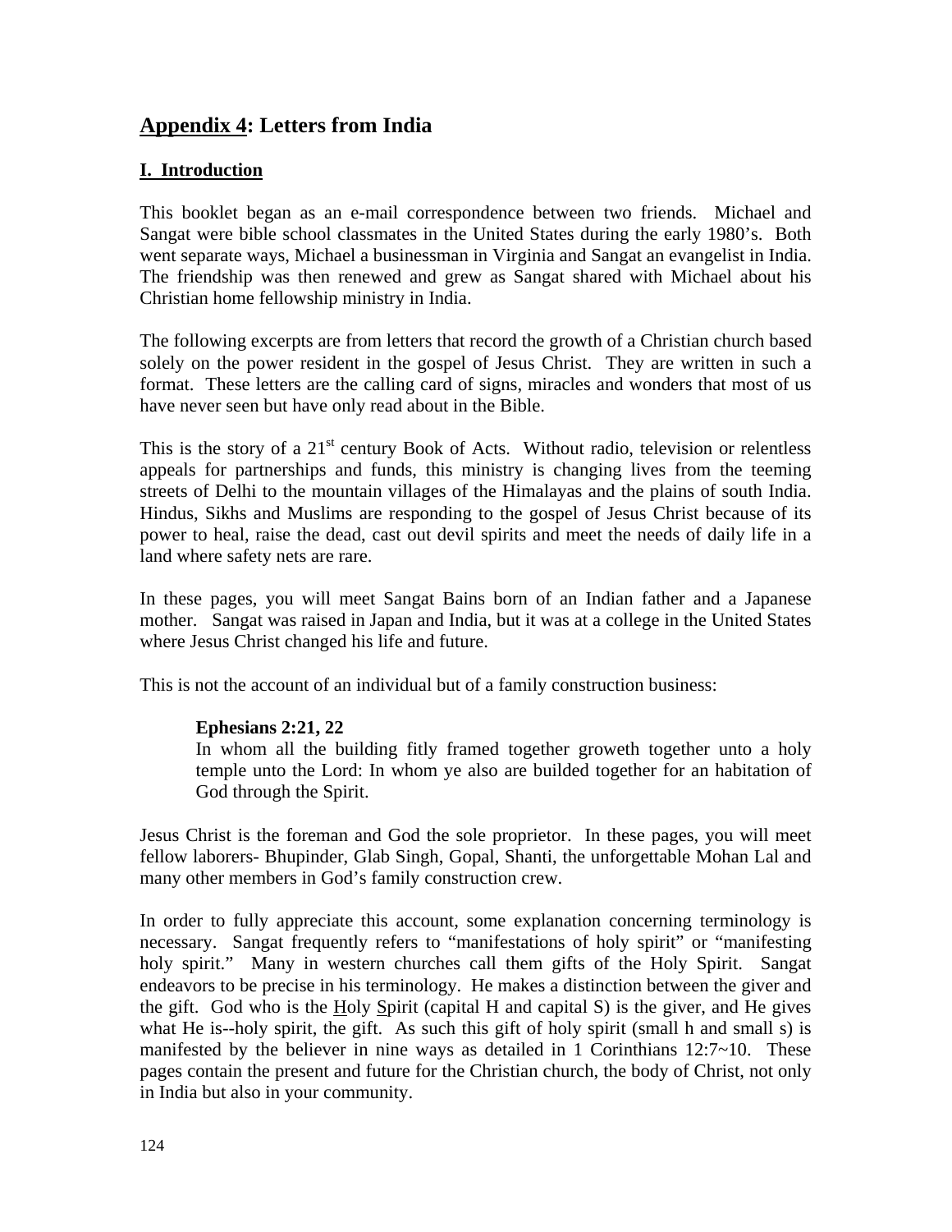## Appendix 4: Letters from India

### I. Introduction

This booklet began as an e-mail correspondence between two friends. Michael and Sangat were bible school classmates in the United States during the early 1980's. Both went separate ways, Michael a businessman in Virginia and Sangat an evangelist in India. The friendship was then renewed and grew as Sangat shared with Michael about his Christian home fellowship ministry in India.

The following excerpts are from letters that record the growth of a Christian church based solely on the power resident in the gospel of Jesus Christ. They are written in such a format. These letters are the calling card of signs, miracles and wonders that most of us have never seen but have only read about in the Bible.

This is the story of a 21st century Book of Acts. Without radio, television or relentless appeals for partnerships and funds, this ministry is changing lives from the teeming streets of Delhi to the mountain villages of the Himalayas and the plains of south India. Hindus, Sikhs and Muslims are responding to the gospel of Jesus Christ because of its power to heal, raise the dead, cast out devil spirits and meet the needs of daily life in a land where safety nets are rare.

In these pages, you will meet Sangat Bains born of an Indian father and a Japanese mother. Sangat was raised in Japan and India, but it was at a college in the United States where Jesus Christ changed his life and future.

This is not the account of an individual but of a family construction business:

> **Ephesians 2:21, 22**
> In whom all the building fitly framed together groweth together unto a holy temple unto the Lord: In whom ye also are builded together for an habitation of God through the Spirit.

Jesus Christ is the foreman and God the sole proprietor. In these pages, you will meet fellow laborers- Bhupinder, Glab Singh, Gopal, Shanti, the unforgettable Mohan Lal and many other members in God's family construction crew.

In order to fully appreciate this account, some explanation concerning terminology is necessary. Sangat frequently refers to "manifestations of holy spirit" or "manifesting holy spirit." Many in western churches call them gifts of the Holy Spirit. Sangat endeavors to be precise in his terminology. He makes a distinction between the giver and the gift. God who is the Holy Spirit (capital H and capital S) is the giver, and He gives what He is--holy spirit, the gift. As such this gift of holy spirit (small h and small s) is manifested by the believer in nine ways as detailed in 1 Corinthians 12:7~10. These pages contain the present and future for the Christian church, the body of Christ, not only in India but also in your community.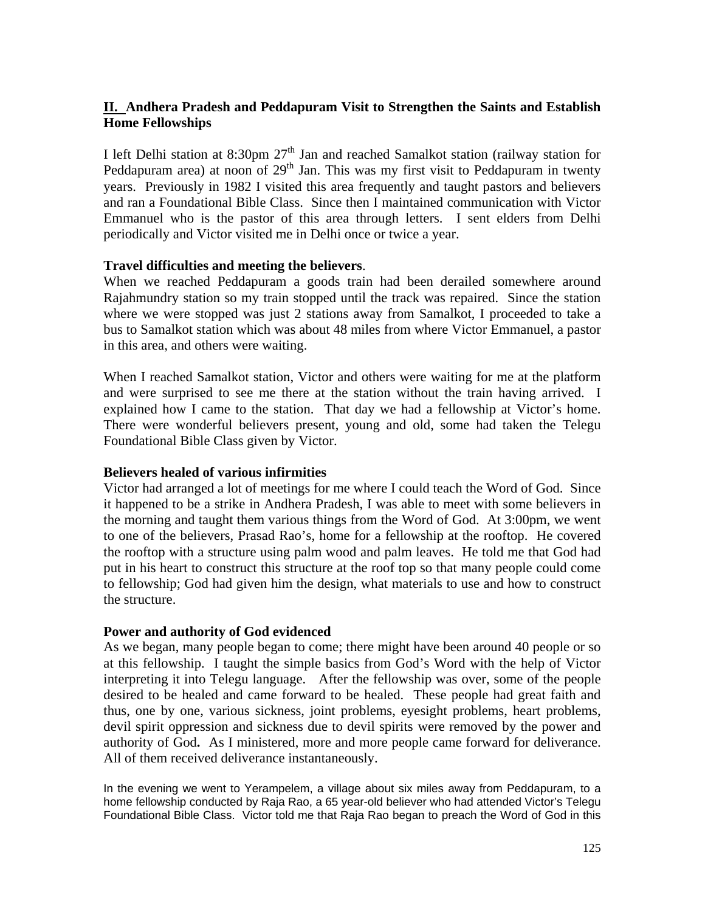## II. Andhera Pradesh and Peddapuram Visit to Strengthen the Saints and Establish Home Fellowships

I left Delhi station at 8:30pm 27th Jan and reached Samalkot station (railway station for Peddapuram area) at noon of 29th Jan. This was my first visit to Peddapuram in twenty years. Previously in 1982 I visited this area frequently and taught pastors and believers and ran a Foundational Bible Class. Since then I maintained communication with Victor Emmanuel who is the pastor of this area through letters. I sent elders from Delhi periodically and Victor visited me in Delhi once or twice a year.

**Travel difficulties and meeting the believers**.

When we reached Peddapuram a goods train had been derailed somewhere around Rajahmundry station so my train stopped until the track was repaired. Since the station where we were stopped was just 2 stations away from Samalkot, I proceeded to take a bus to Samalkot station which was about 48 miles from where Victor Emmanuel, a pastor in this area, and others were waiting.

When I reached Samalkot station, Victor and others were waiting for me at the platform and were surprised to see me there at the station without the train having arrived. I explained how I came to the station. That day we had a fellowship at Victor's home. There were wonderful believers present, young and old, some had taken the Telegu Foundational Bible Class given by Victor.

**Believers healed of various infirmities**

Victor had arranged a lot of meetings for me where I could teach the Word of God. Since it happened to be a strike in Andhera Pradesh, I was able to meet with some believers in the morning and taught them various things from the Word of God. At 3:00pm, we went to one of the believers, Prasad Rao's, home for a fellowship at the rooftop. He covered the rooftop with a structure using palm wood and palm leaves. He told me that God had put in his heart to construct this structure at the roof top so that many people could come to fellowship; God had given him the design, what materials to use and how to construct the structure.

**Power and authority of God evidenced**

As we began, many people began to come; there might have been around 40 people or so at this fellowship. I taught the simple basics from God's Word with the help of Victor interpreting it into Telegu language. After the fellowship was over, some of the people desired to be healed and came forward to be healed. These people had great faith and thus, one by one, various sickness, joint problems, eyesight problems, heart problems, devil spirit oppression and sickness due to devil spirits were removed by the power and authority of God**.** As I ministered, more and more people came forward for deliverance. All of them received deliverance instantaneously.

In the evening we went to Yerampelem, a village about six miles away from Peddapuram, to a home fellowship conducted by Raja Rao, a 65 year-old believer who had attended Victor's Telegu Foundational Bible Class. Victor told me that Raja Rao began to preach the Word of God in this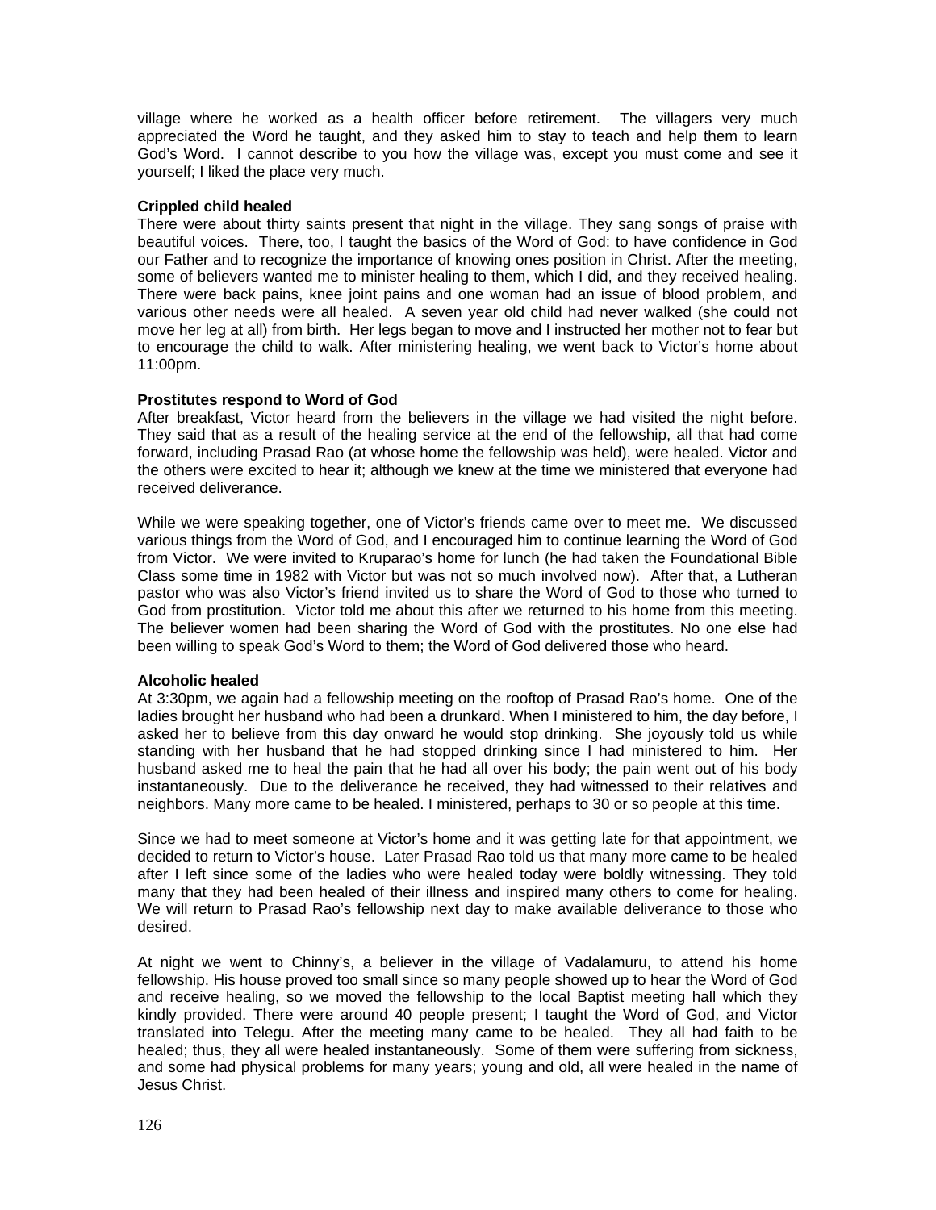village where he worked as a health officer before retirement. The villagers very much appreciated the Word he taught, and they asked him to stay to teach and help them to learn God's Word. I cannot describe to you how the village was, except you must come and see it yourself; I liked the place very much.

**Crippled child healed**

There were about thirty saints present that night in the village. They sang songs of praise with beautiful voices. There, too, I taught the basics of the Word of God: to have confidence in God our Father and to recognize the importance of knowing ones position in Christ. After the meeting, some of believers wanted me to minister healing to them, which I did, and they received healing. There were back pains, knee joint pains and one woman had an issue of blood problem, and various other needs were all healed. A seven year old child had never walked (she could not move her leg at all) from birth. Her legs began to move and I instructed her mother not to fear but to encourage the child to walk. After ministering healing, we went back to Victor's home about 11:00pm.

**Prostitutes respond to Word of God**

After breakfast, Victor heard from the believers in the village we had visited the night before. They said that as a result of the healing service at the end of the fellowship, all that had come forward, including Prasad Rao (at whose home the fellowship was held), were healed. Victor and the others were excited to hear it; although we knew at the time we ministered that everyone had received deliverance.

While we were speaking together, one of Victor's friends came over to meet me. We discussed various things from the Word of God, and I encouraged him to continue learning the Word of God from Victor. We were invited to Kruparao's home for lunch (he had taken the Foundational Bible Class some time in 1982 with Victor but was not so much involved now). After that, a Lutheran pastor who was also Victor's friend invited us to share the Word of God to those who turned to God from prostitution. Victor told me about this after we returned to his home from this meeting. The believer women had been sharing the Word of God with the prostitutes. No one else had been willing to speak God's Word to them; the Word of God delivered those who heard.

**Alcoholic healed**

At 3:30pm, we again had a fellowship meeting on the rooftop of Prasad Rao's home. One of the ladies brought her husband who had been a drunkard. When I ministered to him, the day before, I asked her to believe from this day onward he would stop drinking. She joyously told us while standing with her husband that he had stopped drinking since I had ministered to him. Her husband asked me to heal the pain that he had all over his body; the pain went out of his body instantaneously. Due to the deliverance he received, they had witnessed to their relatives and neighbors. Many more came to be healed. I ministered, perhaps to 30 or so people at this time.

Since we had to meet someone at Victor's home and it was getting late for that appointment, we decided to return to Victor's house. Later Prasad Rao told us that many more came to be healed after I left since some of the ladies who were healed today were boldly witnessing. They told many that they had been healed of their illness and inspired many others to come for healing. We will return to Prasad Rao's fellowship next day to make available deliverance to those who desired.

At night we went to Chinny's, a believer in the village of Vadalamuru, to attend his home fellowship. His house proved too small since so many people showed up to hear the Word of God and receive healing, so we moved the fellowship to the local Baptist meeting hall which they kindly provided. There were around 40 people present; I taught the Word of God, and Victor translated into Telegu. After the meeting many came to be healed. They all had faith to be healed; thus, they all were healed instantaneously. Some of them were suffering from sickness, and some had physical problems for many years; young and old, all were healed in the name of Jesus Christ.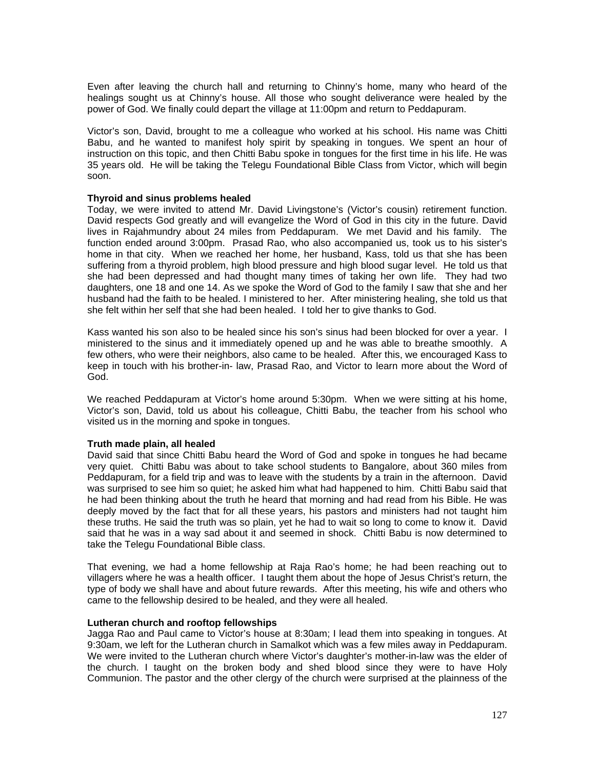Even after leaving the church hall and returning to Chinny's home, many who heard of the healings sought us at Chinny's house. All those who sought deliverance were healed by the power of God. We finally could depart the village at 11:00pm and return to Peddapuram.

Victor's son, David, brought to me a colleague who worked at his school. His name was Chitti Babu, and he wanted to manifest holy spirit by speaking in tongues. We spent an hour of instruction on this topic, and then Chitti Babu spoke in tongues for the first time in his life. He was 35 years old. He will be taking the Telegu Foundational Bible Class from Victor, which will begin soon.

**Thyroid and sinus problems healed**

Today, we were invited to attend Mr. David Livingstone's (Victor's cousin) retirement function. David respects God greatly and will evangelize the Word of God in this city in the future. David lives in Rajahmundry about 24 miles from Peddapuram. We met David and his family. The function ended around 3:00pm. Prasad Rao, who also accompanied us, took us to his sister's home in that city. When we reached her home, her husband, Kass, told us that she has been suffering from a thyroid problem, high blood pressure and high blood sugar level. He told us that she had been depressed and had thought many times of taking her own life. They had two daughters, one 18 and one 14. As we spoke the Word of God to the family I saw that she and her husband had the faith to be healed. I ministered to her. After ministering healing, she told us that she felt within her self that she had been healed. I told her to give thanks to God.

Kass wanted his son also to be healed since his son's sinus had been blocked for over a year. I ministered to the sinus and it immediately opened up and he was able to breathe smoothly. A few others, who were their neighbors, also came to be healed. After this, we encouraged Kass to keep in touch with his brother-in- law, Prasad Rao, and Victor to learn more about the Word of God.

We reached Peddapuram at Victor's home around 5:30pm. When we were sitting at his home, Victor's son, David, told us about his colleague, Chitti Babu, the teacher from his school who visited us in the morning and spoke in tongues.

**Truth made plain, all healed**

David said that since Chitti Babu heard the Word of God and spoke in tongues he had became very quiet. Chitti Babu was about to take school students to Bangalore, about 360 miles from Peddapuram, for a field trip and was to leave with the students by a train in the afternoon. David was surprised to see him so quiet; he asked him what had happened to him. Chitti Babu said that he had been thinking about the truth he heard that morning and had read from his Bible. He was deeply moved by the fact that for all these years, his pastors and ministers had not taught him these truths. He said the truth was so plain, yet he had to wait so long to come to know it. David said that he was in a way sad about it and seemed in shock. Chitti Babu is now determined to take the Telegu Foundational Bible class.

That evening, we had a home fellowship at Raja Rao's home; he had been reaching out to villagers where he was a health officer. I taught them about the hope of Jesus Christ's return, the type of body we shall have and about future rewards. After this meeting, his wife and others who came to the fellowship desired to be healed, and they were all healed.

**Lutheran church and rooftop fellowships**

Jagga Rao and Paul came to Victor's house at 8:30am; I lead them into speaking in tongues. At 9:30am, we left for the Lutheran church in Samalkot which was a few miles away in Peddapuram. We were invited to the Lutheran church where Victor's daughter's mother-in-law was the elder of the church. I taught on the broken body and shed blood since they were to have Holy Communion. The pastor and the other clergy of the church were surprised at the plainness of the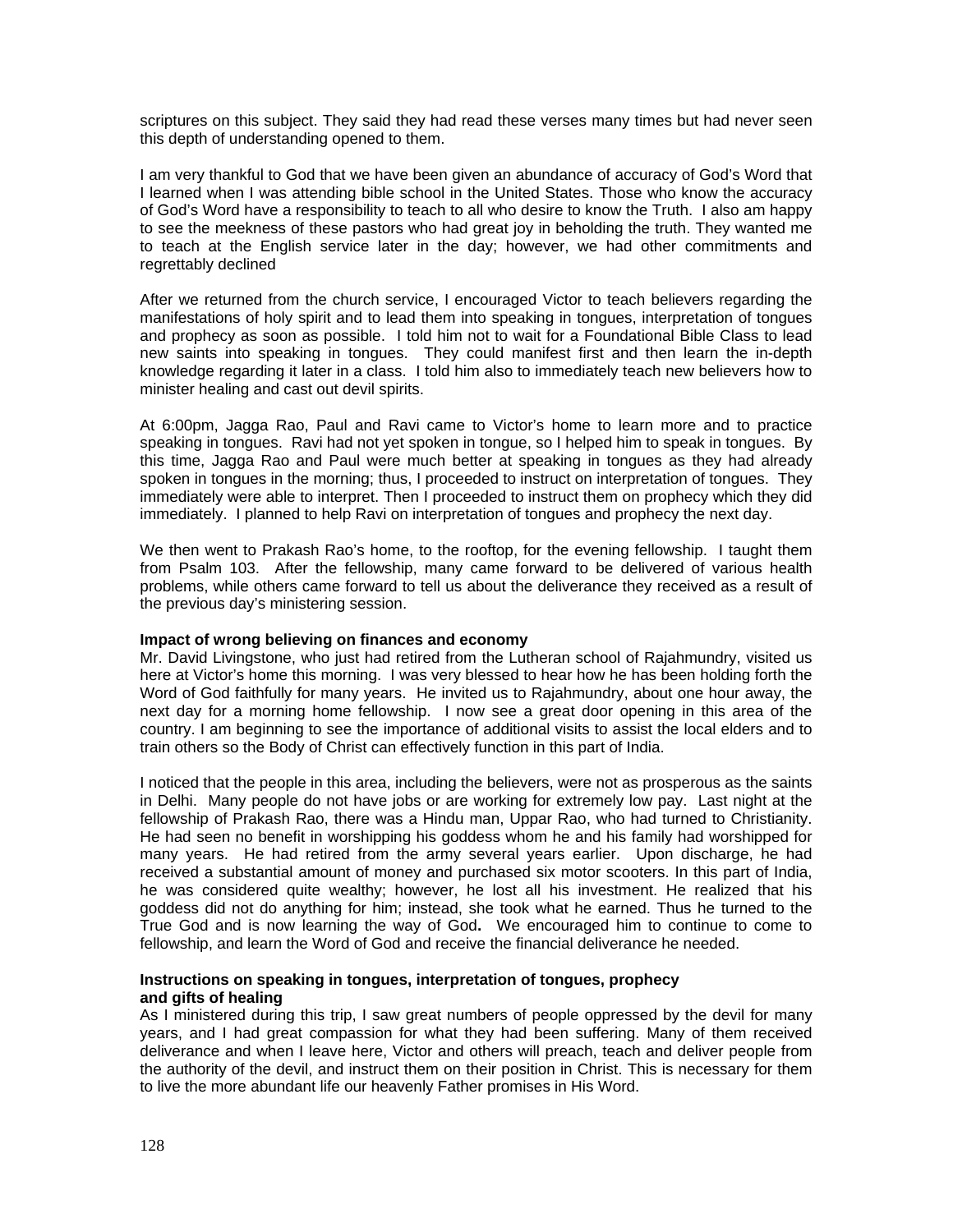scriptures on this subject. They said they had read these verses many times but had never seen this depth of understanding opened to them.

I am very thankful to God that we have been given an abundance of accuracy of God's Word that I learned when I was attending bible school in the United States. Those who know the accuracy of God's Word have a responsibility to teach to all who desire to know the Truth. I also am happy to see the meekness of these pastors who had great joy in beholding the truth. They wanted me to teach at the English service later in the day; however, we had other commitments and regrettably declined

After we returned from the church service, I encouraged Victor to teach believers regarding the manifestations of holy spirit and to lead them into speaking in tongues, interpretation of tongues and prophecy as soon as possible. I told him not to wait for a Foundational Bible Class to lead new saints into speaking in tongues. They could manifest first and then learn the in-depth knowledge regarding it later in a class. I told him also to immediately teach new believers how to minister healing and cast out devil spirits.

At 6:00pm, Jagga Rao, Paul and Ravi came to Victor's home to learn more and to practice speaking in tongues. Ravi had not yet spoken in tongue, so I helped him to speak in tongues. By this time, Jagga Rao and Paul were much better at speaking in tongues as they had already spoken in tongues in the morning; thus, I proceeded to instruct on interpretation of tongues. They immediately were able to interpret. Then I proceeded to instruct them on prophecy which they did immediately. I planned to help Ravi on interpretation of tongues and prophecy the next day.

We then went to Prakash Rao's home, to the rooftop, for the evening fellowship. I taught them from Psalm 103. After the fellowship, many came forward to be delivered of various health problems, while others came forward to tell us about the deliverance they received as a result of the previous day's ministering session.

**Impact of wrong believing on finances and economy**

Mr. David Livingstone, who just had retired from the Lutheran school of Rajahmundry, visited us here at Victor's home this morning. I was very blessed to hear how he has been holding forth the Word of God faithfully for many years. He invited us to Rajahmundry, about one hour away, the next day for a morning home fellowship. I now see a great door opening in this area of the country. I am beginning to see the importance of additional visits to assist the local elders and to train others so the Body of Christ can effectively function in this part of India.

I noticed that the people in this area, including the believers, were not as prosperous as the saints in Delhi. Many people do not have jobs or are working for extremely low pay. Last night at the fellowship of Prakash Rao, there was a Hindu man, Uppar Rao, who had turned to Christianity. He had seen no benefit in worshipping his goddess whom he and his family had worshipped for many years. He had retired from the army several years earlier. Upon discharge, he had received a substantial amount of money and purchased six motor scooters. In this part of India, he was considered quite wealthy; however, he lost all his investment. He realized that his goddess did not do anything for him; instead, she took what he earned. Thus he turned to the True God and is now learning the way of God**.** We encouraged him to continue to come to fellowship, and learn the Word of God and receive the financial deliverance he needed.

**Instructions on speaking in tongues, interpretation of tongues, prophecy and gifts of healing**

As I ministered during this trip, I saw great numbers of people oppressed by the devil for many years, and I had great compassion for what they had been suffering. Many of them received deliverance and when I leave here, Victor and others will preach, teach and deliver people from the authority of the devil, and instruct them on their position in Christ. This is necessary for them to live the more abundant life our heavenly Father promises in His Word.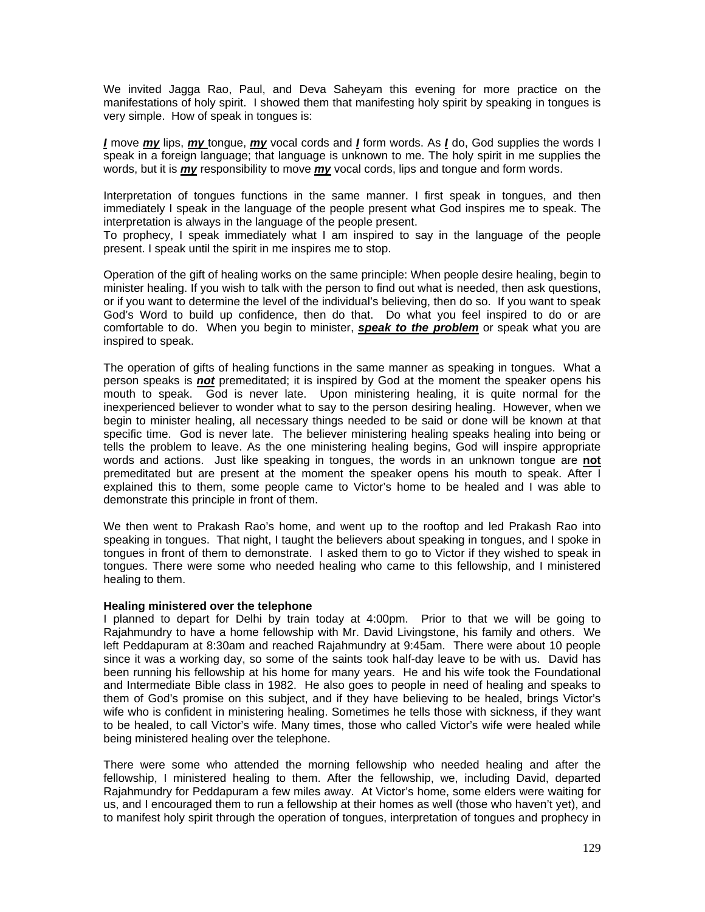We invited Jagga Rao, Paul, and Deva Saheyam this evening for more practice on the manifestations of holy spirit. I showed them that manifesting holy spirit by speaking in tongues is very simple. How of speak in tongues is:

***I*** move ***my*** lips, ***my*** tongue, ***my*** vocal cords and ***I*** form words. As ***I*** do, God supplies the words I speak in a foreign language; that language is unknown to me. The holy spirit in me supplies the words, but it is ***my*** responsibility to move ***my*** vocal cords, lips and tongue and form words.

Interpretation of tongues functions in the same manner. I first speak in tongues, and then immediately I speak in the language of the people present what God inspires me to speak. The interpretation is always in the language of the people present.
To prophecy, I speak immediately what I am inspired to say in the language of the people present. I speak until the spirit in me inspires me to stop.

Operation of the gift of healing works on the same principle: When people desire healing, begin to minister healing. If you wish to talk with the person to find out what is needed, then ask questions, or if you want to determine the level of the individual's believing, then do so. If you want to speak God's Word to build up confidence, then do that. Do what you feel inspired to do or are comfortable to do. When you begin to minister, ***speak to the problem*** or speak what you are inspired to speak.

The operation of gifts of healing functions in the same manner as speaking in tongues. What a person speaks is ***not*** premeditated; it is inspired by God at the moment the speaker opens his mouth to speak. God is never late. Upon ministering healing, it is quite normal for the inexperienced believer to wonder what to say to the person desiring healing. However, when we begin to minister healing, all necessary things needed to be said or done will be known at that specific time. God is never late. The believer ministering healing speaks healing into being or tells the problem to leave. As the one ministering healing begins, God will inspire appropriate words and actions. Just like speaking in tongues, the words in an unknown tongue are **not** premeditated but are present at the moment the speaker opens his mouth to speak. After I explained this to them, some people came to Victor's home to be healed and I was able to demonstrate this principle in front of them.

We then went to Prakash Rao's home, and went up to the rooftop and led Prakash Rao into speaking in tongues. That night, I taught the believers about speaking in tongues, and I spoke in tongues in front of them to demonstrate. I asked them to go to Victor if they wished to speak in tongues. There were some who needed healing who came to this fellowship, and I ministered healing to them.

**Healing ministered over the telephone**
I planned to depart for Delhi by train today at 4:00pm. Prior to that we will be going to Rajahmundry to have a home fellowship with Mr. David Livingstone, his family and others. We left Peddapuram at 8:30am and reached Rajahmundry at 9:45am. There were about 10 people since it was a working day, so some of the saints took half-day leave to be with us. David has been running his fellowship at his home for many years. He and his wife took the Foundational and Intermediate Bible class in 1982. He also goes to people in need of healing and speaks to them of God's promise on this subject, and if they have believing to be healed, brings Victor's wife who is confident in ministering healing. Sometimes he tells those with sickness, if they want to be healed, to call Victor's wife. Many times, those who called Victor's wife were healed while being ministered healing over the telephone.

There were some who attended the morning fellowship who needed healing and after the fellowship, I ministered healing to them. After the fellowship, we, including David, departed Rajahmundry for Peddapuram a few miles away. At Victor's home, some elders were waiting for us, and I encouraged them to run a fellowship at their homes as well (those who haven't yet), and to manifest holy spirit through the operation of tongues, interpretation of tongues and prophecy in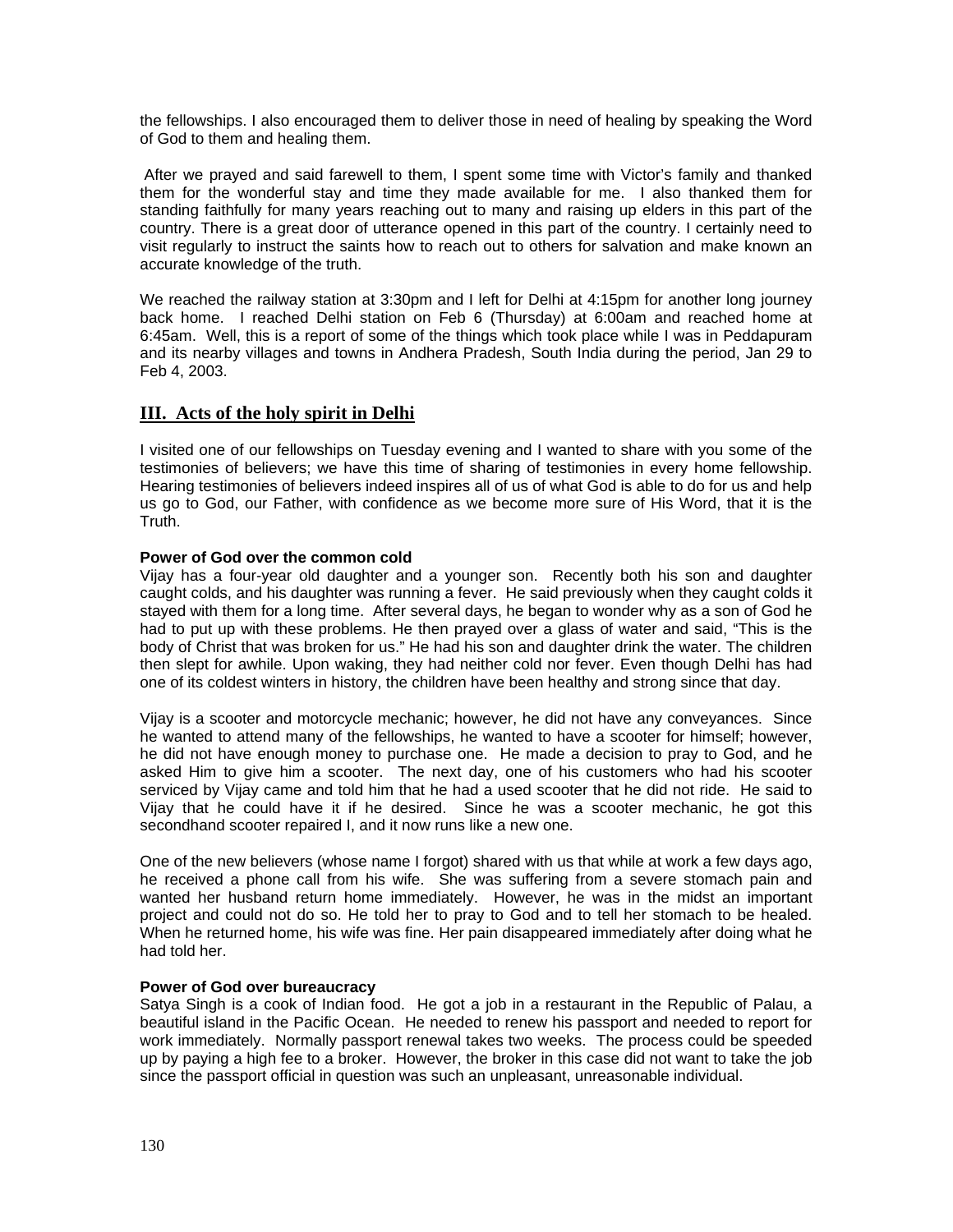the fellowships. I also encouraged them to deliver those in need of healing by speaking the Word of God to them and healing them.

After we prayed and said farewell to them, I spent some time with Victor's family and thanked them for the wonderful stay and time they made available for me. I also thanked them for standing faithfully for many years reaching out to many and raising up elders in this part of the country. There is a great door of utterance opened in this part of the country. I certainly need to visit regularly to instruct the saints how to reach out to others for salvation and make known an accurate knowledge of the truth.

We reached the railway station at 3:30pm and I left for Delhi at 4:15pm for another long journey back home. I reached Delhi station on Feb 6 (Thursday) at 6:00am and reached home at 6:45am. Well, this is a report of some of the things which took place while I was in Peddapuram and its nearby villages and towns in Andhera Pradesh, South India during the period, Jan 29 to Feb 4, 2003.

## III. Acts of the holy spirit in Delhi

I visited one of our fellowships on Tuesday evening and I wanted to share with you some of the testimonies of believers; we have this time of sharing of testimonies in every home fellowship. Hearing testimonies of believers indeed inspires all of us of what God is able to do for us and help us go to God, our Father, with confidence as we become more sure of His Word, that it is the Truth.

**Power of God over the common cold**

Vijay has a four-year old daughter and a younger son. Recently both his son and daughter caught colds, and his daughter was running a fever. He said previously when they caught colds it stayed with them for a long time. After several days, he began to wonder why as a son of God he had to put up with these problems. He then prayed over a glass of water and said, "This is the body of Christ that was broken for us." He had his son and daughter drink the water. The children then slept for awhile. Upon waking, they had neither cold nor fever. Even though Delhi has had one of its coldest winters in history, the children have been healthy and strong since that day.

Vijay is a scooter and motorcycle mechanic; however, he did not have any conveyances. Since he wanted to attend many of the fellowships, he wanted to have a scooter for himself; however, he did not have enough money to purchase one. He made a decision to pray to God, and he asked Him to give him a scooter. The next day, one of his customers who had his scooter serviced by Vijay came and told him that he had a used scooter that he did not ride. He said to Vijay that he could have it if he desired. Since he was a scooter mechanic, he got this secondhand scooter repaired I, and it now runs like a new one.

One of the new believers (whose name I forgot) shared with us that while at work a few days ago, he received a phone call from his wife. She was suffering from a severe stomach pain and wanted her husband return home immediately. However, he was in the midst an important project and could not do so. He told her to pray to God and to tell her stomach to be healed. When he returned home, his wife was fine. Her pain disappeared immediately after doing what he had told her.

**Power of God over bureaucracy**

Satya Singh is a cook of Indian food. He got a job in a restaurant in the Republic of Palau, a beautiful island in the Pacific Ocean. He needed to renew his passport and needed to report for work immediately. Normally passport renewal takes two weeks. The process could be speeded up by paying a high fee to a broker. However, the broker in this case did not want to take the job since the passport official in question was such an unpleasant, unreasonable individual.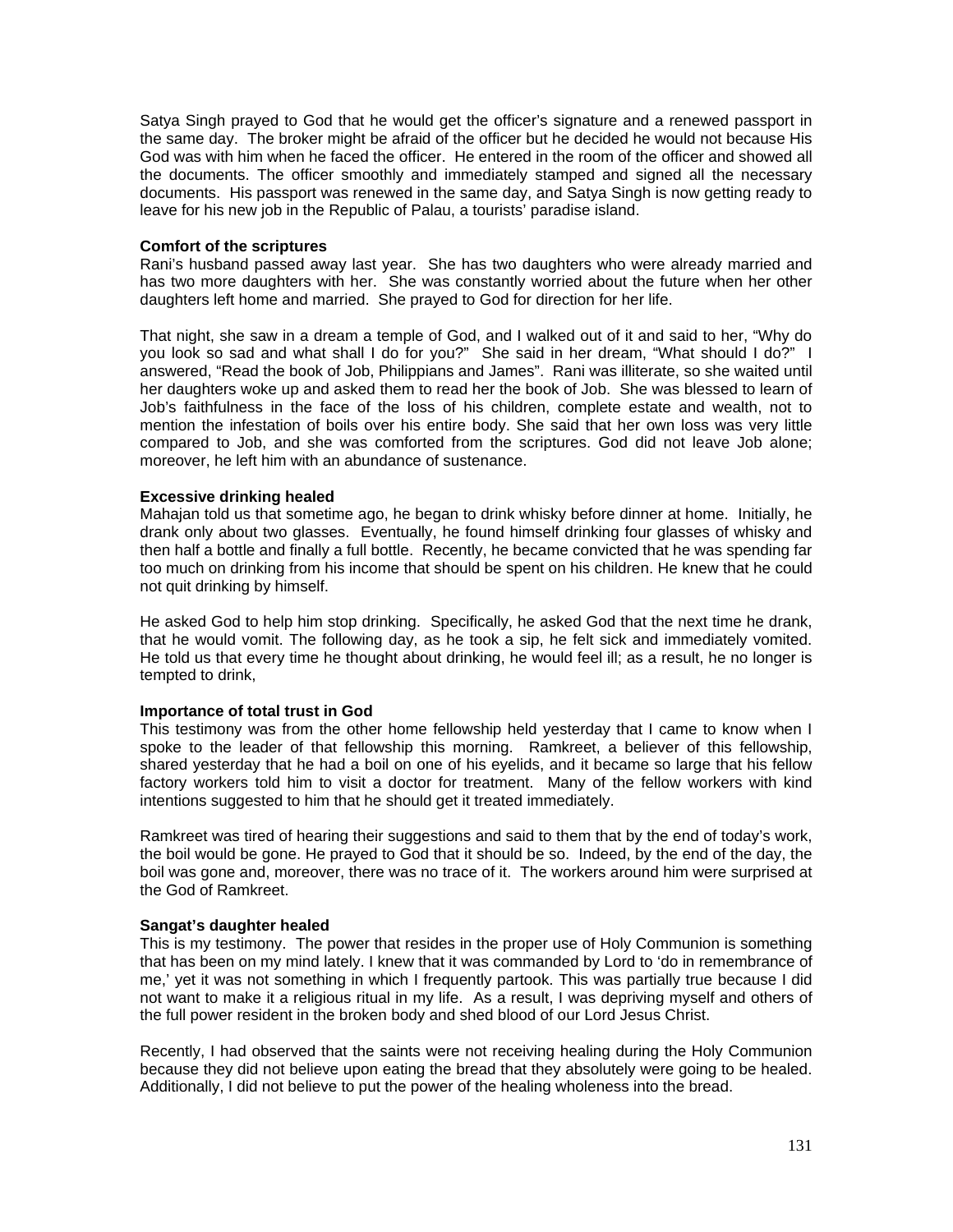Satya Singh prayed to God that he would get the officer's signature and a renewed passport in the same day. The broker might be afraid of the officer but he decided he would not because His God was with him when he faced the officer. He entered in the room of the officer and showed all the documents. The officer smoothly and immediately stamped and signed all the necessary documents. His passport was renewed in the same day, and Satya Singh is now getting ready to leave for his new job in the Republic of Palau, a tourists' paradise island.

**Comfort of the scriptures**

Rani's husband passed away last year. She has two daughters who were already married and has two more daughters with her. She was constantly worried about the future when her other daughters left home and married. She prayed to God for direction for her life.

That night, she saw in a dream a temple of God, and I walked out of it and said to her, "Why do you look so sad and what shall I do for you?" She said in her dream, "What should I do?" I answered, "Read the book of Job, Philippians and James". Rani was illiterate, so she waited until her daughters woke up and asked them to read her the book of Job. She was blessed to learn of Job's faithfulness in the face of the loss of his children, complete estate and wealth, not to mention the infestation of boils over his entire body. She said that her own loss was very little compared to Job, and she was comforted from the scriptures. God did not leave Job alone; moreover, he left him with an abundance of sustenance.

**Excessive drinking healed**

Mahajan told us that sometime ago, he began to drink whisky before dinner at home. Initially, he drank only about two glasses. Eventually, he found himself drinking four glasses of whisky and then half a bottle and finally a full bottle. Recently, he became convicted that he was spending far too much on drinking from his income that should be spent on his children. He knew that he could not quit drinking by himself.

He asked God to help him stop drinking. Specifically, he asked God that the next time he drank, that he would vomit. The following day, as he took a sip, he felt sick and immediately vomited. He told us that every time he thought about drinking, he would feel ill; as a result, he no longer is tempted to drink,

**Importance of total trust in God**

This testimony was from the other home fellowship held yesterday that I came to know when I spoke to the leader of that fellowship this morning. Ramkreet, a believer of this fellowship, shared yesterday that he had a boil on one of his eyelids, and it became so large that his fellow factory workers told him to visit a doctor for treatment. Many of the fellow workers with kind intentions suggested to him that he should get it treated immediately.

Ramkreet was tired of hearing their suggestions and said to them that by the end of today's work, the boil would be gone. He prayed to God that it should be so. Indeed, by the end of the day, the boil was gone and, moreover, there was no trace of it. The workers around him were surprised at the God of Ramkreet.

**Sangat's daughter healed**

This is my testimony. The power that resides in the proper use of Holy Communion is something that has been on my mind lately. I knew that it was commanded by Lord to 'do in remembrance of me,' yet it was not something in which I frequently partook. This was partially true because I did not want to make it a religious ritual in my life. As a result, I was depriving myself and others of the full power resident in the broken body and shed blood of our Lord Jesus Christ.

Recently, I had observed that the saints were not receiving healing during the Holy Communion because they did not believe upon eating the bread that they absolutely were going to be healed. Additionally, I did not believe to put the power of the healing wholeness into the bread.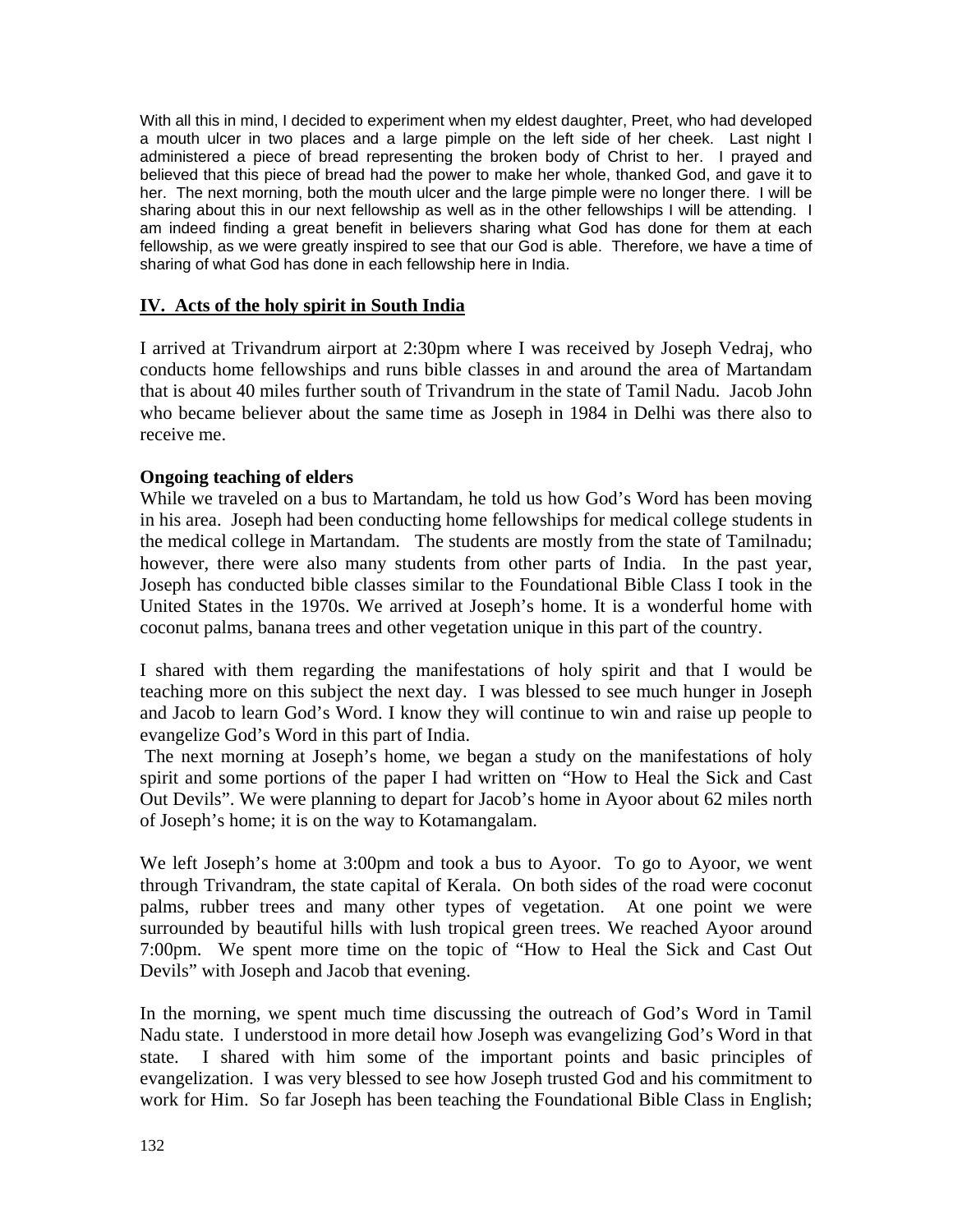With all this in mind, I decided to experiment when my eldest daughter, Preet, who had developed a mouth ulcer in two places and a large pimple on the left side of her cheek. Last night I administered a piece of bread representing the broken body of Christ to her. I prayed and believed that this piece of bread had the power to make her whole, thanked God, and gave it to her. The next morning, both the mouth ulcer and the large pimple were no longer there. I will be sharing about this in our next fellowship as well as in the other fellowships I will be attending. I am indeed finding a great benefit in believers sharing what God has done for them at each fellowship, as we were greatly inspired to see that our God is able. Therefore, we have a time of sharing of what God has done in each fellowship here in India.

## IV. Acts of the holy spirit in South India

I arrived at Trivandrum airport at 2:30pm where I was received by Joseph Vedraj, who conducts home fellowships and runs bible classes in and around the area of Martandam that is about 40 miles further south of Trivandrum in the state of Tamil Nadu. Jacob John who became believer about the same time as Joseph in 1984 in Delhi was there also to receive me.

### Ongoing teaching of elders

While we traveled on a bus to Martandam, he told us how God's Word has been moving in his area. Joseph had been conducting home fellowships for medical college students in the medical college in Martandam. The students are mostly from the state of Tamilnadu; however, there were also many students from other parts of India. In the past year, Joseph has conducted bible classes similar to the Foundational Bible Class I took in the United States in the 1970s. We arrived at Joseph's home. It is a wonderful home with coconut palms, banana trees and other vegetation unique in this part of the country.

I shared with them regarding the manifestations of holy spirit and that I would be teaching more on this subject the next day. I was blessed to see much hunger in Joseph and Jacob to learn God's Word. I know they will continue to win and raise up people to evangelize God's Word in this part of India.

The next morning at Joseph's home, we began a study on the manifestations of holy spirit and some portions of the paper I had written on "How to Heal the Sick and Cast Out Devils". We were planning to depart for Jacob's home in Ayoor about 62 miles north of Joseph's home; it is on the way to Kotamangalam.

We left Joseph's home at 3:00pm and took a bus to Ayoor. To go to Ayoor, we went through Trivandram, the state capital of Kerala. On both sides of the road were coconut palms, rubber trees and many other types of vegetation. At one point we were surrounded by beautiful hills with lush tropical green trees. We reached Ayoor around 7:00pm. We spent more time on the topic of "How to Heal the Sick and Cast Out Devils" with Joseph and Jacob that evening.

In the morning, we spent much time discussing the outreach of God's Word in Tamil Nadu state. I understood in more detail how Joseph was evangelizing God's Word in that state. I shared with him some of the important points and basic principles of evangelization. I was very blessed to see how Joseph trusted God and his commitment to work for Him. So far Joseph has been teaching the Foundational Bible Class in English;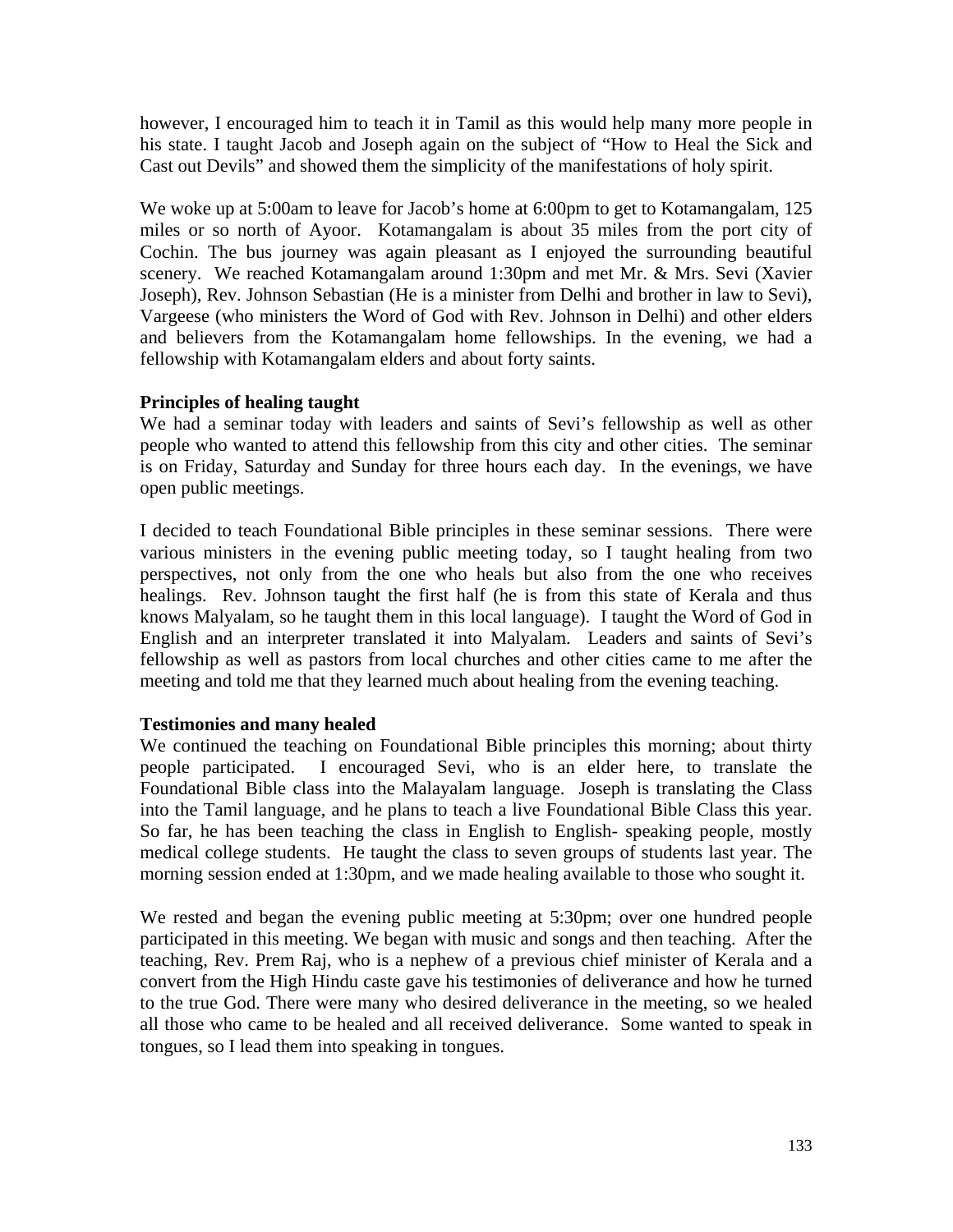however, I encouraged him to teach it in Tamil as this would help many more people in his state. I taught Jacob and Joseph again on the subject of "How to Heal the Sick and Cast out Devils" and showed them the simplicity of the manifestations of holy spirit.

We woke up at 5:00am to leave for Jacob's home at 6:00pm to get to Kotamangalam, 125 miles or so north of Ayoor. Kotamangalam is about 35 miles from the port city of Cochin. The bus journey was again pleasant as I enjoyed the surrounding beautiful scenery. We reached Kotamangalam around 1:30pm and met Mr. & Mrs. Sevi (Xavier Joseph), Rev. Johnson Sebastian (He is a minister from Delhi and brother in law to Sevi), Vargeese (who ministers the Word of God with Rev. Johnson in Delhi) and other elders and believers from the Kotamangalam home fellowships. In the evening, we had a fellowship with Kotamangalam elders and about forty saints.

**Principles of healing taught**

We had a seminar today with leaders and saints of Sevi's fellowship as well as other people who wanted to attend this fellowship from this city and other cities. The seminar is on Friday, Saturday and Sunday for three hours each day. In the evenings, we have open public meetings.

I decided to teach Foundational Bible principles in these seminar sessions. There were various ministers in the evening public meeting today, so I taught healing from two perspectives, not only from the one who heals but also from the one who receives healings. Rev. Johnson taught the first half (he is from this state of Kerala and thus knows Malyalam, so he taught them in this local language). I taught the Word of God in English and an interpreter translated it into Malyalam. Leaders and saints of Sevi's fellowship as well as pastors from local churches and other cities came to me after the meeting and told me that they learned much about healing from the evening teaching.

**Testimonies and many healed**

We continued the teaching on Foundational Bible principles this morning; about thirty people participated. I encouraged Sevi, who is an elder here, to translate the Foundational Bible class into the Malayalam language. Joseph is translating the Class into the Tamil language, and he plans to teach a live Foundational Bible Class this year. So far, he has been teaching the class in English to English- speaking people, mostly medical college students. He taught the class to seven groups of students last year. The morning session ended at 1:30pm, and we made healing available to those who sought it.

We rested and began the evening public meeting at 5:30pm; over one hundred people participated in this meeting. We began with music and songs and then teaching. After the teaching, Rev. Prem Raj, who is a nephew of a previous chief minister of Kerala and a convert from the High Hindu caste gave his testimonies of deliverance and how he turned to the true God. There were many who desired deliverance in the meeting, so we healed all those who came to be healed and all received deliverance. Some wanted to speak in tongues, so I lead them into speaking in tongues.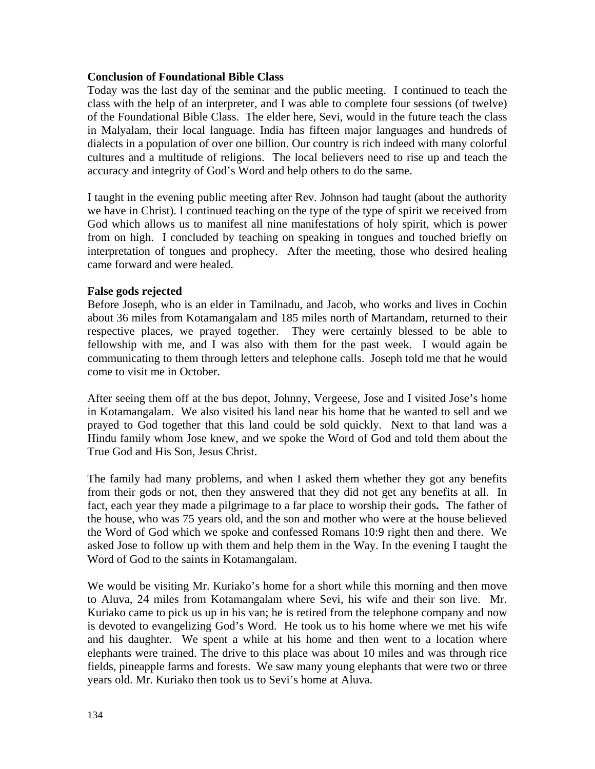**Conclusion of Foundational Bible Class**

Today was the last day of the seminar and the public meeting. I continued to teach the class with the help of an interpreter, and I was able to complete four sessions (of twelve) of the Foundational Bible Class. The elder here, Sevi, would in the future teach the class in Malyalam, their local language. India has fifteen major languages and hundreds of dialects in a population of over one billion. Our country is rich indeed with many colorful cultures and a multitude of religions. The local believers need to rise up and teach the accuracy and integrity of God's Word and help others to do the same.

I taught in the evening public meeting after Rev. Johnson had taught (about the authority we have in Christ). I continued teaching on the type of the type of spirit we received from God which allows us to manifest all nine manifestations of holy spirit, which is power from on high. I concluded by teaching on speaking in tongues and touched briefly on interpretation of tongues and prophecy. After the meeting, those who desired healing came forward and were healed.

**False gods rejected**

Before Joseph, who is an elder in Tamilnadu, and Jacob, who works and lives in Cochin about 36 miles from Kotamangalam and 185 miles north of Martandam, returned to their respective places, we prayed together. They were certainly blessed to be able to fellowship with me, and I was also with them for the past week. I would again be communicating to them through letters and telephone calls. Joseph told me that he would come to visit me in October.

After seeing them off at the bus depot, Johnny, Vergeese, Jose and I visited Jose's home in Kotamangalam. We also visited his land near his home that he wanted to sell and we prayed to God together that this land could be sold quickly. Next to that land was a Hindu family whom Jose knew, and we spoke the Word of God and told them about the True God and His Son, Jesus Christ.

The family had many problems, and when I asked them whether they got any benefits from their gods or not, then they answered that they did not get any benefits at all. In fact, each year they made a pilgrimage to a far place to worship their gods**.** The father of the house, who was 75 years old, and the son and mother who were at the house believed the Word of God which we spoke and confessed Romans 10:9 right then and there. We asked Jose to follow up with them and help them in the Way. In the evening I taught the Word of God to the saints in Kotamangalam.

We would be visiting Mr. Kuriako's home for a short while this morning and then move to Aluva, 24 miles from Kotamangalam where Sevi, his wife and their son live. Mr. Kuriako came to pick us up in his van; he is retired from the telephone company and now is devoted to evangelizing God's Word. He took us to his home where we met his wife and his daughter. We spent a while at his home and then went to a location where elephants were trained. The drive to this place was about 10 miles and was through rice fields, pineapple farms and forests. We saw many young elephants that were two or three years old. Mr. Kuriako then took us to Sevi's home at Aluva.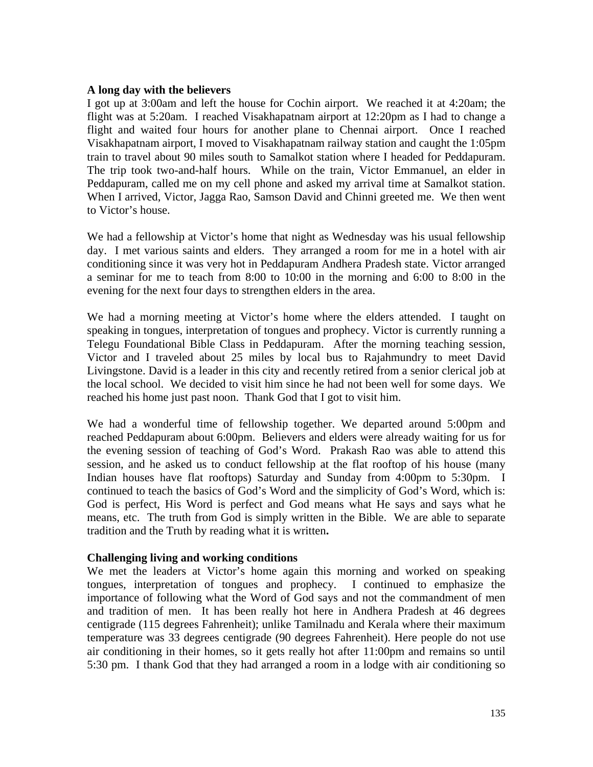**A long day with the believers**

I got up at 3:00am and left the house for Cochin airport. We reached it at 4:20am; the flight was at 5:20am. I reached Visakhapatnam airport at 12:20pm as I had to change a flight and waited four hours for another plane to Chennai airport. Once I reached Visakhapatnam airport, I moved to Visakhapatnam railway station and caught the 1:05pm train to travel about 90 miles south to Samalkot station where I headed for Peddapuram. The trip took two-and-half hours. While on the train, Victor Emmanuel, an elder in Peddapuram, called me on my cell phone and asked my arrival time at Samalkot station. When I arrived, Victor, Jagga Rao, Samson David and Chinni greeted me. We then went to Victor's house.

We had a fellowship at Victor's home that night as Wednesday was his usual fellowship day. I met various saints and elders. They arranged a room for me in a hotel with air conditioning since it was very hot in Peddapuram Andhera Pradesh state. Victor arranged a seminar for me to teach from 8:00 to 10:00 in the morning and 6:00 to 8:00 in the evening for the next four days to strengthen elders in the area.

We had a morning meeting at Victor's home where the elders attended. I taught on speaking in tongues, interpretation of tongues and prophecy. Victor is currently running a Telegu Foundational Bible Class in Peddapuram. After the morning teaching session, Victor and I traveled about 25 miles by local bus to Rajahmundry to meet David Livingstone. David is a leader in this city and recently retired from a senior clerical job at the local school. We decided to visit him since he had not been well for some days. We reached his home just past noon. Thank God that I got to visit him.

We had a wonderful time of fellowship together. We departed around 5:00pm and reached Peddapuram about 6:00pm. Believers and elders were already waiting for us for the evening session of teaching of God's Word. Prakash Rao was able to attend this session, and he asked us to conduct fellowship at the flat rooftop of his house (many Indian houses have flat rooftops) Saturday and Sunday from 4:00pm to 5:30pm. I continued to teach the basics of God's Word and the simplicity of God's Word, which is: God is perfect, His Word is perfect and God means what He says and says what he means, etc. The truth from God is simply written in the Bible. We are able to separate tradition and the Truth by reading what it is written**.**

**Challenging living and working conditions**

We met the leaders at Victor's home again this morning and worked on speaking tongues, interpretation of tongues and prophecy. I continued to emphasize the importance of following what the Word of God says and not the commandment of men and tradition of men. It has been really hot here in Andhera Pradesh at 46 degrees centigrade (115 degrees Fahrenheit); unlike Tamilnadu and Kerala where their maximum temperature was 33 degrees centigrade (90 degrees Fahrenheit). Here people do not use air conditioning in their homes, so it gets really hot after 11:00pm and remains so until 5:30 pm. I thank God that they had arranged a room in a lodge with air conditioning so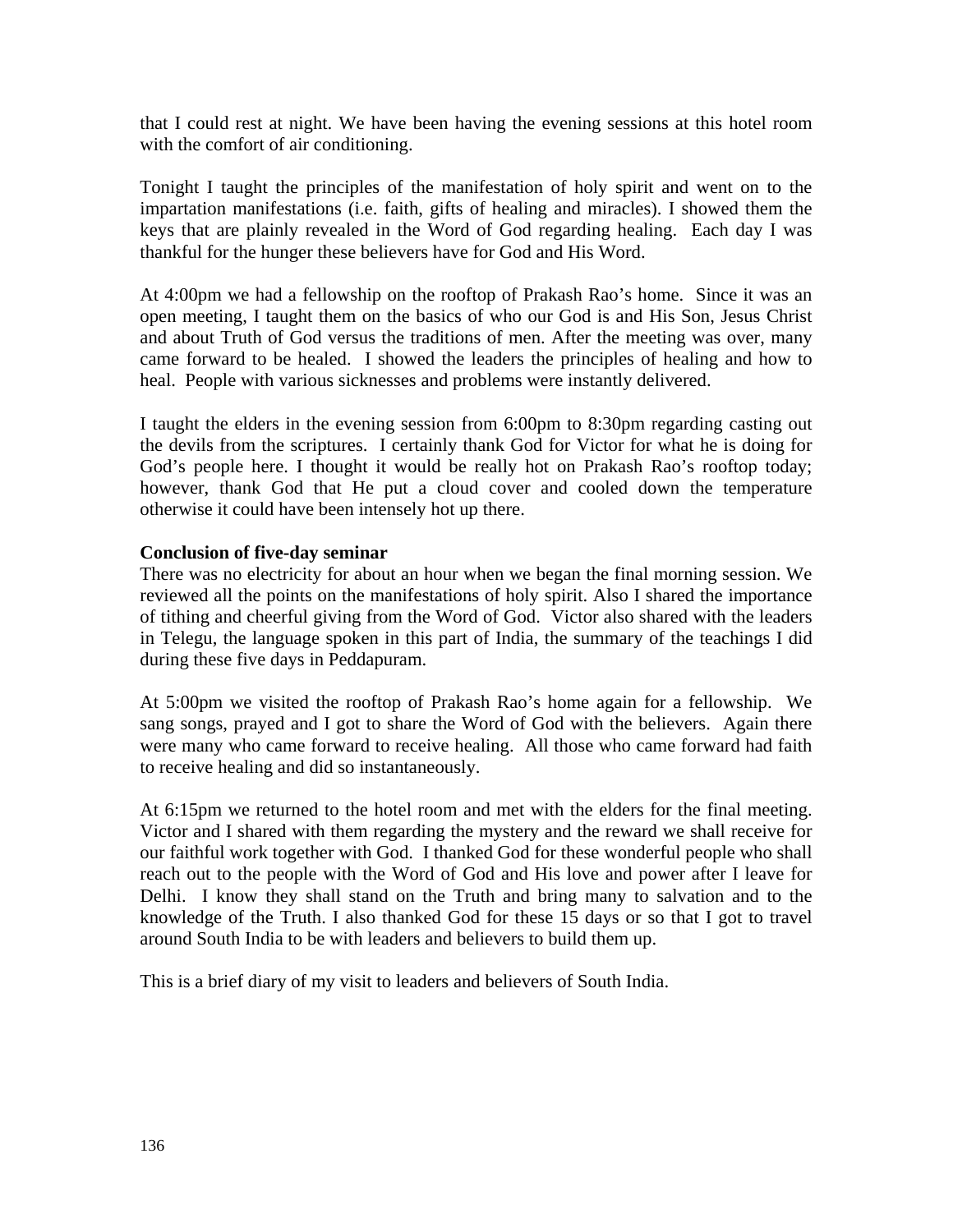that I could rest at night. We have been having the evening sessions at this hotel room with the comfort of air conditioning.

Tonight I taught the principles of the manifestation of holy spirit and went on to the impartation manifestations (i.e. faith, gifts of healing and miracles). I showed them the keys that are plainly revealed in the Word of God regarding healing. Each day I was thankful for the hunger these believers have for God and His Word.

At 4:00pm we had a fellowship on the rooftop of Prakash Rao's home. Since it was an open meeting, I taught them on the basics of who our God is and His Son, Jesus Christ and about Truth of God versus the traditions of men. After the meeting was over, many came forward to be healed. I showed the leaders the principles of healing and how to heal. People with various sicknesses and problems were instantly delivered.

I taught the elders in the evening session from 6:00pm to 8:30pm regarding casting out the devils from the scriptures. I certainly thank God for Victor for what he is doing for God's people here. I thought it would be really hot on Prakash Rao's rooftop today; however, thank God that He put a cloud cover and cooled down the temperature otherwise it could have been intensely hot up there.

**Conclusion of five-day seminar**

There was no electricity for about an hour when we began the final morning session. We reviewed all the points on the manifestations of holy spirit. Also I shared the importance of tithing and cheerful giving from the Word of God. Victor also shared with the leaders in Telegu, the language spoken in this part of India, the summary of the teachings I did during these five days in Peddapuram.

At 5:00pm we visited the rooftop of Prakash Rao's home again for a fellowship. We sang songs, prayed and I got to share the Word of God with the believers. Again there were many who came forward to receive healing. All those who came forward had faith to receive healing and did so instantaneously.

At 6:15pm we returned to the hotel room and met with the elders for the final meeting. Victor and I shared with them regarding the mystery and the reward we shall receive for our faithful work together with God. I thanked God for these wonderful people who shall reach out to the people with the Word of God and His love and power after I leave for Delhi. I know they shall stand on the Truth and bring many to salvation and to the knowledge of the Truth. I also thanked God for these 15 days or so that I got to travel around South India to be with leaders and believers to build them up.

This is a brief diary of my visit to leaders and believers of South India.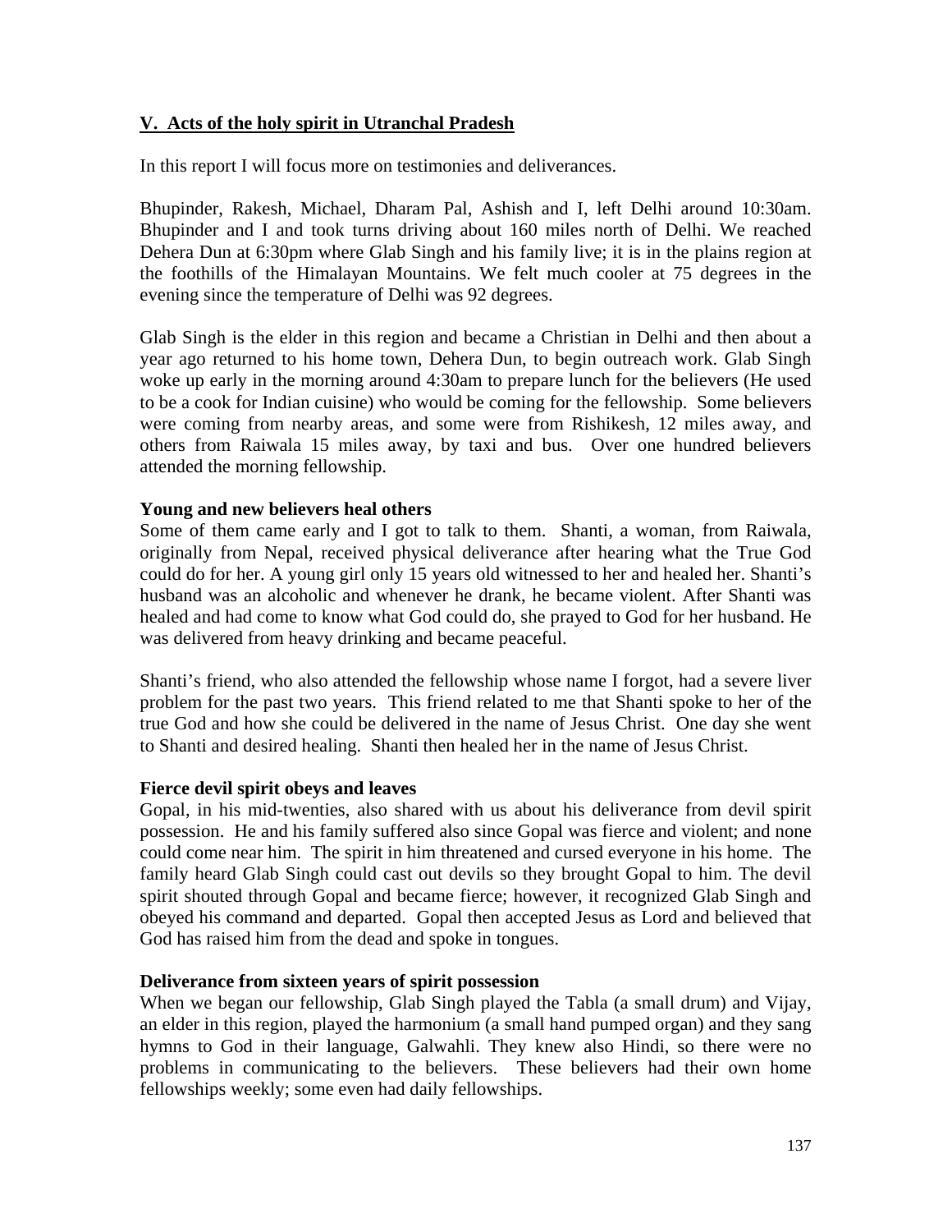## V. Acts of the holy spirit in Utranchal Pradesh

In this report I will focus more on testimonies and deliverances.

Bhupinder, Rakesh, Michael, Dharam Pal, Ashish and I, left Delhi around 10:30am. Bhupinder and I and took turns driving about 160 miles north of Delhi. We reached Dehera Dun at 6:30pm where Glab Singh and his family live; it is in the plains region at the foothills of the Himalayan Mountains. We felt much cooler at 75 degrees in the evening since the temperature of Delhi was 92 degrees.

Glab Singh is the elder in this region and became a Christian in Delhi and then about a year ago returned to his home town, Dehera Dun, to begin outreach work. Glab Singh woke up early in the morning around 4:30am to prepare lunch for the believers (He used to be a cook for Indian cuisine) who would be coming for the fellowship. Some believers were coming from nearby areas, and some were from Rishikesh, 12 miles away, and others from Raiwala 15 miles away, by taxi and bus. Over one hundred believers attended the morning fellowship.

**Young and new believers heal others**

Some of them came early and I got to talk to them. Shanti, a woman, from Raiwala, originally from Nepal, received physical deliverance after hearing what the True God could do for her. A young girl only 15 years old witnessed to her and healed her. Shanti's husband was an alcoholic and whenever he drank, he became violent. After Shanti was healed and had come to know what God could do, she prayed to God for her husband. He was delivered from heavy drinking and became peaceful.

Shanti's friend, who also attended the fellowship whose name I forgot, had a severe liver problem for the past two years. This friend related to me that Shanti spoke to her of the true God and how she could be delivered in the name of Jesus Christ. One day she went to Shanti and desired healing. Shanti then healed her in the name of Jesus Christ.

**Fierce devil spirit obeys and leaves**

Gopal, in his mid-twenties, also shared with us about his deliverance from devil spirit possession. He and his family suffered also since Gopal was fierce and violent; and none could come near him. The spirit in him threatened and cursed everyone in his home. The family heard Glab Singh could cast out devils so they brought Gopal to him. The devil spirit shouted through Gopal and became fierce; however, it recognized Glab Singh and obeyed his command and departed. Gopal then accepted Jesus as Lord and believed that God has raised him from the dead and spoke in tongues.

**Deliverance from sixteen years of spirit possession**

When we began our fellowship, Glab Singh played the Tabla (a small drum) and Vijay, an elder in this region, played the harmonium (a small hand pumped organ) and they sang hymns to God in their language, Galwahli. They knew also Hindi, so there were no problems in communicating to the believers. These believers had their own home fellowships weekly; some even had daily fellowships.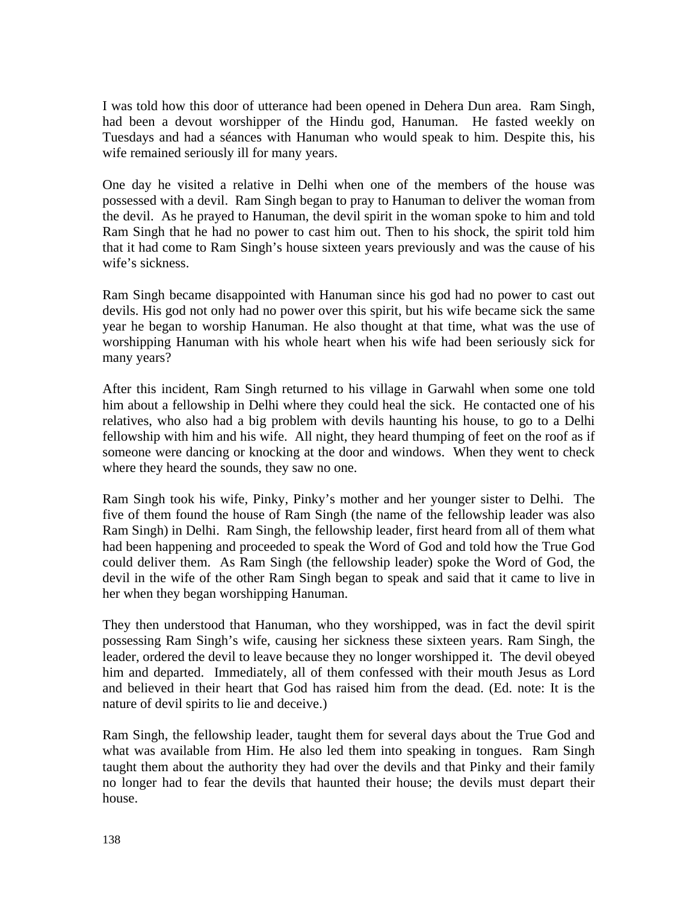I was told how this door of utterance had been opened in Dehera Dun area. Ram Singh, had been a devout worshipper of the Hindu god, Hanuman. He fasted weekly on Tuesdays and had a séances with Hanuman who would speak to him. Despite this, his wife remained seriously ill for many years.

One day he visited a relative in Delhi when one of the members of the house was possessed with a devil. Ram Singh began to pray to Hanuman to deliver the woman from the devil. As he prayed to Hanuman, the devil spirit in the woman spoke to him and told Ram Singh that he had no power to cast him out. Then to his shock, the spirit told him that it had come to Ram Singh's house sixteen years previously and was the cause of his wife's sickness.

Ram Singh became disappointed with Hanuman since his god had no power to cast out devils. His god not only had no power over this spirit, but his wife became sick the same year he began to worship Hanuman. He also thought at that time, what was the use of worshipping Hanuman with his whole heart when his wife had been seriously sick for many years?

After this incident, Ram Singh returned to his village in Garwahl when some one told him about a fellowship in Delhi where they could heal the sick. He contacted one of his relatives, who also had a big problem with devils haunting his house, to go to a Delhi fellowship with him and his wife. All night, they heard thumping of feet on the roof as if someone were dancing or knocking at the door and windows. When they went to check where they heard the sounds, they saw no one.

Ram Singh took his wife, Pinky, Pinky's mother and her younger sister to Delhi. The five of them found the house of Ram Singh (the name of the fellowship leader was also Ram Singh) in Delhi. Ram Singh, the fellowship leader, first heard from all of them what had been happening and proceeded to speak the Word of God and told how the True God could deliver them. As Ram Singh (the fellowship leader) spoke the Word of God, the devil in the wife of the other Ram Singh began to speak and said that it came to live in her when they began worshipping Hanuman.

They then understood that Hanuman, who they worshipped, was in fact the devil spirit possessing Ram Singh's wife, causing her sickness these sixteen years. Ram Singh, the leader, ordered the devil to leave because they no longer worshipped it. The devil obeyed him and departed. Immediately, all of them confessed with their mouth Jesus as Lord and believed in their heart that God has raised him from the dead. (Ed. note: It is the nature of devil spirits to lie and deceive.)

Ram Singh, the fellowship leader, taught them for several days about the True God and what was available from Him. He also led them into speaking in tongues. Ram Singh taught them about the authority they had over the devils and that Pinky and their family no longer had to fear the devils that haunted their house; the devils must depart their house.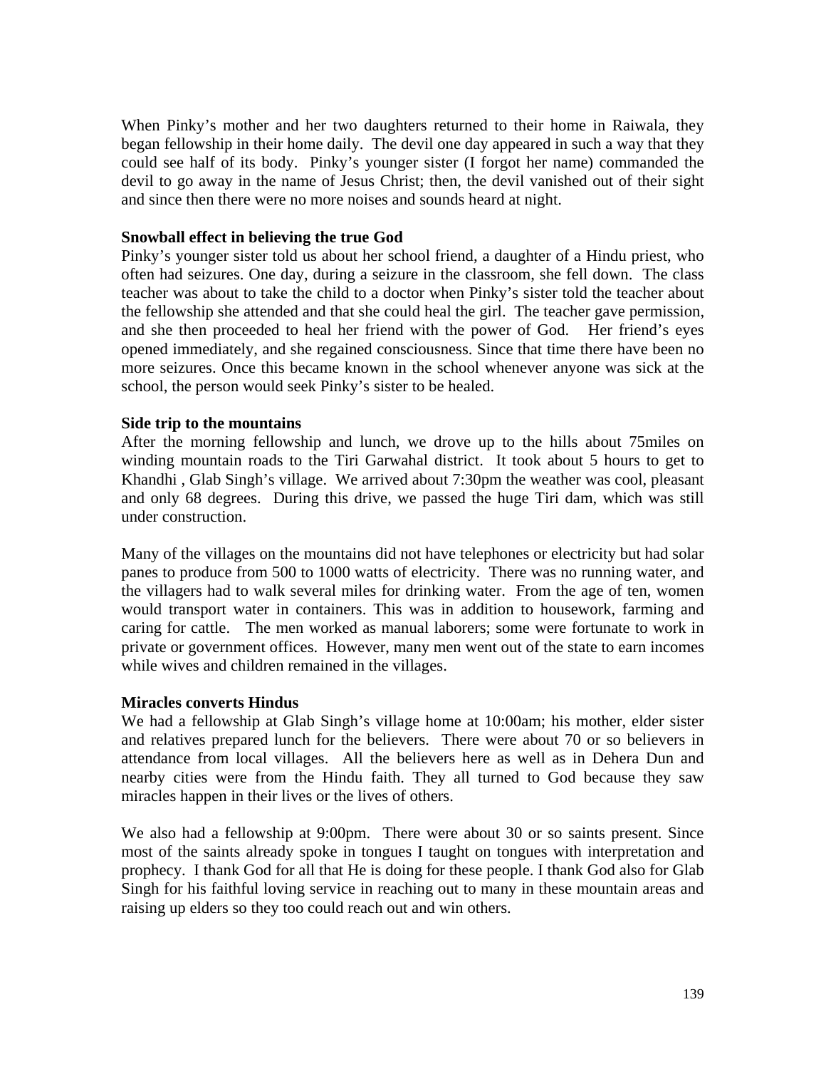When Pinky's mother and her two daughters returned to their home in Raiwala, they began fellowship in their home daily. The devil one day appeared in such a way that they could see half of its body. Pinky's younger sister (I forgot her name) commanded the devil to go away in the name of Jesus Christ; then, the devil vanished out of their sight and since then there were no more noises and sounds heard at night.

**Snowball effect in believing the true God**

Pinky's younger sister told us about her school friend, a daughter of a Hindu priest, who often had seizures. One day, during a seizure in the classroom, she fell down. The class teacher was about to take the child to a doctor when Pinky's sister told the teacher about the fellowship she attended and that she could heal the girl. The teacher gave permission, and she then proceeded to heal her friend with the power of God. Her friend's eyes opened immediately, and she regained consciousness. Since that time there have been no more seizures. Once this became known in the school whenever anyone was sick at the school, the person would seek Pinky's sister to be healed.

**Side trip to the mountains**

After the morning fellowship and lunch, we drove up to the hills about 75miles on winding mountain roads to the Tiri Garwahal district. It took about 5 hours to get to Khandhi , Glab Singh's village. We arrived about 7:30pm the weather was cool, pleasant and only 68 degrees. During this drive, we passed the huge Tiri dam, which was still under construction.

Many of the villages on the mountains did not have telephones or electricity but had solar panes to produce from 500 to 1000 watts of electricity. There was no running water, and the villagers had to walk several miles for drinking water. From the age of ten, women would transport water in containers. This was in addition to housework, farming and caring for cattle. The men worked as manual laborers; some were fortunate to work in private or government offices. However, many men went out of the state to earn incomes while wives and children remained in the villages.

**Miracles converts Hindus**

We had a fellowship at Glab Singh's village home at 10:00am; his mother, elder sister and relatives prepared lunch for the believers. There were about 70 or so believers in attendance from local villages. All the believers here as well as in Dehera Dun and nearby cities were from the Hindu faith. They all turned to God because they saw miracles happen in their lives or the lives of others.

We also had a fellowship at 9:00pm. There were about 30 or so saints present. Since most of the saints already spoke in tongues I taught on tongues with interpretation and prophecy. I thank God for all that He is doing for these people. I thank God also for Glab Singh for his faithful loving service in reaching out to many in these mountain areas and raising up elders so they too could reach out and win others.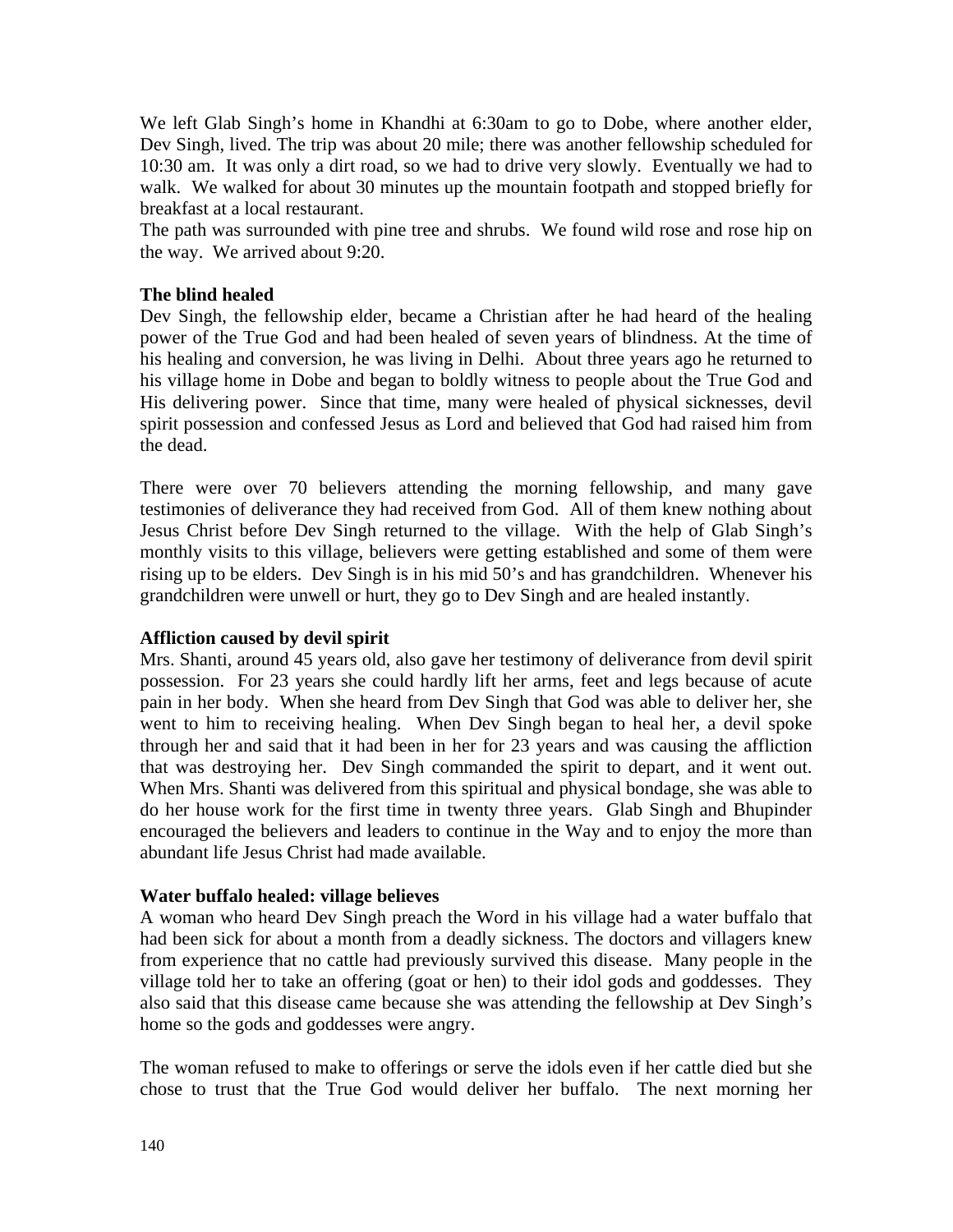We left Glab Singh's home in Khandhi at 6:30am to go to Dobe, where another elder, Dev Singh, lived. The trip was about 20 mile; there was another fellowship scheduled for 10:30 am. It was only a dirt road, so we had to drive very slowly. Eventually we had to walk. We walked for about 30 minutes up the mountain footpath and stopped briefly for breakfast at a local restaurant.
The path was surrounded with pine tree and shrubs. We found wild rose and rose hip on the way. We arrived about 9:20.

**The blind healed**
Dev Singh, the fellowship elder, became a Christian after he had heard of the healing power of the True God and had been healed of seven years of blindness. At the time of his healing and conversion, he was living in Delhi. About three years ago he returned to his village home in Dobe and began to boldly witness to people about the True God and His delivering power. Since that time, many were healed of physical sicknesses, devil spirit possession and confessed Jesus as Lord and believed that God had raised him from the dead.

There were over 70 believers attending the morning fellowship, and many gave testimonies of deliverance they had received from God. All of them knew nothing about Jesus Christ before Dev Singh returned to the village. With the help of Glab Singh's monthly visits to this village, believers were getting established and some of them were rising up to be elders. Dev Singh is in his mid 50's and has grandchildren. Whenever his grandchildren were unwell or hurt, they go to Dev Singh and are healed instantly.

**Affliction caused by devil spirit**
Mrs. Shanti, around 45 years old, also gave her testimony of deliverance from devil spirit possession. For 23 years she could hardly lift her arms, feet and legs because of acute pain in her body. When she heard from Dev Singh that God was able to deliver her, she went to him to receiving healing. When Dev Singh began to heal her, a devil spoke through her and said that it had been in her for 23 years and was causing the affliction that was destroying her. Dev Singh commanded the spirit to depart, and it went out. When Mrs. Shanti was delivered from this spiritual and physical bondage, she was able to do her house work for the first time in twenty three years. Glab Singh and Bhupinder encouraged the believers and leaders to continue in the Way and to enjoy the more than abundant life Jesus Christ had made available.

**Water buffalo healed: village believes**
A woman who heard Dev Singh preach the Word in his village had a water buffalo that had been sick for about a month from a deadly sickness. The doctors and villagers knew from experience that no cattle had previously survived this disease. Many people in the village told her to take an offering (goat or hen) to their idol gods and goddesses. They also said that this disease came because she was attending the fellowship at Dev Singh's home so the gods and goddesses were angry.

The woman refused to make to offerings or serve the idols even if her cattle died but she chose to trust that the True God would deliver her buffalo. The next morning her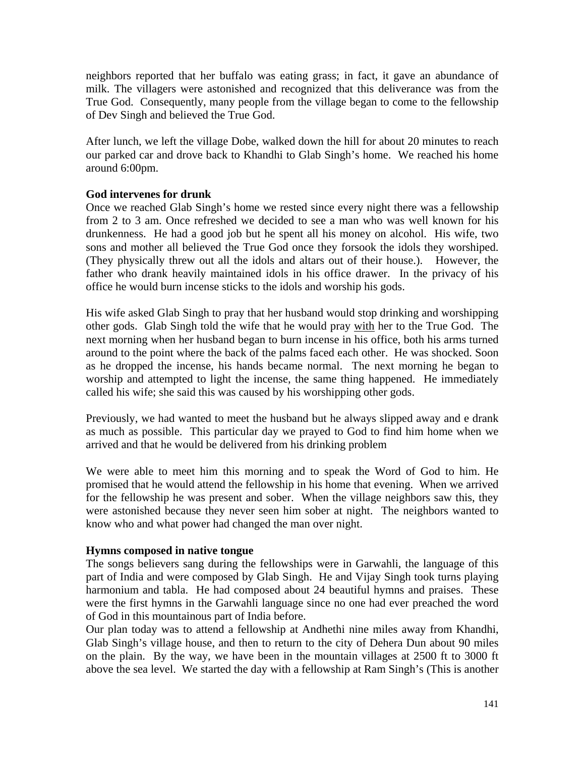neighbors reported that her buffalo was eating grass; in fact, it gave an abundance of milk. The villagers were astonished and recognized that this deliverance was from the True God. Consequently, many people from the village began to come to the fellowship of Dev Singh and believed the True God.

After lunch, we left the village Dobe, walked down the hill for about 20 minutes to reach our parked car and drove back to Khandhi to Glab Singh's home. We reached his home around 6:00pm.

**God intervenes for drunk**

Once we reached Glab Singh's home we rested since every night there was a fellowship from 2 to 3 am. Once refreshed we decided to see a man who was well known for his drunkenness. He had a good job but he spent all his money on alcohol. His wife, two sons and mother all believed the True God once they forsook the idols they worshiped. (They physically threw out all the idols and altars out of their house.). However, the father who drank heavily maintained idols in his office drawer. In the privacy of his office he would burn incense sticks to the idols and worship his gods.

His wife asked Glab Singh to pray that her husband would stop drinking and worshipping other gods. Glab Singh told the wife that he would pray <u>with</u> her to the True God. The next morning when her husband began to burn incense in his office, both his arms turned around to the point where the back of the palms faced each other. He was shocked. Soon as he dropped the incense, his hands became normal. The next morning he began to worship and attempted to light the incense, the same thing happened. He immediately called his wife; she said this was caused by his worshipping other gods.

Previously, we had wanted to meet the husband but he always slipped away and e drank as much as possible. This particular day we prayed to God to find him home when we arrived and that he would be delivered from his drinking problem

We were able to meet him this morning and to speak the Word of God to him. He promised that he would attend the fellowship in his home that evening. When we arrived for the fellowship he was present and sober. When the village neighbors saw this, they were astonished because they never seen him sober at night. The neighbors wanted to know who and what power had changed the man over night.

**Hymns composed in native tongue**

The songs believers sang during the fellowships were in Garwahli, the language of this part of India and were composed by Glab Singh. He and Vijay Singh took turns playing harmonium and tabla. He had composed about 24 beautiful hymns and praises. These were the first hymns in the Garwahli language since no one had ever preached the word of God in this mountainous part of India before.

Our plan today was to attend a fellowship at Andhethi nine miles away from Khandhi, Glab Singh's village house, and then to return to the city of Dehera Dun about 90 miles on the plain. By the way, we have been in the mountain villages at 2500 ft to 3000 ft above the sea level. We started the day with a fellowship at Ram Singh's (This is another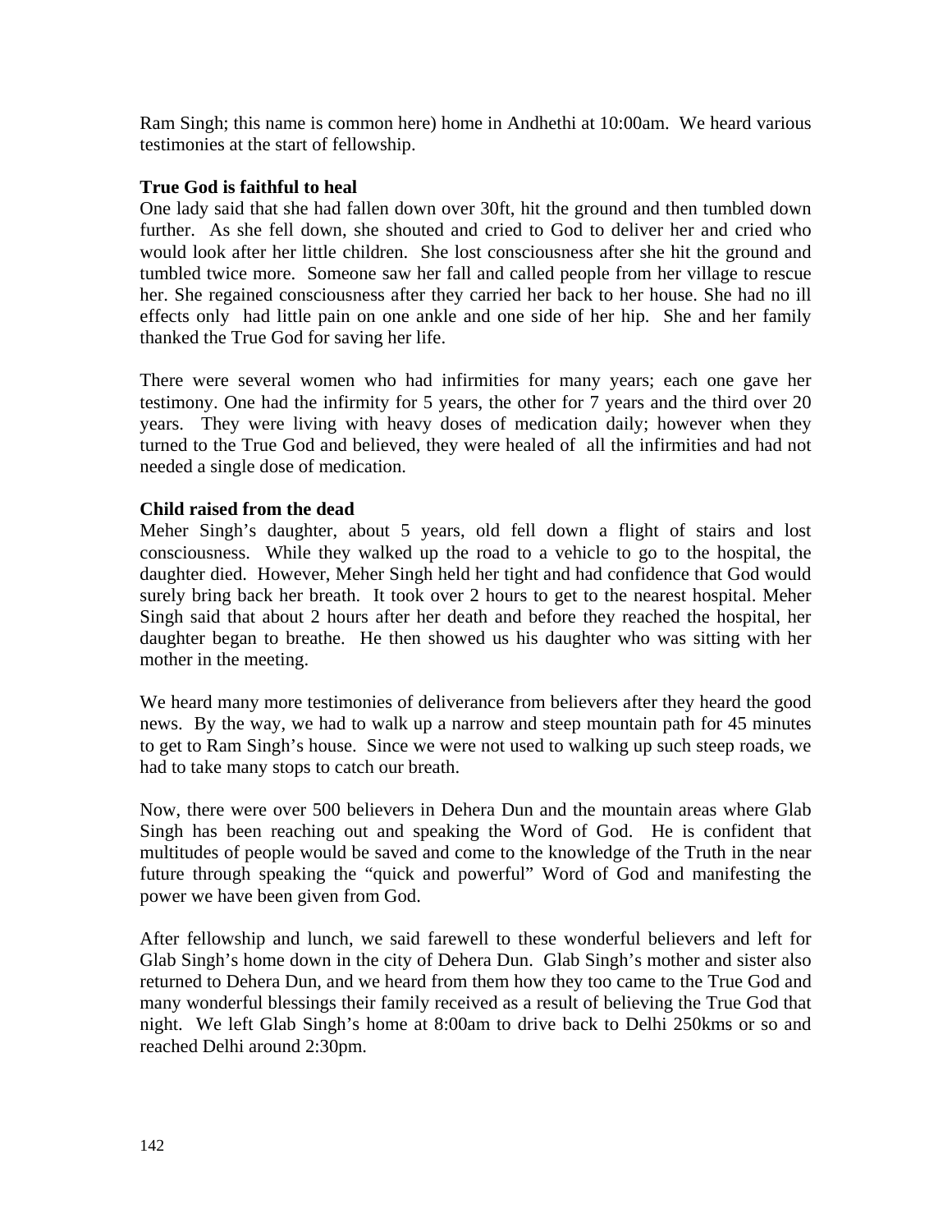Ram Singh; this name is common here) home in Andhethi at 10:00am. We heard various testimonies at the start of fellowship.

**True God is faithful to heal**

One lady said that she had fallen down over 30ft, hit the ground and then tumbled down further. As she fell down, she shouted and cried to God to deliver her and cried who would look after her little children. She lost consciousness after she hit the ground and tumbled twice more. Someone saw her fall and called people from her village to rescue her. She regained consciousness after they carried her back to her house. She had no ill effects only had little pain on one ankle and one side of her hip. She and her family thanked the True God for saving her life.

There were several women who had infirmities for many years; each one gave her testimony. One had the infirmity for 5 years, the other for 7 years and the third over 20 years. They were living with heavy doses of medication daily; however when they turned to the True God and believed, they were healed of all the infirmities and had not needed a single dose of medication.

**Child raised from the dead**

Meher Singh's daughter, about 5 years, old fell down a flight of stairs and lost consciousness. While they walked up the road to a vehicle to go to the hospital, the daughter died. However, Meher Singh held her tight and had confidence that God would surely bring back her breath. It took over 2 hours to get to the nearest hospital. Meher Singh said that about 2 hours after her death and before they reached the hospital, her daughter began to breathe. He then showed us his daughter who was sitting with her mother in the meeting.

We heard many more testimonies of deliverance from believers after they heard the good news. By the way, we had to walk up a narrow and steep mountain path for 45 minutes to get to Ram Singh's house. Since we were not used to walking up such steep roads, we had to take many stops to catch our breath.

Now, there were over 500 believers in Dehera Dun and the mountain areas where Glab Singh has been reaching out and speaking the Word of God. He is confident that multitudes of people would be saved and come to the knowledge of the Truth in the near future through speaking the "quick and powerful" Word of God and manifesting the power we have been given from God.

After fellowship and lunch, we said farewell to these wonderful believers and left for Glab Singh's home down in the city of Dehera Dun. Glab Singh's mother and sister also returned to Dehera Dun, and we heard from them how they too came to the True God and many wonderful blessings their family received as a result of believing the True God that night. We left Glab Singh's home at 8:00am to drive back to Delhi 250kms or so and reached Delhi around 2:30pm.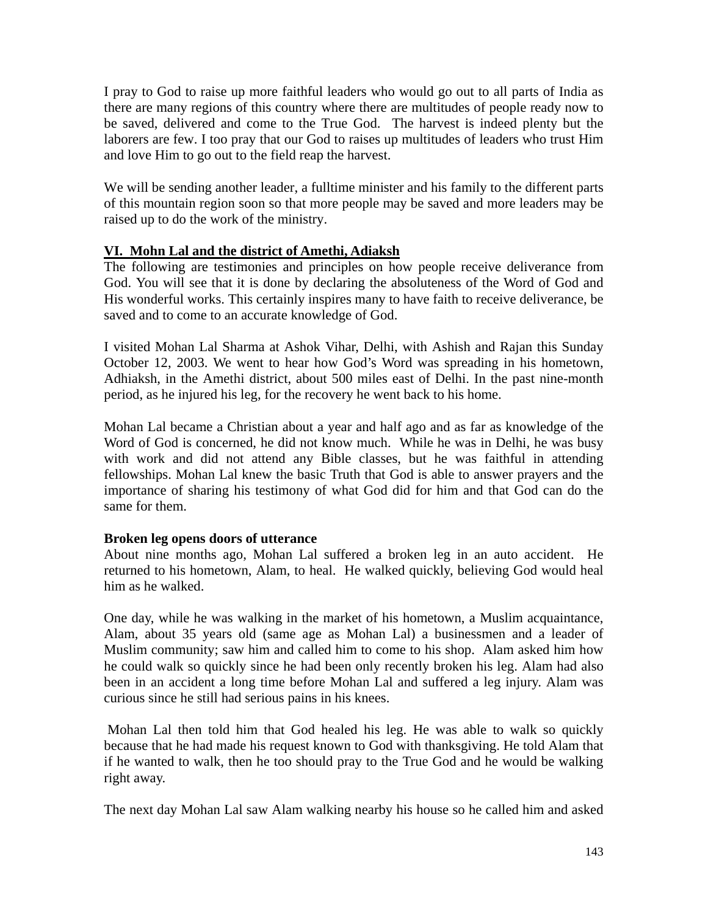I pray to God to raise up more faithful leaders who would go out to all parts of India as there are many regions of this country where there are multitudes of people ready now to be saved, delivered and come to the True God. The harvest is indeed plenty but the laborers are few. I too pray that our God to raises up multitudes of leaders who trust Him and love Him to go out to the field reap the harvest.

We will be sending another leader, a fulltime minister and his family to the different parts of this mountain region soon so that more people may be saved and more leaders may be raised up to do the work of the ministry.

## VI. Mohn Lal and the district of Amethi, Adiaksh

The following are testimonies and principles on how people receive deliverance from God. You will see that it is done by declaring the absoluteness of the Word of God and His wonderful works. This certainly inspires many to have faith to receive deliverance, be saved and to come to an accurate knowledge of God.

I visited Mohan Lal Sharma at Ashok Vihar, Delhi, with Ashish and Rajan this Sunday October 12, 2003. We went to hear how God's Word was spreading in his hometown, Adhiaksh, in the Amethi district, about 500 miles east of Delhi. In the past nine-month period, as he injured his leg, for the recovery he went back to his home.

Mohan Lal became a Christian about a year and half ago and as far as knowledge of the Word of God is concerned, he did not know much. While he was in Delhi, he was busy with work and did not attend any Bible classes, but he was faithful in attending fellowships. Mohan Lal knew the basic Truth that God is able to answer prayers and the importance of sharing his testimony of what God did for him and that God can do the same for them.

**Broken leg opens doors of utterance**

About nine months ago, Mohan Lal suffered a broken leg in an auto accident. He returned to his hometown, Alam, to heal. He walked quickly, believing God would heal him as he walked.

One day, while he was walking in the market of his hometown, a Muslim acquaintance, Alam, about 35 years old (same age as Mohan Lal) a businessmen and a leader of Muslim community; saw him and called him to come to his shop. Alam asked him how he could walk so quickly since he had been only recently broken his leg. Alam had also been in an accident a long time before Mohan Lal and suffered a leg injury. Alam was curious since he still had serious pains in his knees.

Mohan Lal then told him that God healed his leg. He was able to walk so quickly because that he had made his request known to God with thanksgiving. He told Alam that if he wanted to walk, then he too should pray to the True God and he would be walking right away.

The next day Mohan Lal saw Alam walking nearby his house so he called him and asked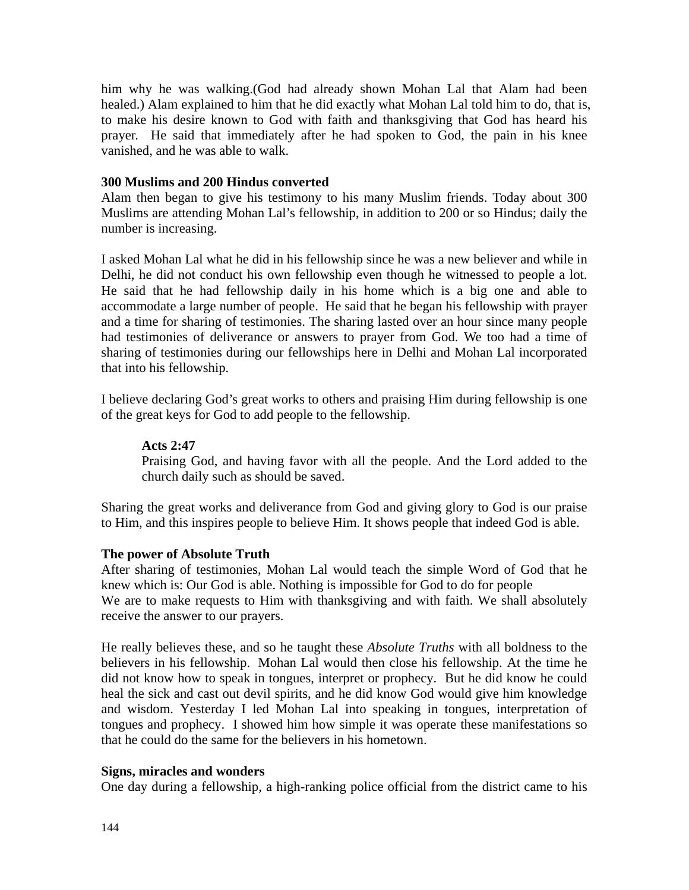him why he was walking.(God had already shown Mohan Lal that Alam had been healed.) Alam explained to him that he did exactly what Mohan Lal told him to do, that is, to make his desire known to God with faith and thanksgiving that God has heard his prayer. He said that immediately after he had spoken to God, the pain in his knee vanished, and he was able to walk.

**300 Muslims and 200 Hindus converted**

Alam then began to give his testimony to his many Muslim friends. Today about 300 Muslims are attending Mohan Lal's fellowship, in addition to 200 or so Hindus; daily the number is increasing.

I asked Mohan Lal what he did in his fellowship since he was a new believer and while in Delhi, he did not conduct his own fellowship even though he witnessed to people a lot. He said that he had fellowship daily in his home which is a big one and able to accommodate a large number of people. He said that he began his fellowship with prayer and a time for sharing of testimonies. The sharing lasted over an hour since many people had testimonies of deliverance or answers to prayer from God. We too had a time of sharing of testimonies during our fellowships here in Delhi and Mohan Lal incorporated that into his fellowship.

I believe declaring God's great works to others and praising Him during fellowship is one of the great keys for God to add people to the fellowship.

> **Acts 2:47**
> Praising God, and having favor with all the people. And the Lord added to the church daily such as should be saved.

Sharing the great works and deliverance from God and giving glory to God is our praise to Him, and this inspires people to believe Him. It shows people that indeed God is able.

**The power of Absolute Truth**

After sharing of testimonies, Mohan Lal would teach the simple Word of God that he knew which is: Our God is able. Nothing is impossible for God to do for people
We are to make requests to Him with thanksgiving and with faith. We shall absolutely receive the answer to our prayers.

He really believes these, and so he taught these *Absolute Truths* with all boldness to the believers in his fellowship. Mohan Lal would then close his fellowship. At the time he did not know how to speak in tongues, interpret or prophecy. But he did know he could heal the sick and cast out devil spirits, and he did know God would give him knowledge and wisdom. Yesterday I led Mohan Lal into speaking in tongues, interpretation of tongues and prophecy. I showed him how simple it was operate these manifestations so that he could do the same for the believers in his hometown.

**Signs, miracles and wonders**

One day during a fellowship, a high-ranking police official from the district came to his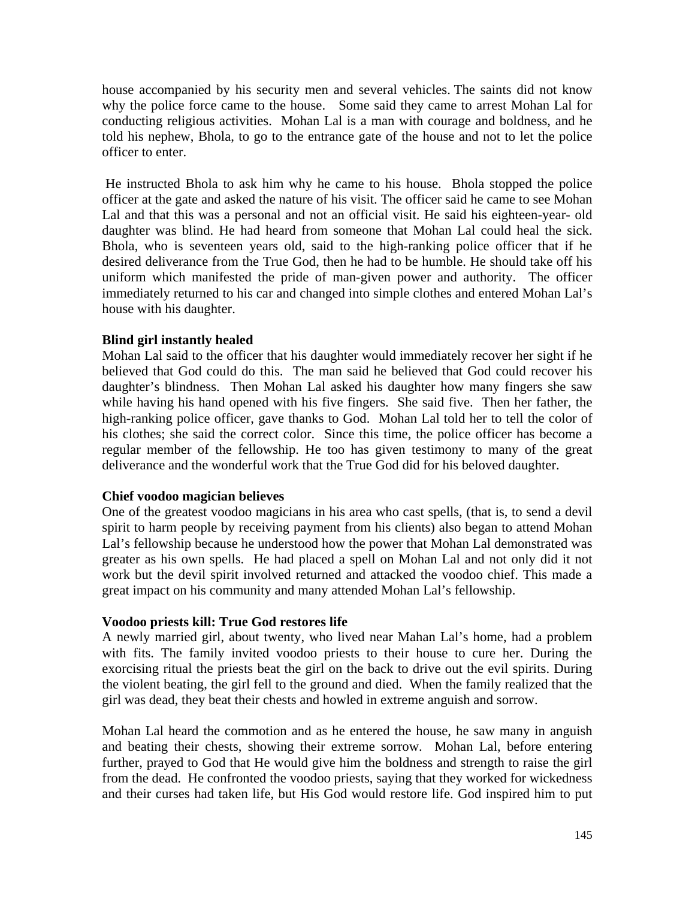house accompanied by his security men and several vehicles. The saints did not know why the police force came to the house. Some said they came to arrest Mohan Lal for conducting religious activities. Mohan Lal is a man with courage and boldness, and he told his nephew, Bhola, to go to the entrance gate of the house and not to let the police officer to enter.

He instructed Bhola to ask him why he came to his house. Bhola stopped the police officer at the gate and asked the nature of his visit. The officer said he came to see Mohan Lal and that this was a personal and not an official visit. He said his eighteen-year- old daughter was blind. He had heard from someone that Mohan Lal could heal the sick. Bhola, who is seventeen years old, said to the high-ranking police officer that if he desired deliverance from the True God, then he had to be humble. He should take off his uniform which manifested the pride of man-given power and authority. The officer immediately returned to his car and changed into simple clothes and entered Mohan Lal's house with his daughter.

**Blind girl instantly healed**

Mohan Lal said to the officer that his daughter would immediately recover her sight if he believed that God could do this. The man said he believed that God could recover his daughter's blindness. Then Mohan Lal asked his daughter how many fingers she saw while having his hand opened with his five fingers. She said five. Then her father, the high-ranking police officer, gave thanks to God. Mohan Lal told her to tell the color of his clothes; she said the correct color. Since this time, the police officer has become a regular member of the fellowship. He too has given testimony to many of the great deliverance and the wonderful work that the True God did for his beloved daughter.

**Chief voodoo magician believes**

One of the greatest voodoo magicians in his area who cast spells, (that is, to send a devil spirit to harm people by receiving payment from his clients) also began to attend Mohan Lal's fellowship because he understood how the power that Mohan Lal demonstrated was greater as his own spells. He had placed a spell on Mohan Lal and not only did it not work but the devil spirit involved returned and attacked the voodoo chief. This made a great impact on his community and many attended Mohan Lal's fellowship.

**Voodoo priests kill: True God restores life**

A newly married girl, about twenty, who lived near Mahan Lal's home, had a problem with fits. The family invited voodoo priests to their house to cure her. During the exorcising ritual the priests beat the girl on the back to drive out the evil spirits. During the violent beating, the girl fell to the ground and died. When the family realized that the girl was dead, they beat their chests and howled in extreme anguish and sorrow.

Mohan Lal heard the commotion and as he entered the house, he saw many in anguish and beating their chests, showing their extreme sorrow. Mohan Lal, before entering further, prayed to God that He would give him the boldness and strength to raise the girl from the dead. He confronted the voodoo priests, saying that they worked for wickedness and their curses had taken life, but His God would restore life. God inspired him to put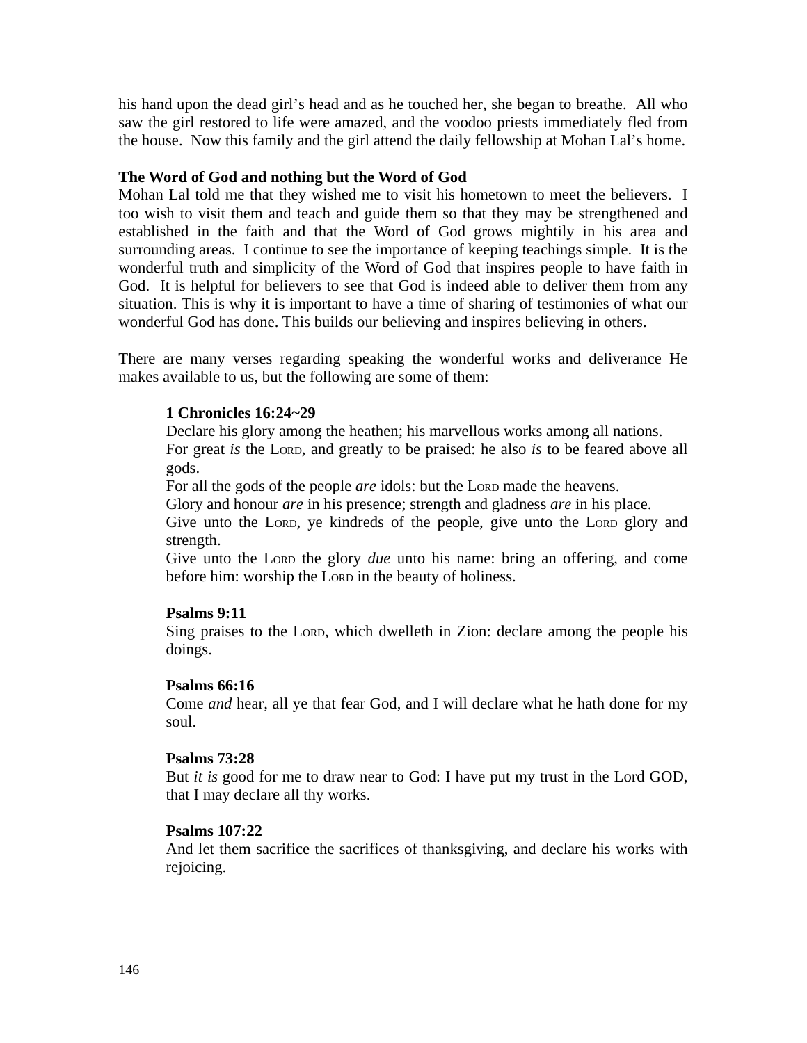his hand upon the dead girl's head and as he touched her, she began to breathe. All who saw the girl restored to life were amazed, and the voodoo priests immediately fled from the house. Now this family and the girl attend the daily fellowship at Mohan Lal's home.

**The Word of God and nothing but the Word of God**

Mohan Lal told me that they wished me to visit his hometown to meet the believers. I too wish to visit them and teach and guide them so that they may be strengthened and established in the faith and that the Word of God grows mightily in his area and surrounding areas. I continue to see the importance of keeping teachings simple. It is the wonderful truth and simplicity of the Word of God that inspires people to have faith in God. It is helpful for believers to see that God is indeed able to deliver them from any situation. This is why it is important to have a time of sharing of testimonies of what our wonderful God has done. This builds our believing and inspires believing in others.

There are many verses regarding speaking the wonderful works and deliverance He makes available to us, but the following are some of them:

> **1 Chronicles 16:24~29**
> Declare his glory among the heathen; his marvellous works among all nations.
> For great *is* the LORD, and greatly to be praised: he also *is* to be feared above all gods.
> For all the gods of the people *are* idols: but the LORD made the heavens.
> Glory and honour *are* in his presence; strength and gladness *are* in his place.
> Give unto the LORD, ye kindreds of the people, give unto the LORD glory and strength.
> Give unto the LORD the glory *due* unto his name: bring an offering, and come before him: worship the LORD in the beauty of holiness.
>
> **Psalms 9:11**
> Sing praises to the LORD, which dwelleth in Zion: declare among the people his doings.
>
> **Psalms 66:16**
> Come *and* hear, all ye that fear God, and I will declare what he hath done for my soul.
>
> **Psalms 73:28**
> But *it is* good for me to draw near to God: I have put my trust in the Lord GOD, that I may declare all thy works.
>
> **Psalms 107:22**
> And let them sacrifice the sacrifices of thanksgiving, and declare his works with rejoicing.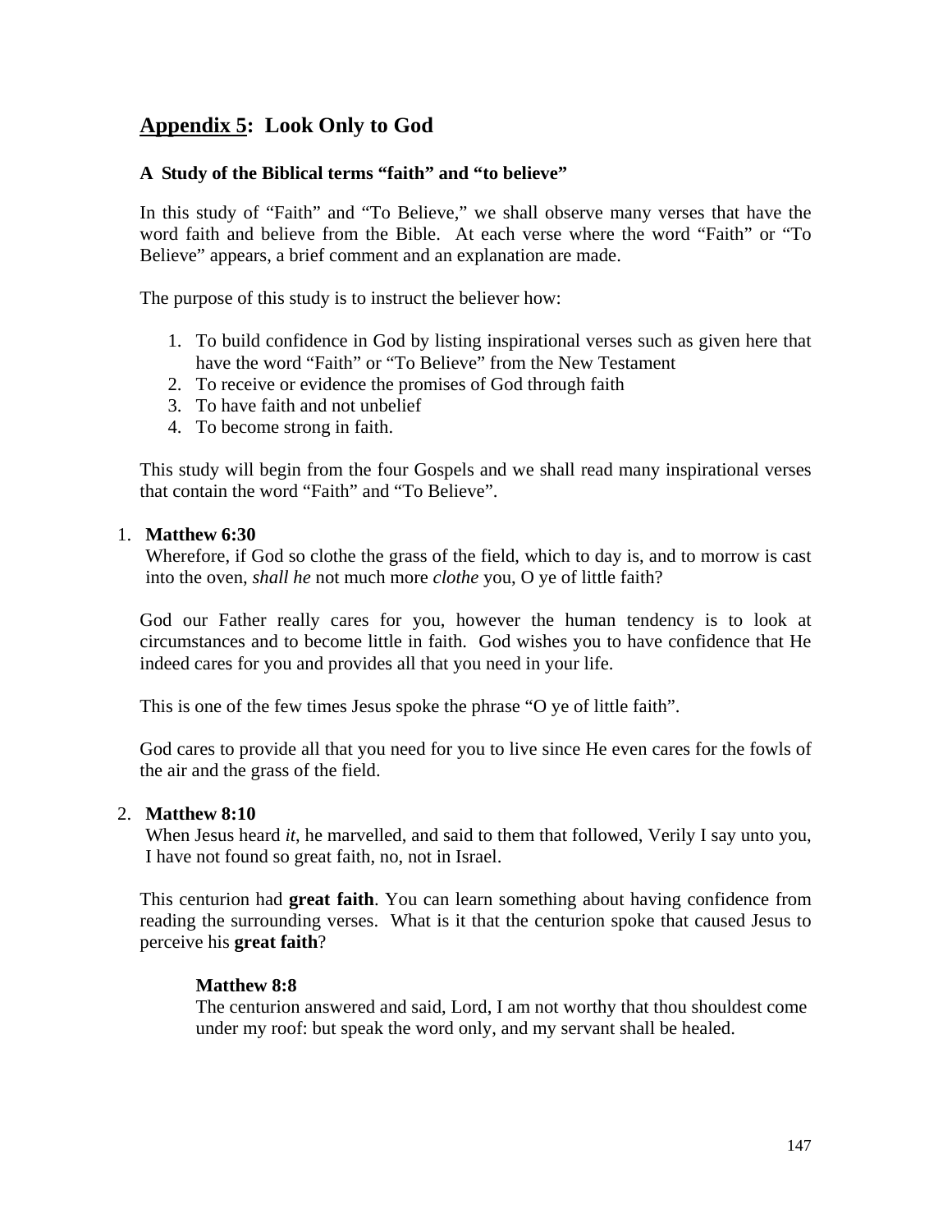## <u>Appendix 5</u>: Look Only to God

### A Study of the Biblical terms "faith" and "to believe"

In this study of "Faith" and "To Believe," we shall observe many verses that have the word faith and believe from the Bible. At each verse where the word "Faith" or "To Believe" appears, a brief comment and an explanation are made.

The purpose of this study is to instruct the believer how:

1. To build confidence in God by listing inspirational verses such as given here that have the word "Faith" or "To Believe" from the New Testament
2. To receive or evidence the promises of God through faith
3. To have faith and not unbelief
4. To become strong in faith.

This study will begin from the four Gospels and we shall read many inspirational verses that contain the word "Faith" and "To Believe".

1. **Matthew 6:30**
   Wherefore, if God so clothe the grass of the field, which to day is, and to morrow is cast into the oven, *shall he* not much more *clothe* you, O ye of little faith?

God our Father really cares for you, however the human tendency is to look at circumstances and to become little in faith. God wishes you to have confidence that He indeed cares for you and provides all that you need in your life.

This is one of the few times Jesus spoke the phrase "O ye of little faith".

God cares to provide all that you need for you to live since He even cares for the fowls of the air and the grass of the field.

2. **Matthew 8:10**
   When Jesus heard *it*, he marvelled, and said to them that followed, Verily I say unto you, I have not found so great faith, no, not in Israel.

This centurion had **great faith**. You can learn something about having confidence from reading the surrounding verses. What is it that the centurion spoke that caused Jesus to perceive his **great faith**?

> **Matthew 8:8**
> The centurion answered and said, Lord, I am not worthy that thou shouldest come under my roof: but speak the word only, and my servant shall be healed.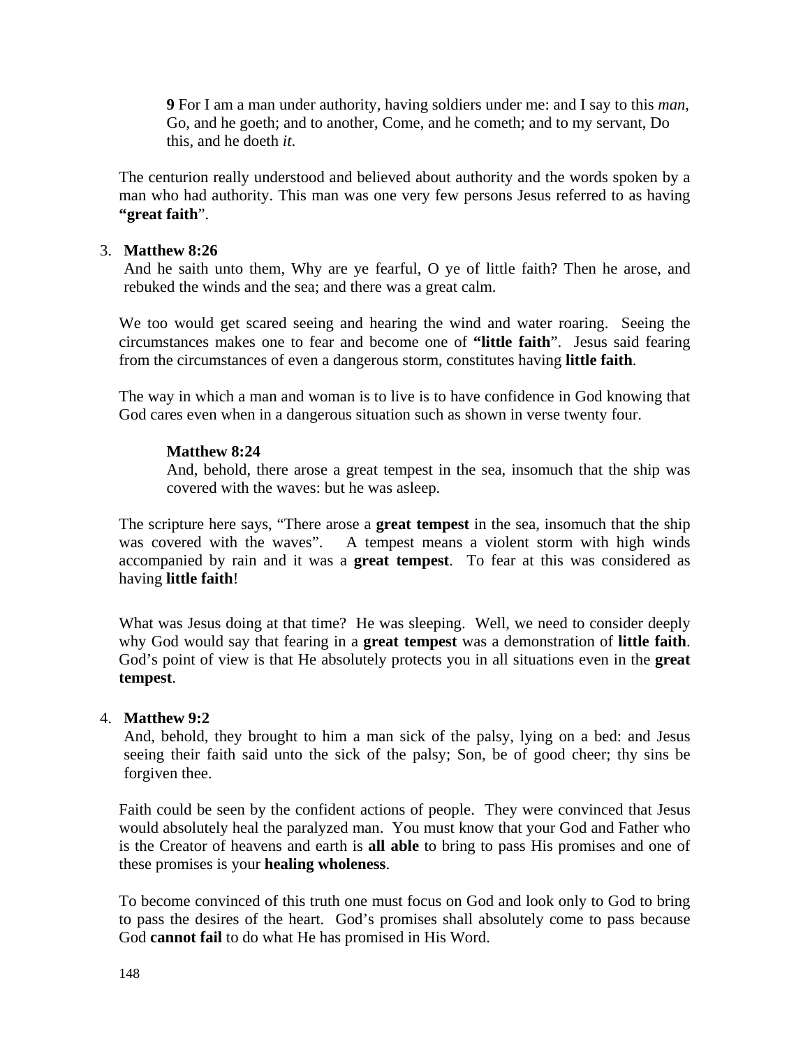**9** For I am a man under authority, having soldiers under me: and I say to this *man*, Go, and he goeth; and to another, Come, and he cometh; and to my servant, Do this, and he doeth *it*.

The centurion really understood and believed about authority and the words spoken by a man who had authority. This man was one very few persons Jesus referred to as having **"great faith**".

3. **Matthew 8:26**
   And he saith unto them, Why are ye fearful, O ye of little faith? Then he arose, and rebuked the winds and the sea; and there was a great calm.

We too would get scared seeing and hearing the wind and water roaring. Seeing the circumstances makes one to fear and become one of **"little faith**". Jesus said fearing from the circumstances of even a dangerous storm, constitutes having **little faith**.

The way in which a man and woman is to live is to have confidence in God knowing that God cares even when in a dangerous situation such as shown in verse twenty four.

**Matthew 8:24**
And, behold, there arose a great tempest in the sea, insomuch that the ship was covered with the waves: but he was asleep.

The scripture here says, "There arose a **great tempest** in the sea, insomuch that the ship was covered with the waves". A tempest means a violent storm with high winds accompanied by rain and it was a **great tempest**. To fear at this was considered as having **little faith**!

What was Jesus doing at that time? He was sleeping. Well, we need to consider deeply why God would say that fearing in a **great tempest** was a demonstration of **little faith**. God's point of view is that He absolutely protects you in all situations even in the **great tempest**.

4. **Matthew 9:2**
   And, behold, they brought to him a man sick of the palsy, lying on a bed: and Jesus seeing their faith said unto the sick of the palsy; Son, be of good cheer; thy sins be forgiven thee.

Faith could be seen by the confident actions of people. They were convinced that Jesus would absolutely heal the paralyzed man. You must know that your God and Father who is the Creator of heavens and earth is **all able** to bring to pass His promises and one of these promises is your **healing wholeness**.

To become convinced of this truth one must focus on God and look only to God to bring to pass the desires of the heart. God's promises shall absolutely come to pass because God **cannot fail** to do what He has promised in His Word.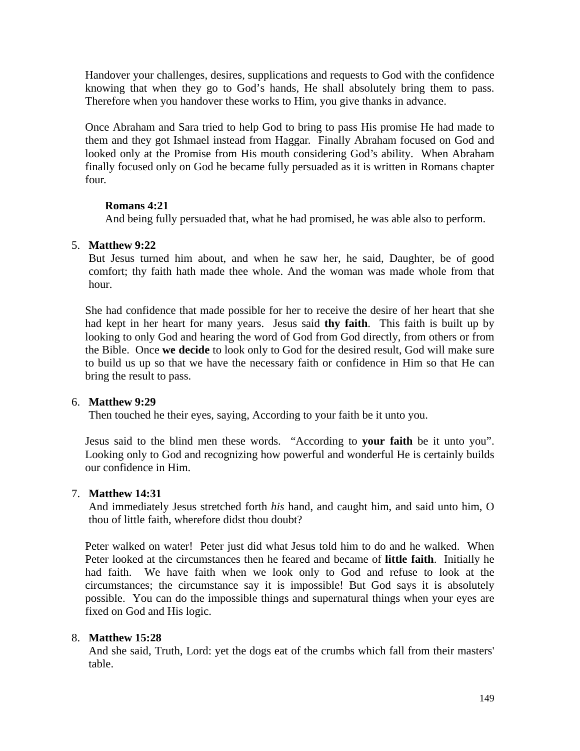Handover your challenges, desires, supplications and requests to God with the confidence knowing that when they go to God's hands, He shall absolutely bring them to pass. Therefore when you handover these works to Him, you give thanks in advance.

Once Abraham and Sara tried to help God to bring to pass His promise He had made to them and they got Ishmael instead from Haggar. Finally Abraham focused on God and looked only at the Promise from His mouth considering God's ability. When Abraham finally focused only on God he became fully persuaded as it is written in Romans chapter four.

> **Romans 4:21**
> And being fully persuaded that, what he had promised, he was able also to perform.

5. **Matthew 9:22**
   But Jesus turned him about, and when he saw her, he said, Daughter, be of good comfort; thy faith hath made thee whole. And the woman was made whole from that hour.

She had confidence that made possible for her to receive the desire of her heart that she had kept in her heart for many years. Jesus said **thy faith**. This faith is built up by looking to only God and hearing the word of God from God directly, from others or from the Bible. Once **we decide** to look only to God for the desired result, God will make sure to build us up so that we have the necessary faith or confidence in Him so that He can bring the result to pass.

6. **Matthew 9:29**
   Then touched he their eyes, saying, According to your faith be it unto you.

Jesus said to the blind men these words. "According to **your faith** be it unto you". Looking only to God and recognizing how powerful and wonderful He is certainly builds our confidence in Him.

7. **Matthew 14:31**
   And immediately Jesus stretched forth *his* hand, and caught him, and said unto him, O thou of little faith, wherefore didst thou doubt?

Peter walked on water! Peter just did what Jesus told him to do and he walked. When Peter looked at the circumstances then he feared and became of **little faith**. Initially he had faith. We have faith when we look only to God and refuse to look at the circumstances; the circumstance say it is impossible! But God says it is absolutely possible. You can do the impossible things and supernatural things when your eyes are fixed on God and His logic.

8. **Matthew 15:28**
   And she said, Truth, Lord: yet the dogs eat of the crumbs which fall from their masters' table.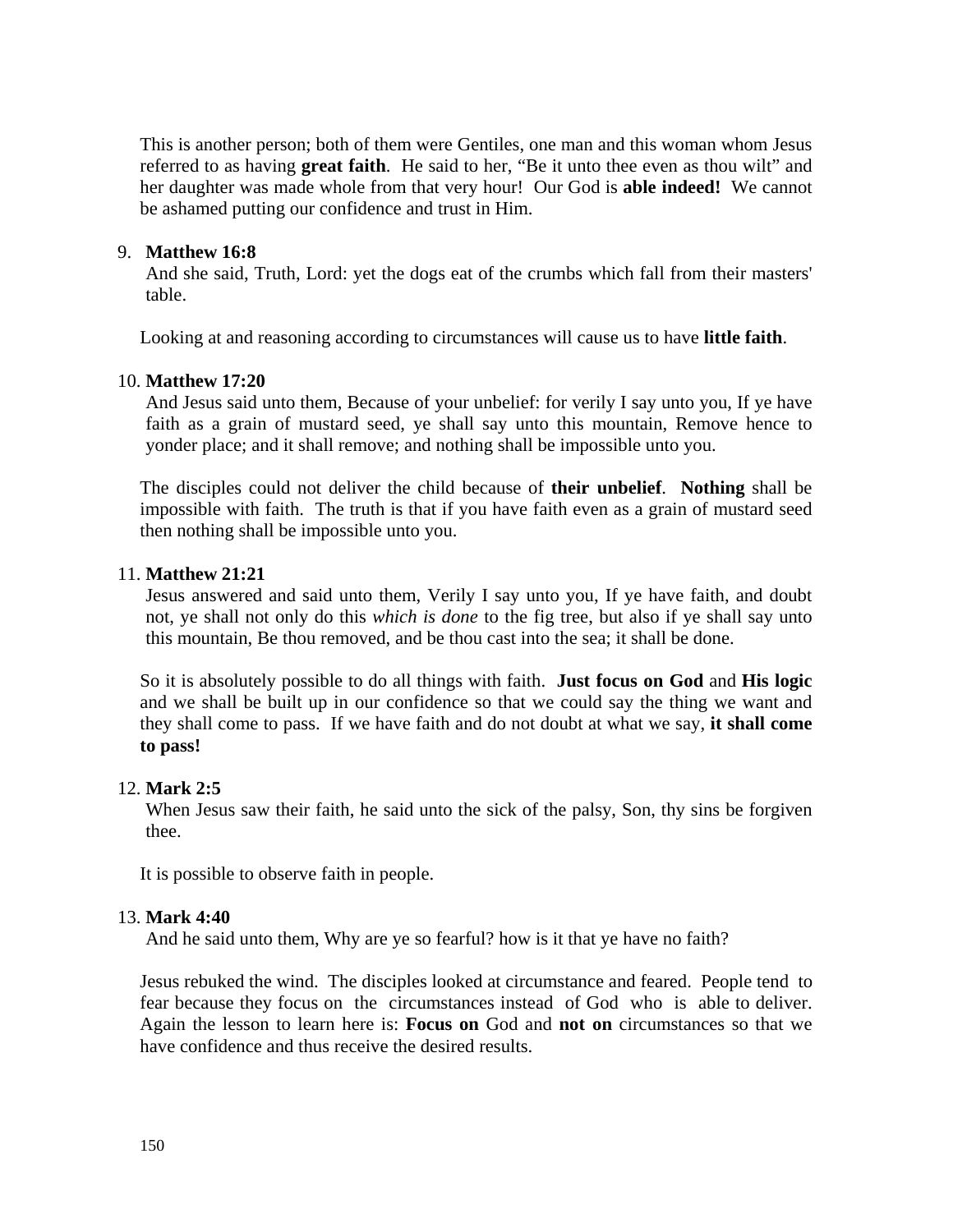This is another person; both of them were Gentiles, one man and this woman whom Jesus referred to as having **great faith**. He said to her, “Be it unto thee even as thou wilt” and her daughter was made whole from that very hour! Our God is **able indeed!** We cannot be ashamed putting our confidence and trust in Him.

9. **Matthew 16:8**
   And she said, Truth, Lord: yet the dogs eat of the crumbs which fall from their masters' table.

   Looking at and reasoning according to circumstances will cause us to have **little faith**.

10. **Matthew 17:20**
    And Jesus said unto them, Because of your unbelief: for verily I say unto you, If ye have faith as a grain of mustard seed, ye shall say unto this mountain, Remove hence to yonder place; and it shall remove; and nothing shall be impossible unto you.

    The disciples could not deliver the child because of **their unbelief**. **Nothing** shall be impossible with faith. The truth is that if you have faith even as a grain of mustard seed then nothing shall be impossible unto you.

11. **Matthew 21:21**
    Jesus answered and said unto them, Verily I say unto you, If ye have faith, and doubt not, ye shall not only do this *which is done* to the fig tree, but also if ye shall say unto this mountain, Be thou removed, and be thou cast into the sea; it shall be done.

    So it is absolutely possible to do all things with faith. **Just focus on God** and **His logic** and we shall be built up in our confidence so that we could say the thing we want and they shall come to pass. If we have faith and do not doubt at what we say, **it shall come to pass!**

12. **Mark 2:5**
    When Jesus saw their faith, he said unto the sick of the palsy, Son, thy sins be forgiven thee.

    It is possible to observe faith in people.

13. **Mark 4:40**
    And he said unto them, Why are ye so fearful? how is it that ye have no faith?

    Jesus rebuked the wind. The disciples looked at circumstance and feared. People tend to fear because they focus on the circumstances instead of God who is able to deliver. Again the lesson to learn here is: **Focus on** God and **not on** circumstances so that we have confidence and thus receive the desired results.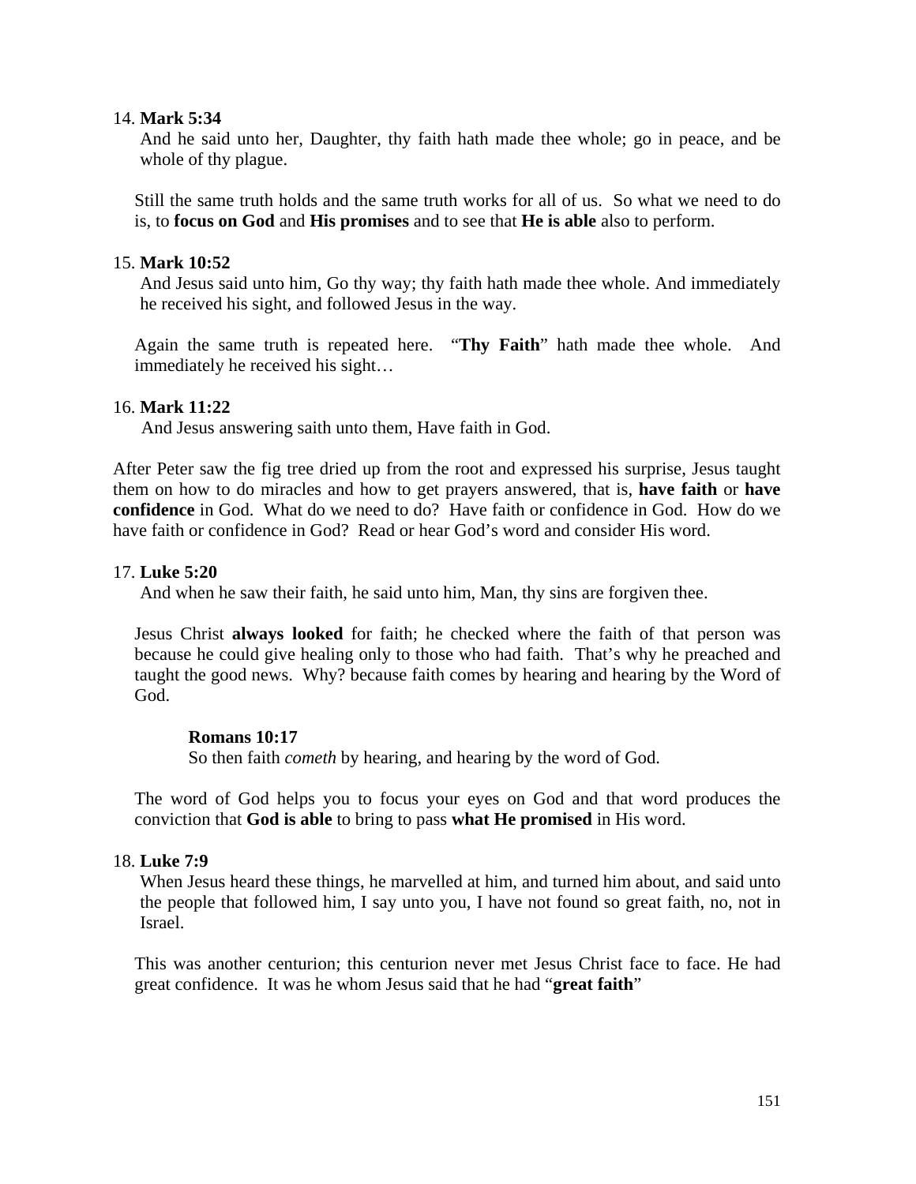14. **Mark 5:34**

    And he said unto her, Daughter, thy faith hath made thee whole; go in peace, and be whole of thy plague.

    Still the same truth holds and the same truth works for all of us. So what we need to do is, to **focus on God** and **His promises** and to see that **He is able** also to perform.

15. **Mark 10:52**

    And Jesus said unto him, Go thy way; thy faith hath made thee whole. And immediately he received his sight, and followed Jesus in the way.

    Again the same truth is repeated here. "**Thy Faith**" hath made thee whole. And immediately he received his sight…

16. **Mark 11:22**

    And Jesus answering saith unto them, Have faith in God.

After Peter saw the fig tree dried up from the root and expressed his surprise, Jesus taught them on how to do miracles and how to get prayers answered, that is, **have faith** or **have confidence** in God. What do we need to do? Have faith or confidence in God. How do we have faith or confidence in God? Read or hear God's word and consider His word.

17. **Luke 5:20**

    And when he saw their faith, he said unto him, Man, thy sins are forgiven thee.

    Jesus Christ **always looked** for faith; he checked where the faith of that person was because he could give healing only to those who had faith. That's why he preached and taught the good news. Why? because faith comes by hearing and hearing by the Word of God.

    **Romans 10:17**

    So then faith *cometh* by hearing, and hearing by the word of God.

    The word of God helps you to focus your eyes on God and that word produces the conviction that **God is able** to bring to pass **what He promised** in His word.

18. **Luke 7:9**

    When Jesus heard these things, he marvelled at him, and turned him about, and said unto the people that followed him, I say unto you, I have not found so great faith, no, not in Israel.

    This was another centurion; this centurion never met Jesus Christ face to face. He had great confidence. It was he whom Jesus said that he had "**great faith**"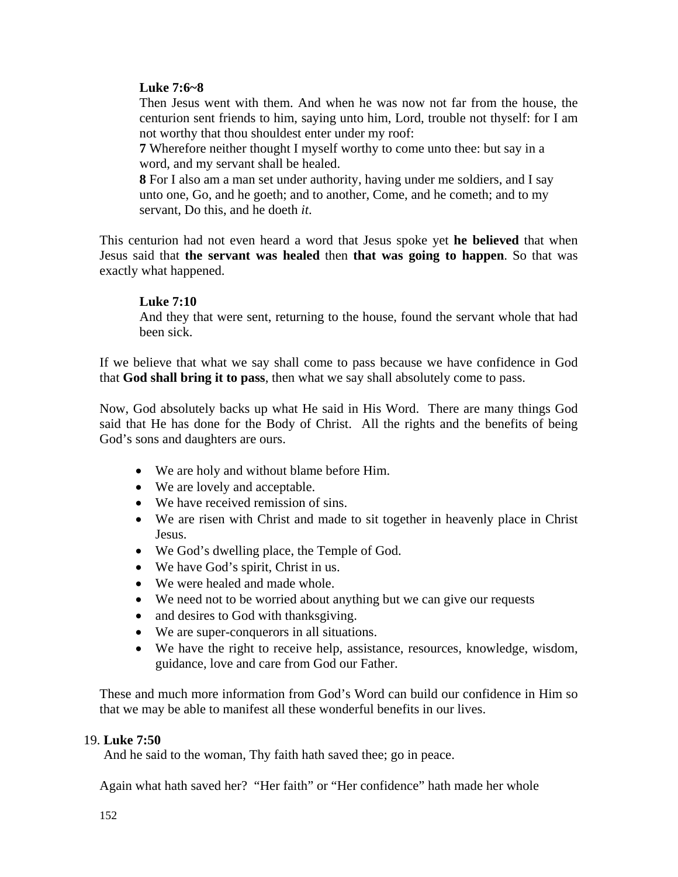**Luke 7:6~8**

Then Jesus went with them. And when he was now not far from the house, the centurion sent friends to him, saying unto him, Lord, trouble not thyself: for I am not worthy that thou shouldest enter under my roof:

**7** Wherefore neither thought I myself worthy to come unto thee: but say in a word, and my servant shall be healed.

**8** For I also am a man set under authority, having under me soldiers, and I say unto one, Go, and he goeth; and to another, Come, and he cometh; and to my servant, Do this, and he doeth *it*.

This centurion had not even heard a word that Jesus spoke yet **he believed** that when Jesus said that **the servant was healed** then **that was going to happen**. So that was exactly what happened.

**Luke 7:10**

And they that were sent, returning to the house, found the servant whole that had been sick.

If we believe that what we say shall come to pass because we have confidence in God that **God shall bring it to pass**, then what we say shall absolutely come to pass.

Now, God absolutely backs up what He said in His Word. There are many things God said that He has done for the Body of Christ. All the rights and the benefits of being God's sons and daughters are ours.

- We are holy and without blame before Him.
- We are lovely and acceptable.
- We have received remission of sins.
- We are risen with Christ and made to sit together in heavenly place in Christ Jesus.
- We God's dwelling place, the Temple of God.
- We have God's spirit, Christ in us.
- We were healed and made whole.
- We need not to be worried about anything but we can give our requests
- and desires to God with thanksgiving.
- We are super-conquerors in all situations.
- We have the right to receive help, assistance, resources, knowledge, wisdom, guidance, love and care from God our Father.

These and much more information from God's Word can build our confidence in Him so that we may be able to manifest all these wonderful benefits in our lives.

19. **Luke 7:50**

And he said to the woman, Thy faith hath saved thee; go in peace.

Again what hath saved her? "Her faith" or "Her confidence" hath made her whole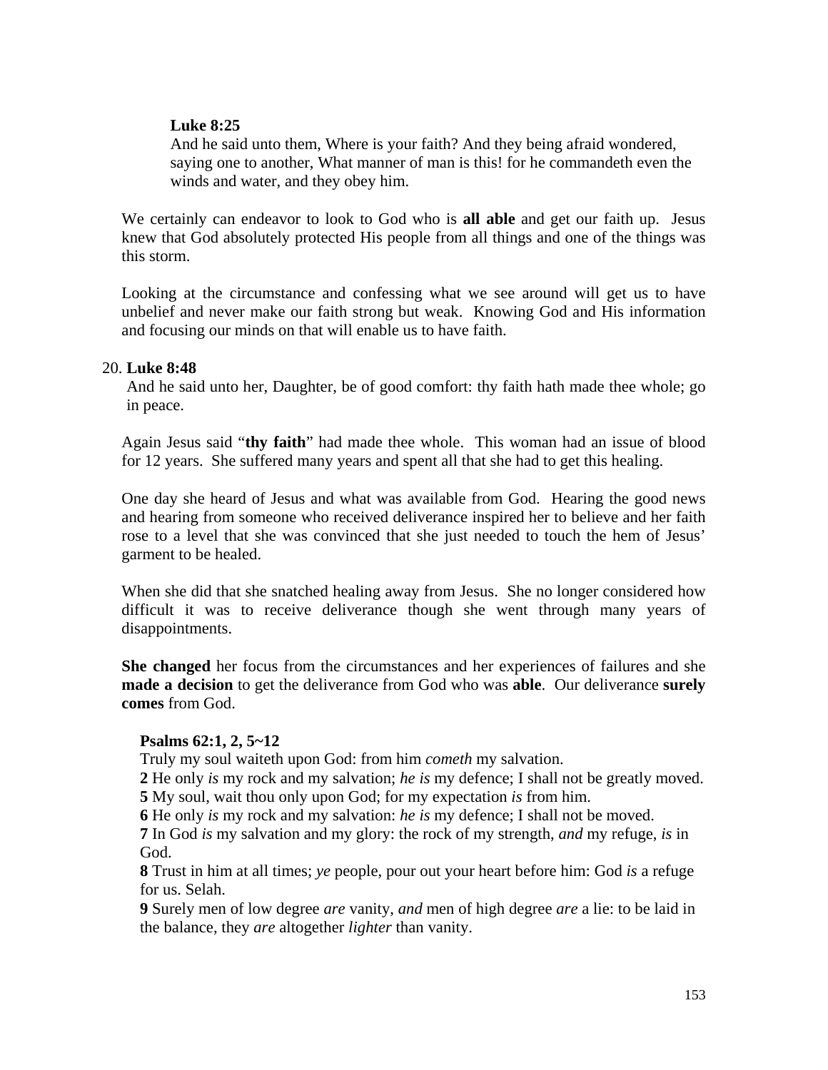**Luke 8:25**
And he said unto them, Where is your faith? And they being afraid wondered, saying one to another, What manner of man is this! for he commandeth even the winds and water, and they obey him.

We certainly can endeavor to look to God who is **all able** and get our faith up. Jesus knew that God absolutely protected His people from all things and one of the things was this storm.

Looking at the circumstance and confessing what we see around will get us to have unbelief and never make our faith strong but weak. Knowing God and His information and focusing our minds on that will enable us to have faith.

20. **Luke 8:48**
And he said unto her, Daughter, be of good comfort: thy faith hath made thee whole; go in peace.

Again Jesus said "**thy faith**" had made thee whole. This woman had an issue of blood for 12 years. She suffered many years and spent all that she had to get this healing.

One day she heard of Jesus and what was available from God. Hearing the good news and hearing from someone who received deliverance inspired her to believe and her faith rose to a level that she was convinced that she just needed to touch the hem of Jesus' garment to be healed.

When she did that she snatched healing away from Jesus. She no longer considered how difficult it was to receive deliverance though she went through many years of disappointments.

**She changed** her focus from the circumstances and her experiences of failures and she **made a decision** to get the deliverance from God who was **able**. Our deliverance **surely comes** from God.

**Psalms 62:1, 2, 5~12**
Truly my soul waiteth upon God: from him *cometh* my salvation.
**2** He only *is* my rock and my salvation; *he is* my defence; I shall not be greatly moved.
**5** My soul, wait thou only upon God; for my expectation *is* from him.
**6** He only *is* my rock and my salvation: *he is* my defence; I shall not be moved.
**7** In God *is* my salvation and my glory: the rock of my strength, *and* my refuge, *is* in God.
**8** Trust in him at all times; *ye* people, pour out your heart before him: God *is* a refuge for us. Selah.
**9** Surely men of low degree *are* vanity, *and* men of high degree *are* a lie: to be laid in the balance, they *are* altogether *lighter* than vanity.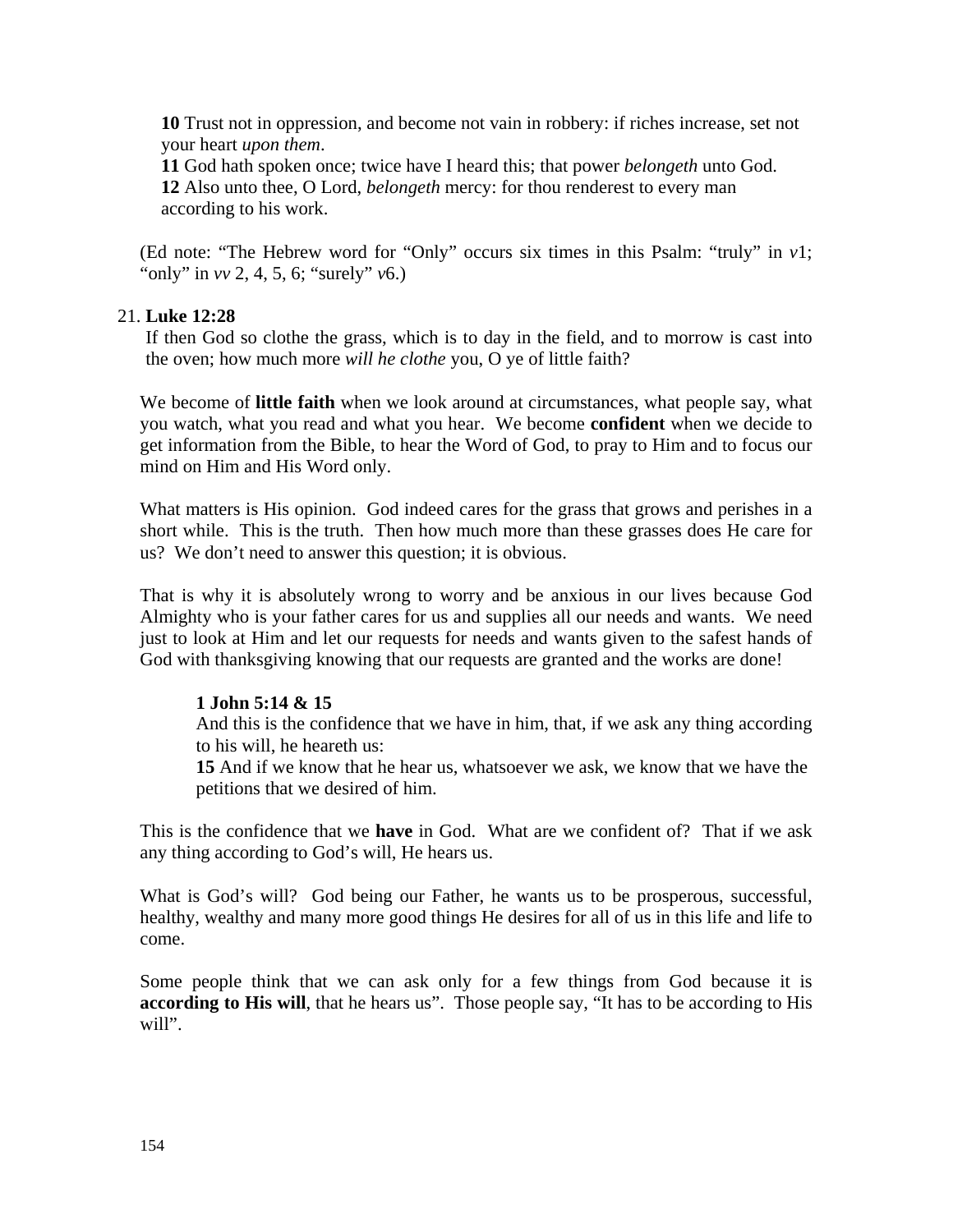**10** Trust not in oppression, and become not vain in robbery: if riches increase, set not your heart *upon them*.
**11** God hath spoken once; twice have I heard this; that power *belongeth* unto God.
**12** Also unto thee, O Lord, *belongeth* mercy: for thou renderest to every man according to his work.

(Ed note: "The Hebrew word for "Only" occurs six times in this Psalm: "truly" in *v*1; "only" in *vv* 2, 4, 5, 6; "surely" *v*6.)

21. **Luke 12:28**
If then God so clothe the grass, which is to day in the field, and to morrow is cast into the oven; how much more *will he clothe* you, O ye of little faith?

We become of **little faith** when we look around at circumstances, what people say, what you watch, what you read and what you hear. We become **confident** when we decide to get information from the Bible, to hear the Word of God, to pray to Him and to focus our mind on Him and His Word only.

What matters is His opinion. God indeed cares for the grass that grows and perishes in a short while. This is the truth. Then how much more than these grasses does He care for us? We don't need to answer this question; it is obvious.

That is why it is absolutely wrong to worry and be anxious in our lives because God Almighty who is your father cares for us and supplies all our needs and wants. We need just to look at Him and let our requests for needs and wants given to the safest hands of God with thanksgiving knowing that our requests are granted and the works are done!

**1 John 5:14 & 15**
And this is the confidence that we have in him, that, if we ask any thing according to his will, he heareth us:
**15** And if we know that he hear us, whatsoever we ask, we know that we have the petitions that we desired of him.

This is the confidence that we **have** in God. What are we confident of? That if we ask any thing according to God's will, He hears us.

What is God's will? God being our Father, he wants us to be prosperous, successful, healthy, wealthy and many more good things He desires for all of us in this life and life to come.

Some people think that we can ask only for a few things from God because it is **according to His will**, that he hears us". Those people say, "It has to be according to His will".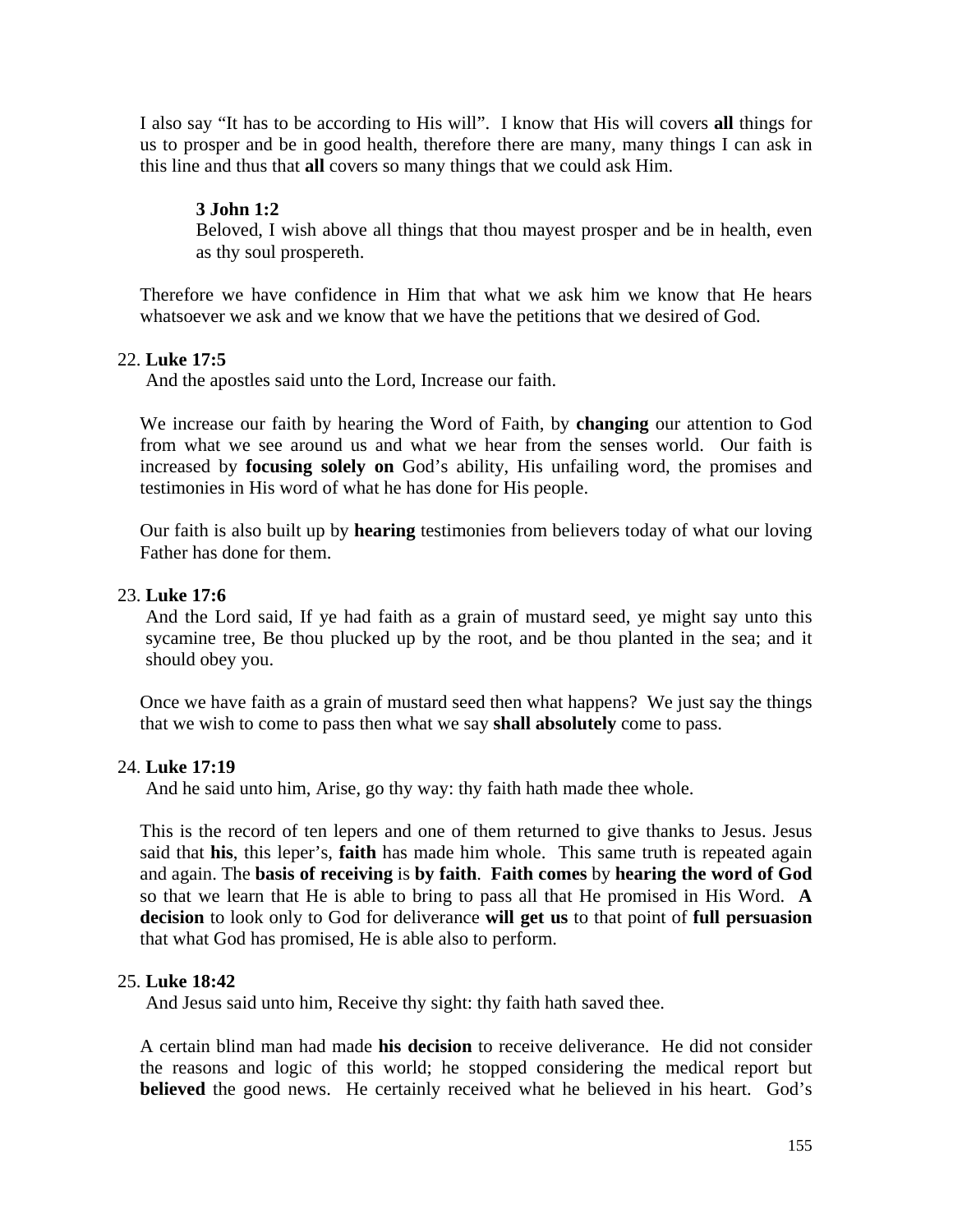I also say "It has to be according to His will". I know that His will covers **all** things for us to prosper and be in good health, therefore there are many, many things I can ask in this line and thus that **all** covers so many things that we could ask Him.

> **3 John 1:2**
> Beloved, I wish above all things that thou mayest prosper and be in health, even as thy soul prospereth.

Therefore we have confidence in Him that what we ask him we know that He hears whatsoever we ask and we know that we have the petitions that we desired of God.

22. **Luke 17:5**
    And the apostles said unto the Lord, Increase our faith.

    We increase our faith by hearing the Word of Faith, by **changing** our attention to God from what we see around us and what we hear from the senses world. Our faith is increased by **focusing solely on** God's ability, His unfailing word, the promises and testimonies in His word of what he has done for His people.

    Our faith is also built up by **hearing** testimonies from believers today of what our loving Father has done for them.

23. **Luke 17:6**
    And the Lord said, If ye had faith as a grain of mustard seed, ye might say unto this sycamine tree, Be thou plucked up by the root, and be thou planted in the sea; and it should obey you.

    Once we have faith as a grain of mustard seed then what happens? We just say the things that we wish to come to pass then what we say **shall absolutely** come to pass.

24. **Luke 17:19**
    And he said unto him, Arise, go thy way: thy faith hath made thee whole.

    This is the record of ten lepers and one of them returned to give thanks to Jesus. Jesus said that **his**, this leper's, **faith** has made him whole. This same truth is repeated again and again. The **basis of receiving** is **by faith**. **Faith comes** by **hearing the word of God** so that we learn that He is able to bring to pass all that He promised in His Word. **A decision** to look only to God for deliverance **will get us** to that point of **full persuasion** that what God has promised, He is able also to perform.

25. **Luke 18:42**
    And Jesus said unto him, Receive thy sight: thy faith hath saved thee.

    A certain blind man had made **his decision** to receive deliverance. He did not consider the reasons and logic of this world; he stopped considering the medical report but **believed** the good news. He certainly received what he believed in his heart. God's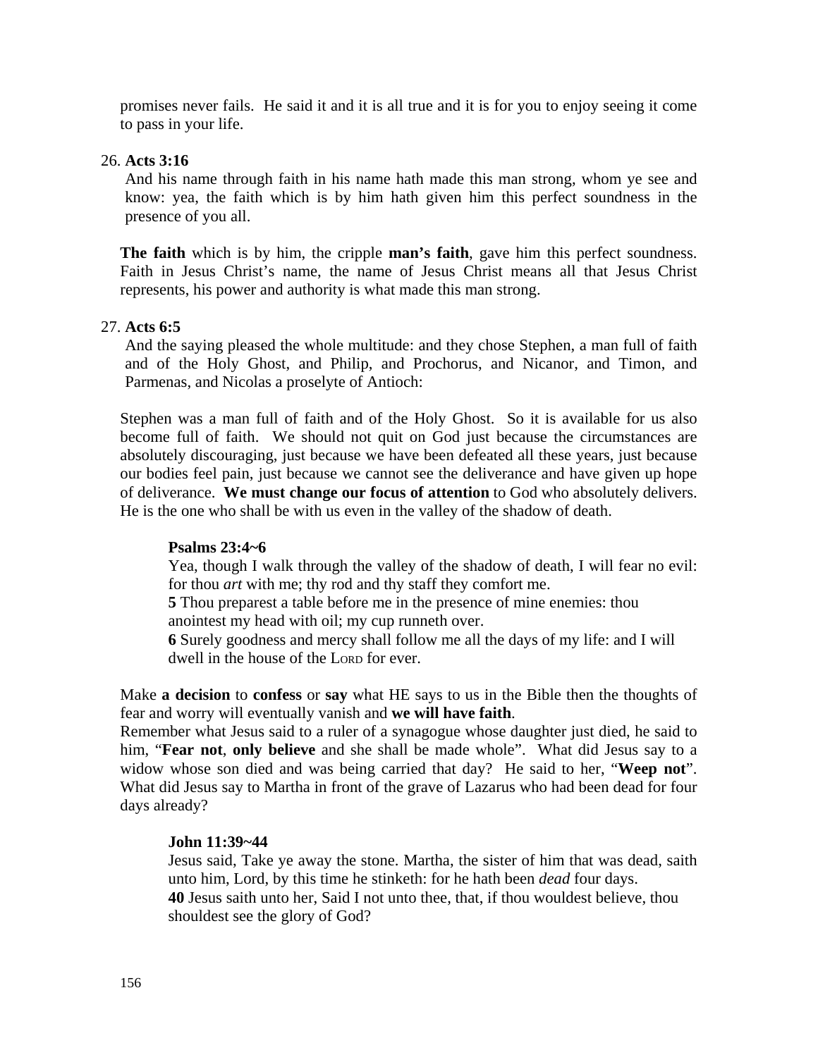promises never fails. He said it and it is all true and it is for you to enjoy seeing it come to pass in your life.

26. **Acts 3:16**

 And his name through faith in his name hath made this man strong, whom ye see and know: yea, the faith which is by him hath given him this perfect soundness in the presence of you all.

 **The faith** which is by him, the cripple **man's faith**, gave him this perfect soundness. Faith in Jesus Christ's name, the name of Jesus Christ means all that Jesus Christ represents, his power and authority is what made this man strong.

27. **Acts 6:5**

 And the saying pleased the whole multitude: and they chose Stephen, a man full of faith and of the Holy Ghost, and Philip, and Prochorus, and Nicanor, and Timon, and Parmenas, and Nicolas a proselyte of Antioch:

 Stephen was a man full of faith and of the Holy Ghost. So it is available for us also become full of faith. We should not quit on God just because the circumstances are absolutely discouraging, just because we have been defeated all these years, just because our bodies feel pain, just because we cannot see the deliverance and have given up hope of deliverance. **We must change our focus of attention** to God who absolutely delivers. He is the one who shall be with us even in the valley of the shadow of death.

 **Psalms 23:4~6**

 Yea, though I walk through the valley of the shadow of death, I will fear no evil: for thou *art* with me; thy rod and thy staff they comfort me.
 **5** Thou preparest a table before me in the presence of mine enemies: thou anointest my head with oil; my cup runneth over.
 **6** Surely goodness and mercy shall follow me all the days of my life: and I will dwell in the house of the LORD for ever.

 Make **a decision** to **confess** or **say** what HE says to us in the Bible then the thoughts of fear and worry will eventually vanish and **we will have faith**.
 Remember what Jesus said to a ruler of a synagogue whose daughter just died, he said to him, "**Fear not**, **only believe** and she shall be made whole". What did Jesus say to a widow whose son died and was being carried that day? He said to her, "**Weep not**". What did Jesus say to Martha in front of the grave of Lazarus who had been dead for four days already?

 **John 11:39~44**

 Jesus said, Take ye away the stone. Martha, the sister of him that was dead, saith unto him, Lord, by this time he stinketh: for he hath been *dead* four days.
 **40** Jesus saith unto her, Said I not unto thee, that, if thou wouldest believe, thou shouldest see the glory of God?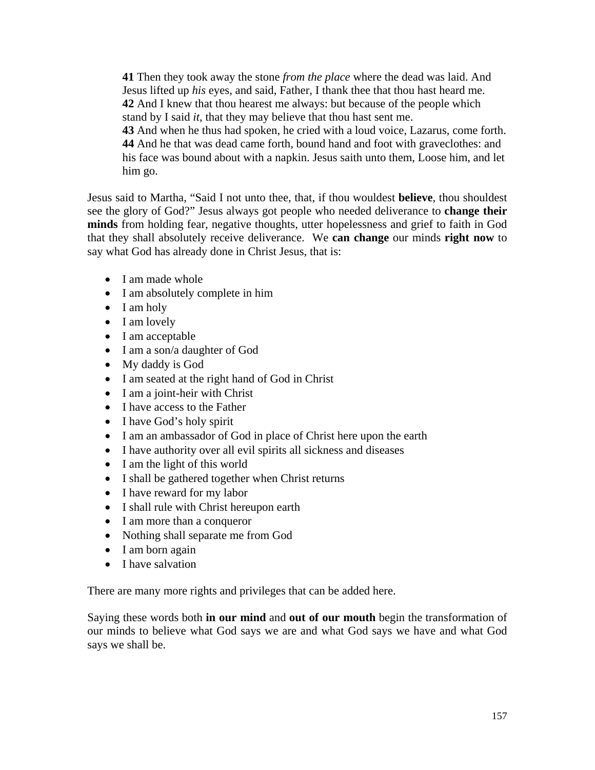> **41** Then they took away the stone *from the place* where the dead was laid. And Jesus lifted up *his* eyes, and said, Father, I thank thee that thou hast heard me.
> **42** And I knew that thou hearest me always: but because of the people which stand by I said *it*, that they may believe that thou hast sent me.
> **43** And when he thus had spoken, he cried with a loud voice, Lazarus, come forth.
> **44** And he that was dead came forth, bound hand and foot with graveclothes: and his face was bound about with a napkin. Jesus saith unto them, Loose him, and let him go.

Jesus said to Martha, "Said I not unto thee, that, if thou wouldest **believe**, thou shouldest see the glory of God?" Jesus always got people who needed deliverance to **change their minds** from holding fear, negative thoughts, utter hopelessness and grief to faith in God that they shall absolutely receive deliverance. We **can change** our minds **right now** to say what God has already done in Christ Jesus, that is:

- I am made whole
- I am absolutely complete in him
- I am holy
- I am lovely
- I am acceptable
- I am a son/a daughter of God
- My daddy is God
- I am seated at the right hand of God in Christ
- I am a joint-heir with Christ
- I have access to the Father
- I have God's holy spirit
- I am an ambassador of God in place of Christ here upon the earth
- I have authority over all evil spirits all sickness and diseases
- I am the light of this world
- I shall be gathered together when Christ returns
- I have reward for my labor
- I shall rule with Christ hereupon earth
- I am more than a conqueror
- Nothing shall separate me from God
- I am born again
- I have salvation

There are many more rights and privileges that can be added here.

Saying these words both **in our mind** and **out of our mouth** begin the transformation of our minds to believe what God says we are and what God says we have and what God says we shall be.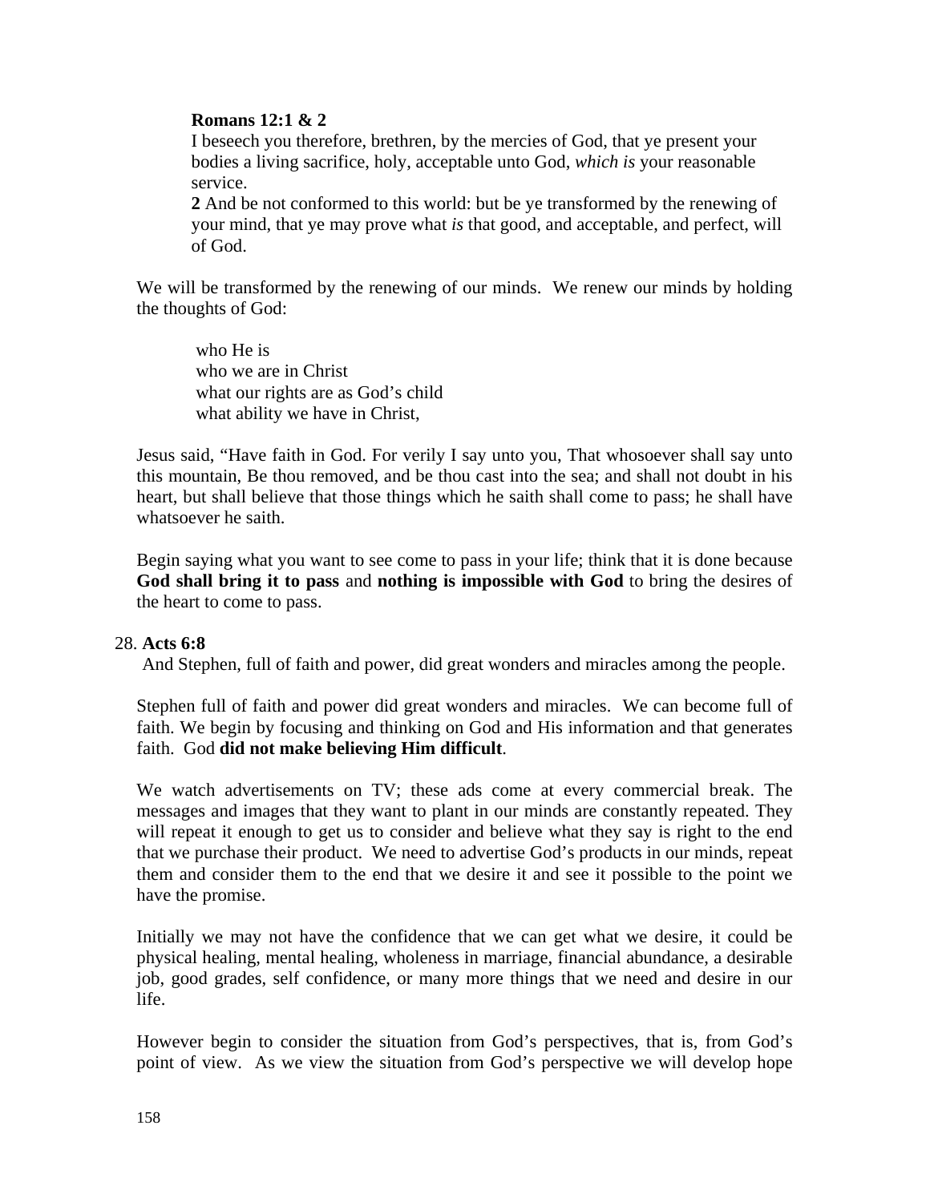**Romans 12:1 & 2**

I beseech you therefore, brethren, by the mercies of God, that ye present your bodies a living sacrifice, holy, acceptable unto God, *which is* your reasonable service.

**2** And be not conformed to this world: but be ye transformed by the renewing of your mind, that ye may prove what *is* that good, and acceptable, and perfect, will of God.

We will be transformed by the renewing of our minds. We renew our minds by holding the thoughts of God:

who He is
who we are in Christ
what our rights are as God's child
what ability we have in Christ,

Jesus said, "Have faith in God. For verily I say unto you, That whosoever shall say unto this mountain, Be thou removed, and be thou cast into the sea; and shall not doubt in his heart, but shall believe that those things which he saith shall come to pass; he shall have whatsoever he saith.

Begin saying what you want to see come to pass in your life; think that it is done because **God shall bring it to pass** and **nothing is impossible with God** to bring the desires of the heart to come to pass.

28. **Acts 6:8**

And Stephen, full of faith and power, did great wonders and miracles among the people.

Stephen full of faith and power did great wonders and miracles. We can become full of faith. We begin by focusing and thinking on God and His information and that generates faith. God **did not make believing Him difficult**.

We watch advertisements on TV; these ads come at every commercial break. The messages and images that they want to plant in our minds are constantly repeated. They will repeat it enough to get us to consider and believe what they say is right to the end that we purchase their product. We need to advertise God's products in our minds, repeat them and consider them to the end that we desire it and see it possible to the point we have the promise.

Initially we may not have the confidence that we can get what we desire, it could be physical healing, mental healing, wholeness in marriage, financial abundance, a desirable job, good grades, self confidence, or many more things that we need and desire in our life.

However begin to consider the situation from God's perspectives, that is, from God's point of view. As we view the situation from God's perspective we will develop hope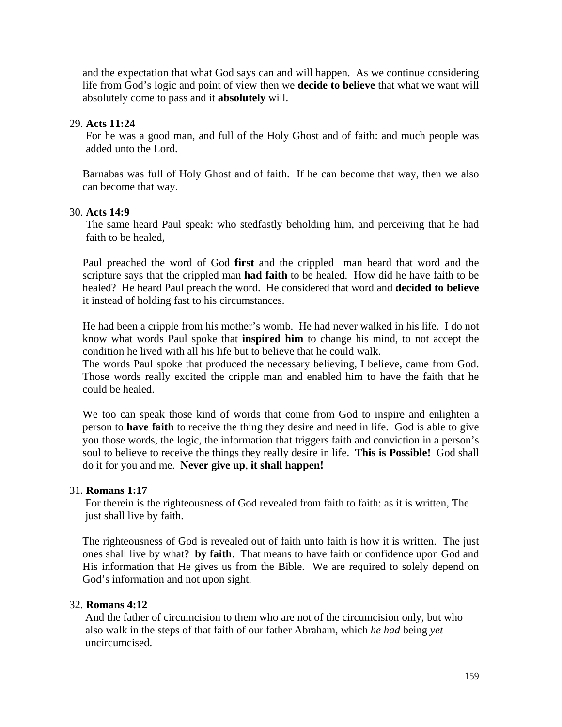and the expectation that what God says can and will happen. As we continue considering life from God's logic and point of view then we **decide to believe** that what we want will absolutely come to pass and it **absolutely** will.

29. **Acts 11:24**

For he was a good man, and full of the Holy Ghost and of faith: and much people was added unto the Lord.

Barnabas was full of Holy Ghost and of faith. If he can become that way, then we also can become that way.

30. **Acts 14:9**

The same heard Paul speak: who stedfastly beholding him, and perceiving that he had faith to be healed,

Paul preached the word of God **first** and the crippled man heard that word and the scripture says that the crippled man **had faith** to be healed. How did he have faith to be healed? He heard Paul preach the word. He considered that word and **decided to believe** it instead of holding fast to his circumstances.

He had been a cripple from his mother's womb. He had never walked in his life. I do not know what words Paul spoke that **inspired him** to change his mind, to not accept the condition he lived with all his life but to believe that he could walk.
The words Paul spoke that produced the necessary believing, I believe, came from God. Those words really excited the cripple man and enabled him to have the faith that he could be healed.

We too can speak those kind of words that come from God to inspire and enlighten a person to **have faith** to receive the thing they desire and need in life. God is able to give you those words, the logic, the information that triggers faith and conviction in a person's soul to believe to receive the things they really desire in life. **This is Possible!** God shall do it for you and me. **Never give up**, **it shall happen!**

31. **Romans 1:17**

For therein is the righteousness of God revealed from faith to faith: as it is written, The just shall live by faith.

The righteousness of God is revealed out of faith unto faith is how it is written. The just ones shall live by what? **by faith**. That means to have faith or confidence upon God and His information that He gives us from the Bible. We are required to solely depend on God's information and not upon sight.

32. **Romans 4:12**

And the father of circumcision to them who are not of the circumcision only, but who also walk in the steps of that faith of our father Abraham, which *he had* being *yet* uncircumcised.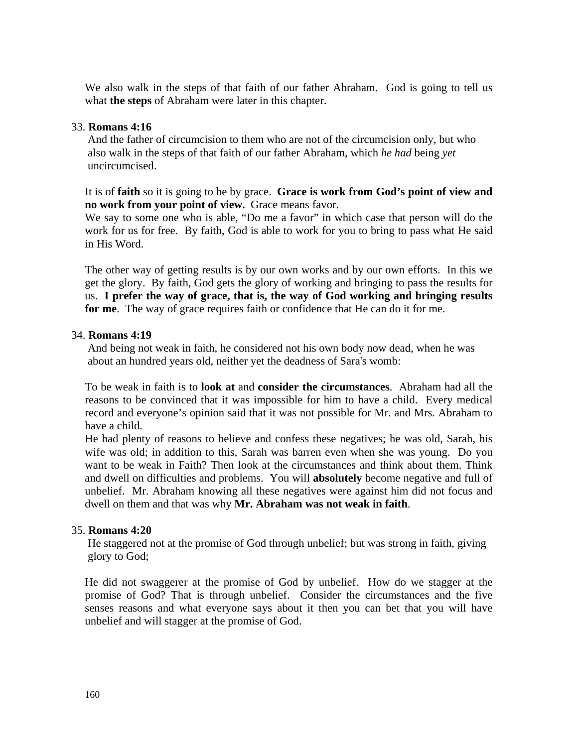We also walk in the steps of that faith of our father Abraham. God is going to tell us what **the steps** of Abraham were later in this chapter.

33. **Romans 4:16**

And the father of circumcision to them who are not of the circumcision only, but who also walk in the steps of that faith of our father Abraham, which *he had* being *yet* uncircumcised.

It is of **faith** so it is going to be by grace. **Grace is work from God's point of view and no work from your point of view.** Grace means favor.
We say to some one who is able, "Do me a favor" in which case that person will do the work for us for free. By faith, God is able to work for you to bring to pass what He said in His Word.

The other way of getting results is by our own works and by our own efforts. In this we get the glory. By faith, God gets the glory of working and bringing to pass the results for us. **I prefer the way of grace, that is, the way of God working and bringing results for me**. The way of grace requires faith or confidence that He can do it for me.

34. **Romans 4:19**

And being not weak in faith, he considered not his own body now dead, when he was about an hundred years old, neither yet the deadness of Sara's womb:

To be weak in faith is to **look at** and **consider the circumstances**. Abraham had all the reasons to be convinced that it was impossible for him to have a child. Every medical record and everyone's opinion said that it was not possible for Mr. and Mrs. Abraham to have a child.
He had plenty of reasons to believe and confess these negatives; he was old, Sarah, his wife was old; in addition to this, Sarah was barren even when she was young. Do you want to be weak in Faith? Then look at the circumstances and think about them. Think and dwell on difficulties and problems. You will **absolutely** become negative and full of unbelief. Mr. Abraham knowing all these negatives were against him did not focus and dwell on them and that was why **Mr. Abraham was not weak in faith**.

35. **Romans 4:20**

He staggered not at the promise of God through unbelief; but was strong in faith, giving glory to God;

He did not swaggerer at the promise of God by unbelief. How do we stagger at the promise of God? That is through unbelief. Consider the circumstances and the five senses reasons and what everyone says about it then you can bet that you will have unbelief and will stagger at the promise of God.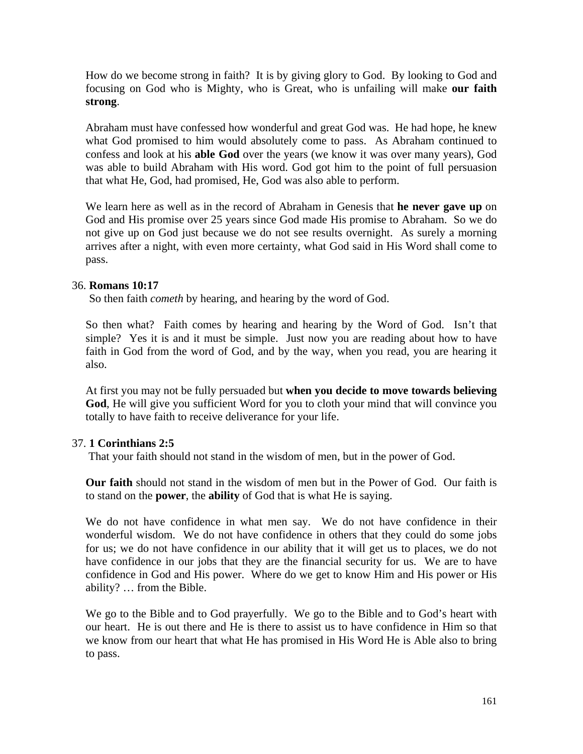How do we become strong in faith? It is by giving glory to God. By looking to God and focusing on God who is Mighty, who is Great, who is unfailing will make **our faith strong**.

Abraham must have confessed how wonderful and great God was. He had hope, he knew what God promised to him would absolutely come to pass. As Abraham continued to confess and look at his **able God** over the years (we know it was over many years), God was able to build Abraham with His word. God got him to the point of full persuasion that what He, God, had promised, He, God was also able to perform.

We learn here as well as in the record of Abraham in Genesis that **he never gave up** on God and His promise over 25 years since God made His promise to Abraham. So we do not give up on God just because we do not see results overnight. As surely a morning arrives after a night, with even more certainty, what God said in His Word shall come to pass.

36. **Romans 10:17**

So then faith *cometh* by hearing, and hearing by the word of God.

So then what? Faith comes by hearing and hearing by the Word of God. Isn't that simple? Yes it is and it must be simple. Just now you are reading about how to have faith in God from the word of God, and by the way, when you read, you are hearing it also.

At first you may not be fully persuaded but **when you decide to move towards believing God**, He will give you sufficient Word for you to cloth your mind that will convince you totally to have faith to receive deliverance for your life.

37. **1 Corinthians 2:5**

That your faith should not stand in the wisdom of men, but in the power of God.

**Our faith** should not stand in the wisdom of men but in the Power of God. Our faith is to stand on the **power**, the **ability** of God that is what He is saying.

We do not have confidence in what men say. We do not have confidence in their wonderful wisdom. We do not have confidence in others that they could do some jobs for us; we do not have confidence in our ability that it will get us to places, we do not have confidence in our jobs that they are the financial security for us. We are to have confidence in God and His power. Where do we get to know Him and His power or His ability? … from the Bible.

We go to the Bible and to God prayerfully. We go to the Bible and to God's heart with our heart. He is out there and He is there to assist us to have confidence in Him so that we know from our heart that what He has promised in His Word He is Able also to bring to pass.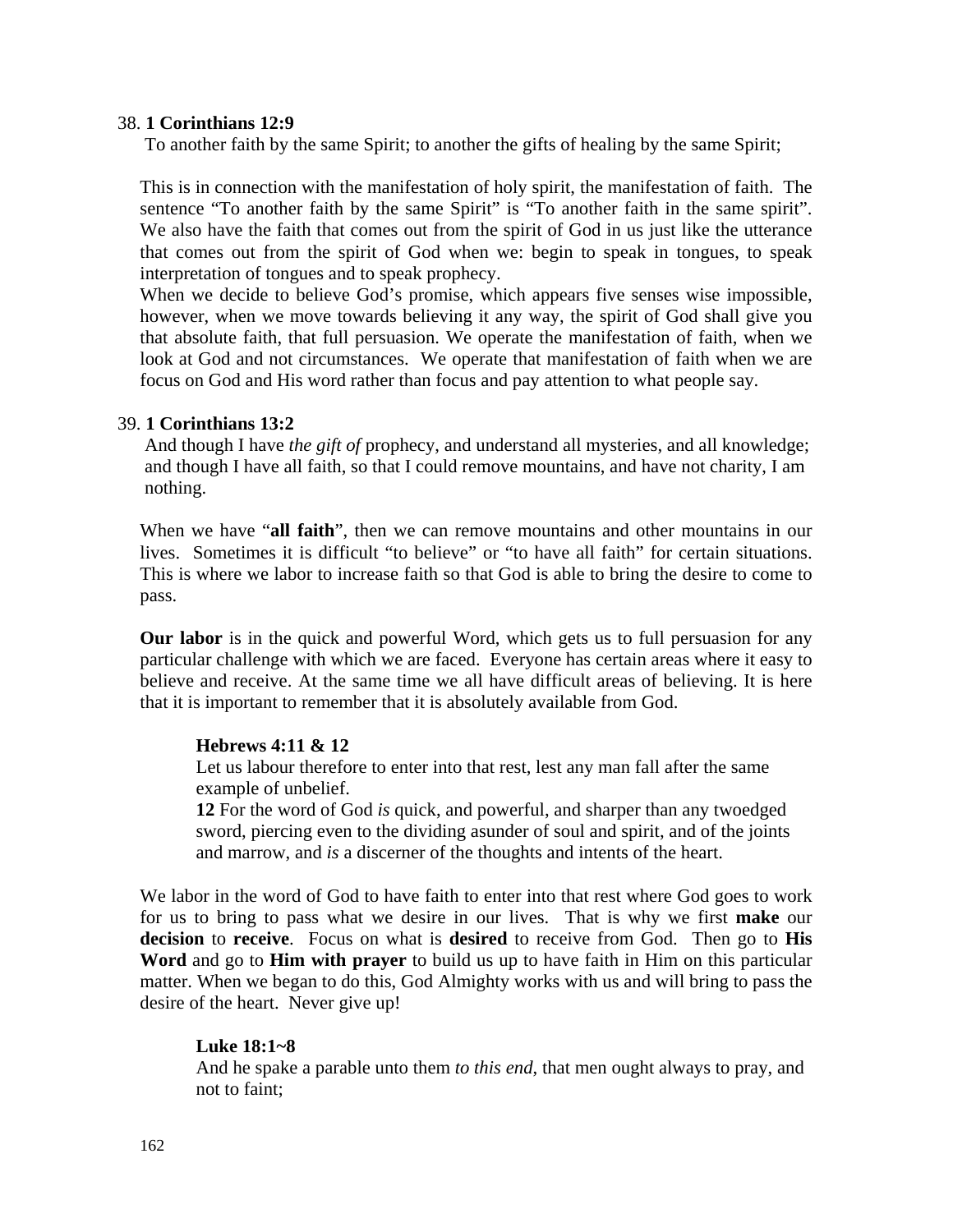38. **1 Corinthians 12:9**

To another faith by the same Spirit; to another the gifts of healing by the same Spirit;

This is in connection with the manifestation of holy spirit, the manifestation of faith. The sentence "To another faith by the same Spirit" is "To another faith in the same spirit". We also have the faith that comes out from the spirit of God in us just like the utterance that comes out from the spirit of God when we: begin to speak in tongues, to speak interpretation of tongues and to speak prophecy.

When we decide to believe God's promise, which appears five senses wise impossible, however, when we move towards believing it any way, the spirit of God shall give you that absolute faith, that full persuasion. We operate the manifestation of faith, when we look at God and not circumstances. We operate that manifestation of faith when we are focus on God and His word rather than focus and pay attention to what people say.

39. **1 Corinthians 13:2**

And though I have *the gift of* prophecy, and understand all mysteries, and all knowledge; and though I have all faith, so that I could remove mountains, and have not charity, I am nothing.

When we have "**all faith**", then we can remove mountains and other mountains in our lives. Sometimes it is difficult "to believe" or "to have all faith" for certain situations. This is where we labor to increase faith so that God is able to bring the desire to come to pass.

**Our labor** is in the quick and powerful Word, which gets us to full persuasion for any particular challenge with which we are faced. Everyone has certain areas where it easy to believe and receive. At the same time we all have difficult areas of believing. It is here that it is important to remember that it is absolutely available from God.

**Hebrews 4:11 & 12**

Let us labour therefore to enter into that rest, lest any man fall after the same example of unbelief.

**12** For the word of God *is* quick, and powerful, and sharper than any twoedged sword, piercing even to the dividing asunder of soul and spirit, and of the joints and marrow, and *is* a discerner of the thoughts and intents of the heart.

We labor in the word of God to have faith to enter into that rest where God goes to work for us to bring to pass what we desire in our lives. That is why we first **make** our **decision** to **receive**. Focus on what is **desired** to receive from God. Then go to **His Word** and go to **Him with prayer** to build us up to have faith in Him on this particular matter. When we began to do this, God Almighty works with us and will bring to pass the desire of the heart. Never give up!

**Luke 18:1~8**

And he spake a parable unto them *to this end*, that men ought always to pray, and not to faint;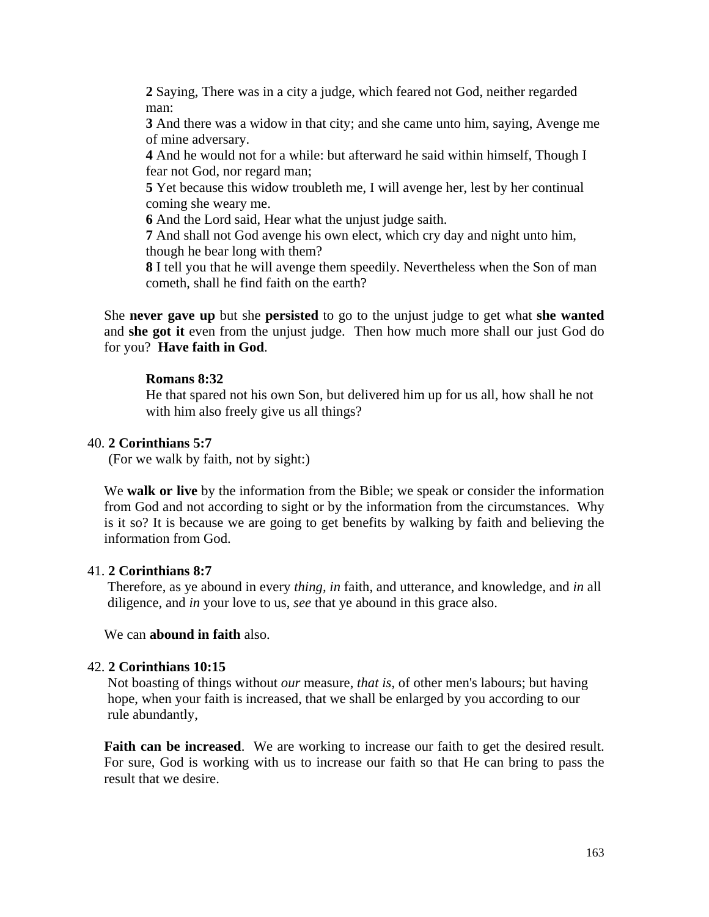**2** Saying, There was in a city a judge, which feared not God, neither regarded man:
**3** And there was a widow in that city; and she came unto him, saying, Avenge me of mine adversary.
**4** And he would not for a while: but afterward he said within himself, Though I fear not God, nor regard man;
**5** Yet because this widow troubleth me, I will avenge her, lest by her continual coming she weary me.
**6** And the Lord said, Hear what the unjust judge saith.
**7** And shall not God avenge his own elect, which cry day and night unto him, though he bear long with them?
**8** I tell you that he will avenge them speedily. Nevertheless when the Son of man cometh, shall he find faith on the earth?

She **never gave up** but she **persisted** to go to the unjust judge to get what **she wanted** and **she got it** even from the unjust judge. Then how much more shall our just God do for you? **Have faith in God**.

**Romans 8:32**
He that spared not his own Son, but delivered him up for us all, how shall he not with him also freely give us all things?

40. **2 Corinthians 5:7**
(For we walk by faith, not by sight:)

We **walk or live** by the information from the Bible; we speak or consider the information from God and not according to sight or by the information from the circumstances. Why is it so? It is because we are going to get benefits by walking by faith and believing the information from God.

41. **2 Corinthians 8:7**
Therefore, as ye abound in every *thing*, *in* faith, and utterance, and knowledge, and *in* all diligence, and *in* your love to us, *see* that ye abound in this grace also.

We can **abound in faith** also.

42. **2 Corinthians 10:15**
Not boasting of things without *our* measure, *that is*, of other men's labours; but having hope, when your faith is increased, that we shall be enlarged by you according to our rule abundantly,

**Faith can be increased**. We are working to increase our faith to get the desired result. For sure, God is working with us to increase our faith so that He can bring to pass the result that we desire.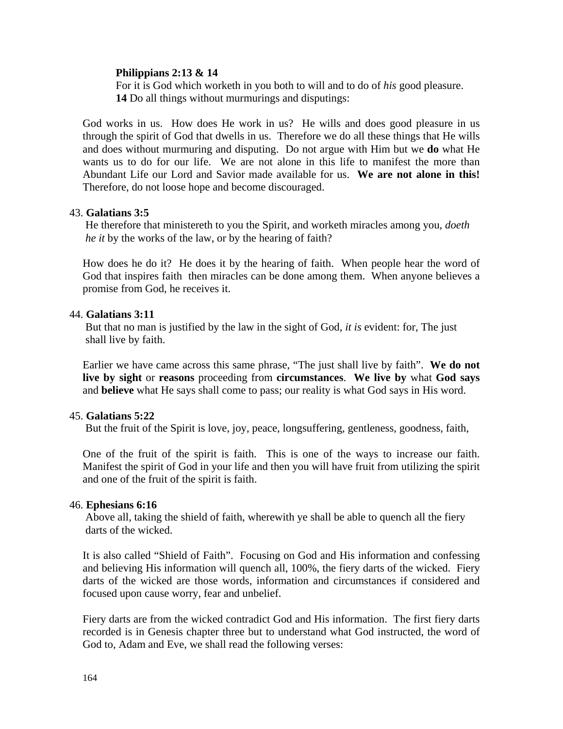**Philippians 2:13 & 14**
For it is God which worketh in you both to will and to do of *his* good pleasure.
**14** Do all things without murmurings and disputings:

God works in us. How does He work in us? He wills and does good pleasure in us through the spirit of God that dwells in us. Therefore we do all these things that He wills and does without murmuring and disputing. Do not argue with Him but we **do** what He wants us to do for our life. We are not alone in this life to manifest the more than Abundant Life our Lord and Savior made available for us. **We are not alone in this!** Therefore, do not loose hope and become discouraged.

43. **Galatians 3:5**
He therefore that ministereth to you the Spirit, and worketh miracles among you, *doeth he it* by the works of the law, or by the hearing of faith?

How does he do it? He does it by the hearing of faith. When people hear the word of God that inspires faith then miracles can be done among them. When anyone believes a promise from God, he receives it.

44. **Galatians 3:11**
But that no man is justified by the law in the sight of God, *it is* evident: for, The just shall live by faith.

Earlier we have came across this same phrase, "The just shall live by faith". **We do not live by sight** or **reasons** proceeding from **circumstances**. **We live by** what **God says** and **believe** what He says shall come to pass; our reality is what God says in His word.

45. **Galatians 5:22**
But the fruit of the Spirit is love, joy, peace, longsuffering, gentleness, goodness, faith,

One of the fruit of the spirit is faith. This is one of the ways to increase our faith. Manifest the spirit of God in your life and then you will have fruit from utilizing the spirit and one of the fruit of the spirit is faith.

46. **Ephesians 6:16**
Above all, taking the shield of faith, wherewith ye shall be able to quench all the fiery darts of the wicked.

It is also called "Shield of Faith". Focusing on God and His information and confessing and believing His information will quench all, 100%, the fiery darts of the wicked. Fiery darts of the wicked are those words, information and circumstances if considered and focused upon cause worry, fear and unbelief.

Fiery darts are from the wicked contradict God and His information. The first fiery darts recorded is in Genesis chapter three but to understand what God instructed, the word of God to, Adam and Eve, we shall read the following verses: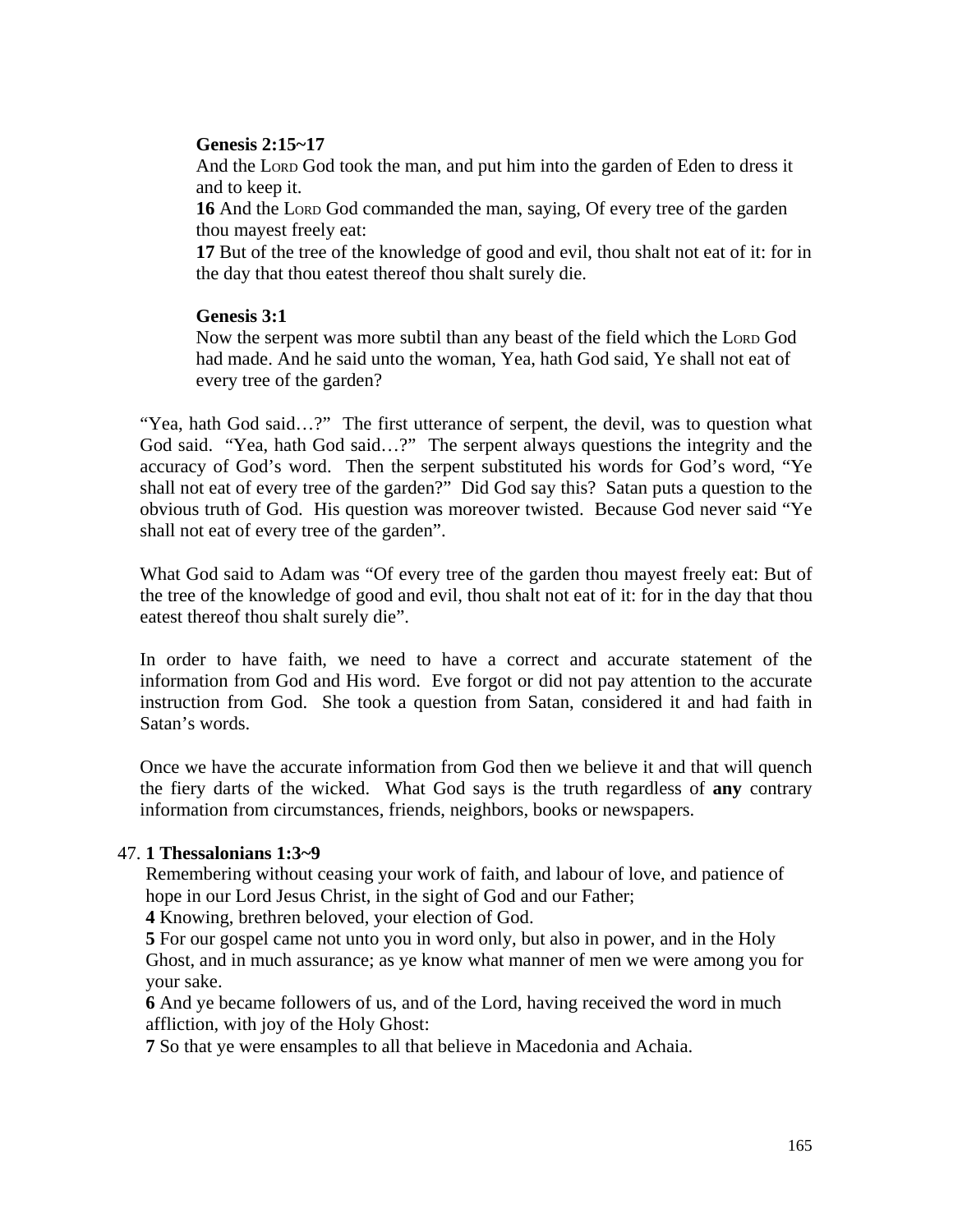**Genesis 2:15~17**
And the LORD God took the man, and put him into the garden of Eden to dress it and to keep it.
**16** And the LORD God commanded the man, saying, Of every tree of the garden thou mayest freely eat:
**17** But of the tree of the knowledge of good and evil, thou shalt not eat of it: for in the day that thou eatest thereof thou shalt surely die.

**Genesis 3:1**
Now the serpent was more subtil than any beast of the field which the LORD God had made. And he said unto the woman, Yea, hath God said, Ye shall not eat of every tree of the garden?

"Yea, hath God said…?" The first utterance of serpent, the devil, was to question what God said. "Yea, hath God said…?" The serpent always questions the integrity and the accuracy of God's word. Then the serpent substituted his words for God's word, "Ye shall not eat of every tree of the garden?" Did God say this? Satan puts a question to the obvious truth of God. His question was moreover twisted. Because God never said "Ye shall not eat of every tree of the garden".

What God said to Adam was "Of every tree of the garden thou mayest freely eat: But of the tree of the knowledge of good and evil, thou shalt not eat of it: for in the day that thou eatest thereof thou shalt surely die".

In order to have faith, we need to have a correct and accurate statement of the information from God and His word. Eve forgot or did not pay attention to the accurate instruction from God. She took a question from Satan, considered it and had faith in Satan's words.

Once we have the accurate information from God then we believe it and that will quench the fiery darts of the wicked. What God says is the truth regardless of **any** contrary information from circumstances, friends, neighbors, books or newspapers.

47. **1 Thessalonians 1:3~9**
Remembering without ceasing your work of faith, and labour of love, and patience of hope in our Lord Jesus Christ, in the sight of God and our Father;
**4** Knowing, brethren beloved, your election of God.
**5** For our gospel came not unto you in word only, but also in power, and in the Holy Ghost, and in much assurance; as ye know what manner of men we were among you for your sake.
**6** And ye became followers of us, and of the Lord, having received the word in much affliction, with joy of the Holy Ghost:
**7** So that ye were ensamples to all that believe in Macedonia and Achaia.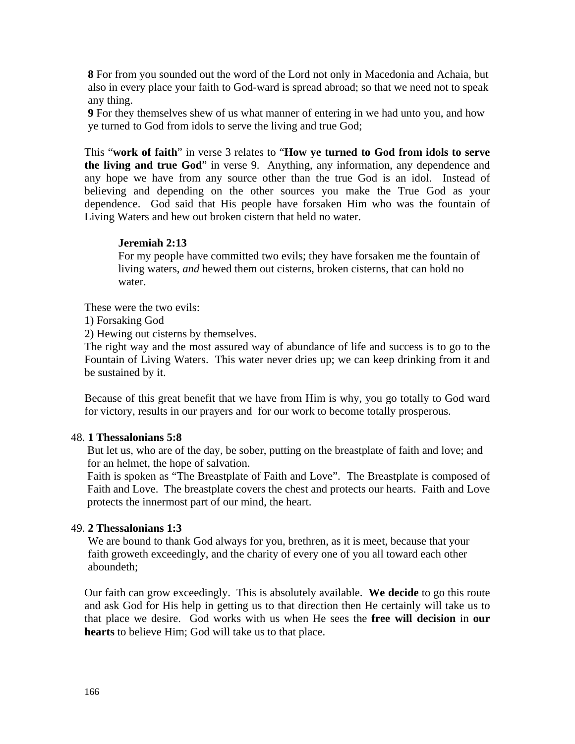**8** For from you sounded out the word of the Lord not only in Macedonia and Achaia, but also in every place your faith to God-ward is spread abroad; so that we need not to speak any thing.
**9** For they themselves shew of us what manner of entering in we had unto you, and how ye turned to God from idols to serve the living and true God;

This "**work of faith**" in verse 3 relates to "**How ye turned to God from idols to serve the living and true God**" in verse 9. Anything, any information, any dependence and any hope we have from any source other than the true God is an idol. Instead of believing and depending on the other sources you make the True God as your dependence. God said that His people have forsaken Him who was the fountain of Living Waters and hew out broken cistern that held no water.

**Jeremiah 2:13**
For my people have committed two evils; they have forsaken me the fountain of living waters, *and* hewed them out cisterns, broken cisterns, that can hold no water.

These were the two evils:
1) Forsaking God
2) Hewing out cisterns by themselves.
The right way and the most assured way of abundance of life and success is to go to the Fountain of Living Waters. This water never dries up; we can keep drinking from it and be sustained by it.

Because of this great benefit that we have from Him is why, you go totally to God ward for victory, results in our prayers and for our work to become totally prosperous.

48. **1 Thessalonians 5:8**
But let us, who are of the day, be sober, putting on the breastplate of faith and love; and for an helmet, the hope of salvation.
Faith is spoken as "The Breastplate of Faith and Love". The Breastplate is composed of Faith and Love. The breastplate covers the chest and protects our hearts. Faith and Love protects the innermost part of our mind, the heart.

49. **2 Thessalonians 1:3**
We are bound to thank God always for you, brethren, as it is meet, because that your faith groweth exceedingly, and the charity of every one of you all toward each other aboundeth;

Our faith can grow exceedingly. This is absolutely available. **We decide** to go this route and ask God for His help in getting us to that direction then He certainly will take us to that place we desire. God works with us when He sees the **free will decision** in **our hearts** to believe Him; God will take us to that place.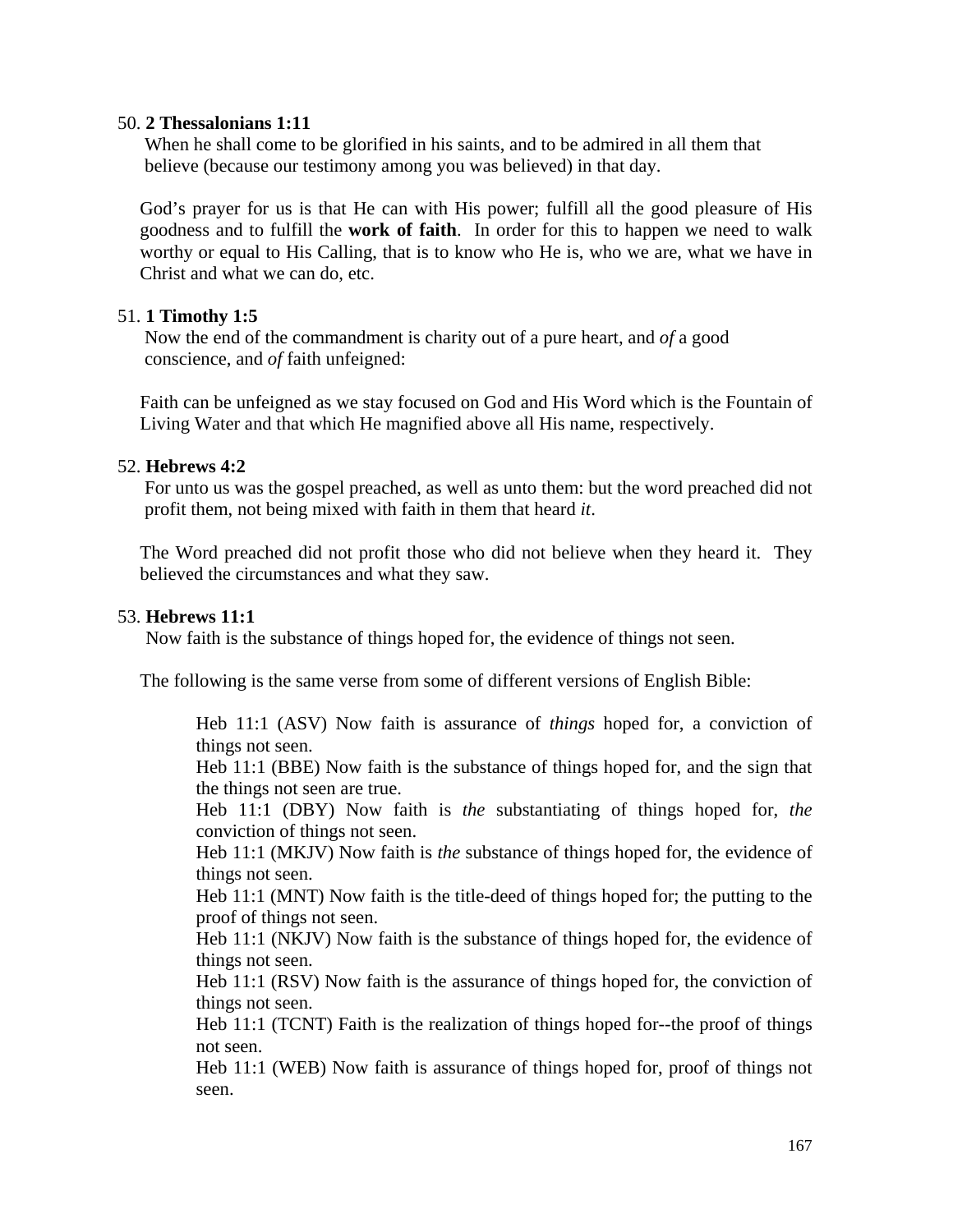50. **2 Thessalonians 1:11**

When he shall come to be glorified in his saints, and to be admired in all them that believe (because our testimony among you was believed) in that day.

God's prayer for us is that He can with His power; fulfill all the good pleasure of His goodness and to fulfill the **work of faith**. In order for this to happen we need to walk worthy or equal to His Calling, that is to know who He is, who we are, what we have in Christ and what we can do, etc.

51. **1 Timothy 1:5**

Now the end of the commandment is charity out of a pure heart, and *of* a good conscience, and *of* faith unfeigned:

Faith can be unfeigned as we stay focused on God and His Word which is the Fountain of Living Water and that which He magnified above all His name, respectively.

52. **Hebrews 4:2**

For unto us was the gospel preached, as well as unto them: but the word preached did not profit them, not being mixed with faith in them that heard *it*.

The Word preached did not profit those who did not believe when they heard it. They believed the circumstances and what they saw.

53. **Hebrews 11:1**

Now faith is the substance of things hoped for, the evidence of things not seen.

The following is the same verse from some of different versions of English Bible:

> Heb 11:1 (ASV) Now faith is assurance of *things* hoped for, a conviction of things not seen.
> Heb 11:1 (BBE) Now faith is the substance of things hoped for, and the sign that the things not seen are true.
> Heb 11:1 (DBY) Now faith is *the* substantiating of things hoped for, *the* conviction of things not seen.
> Heb 11:1 (MKJV) Now faith is *the* substance of things hoped for, the evidence of things not seen.
> Heb 11:1 (MNT) Now faith is the title-deed of things hoped for; the putting to the proof of things not seen.
> Heb 11:1 (NKJV) Now faith is the substance of things hoped for, the evidence of things not seen.
> Heb 11:1 (RSV) Now faith is the assurance of things hoped for, the conviction of things not seen.
> Heb 11:1 (TCNT) Faith is the realization of things hoped for--the proof of things not seen.
> Heb 11:1 (WEB) Now faith is assurance of things hoped for, proof of things not seen.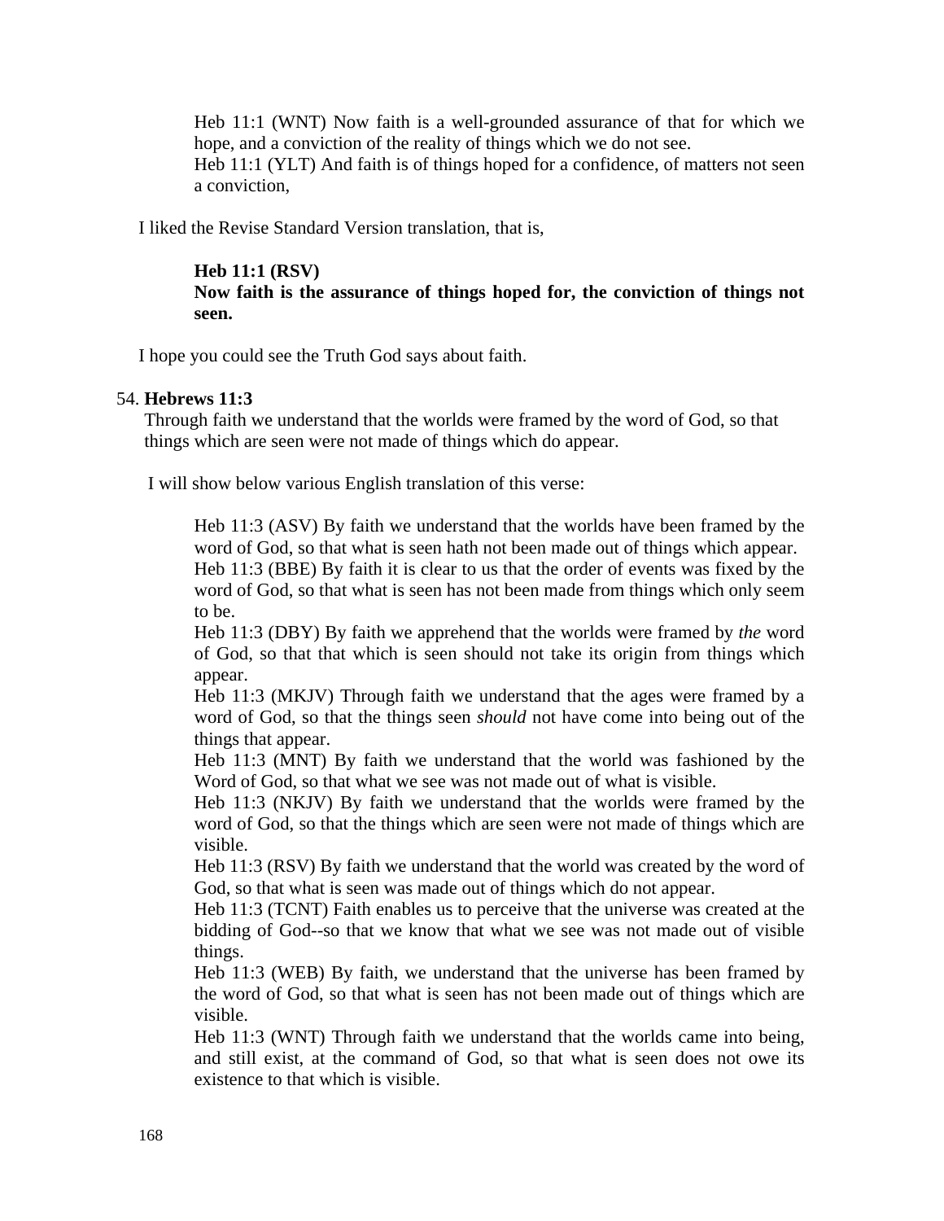Heb 11:1 (WNT) Now faith is a well-grounded assurance of that for which we hope, and a conviction of the reality of things which we do not see.
Heb 11:1 (YLT) And faith is of things hoped for a confidence, of matters not seen a conviction,

I liked the Revise Standard Version translation, that is,

**Heb 11:1 (RSV)**
**Now faith is the assurance of things hoped for, the conviction of things not seen.**

I hope you could see the Truth God says about faith.

54. **Hebrews 11:3**
Through faith we understand that the worlds were framed by the word of God, so that things which are seen were not made of things which do appear.

I will show below various English translation of this verse:

Heb 11:3 (ASV) By faith we understand that the worlds have been framed by the word of God, so that what is seen hath not been made out of things which appear.
Heb 11:3 (BBE) By faith it is clear to us that the order of events was fixed by the word of God, so that what is seen has not been made from things which only seem to be.
Heb 11:3 (DBY) By faith we apprehend that the worlds were framed by *the* word of God, so that that which is seen should not take its origin from things which appear.
Heb 11:3 (MKJV) Through faith we understand that the ages were framed by a word of God, so that the things seen *should* not have come into being out of the things that appear.
Heb 11:3 (MNT) By faith we understand that the world was fashioned by the Word of God, so that what we see was not made out of what is visible.
Heb 11:3 (NKJV) By faith we understand that the worlds were framed by the word of God, so that the things which are seen were not made of things which are visible.
Heb 11:3 (RSV) By faith we understand that the world was created by the word of God, so that what is seen was made out of things which do not appear.
Heb 11:3 (TCNT) Faith enables us to perceive that the universe was created at the bidding of God--so that we know that what we see was not made out of visible things.
Heb 11:3 (WEB) By faith, we understand that the universe has been framed by the word of God, so that what is seen has not been made out of things which are visible.
Heb 11:3 (WNT) Through faith we understand that the worlds came into being, and still exist, at the command of God, so that what is seen does not owe its existence to that which is visible.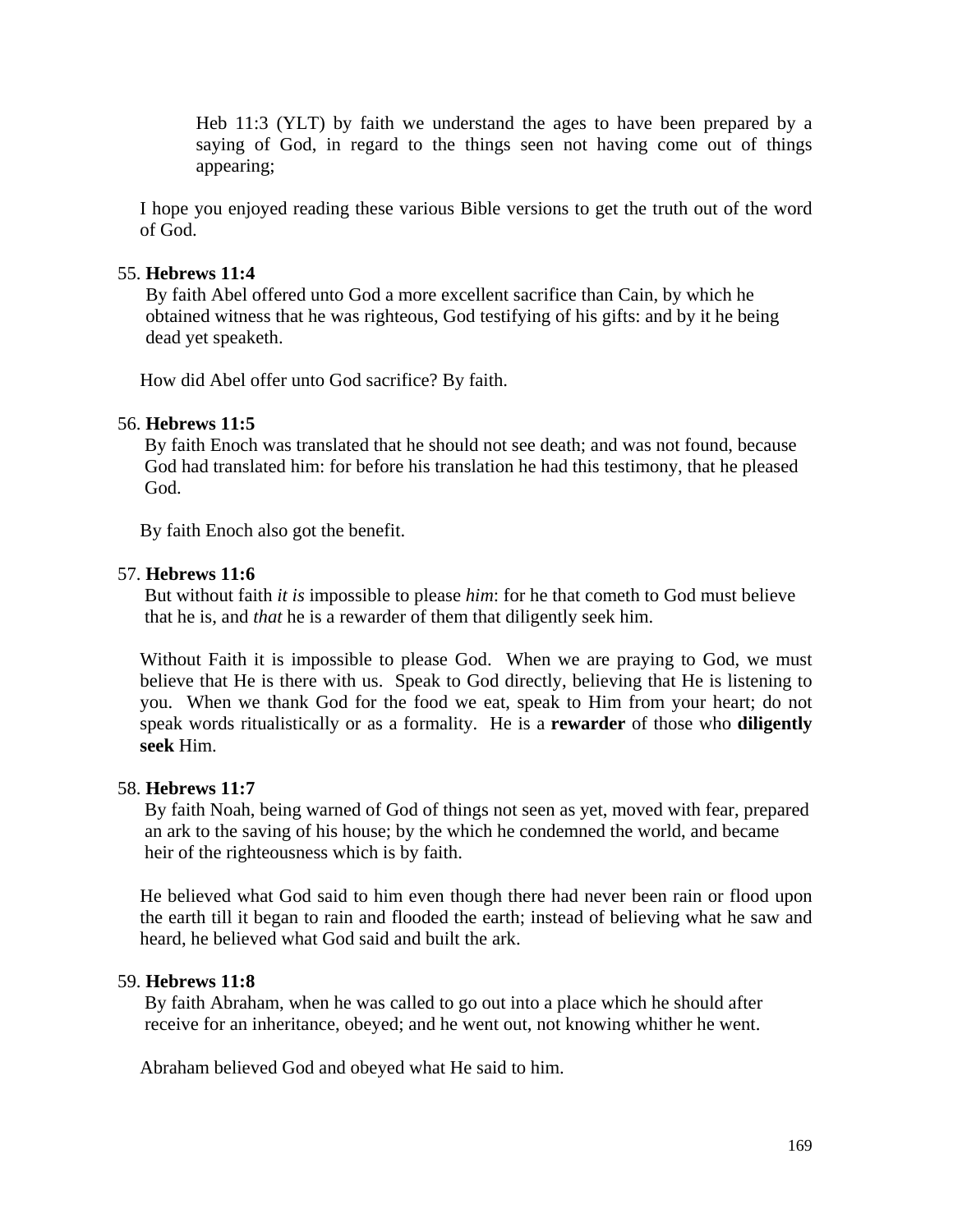> Heb 11:3 (YLT) by faith we understand the ages to have been prepared by a saying of God, in regard to the things seen not having come out of things appearing;

I hope you enjoyed reading these various Bible versions to get the truth out of the word of God.

55. **Hebrews 11:4**

 By faith Abel offered unto God a more excellent sacrifice than Cain, by which he obtained witness that he was righteous, God testifying of his gifts: and by it he being dead yet speaketh.

 How did Abel offer unto God sacrifice? By faith.

56. **Hebrews 11:5**

 By faith Enoch was translated that he should not see death; and was not found, because God had translated him: for before his translation he had this testimony, that he pleased God.

 By faith Enoch also got the benefit.

57. **Hebrews 11:6**

 But without faith *it is* impossible to please *him*: for he that cometh to God must believe that he is, and *that* he is a rewarder of them that diligently seek him.

 Without Faith it is impossible to please God. When we are praying to God, we must believe that He is there with us. Speak to God directly, believing that He is listening to you. When we thank God for the food we eat, speak to Him from your heart; do not speak words ritualistically or as a formality. He is a **rewarder** of those who **diligently seek** Him.

58. **Hebrews 11:7**

 By faith Noah, being warned of God of things not seen as yet, moved with fear, prepared an ark to the saving of his house; by the which he condemned the world, and became heir of the righteousness which is by faith.

 He believed what God said to him even though there had never been rain or flood upon the earth till it began to rain and flooded the earth; instead of believing what he saw and heard, he believed what God said and built the ark.

59. **Hebrews 11:8**

 By faith Abraham, when he was called to go out into a place which he should after receive for an inheritance, obeyed; and he went out, not knowing whither he went.

 Abraham believed God and obeyed what He said to him.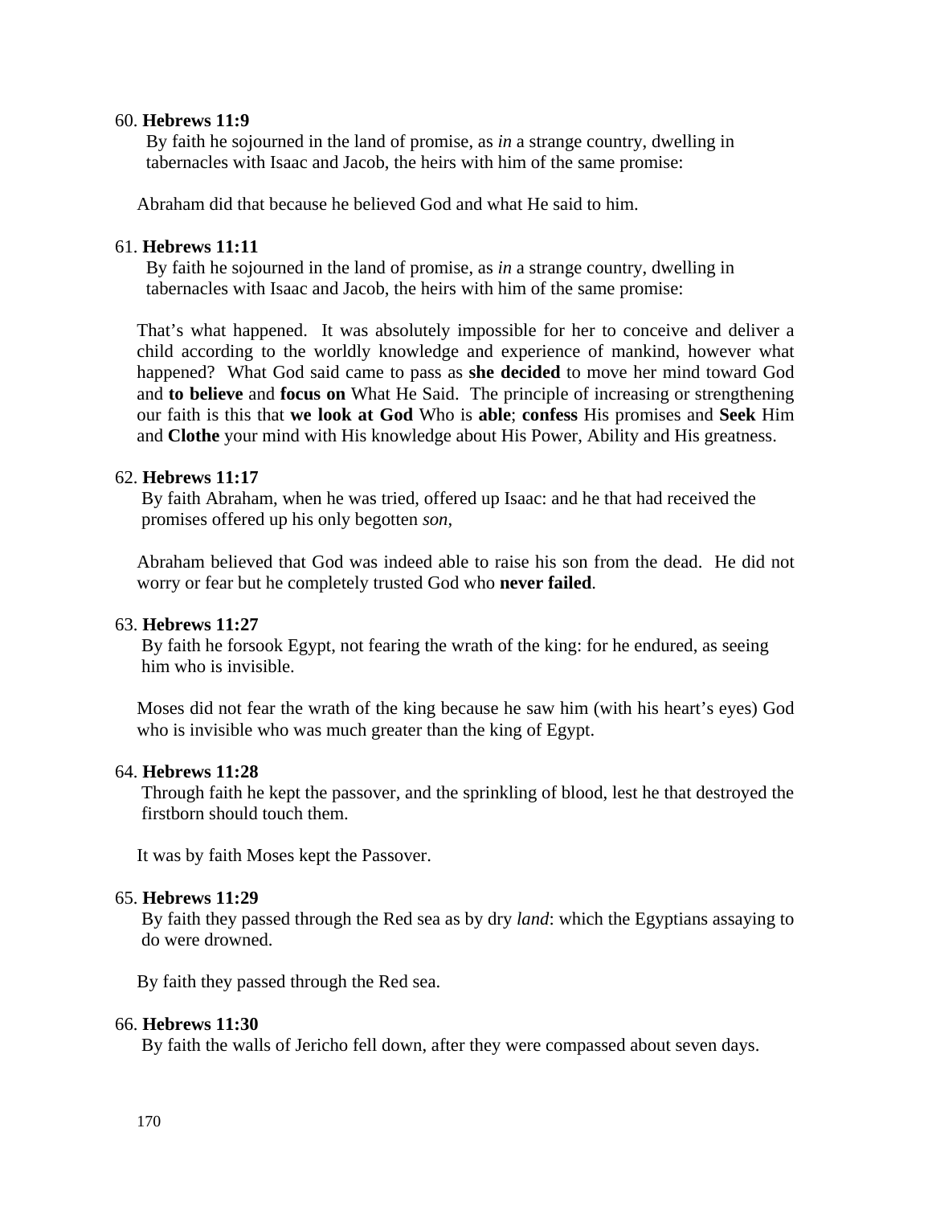60. **Hebrews 11:9**

By faith he sojourned in the land of promise, as *in* a strange country, dwelling in tabernacles with Isaac and Jacob, the heirs with him of the same promise:

Abraham did that because he believed God and what He said to him.

61. **Hebrews 11:11**

By faith he sojourned in the land of promise, as *in* a strange country, dwelling in tabernacles with Isaac and Jacob, the heirs with him of the same promise:

That's what happened. It was absolutely impossible for her to conceive and deliver a child according to the worldly knowledge and experience of mankind, however what happened? What God said came to pass as **she decided** to move her mind toward God and **to believe** and **focus on** What He Said. The principle of increasing or strengthening our faith is this that **we look at God** Who is **able**; **confess** His promises and **Seek** Him and **Clothe** your mind with His knowledge about His Power, Ability and His greatness.

62. **Hebrews 11:17**

By faith Abraham, when he was tried, offered up Isaac: and he that had received the promises offered up his only begotten *son*,

Abraham believed that God was indeed able to raise his son from the dead. He did not worry or fear but he completely trusted God who **never failed**.

63. **Hebrews 11:27**

By faith he forsook Egypt, not fearing the wrath of the king: for he endured, as seeing him who is invisible.

Moses did not fear the wrath of the king because he saw him (with his heart's eyes) God who is invisible who was much greater than the king of Egypt.

64. **Hebrews 11:28**

Through faith he kept the passover, and the sprinkling of blood, lest he that destroyed the firstborn should touch them.

It was by faith Moses kept the Passover.

65. **Hebrews 11:29**

By faith they passed through the Red sea as by dry *land*: which the Egyptians assaying to do were drowned.

By faith they passed through the Red sea.

66. **Hebrews 11:30**

By faith the walls of Jericho fell down, after they were compassed about seven days.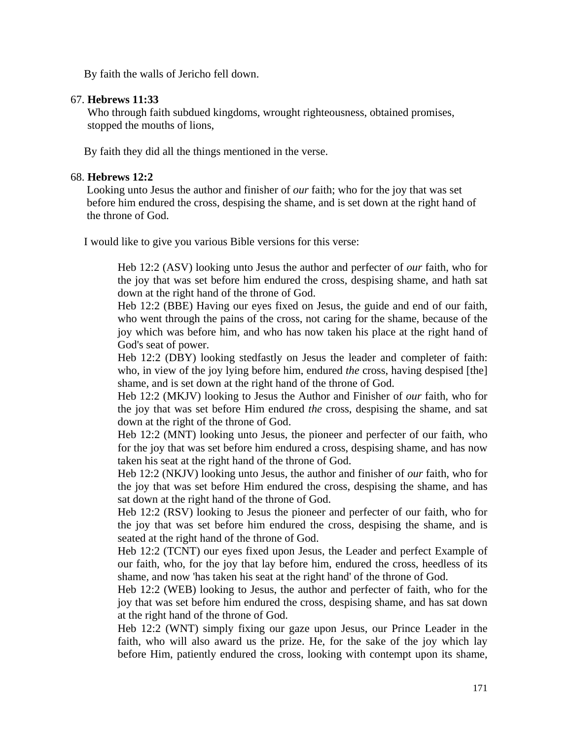By faith the walls of Jericho fell down.

67. **Hebrews 11:33**

Who through faith subdued kingdoms, wrought righteousness, obtained promises, stopped the mouths of lions,

By faith they did all the things mentioned in the verse.

68. **Hebrews 12:2**

Looking unto Jesus the author and finisher of *our* faith; who for the joy that was set before him endured the cross, despising the shame, and is set down at the right hand of the throne of God.

I would like to give you various Bible versions for this verse:

> Heb 12:2 (ASV) looking unto Jesus the author and perfecter of *our* faith, who for the joy that was set before him endured the cross, despising shame, and hath sat down at the right hand of the throne of God.
> Heb 12:2 (BBE) Having our eyes fixed on Jesus, the guide and end of our faith, who went through the pains of the cross, not caring for the shame, because of the joy which was before him, and who has now taken his place at the right hand of God's seat of power.
> Heb 12:2 (DBY) looking stedfastly on Jesus the leader and completer of faith: who, in view of the joy lying before him, endured *the* cross, having despised [the] shame, and is set down at the right hand of the throne of God.
> Heb 12:2 (MKJV) looking to Jesus the Author and Finisher of *our* faith, who for the joy that was set before Him endured *the* cross, despising the shame, and sat down at the right of the throne of God.
> Heb 12:2 (MNT) looking unto Jesus, the pioneer and perfecter of our faith, who for the joy that was set before him endured a cross, despising shame, and has now taken his seat at the right hand of the throne of God.
> Heb 12:2 (NKJV) looking unto Jesus, the author and finisher of *our* faith, who for the joy that was set before Him endured the cross, despising the shame, and has sat down at the right hand of the throne of God.
> Heb 12:2 (RSV) looking to Jesus the pioneer and perfecter of our faith, who for the joy that was set before him endured the cross, despising the shame, and is seated at the right hand of the throne of God.
> Heb 12:2 (TCNT) our eyes fixed upon Jesus, the Leader and perfect Example of our faith, who, for the joy that lay before him, endured the cross, heedless of its shame, and now 'has taken his seat at the right hand' of the throne of God.
> Heb 12:2 (WEB) looking to Jesus, the author and perfecter of faith, who for the joy that was set before him endured the cross, despising shame, and has sat down at the right hand of the throne of God.
> Heb 12:2 (WNT) simply fixing our gaze upon Jesus, our Prince Leader in the faith, who will also award us the prize. He, for the sake of the joy which lay before Him, patiently endured the cross, looking with contempt upon its shame,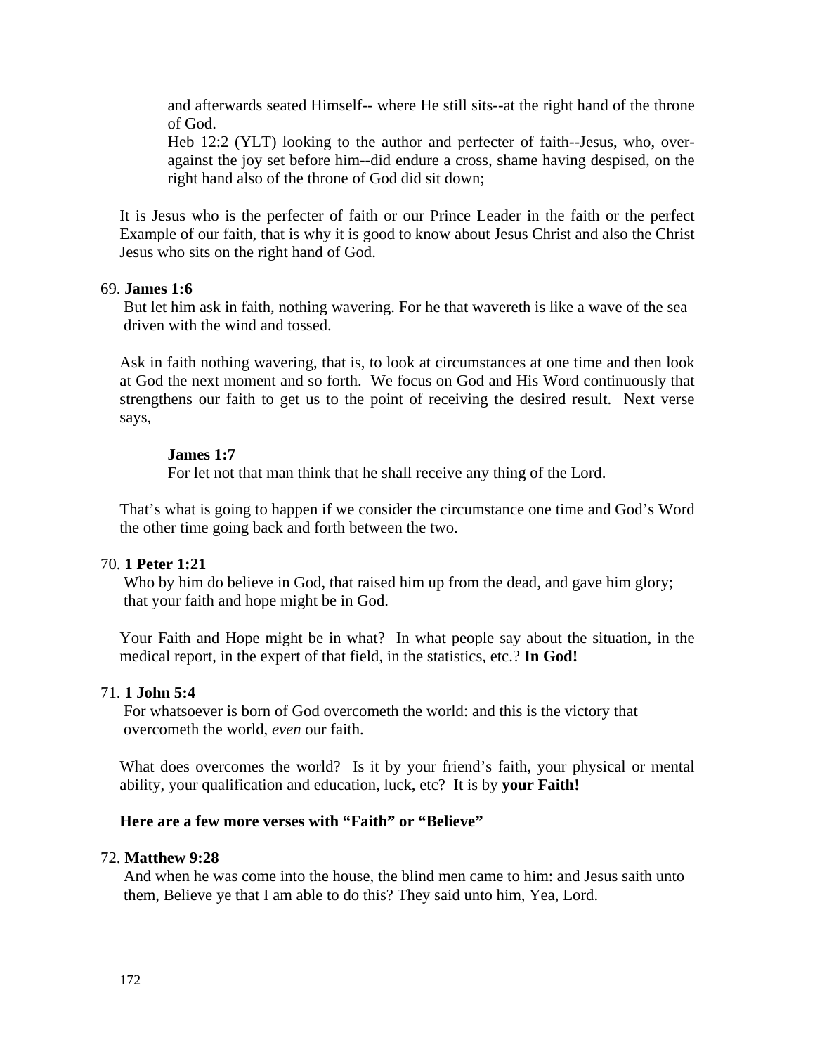and afterwards seated Himself-- where He still sits--at the right hand of the throne of God.

Heb 12:2 (YLT) looking to the author and perfecter of faith--Jesus, who, over-against the joy set before him--did endure a cross, shame having despised, on the right hand also of the throne of God did sit down;

It is Jesus who is the perfecter of faith or our Prince Leader in the faith or the perfect Example of our faith, that is why it is good to know about Jesus Christ and also the Christ Jesus who sits on the right hand of God.

69. **James 1:6**

But let him ask in faith, nothing wavering. For he that wavereth is like a wave of the sea driven with the wind and tossed.

Ask in faith nothing wavering, that is, to look at circumstances at one time and then look at God the next moment and so forth. We focus on God and His Word continuously that strengthens our faith to get us to the point of receiving the desired result. Next verse says,

**James 1:7**

For let not that man think that he shall receive any thing of the Lord.

That's what is going to happen if we consider the circumstance one time and God's Word the other time going back and forth between the two.

70. **1 Peter 1:21**

Who by him do believe in God, that raised him up from the dead, and gave him glory; that your faith and hope might be in God.

Your Faith and Hope might be in what? In what people say about the situation, in the medical report, in the expert of that field, in the statistics, etc.? **In God!**

71. **1 John 5:4**

For whatsoever is born of God overcometh the world: and this is the victory that overcometh the world, *even* our faith.

What does overcomes the world? Is it by your friend's faith, your physical or mental ability, your qualification and education, luck, etc? It is by **your Faith!**

**Here are a few more verses with "Faith" or "Believe"**

72. **Matthew 9:28**

And when he was come into the house, the blind men came to him: and Jesus saith unto them, Believe ye that I am able to do this? They said unto him, Yea, Lord.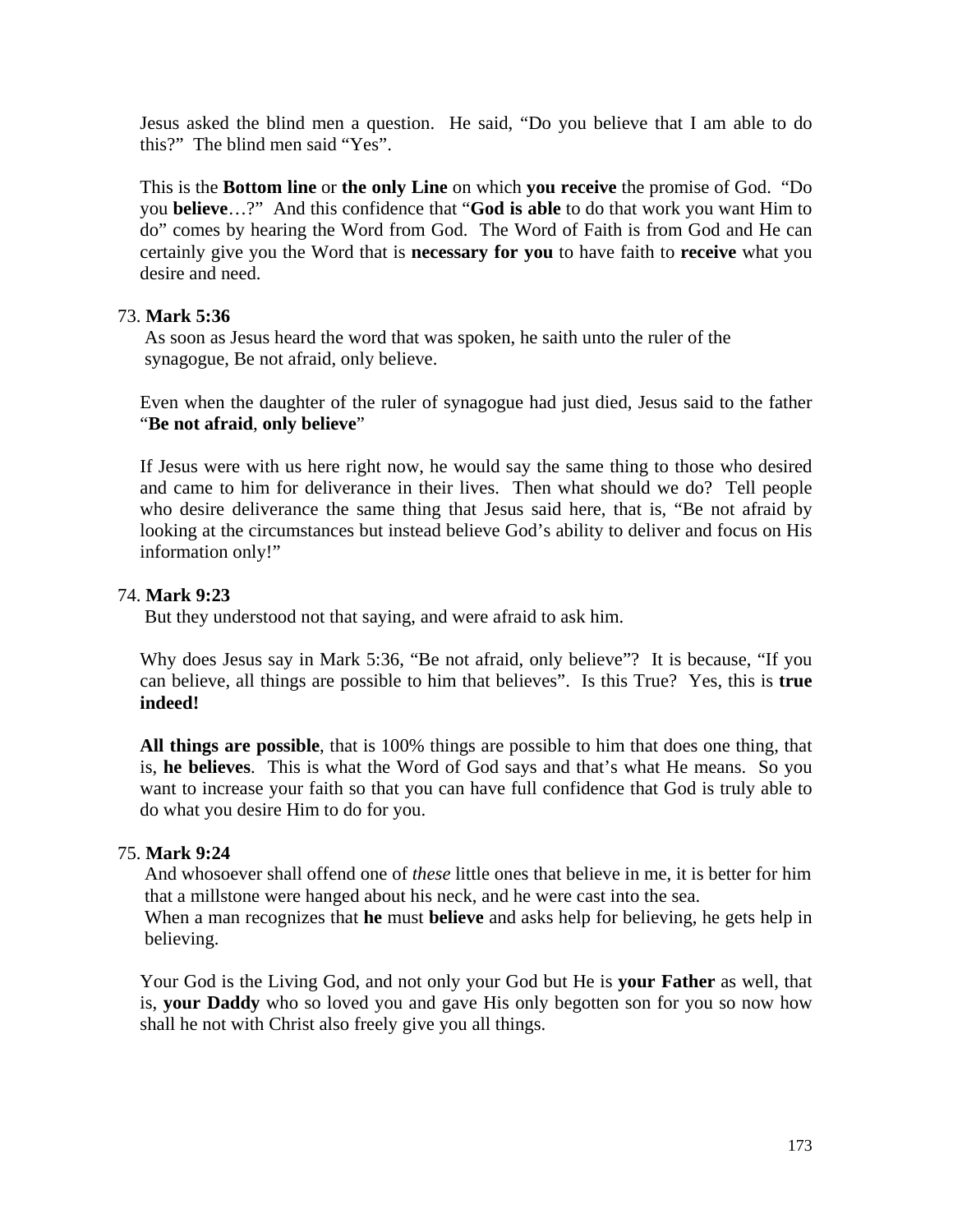Jesus asked the blind men a question. He said, "Do you believe that I am able to do this?" The blind men said "Yes".

This is the **Bottom line** or **the only Line** on which **you receive** the promise of God. "Do you **believe**…?" And this confidence that "**God is able** to do that work you want Him to do" comes by hearing the Word from God. The Word of Faith is from God and He can certainly give you the Word that is **necessary for you** to have faith to **receive** what you desire and need.

73. **Mark 5:36**

As soon as Jesus heard the word that was spoken, he saith unto the ruler of the synagogue, Be not afraid, only believe.

Even when the daughter of the ruler of synagogue had just died, Jesus said to the father "**Be not afraid**, **only believe**"

If Jesus were with us here right now, he would say the same thing to those who desired and came to him for deliverance in their lives. Then what should we do? Tell people who desire deliverance the same thing that Jesus said here, that is, "Be not afraid by looking at the circumstances but instead believe God's ability to deliver and focus on His information only!"

74. **Mark 9:23**

But they understood not that saying, and were afraid to ask him.

Why does Jesus say in Mark 5:36, "Be not afraid, only believe"? It is because, "If you can believe, all things are possible to him that believes". Is this True? Yes, this is **true indeed!**

**All things are possible**, that is 100% things are possible to him that does one thing, that is, **he believes**. This is what the Word of God says and that's what He means. So you want to increase your faith so that you can have full confidence that God is truly able to do what you desire Him to do for you.

75. **Mark 9:24**

And whosoever shall offend one of *these* little ones that believe in me, it is better for him that a millstone were hanged about his neck, and he were cast into the sea.
When a man recognizes that **he** must **believe** and asks help for believing, he gets help in believing.

Your God is the Living God, and not only your God but He is **your Father** as well, that is, **your Daddy** who so loved you and gave His only begotten son for you so now how shall he not with Christ also freely give you all things.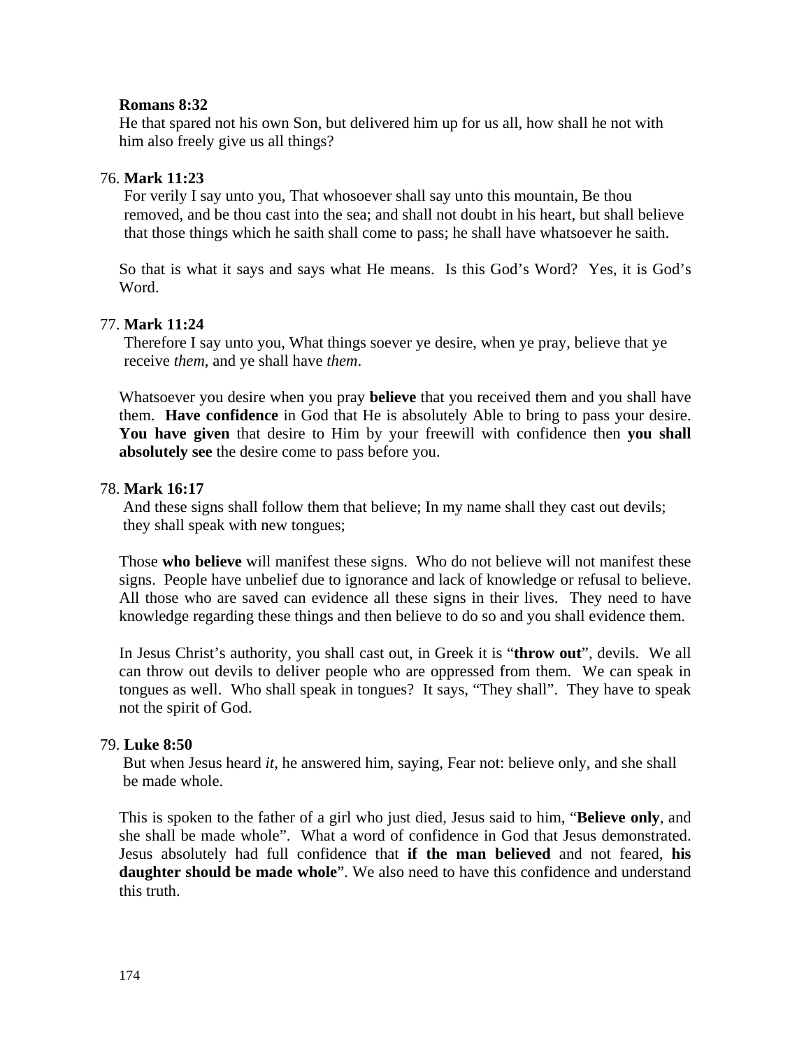**Romans 8:32**
He that spared not his own Son, but delivered him up for us all, how shall he not with him also freely give us all things?

76. **Mark 11:23**
For verily I say unto you, That whosoever shall say unto this mountain, Be thou removed, and be thou cast into the sea; and shall not doubt in his heart, but shall believe that those things which he saith shall come to pass; he shall have whatsoever he saith.

So that is what it says and says what He means. Is this God's Word? Yes, it is God's Word.

77. **Mark 11:24**
Therefore I say unto you, What things soever ye desire, when ye pray, believe that ye receive *them*, and ye shall have *them*.

Whatsoever you desire when you pray **believe** that you received them and you shall have them. **Have confidence** in God that He is absolutely Able to bring to pass your desire. **You have given** that desire to Him by your freewill with confidence then **you shall absolutely see** the desire come to pass before you.

78. **Mark 16:17**
And these signs shall follow them that believe; In my name shall they cast out devils; they shall speak with new tongues;

Those **who believe** will manifest these signs. Who do not believe will not manifest these signs. People have unbelief due to ignorance and lack of knowledge or refusal to believe. All those who are saved can evidence all these signs in their lives. They need to have knowledge regarding these things and then believe to do so and you shall evidence them.

In Jesus Christ's authority, you shall cast out, in Greek it is "**throw out**", devils. We all can throw out devils to deliver people who are oppressed from them. We can speak in tongues as well. Who shall speak in tongues? It says, "They shall". They have to speak not the spirit of God.

79. **Luke 8:50**
But when Jesus heard *it*, he answered him, saying, Fear not: believe only, and she shall be made whole.

This is spoken to the father of a girl who just died, Jesus said to him, "**Believe only**, and she shall be made whole". What a word of confidence in God that Jesus demonstrated. Jesus absolutely had full confidence that **if the man believed** and not feared, **his daughter should be made whole**". We also need to have this confidence and understand this truth.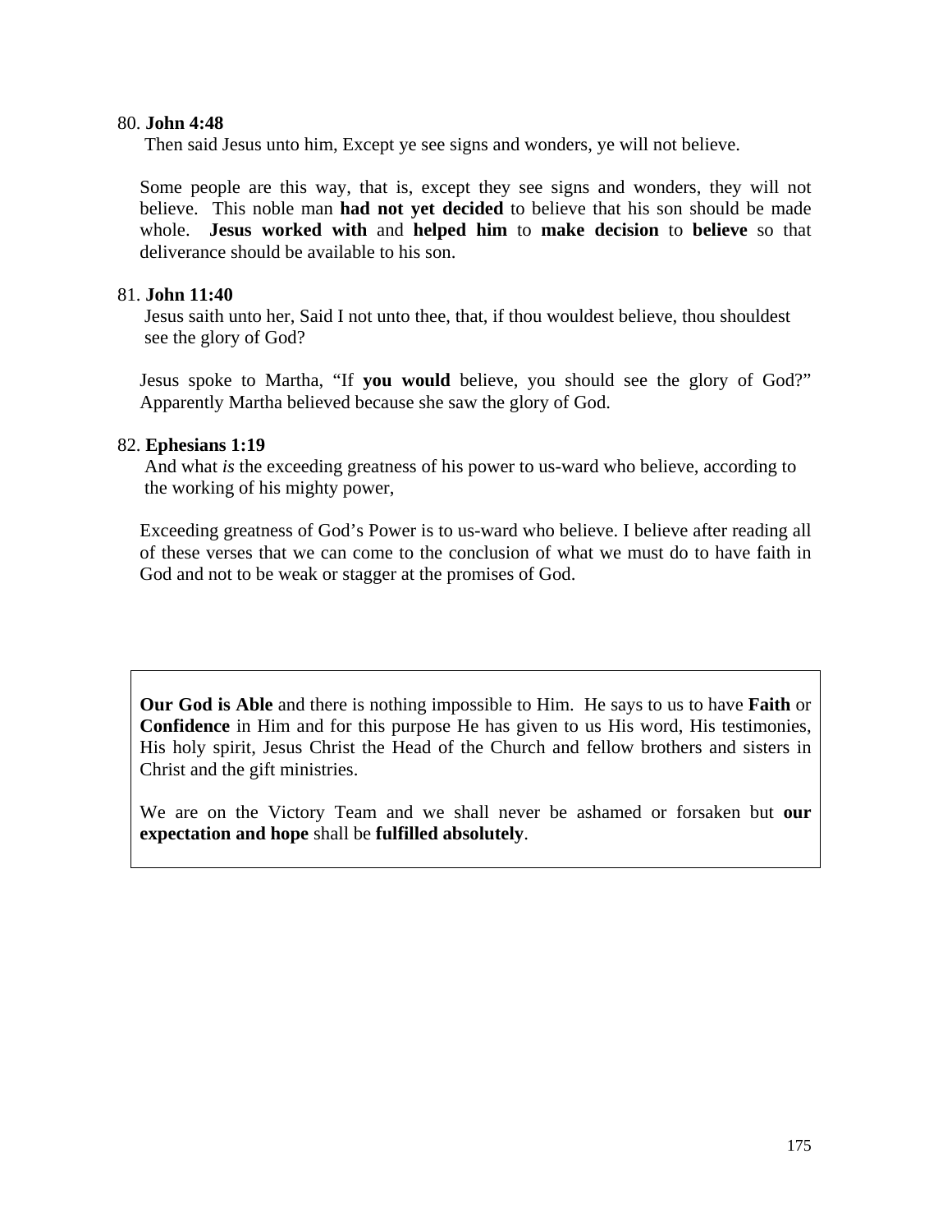80. **John 4:48**

Then said Jesus unto him, Except ye see signs and wonders, ye will not believe.

Some people are this way, that is, except they see signs and wonders, they will not believe. This noble man **had not yet decided** to believe that his son should be made whole. **Jesus worked with** and **helped him** to **make decision** to **believe** so that deliverance should be available to his son.

81. **John 11:40**

Jesus saith unto her, Said I not unto thee, that, if thou wouldest believe, thou shouldest see the glory of God?

Jesus spoke to Martha, "If **you would** believe, you should see the glory of God?" Apparently Martha believed because she saw the glory of God.

82. **Ephesians 1:19**

And what *is* the exceeding greatness of his power to us-ward who believe, according to the working of his mighty power,

Exceeding greatness of God's Power is to us-ward who believe. I believe after reading all of these verses that we can come to the conclusion of what we must do to have faith in God and not to be weak or stagger at the promises of God.

**Our God is Able** and there is nothing impossible to Him. He says to us to have **Faith** or **Confidence** in Him and for this purpose He has given to us His word, His testimonies, His holy spirit, Jesus Christ the Head of the Church and fellow brothers and sisters in Christ and the gift ministries.

We are on the Victory Team and we shall never be ashamed or forsaken but **our expectation and hope** shall be **fulfilled absolutely**.